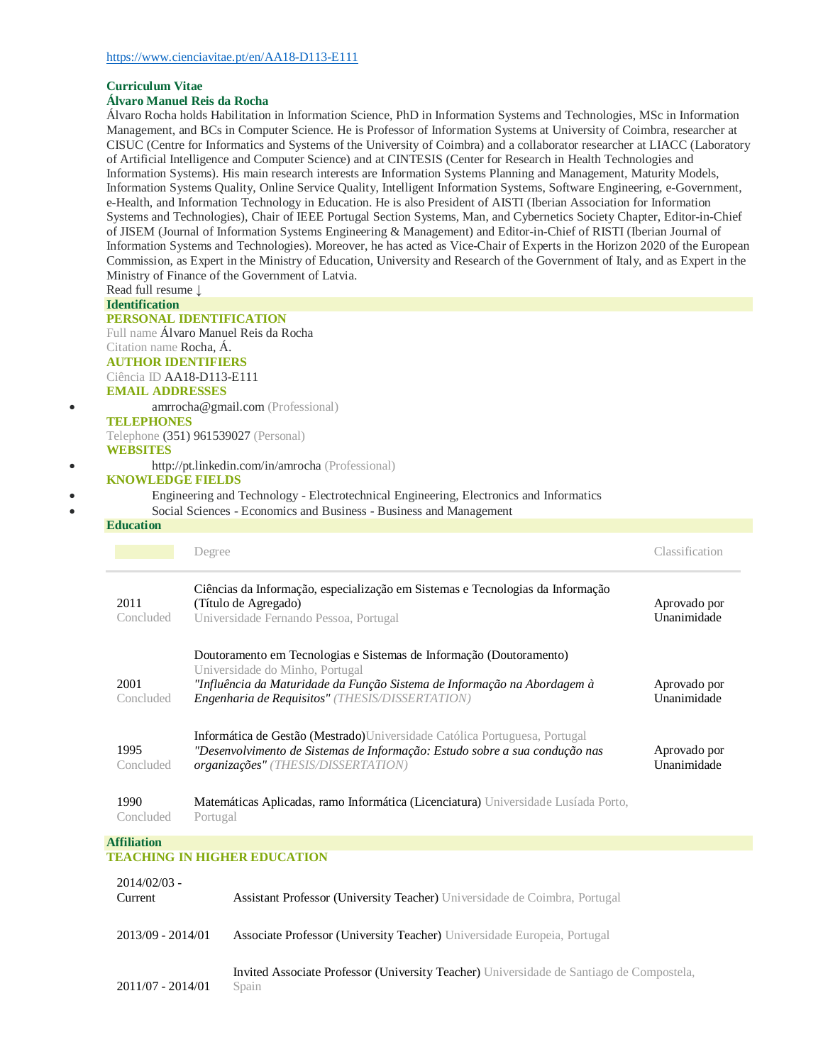https://www.cienciavitae.pt/en/AA18-D113-E111

# Curriculum Vitae

## Álvaro Manuel Reis da Rocha

Álvaro Rocha holds Habilitation in Information Science, PhD in Information Systems and Technologies, MSc in Information Management, and BCs in Computer Science. He is Professor of Information Systems at University of Coimbra, researcher at CISUC (Centre for Informatics and Systems of the University of Coimbra) and a collaborator researcher at LIACC (Laboratory of Artificial Intelligence and Computer Science) and at CINTESIS (Center for Research in Health Technologies and Information Systems). His main research interests are Information Systems Planning and Management, Maturity Models, Information Systems Quality, Online Service Quality, Intelligent Information Systems, Software Engineering, e-Government, e-Health, and Information Technology in Education. He is also President of AISTI (Iberian Association for Information Systems and Technologies), Chair of IEEE Portugal Section Systems, Man, and Cybernetics Society Chapter, Editor-in-Chief of JISEM (Journal of Information Systems Engineering & Management) and Editor-in-Chief of RISTI (Iberian Journal of Information Systems and Technologies). Moreover, he has acted as Vice-Chair of Experts in the Horizon 2020 of the European Commission, as Expert in the Ministry of Education, University and Research of the Government of Italy, and as Expert in the Ministry of Finance of the Government of Latvia.

Read full resume ↓

## Identification

### PERSONAL IDENTIFICATION

Full name Álvaro Manuel Reis da Rocha

Citation name Rocha, Á.

### AUTHOR IDENTIFIERS

Ciência ID AA18-D113-E111

### EMAIL ADDRESSES

- amrrocha@gmail.com (Professional)

### TELEPHONES

Telephone (351) 961539027 (Personal)

### WEBSITES

- http://pt.linkedin.com/in/amrocha (Professional)

### KNOWLEDGE FIELDS

- Engineering and Technology - Electrotechnical Engineering, Electronics and Informatics
- Social Sciences - Economics and Business - Business and Management

## Education

| | Degree | Classification |
|---|---|---|
| 2011 Concluded | Ciências da Informação, especialização em Sistemas e Tecnologias da Informação (Título de Agregado) Universidade Fernando Pessoa, Portugal | Aprovado por Unanimidade |
| 2001 Concluded | Doutoramento em Tecnologias e Sistemas de Informação (Doutoramento) Universidade do Minho, Portugal *"Influência da Maturidade da Função Sistema de Informação na Abordagem à Engenharia de Requisitos"* (THESIS/DISSERTATION) | Aprovado por Unanimidade |
| 1995 Concluded | Informática de Gestão (Mestrado) Universidade Católica Portuguesa, Portugal *"Desenvolvimento de Sistemas de Informação: Estudo sobre a sua condução nas organizações"* (THESIS/DISSERTATION) | Aprovado por Unanimidade |
| 1990 Concluded | Matemáticas Aplicadas, ramo Informática (Licenciatura) Universidade Lusíada Porto, Portugal | |

## Affiliation

### TEACHING IN HIGHER EDUCATION

| | |
|---|---|
| 2014/02/03 - Current | Assistant Professor (University Teacher) Universidade de Coimbra, Portugal |
| 2013/09 - 2014/01 | Associate Professor (University Teacher) Universidade Europeia, Portugal |
| 2011/07 - 2014/01 | Invited Associate Professor (University Teacher) Universidade de Santiago de Compostela, Spain |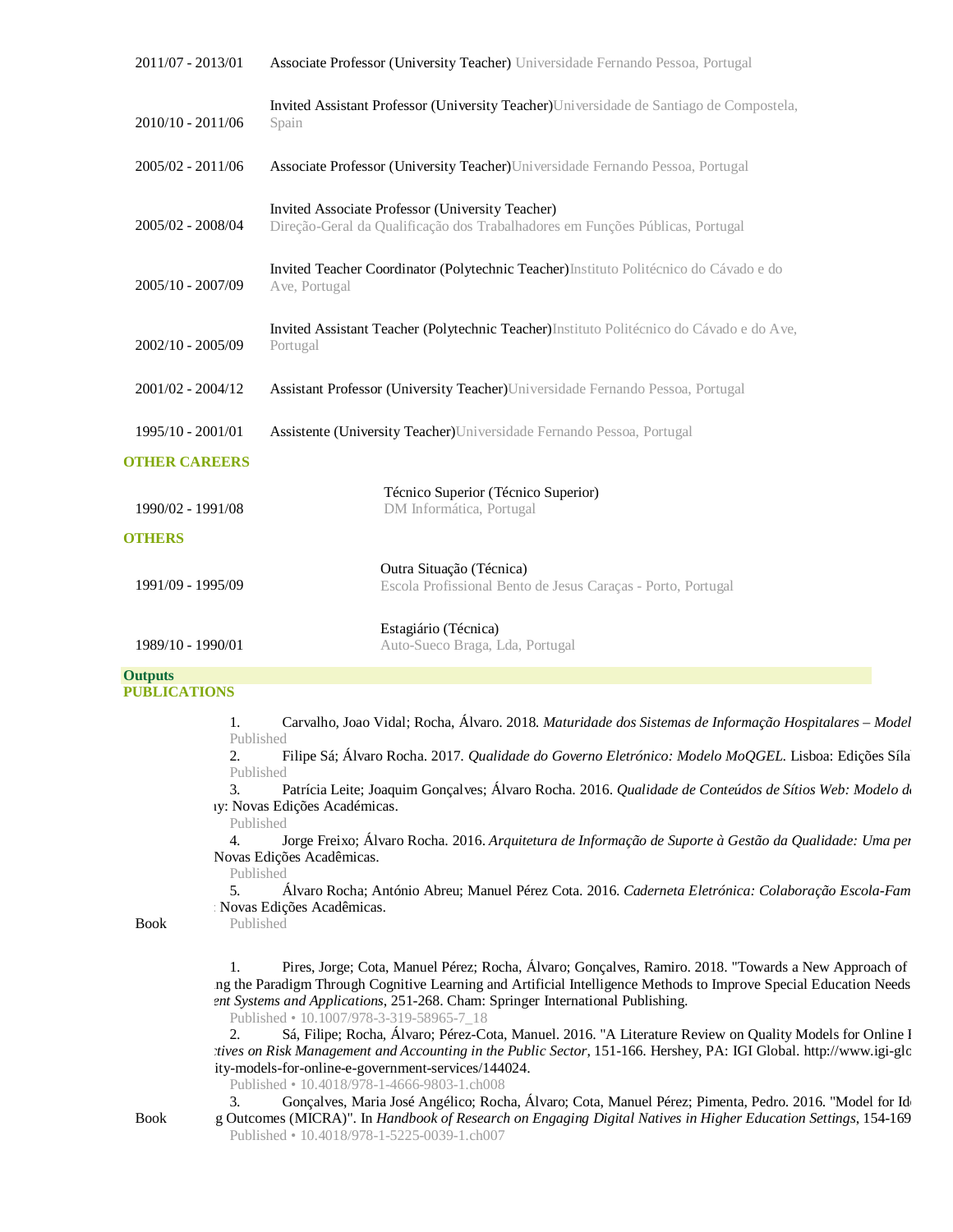| | |
|---|---|
| 2011/07 - 2013/01 | Associate Professor (University Teacher) Universidade Fernando Pessoa, Portugal |
| 2010/10 - 2011/06 | Invited Assistant Professor (University Teacher)Universidade de Santiago de Compostela, Spain |
| 2005/02 - 2011/06 | Associate Professor (University Teacher)Universidade Fernando Pessoa, Portugal |
| 2005/02 - 2008/04 | Invited Associate Professor (University Teacher) Direção-Geral da Qualificação dos Trabalhadores em Funções Públicas, Portugal |
| 2005/10 - 2007/09 | Invited Teacher Coordinator (Polytechnic Teacher)Instituto Politécnico do Cávado e do Ave, Portugal |
| 2002/10 - 2005/09 | Invited Assistant Teacher (Polytechnic Teacher)Instituto Politécnico do Cávado e do Ave, Portugal |
| 2001/02 - 2004/12 | Assistant Professor (University Teacher)Universidade Fernando Pessoa, Portugal |
| 1995/10 - 2001/01 | Assistente (University Teacher)Universidade Fernando Pessoa, Portugal |

### OTHER CAREERS

| | |
|---|---|
| 1990/02 - 1991/08 | Técnico Superior (Técnico Superior) DM Informática, Portugal |

### OTHERS

| | |
|---|---|
| 1991/09 - 1995/09 | Outra Situação (Técnica) Escola Profissional Bento de Jesus Caraças - Porto, Portugal |
| 1989/10 - 1990/01 | Estagiário (Técnica) Auto-Sueco Braga, Lda, Portugal |

## Outputs

### PUBLICATIONS

**Book**

1. Carvalho, Joao Vidal; Rocha, Álvaro. 2018. *Maturidade dos Sistemas de Informação Hospitalares – Model*
   Published
2. Filipe Sá; Álvaro Rocha. 2017. *Qualidade do Governo Eletrónico: Modelo MoQGEL*. Lisboa: Edições Síla
   Published
3. Patrícia Leite; Joaquim Gonçalves; Álvaro Rocha. 2016. *Qualidade de Conteúdos de Sítios Web: Modelo d*
   ıy: Novas Edições Acadêmicas.
   Published
4. Jorge Freixo; Álvaro Rocha. 2016. *Arquitetura de Informação de Suporte à Gestão da Qualidade: Uma per*
   Novas Edições Acadêmicas.
   Published
5. Álvaro Rocha; António Abreu; Manuel Pérez Cota. 2016. *Caderneta Eletrónica: Colaboração Escola-Fam*
   : Novas Edições Acadêmicas.
   Published

**Book**

1. Pires, Jorge; Cota, Manuel Pérez; Rocha, Álvaro; Gonçalves, Ramiro. 2018. "Towards a New Approach of
   ng the Paradigm Through Cognitive Learning and Artificial Intelligence Methods to Improve Special Education Needs
   *ent Systems and Applications*, 251-268. Cham: Springer International Publishing.
   Published • 10.1007/978-3-319-58965-7_18
2. Sá, Filipe; Rocha, Álvaro; Pérez-Cota, Manuel. 2016. "A Literature Review on Quality Models for Online I
   *ctives on Risk Management and Accounting in the Public Sector*, 151-166. Hershey, PA: IGI Global. http://www.igi-glo
   ity-models-for-online-e-government-services/144024.
   Published • 10.4018/978-1-4666-9803-1.ch008
3. Gonçalves, Maria José Angélico; Rocha, Álvaro; Cota, Manuel Pérez; Pimenta, Pedro. 2016. "Model for Id
   g Outcomes (MICRA)". In *Handbook of Research on Engaging Digital Natives in Higher Education Settings*, 154-169
   Published • 10.4018/978-1-5225-0039-1.ch007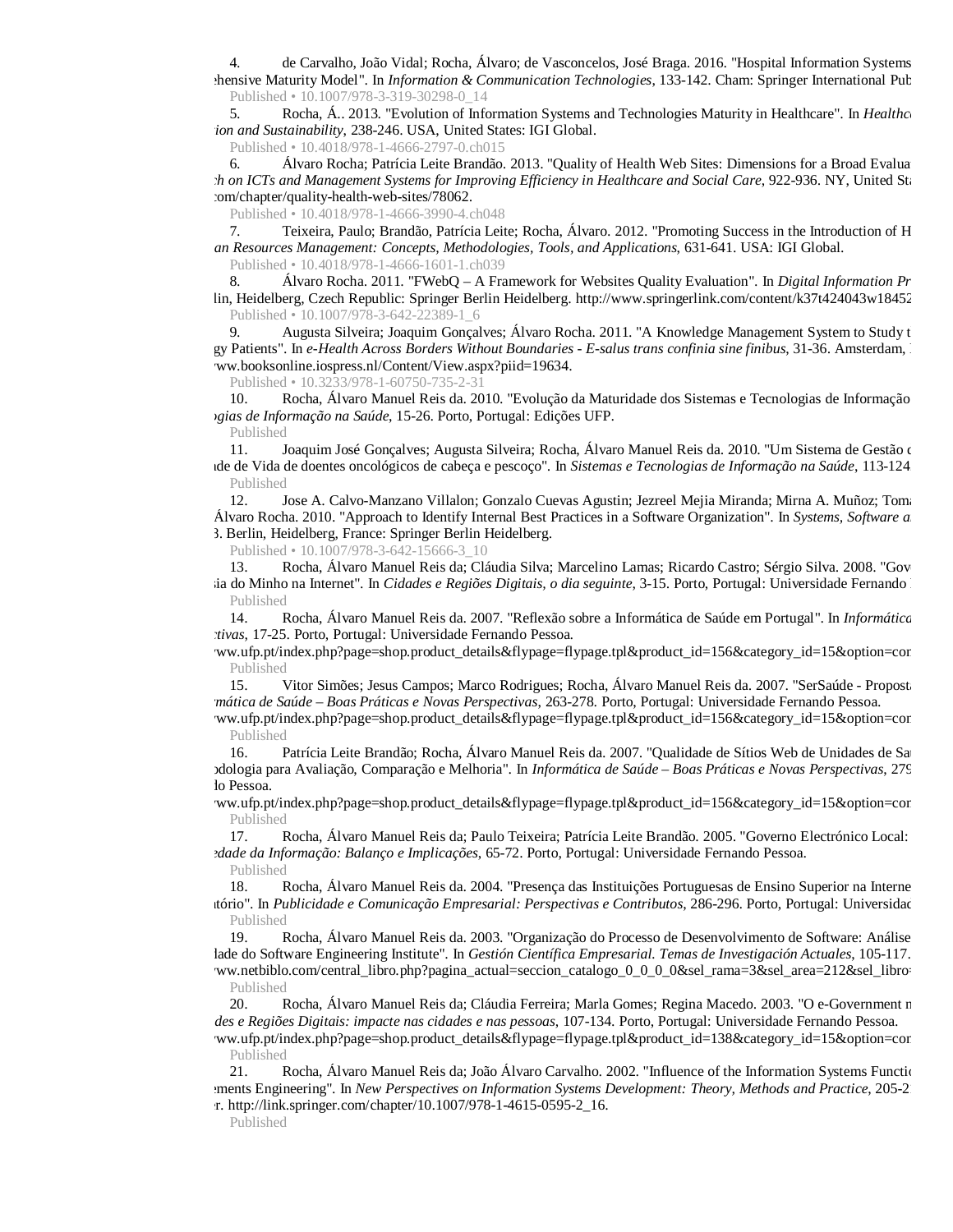4. de Carvalho, João Vidal; Rocha, Álvaro; de Vasconcelos, José Braga. 2016. "Hospital Information Systems ehensive Maturity Model". In *Information & Communication Technologies*, 133-142. Cham: Springer International Pub
   Published • 10.1007/978-3-319-30298-0_14

5. Rocha, Á.. 2013. "Evolution of Information Systems and Technologies Maturity in Healthcare". In *Healthc ion and Sustainability*, 238-246. USA, United States: IGI Global.
   Published • 10.4018/978-1-4666-2797-0.ch015

6. Álvaro Rocha; Patrícia Leite Brandão. 2013. "Quality of Health Web Sites: Dimensions for a Broad Evalua h on ICTs and Management Systems for Improving Efficiency in Healthcare and Social Care*, 922-936. NY, United Sta com/chapter/quality-health-web-sites/78062.
   Published • 10.4018/978-1-4666-3990-4.ch048

7. Teixeira, Paulo; Brandão, Patrícia Leite; Rocha, Álvaro. 2012. "Promoting Success in the Introduction of H an Resources Management: Concepts, Methodologies, Tools, and Applications*, 631-641. USA: IGI Global.
   Published • 10.4018/978-1-4666-1601-1.ch039

8. Álvaro Rocha. 2011. "FWebQ – A Framework for Websites Quality Evaluation". In *Digital Information Pr* lin, Heidelberg, Czech Republic: Springer Berlin Heidelberg. http://www.springerlink.com/content/k37t424043w18452
   Published • 10.1007/978-3-642-22389-1_6

9. Augusta Silveira; Joaquim Gonçalves; Álvaro Rocha. 2011. "A Knowledge Management System to Study t gy Patients". In *e-Health Across Borders Without Boundaries - E-salus trans confinia sine finibus*, 31-36. Amsterdam, ww.booksonline.iospress.nl/Content/View.aspx?piid=19634.
   Published • 10.3233/978-1-60750-735-2-31

10. Rocha, Álvaro Manuel Reis da. 2010. "Evolução da Maturidade dos Sistemas e Tecnologias de Informação ogias de Informação na Saúde*, 15-26. Porto, Portugal: Edições UFP.
   Published

11. Joaquim José Gonçalves; Augusta Silveira; Rocha, Álvaro Manuel Reis da. 2010. "Um Sistema de Gestão c ade de Vida de doentes oncológicos de cabeça e pescoço". In *Sistemas e Tecnologias de Informação na Saúde*, 113-124
   Published

12. Jose A. Calvo-Manzano Villalon; Gonzalo Cuevas Agustin; Jezreel Mejia Miranda; Mirna A. Muñoz; Toma Álvaro Rocha. 2010. "Approach to Identify Internal Best Practices in a Software Organization". In *Systems, Software a* 3. Berlin, Heidelberg, France: Springer Berlin Heidelberg.
   Published • 10.1007/978-3-642-15666-3_10

13. Rocha, Álvaro Manuel Reis da; Cláudia Silva; Marcelino Lamas; Ricardo Castro; Sérgio Silva. 2008. "Gov ia do Minho na Internet". In *Cidades e Regiões Digitais, o dia seguinte*, 3-15. Porto, Portugal: Universidade Fernando
   Published

14. Rocha, Álvaro Manuel Reis da. 2007. "Reflexão sobre a Informática de Saúde em Portugal". In *Informática ctivas*, 17-25. Porto, Portugal: Universidade Fernando Pessoa. ww.ufp.pt/index.php?page=shop.product_details&flypage=flypage.tpl&product_id=156&category_id=15&option=con
   Published

15. Vitor Simões; Jesus Campos; Marco Rodrigues; Rocha, Álvaro Manuel Reis da. 2007. "SerSaúde - Proposta mática de Saúde – Boas Práticas e Novas Perspectivas*, 263-278. Porto, Portugal: Universidade Fernando Pessoa. ww.ufp.pt/index.php?page=shop.product_details&flypage=flypage.tpl&product_id=156&category_id=15&option=con
   Published

16. Patrícia Leite Brandão; Rocha, Álvaro Manuel Reis da. 2007. "Qualidade de Sítios Web de Unidades de Sa odologia para Avaliação, Comparação e Melhoria". In *Informática de Saúde – Boas Práticas e Novas Perspectivas*, 279 lo Pessoa. ww.ufp.pt/index.php?page=shop.product_details&flypage=flypage.tpl&product_id=156&category_id=15&option=con
   Published

17. Rocha, Álvaro Manuel Reis da; Paulo Teixeira; Patrícia Leite Brandão. 2005. "Governo Electrónico Local: edade da Informação: Balanço e Implicações*, 65-72. Porto, Portugal: Universidade Fernando Pessoa.
   Published

18. Rocha, Álvaro Manuel Reis da. 2004. "Presença das Instituições Portuguesas de Ensino Superior na Interne tório". In *Publicidade e Comunicação Empresarial: Perspectivas e Contributos*, 286-296. Porto, Portugal: Universidad
   Published

19. Rocha, Álvaro Manuel Reis da. 2003. "Organização do Processo de Desenvolvimento de Software: Análise lade do Software Engineering Institute". In *Gestión Científica Empresarial. Temas de Investigación Actuales*, 105-117. ww.netbiblo.com/central_libro.php?pagina_actual=seccion_catalogo_0_0_0_0&sel_rama=3&sel_area=212&sel_libro=
   Published

20. Rocha, Álvaro Manuel Reis da; Cláudia Ferreira; Marla Gomes; Regina Macedo. 2003. "O e-Government n des e Regiões Digitais: impacte nas cidades e nas pessoas*, 107-134. Porto, Portugal: Universidade Fernando Pessoa. ww.ufp.pt/index.php?page=shop.product_details&flypage=flypage.tpl&product_id=138&category_id=15&option=con
   Published

21. Rocha, Álvaro Manuel Reis da; João Álvaro Carvalho. 2002. "Influence of the Information Systems Functio ements Engineering". In *New Perspectives on Information Systems Development: Theory, Methods and Practice*, 205-2 r. http://link.springer.com/chapter/10.1007/978-1-4615-0595-2_16.
   Published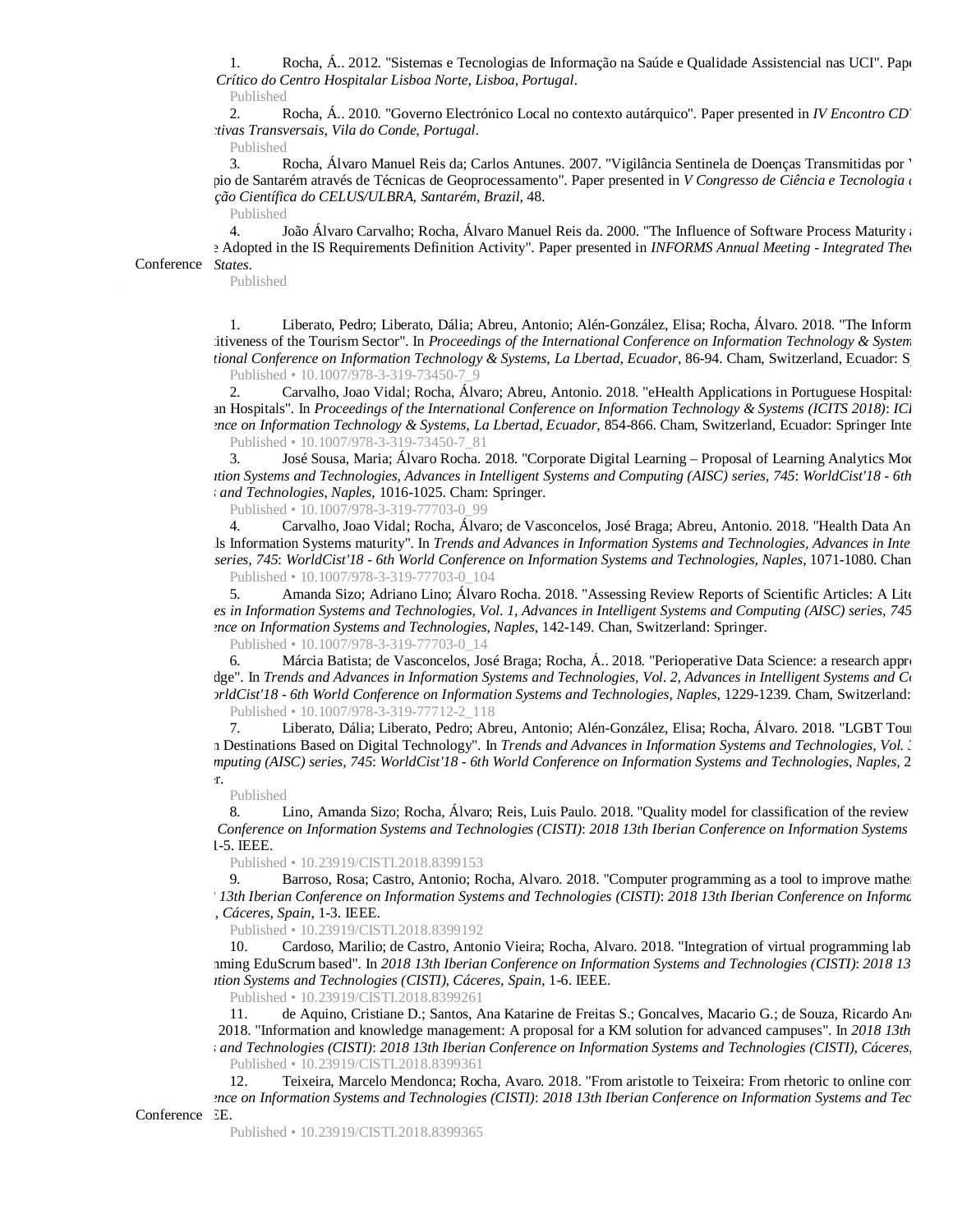1. Rocha, Á.. 2012. "Sistemas e Tecnologias de Informação na Saúde e Qualidade Assistencial nas UCI". Pape *Crítico do Centro Hospitalar Lisboa Norte, Lisboa, Portugal*.
   Published
2. Rocha, Á.. 2010. "Governo Electrónico Local no contexto autárquico". Paper presented in *IV Encontro CD ctivas Transversais, Vila do Conde, Portugal*.
   Published
3. Rocha, Álvaro Manuel Reis da; Carlos Antunes. 2007. "Vigilância Sentinela de Doenças Transmitidas por pio de Santarém através de Técnicas de Geoprocessamento". Paper presented in *V Congresso de Ciência e Tecnologia ção Científica do CELUS/ULBRA, Santarém, Brazil*, 48.
   Published
4. João Álvaro Carvalho; Rocha, Álvaro Manuel Reis da. 2000. "The Influence of Software Process Maturity e Adopted in the IS Requirements Definition Activity". Paper presented in *INFORMS Annual Meeting - Integrated Thec States*.
   Published

Conference

1. Liberato, Pedro; Liberato, Dália; Abreu, Antonio; Alén-González, Elisa; Rocha, Álvaro. 2018. "The Inform titiveness of the Tourism Sector". In *Proceedings of the International Conference on Information Technology & System tional Conference on Information Technology & Systems, La Lbertad, Ecuador*, 86-94. Cham, Switzerland, Ecuador: S
   Published • 10.1007/978-3-319-73450-7_9
2. Carvalho, Joao Vidal; Rocha, Álvaro; Abreu, Antonio. 2018. "eHealth Applications in Portuguese Hospitals in Hospitals". In *Proceedings of the International Conference on Information Technology & Systems (ICITS 2018)*: *ICI ence on Information Technology & Systems, La Lbertad, Ecuador*, 854-866. Cham, Switzerland, Ecuador: Springer Inte
   Published • 10.1007/978-3-319-73450-7_81
3. José Sousa, Maria; Álvaro Rocha. 2018. "Corporate Digital Learning – Proposal of Learning Analytics Moc *tion Systems and Technologies, Advances in Intelligent Systems and Computing (AISC) series, 745*: *WorldCist'18 - 6th and Technologies, Naples*, 1016-1025. Cham: Springer.
   Published • 10.1007/978-3-319-77703-0_99
4. Carvalho, Joao Vidal; Rocha, Álvaro; de Vasconcelos, José Braga; Abreu, Antonio. 2018. "Health Data An ls Information Systems maturity". In *Trends and Advances in Information Systems and Technologies, Advances in Inte series, 745*: *WorldCist'18 - 6th World Conference on Information Systems and Technologies, Naples*, 1071-1080. Chan
   Published • 10.1007/978-3-319-77703-0_104
5. Amanda Sizo; Adriano Lino; Álvaro Rocha. 2018. "Assessing Review Reports of Scientific Articles: A Lite *es in Information Systems and Technologies, Vol. 1, Advances in Intelligent Systems and Computing (AISC) series, 745 ence on Information Systems and Technologies, Naples*, 142-149. Chan, Switzerland: Springer.
   Published • 10.1007/978-3-319-77703-0_14
6. Márcia Batista; de Vasconcelos, José Braga; Rocha, Á.. 2018. "Perioperative Data Science: a research appro dge". In *Trends and Advances in Information Systems and Technologies, Vol. 2, Advances in Intelligent Systems and Co orldCist'18 - 6th World Conference on Information Systems and Technologies, Naples*, 1229-1239. Cham, Switzerland:
   Published • 10.1007/978-3-319-77712-2_118
7. Liberato, Dália; Liberato, Pedro; Abreu, Antonio; Alén-González, Elisa; Rocha, Álvaro. 2018. "LGBT Tour n Destinations Based on Digital Technology". In *Trends and Advances in Information Systems and Technologies, Vol. 3 mputing (AISC) series, 745*: *WorldCist'18 - 6th World Conference on Information Systems and Technologies, Naples*, 2 r.
   Published
8. Lino, Amanda Sizo; Rocha, Álvaro; Reis, Luis Paulo. 2018. "Quality model for classification of the review *Conference on Information Systems and Technologies (CISTI)*: *2018 13th Iberian Conference on Information Systems* 1-5. IEEE.
   Published • 10.23919/CISTI.2018.8399153
9. Barroso, Rosa; Castro, Antonio; Rocha, Alvaro. 2018. "Computer programming as a tool to improve mathen *13th Iberian Conference on Information Systems and Technologies (CISTI)*: *2018 13th Iberian Conference on Informa , Cáceres, Spain*, 1-3. IEEE.
   Published • 10.23919/CISTI.2018.8399192
10. Cardoso, Marilio; de Castro, Antonio Vieira; Rocha, Alvaro. 2018. "Integration of virtual programming lab mming EduScrum based". In *2018 13th Iberian Conference on Information Systems and Technologies (CISTI)*: *2018 13 tion Systems and Technologies (CISTI), Cáceres, Spain*, 1-6. IEEE.
    Published • 10.23919/CISTI.2018.8399261
11. de Aquino, Cristiane D.; Santos, Ana Katarine de Freitas S.; Goncalves, Macario G.; de Souza, Ricardo An 2018. "Information and knowledge management: A proposal for a KM solution for advanced campuses". In *2018 13th and Technologies (CISTI)*: *2018 13th Iberian Conference on Information Systems and Technologies (CISTI), Cáceres,*
    Published • 10.23919/CISTI.2018.8399361
12. Teixeira, Marcelo Mendonca; Rocha, Avaro. 2018. "From aristotle to Teixeira: From rhetoric to online com *ence on Information Systems and Technologies (CISTI)*: *2018 13th Iberian Conference on Information Systems and Tec* EE.
    Published • 10.23919/CISTI.2018.8399365

Conference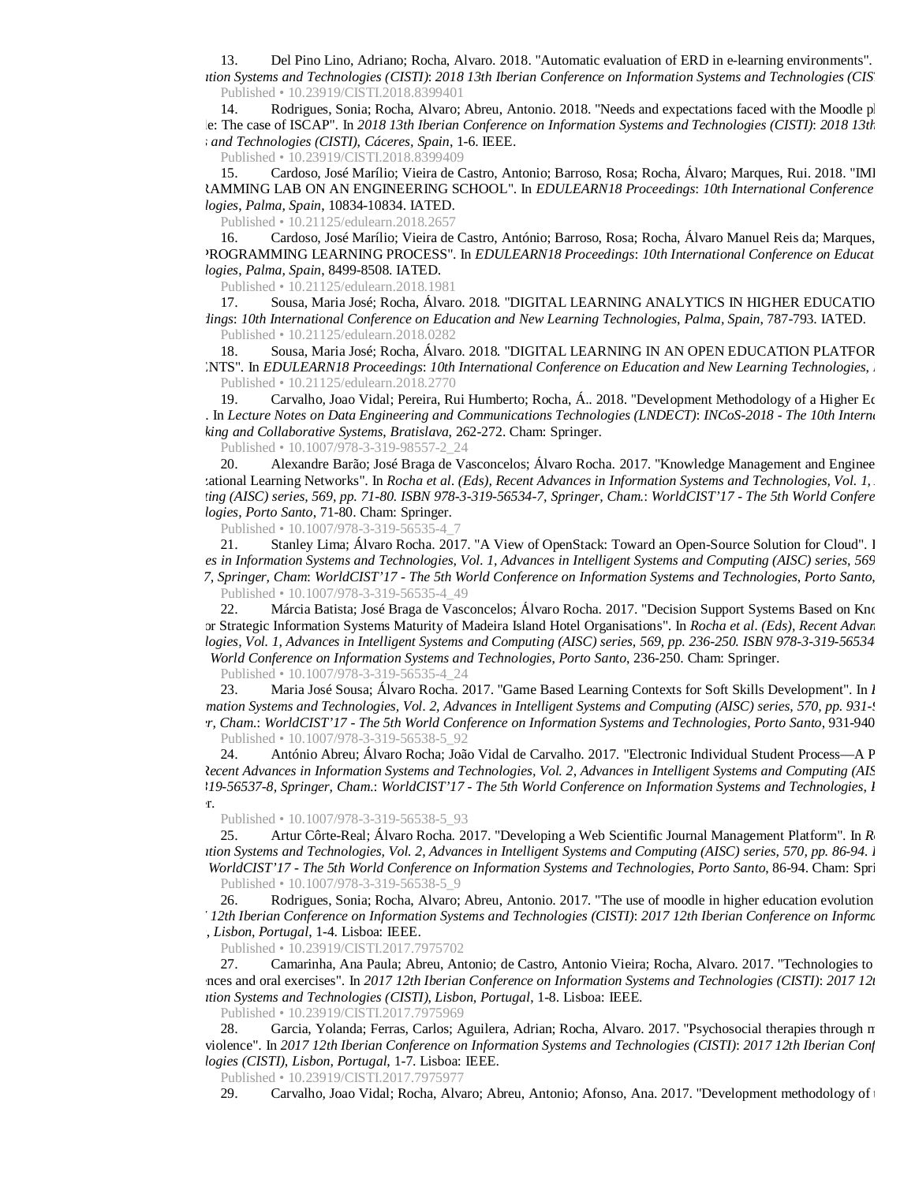13. Del Pino Lino, Adriano; Rocha, Alvaro. 2018. "Automatic evaluation of ERD in e-learning environments". *ation Systems and Technologies (CISTI)*: *2018 13th Iberian Conference on Information Systems and Technologies (CIS*
Published • 10.23919/CISTI.2018.8399401

14. Rodrigues, Sonia; Rocha, Alvaro; Abreu, Antonio. 2018. "Needs and expectations faced with the Moodle pl le: The case of ISCAP". In *2018 13th Iberian Conference on Information Systems and Technologies (CISTI)*: *2018 13th s and Technologies (CISTI), Cáceres, Spain*, 1-6. IEEE.
Published • 10.23919/CISTI.2018.8399409

15. Cardoso, José Marílio; Vieira de Castro, Antonio; Barroso, Rosa; Rocha, Álvaro; Marques, Rui. 2018. "IMl RAMMING LAB ON AN ENGINEERING SCHOOL". In *EDULEARN18 Proceedings*: *10th International Conference logies, Palma, Spain*, 10834-10834. IATED.
Published • 10.21125/edulearn.2018.2657

16. Cardoso, José Marílio; Vieira de Castro, António; Barroso, Rosa; Rocha, Álvaro Manuel Reis da; Marques, PROGRAMMING LEARNING PROCESS". In *EDULEARN18 Proceedings*: *10th International Conference on Educat logies, Palma, Spain*, 8499-8508. IATED.
Published • 10.21125/edulearn.2018.1981

17. Sousa, Maria José; Rocha, Álvaro. 2018. "DIGITAL LEARNING ANALYTICS IN HIGHER EDUCATIO *dings*: *10th International Conference on Education and New Learning Technologies, Palma, Spain*, 787-793. IATED.
Published • 10.21125/edulearn.2018.0282

18. Sousa, Maria José; Rocha, Álvaro. 2018. "DIGITAL LEARNING IN AN OPEN EDUCATION PLATFOR NTS". In *EDULEARN18 Proceedings*: *10th International Conference on Education and New Learning Technologies,*
Published • 10.21125/edulearn.2018.2770

19. Carvalho, Joao Vidal; Pereira, Rui Humberto; Rocha, Á.. 2018. "Development Methodology of a Higher Ed . In *Lecture Notes on Data Engineering and Communications Technologies (LNDECT)*: *INCoS-2018 - The 10th Intern king and Collaborative Systems, Bratislava*, 262-272. Cham: Springer.
Published • 10.1007/978-3-319-98557-2_24

20. Alexandre Barão; José Braga de Vasconcelos; Álvaro Rocha. 2017. "Knowledge Management and Enginee zational Learning Networks". In *Rocha et al. (Eds), Recent Advances in Information Systems and Technologies, Vol. 1, ting (AISC) series, 569, pp. 71-80. ISBN 978-3-319-56534-7, Springer, Cham.*: *WorldCIST'17 - The 5th World Confere logies, Porto Santo*, 71-80. Cham: Springer.
Published • 10.1007/978-3-319-56535-4_7

21. Stanley Lima; Álvaro Rocha. 2017. "A View of OpenStack: Toward an Open-Source Solution for Cloud". I *es in Information Systems and Technologies, Vol. 1, Advances in Intelligent Systems and Computing (AISC) series, 569 7, Springer, Cham*: *WorldCIST'17 - The 5th World Conference on Information Systems and Technologies, Porto Santo,*
Published • 10.1007/978-3-319-56535-4_49

22. Márcia Batista; José Braga de Vasconcelos; Álvaro Rocha. 2017. "Decision Support Systems Based on Kno or Strategic Information Systems Maturity of Madeira Island Hotel Organisations". In *Rocha et al. (Eds), Recent Advan logies, Vol. 1, Advances in Intelligent Systems and Computing (AISC) series, 569, pp. 236-250. ISBN 978-3-319-56534 World Conference on Information Systems and Technologies, Porto Santo*, 236-250. Cham: Springer.
Published • 10.1007/978-3-319-56535-4_24

23. Maria José Sousa; Álvaro Rocha. 2017. "Game Based Learning Contexts for Soft Skills Development". In *l mation Systems and Technologies, Vol. 2, Advances in Intelligent Systems and Computing (AISC) series, 570, pp. 931-9 r, Cham.*: *WorldCIST'17 - The 5th World Conference on Information Systems and Technologies, Porto Santo*, 931-940
Published • 10.1007/978-3-319-56538-5_92

24. António Abreu; Álvaro Rocha; João Vidal de Carvalho. 2017. "Electronic Individual Student Process—A P *Recent Advances in Information Systems and Technologies, Vol. 2, Advances in Intelligent Systems and Computing (AIS 319-56537-8, Springer, Cham.*: *WorldCIST'17 - The 5th World Conference on Information Systems and Technologies, I* r.
Published • 10.1007/978-3-319-56538-5_93

25. Artur Côrte-Real; Álvaro Rocha. 2017. "Developing a Web Scientific Journal Management Platform". In *Ro ation Systems and Technologies, Vol. 2, Advances in Intelligent Systems and Computing (AISC) series, 570, pp. 86-94. I WorldCIST'17 - The 5th World Conference on Information Systems and Technologies, Porto Santo*, 86-94. Cham: Spri
Published • 10.1007/978-3-319-56538-5_9

26. Rodrigues, Sonia; Rocha, Alvaro; Abreu, Antonio. 2017. "The use of moodle in higher education evolution *12th Iberian Conference on Information Systems and Technologies (CISTI)*: *2017 12th Iberian Conference on Informa , Lisbon, Portugal*, 1-4. Lisboa: IEEE.
Published • 10.23919/CISTI.2017.7975702

27. Camarinha, Ana Paula; Abreu, Antonio; de Castro, Antonio Vieira; Rocha, Alvaro. 2017. "Technologies to nces and oral exercises". In *2017 12th Iberian Conference on Information Systems and Technologies (CISTI)*: *2017 12t ation Systems and Technologies (CISTI), Lisbon, Portugal*, 1-8. Lisboa: IEEE.
Published • 10.23919/CISTI.2017.7975969

28. Garcia, Yolanda; Ferras, Carlos; Aguilera, Adrian; Rocha, Alvaro. 2017. "Psychosocial therapies through m violence". In *2017 12th Iberian Conference on Information Systems and Technologies (CISTI)*: *2017 12th Iberian Conf logies (CISTI), Lisbon, Portugal*, 1-7. Lisboa: IEEE.
Published • 10.23919/CISTI.2017.7975977

29. Carvalho, Joao Vidal; Rocha, Alvaro; Abreu, Antonio; Afonso, Ana. 2017. "Development methodology of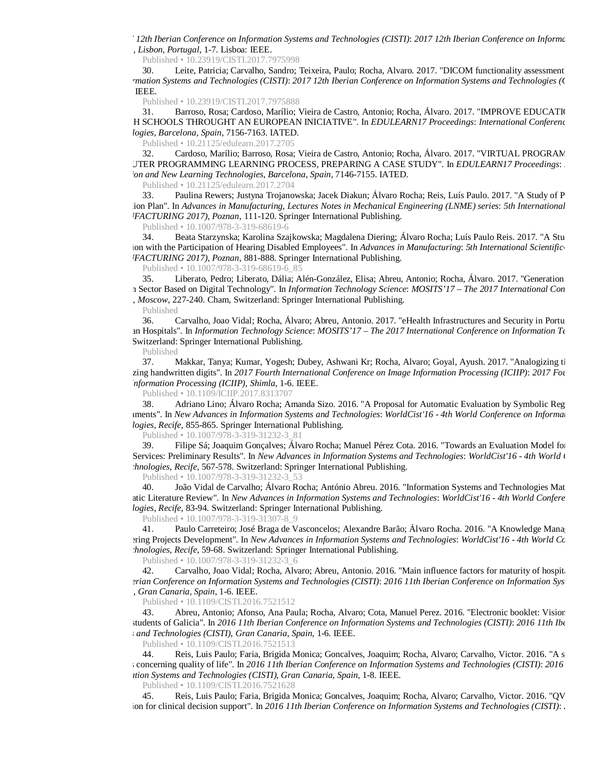' *12th Iberian Conference on Information Systems and Technologies (CISTI)*: *2017 12th Iberian Conference on Informa* *, Lisbon, Portugal*, 1-7. Lisboa: IEEE.

Published • 10.23919/CISTI.2017.7975998

30. Leite, Patricia; Carvalho, Sandro; Teixeira, Paulo; Rocha, Alvaro. 2017. "DICOM functionality assessment *rmation Systems and Technologies (CISTI)*: *2017 12th Iberian Conference on Information Systems and Technologies (C* IEEE.

Published • 10.23919/CISTI.2017.7975888

31. Barroso, Rosa; Cardoso, Marílio; Vieira de Castro, Antonio; Rocha, Álvaro. 2017. "IMPROVE EDUCATIO H SCHOOLS THROUGHT AN EUROPEAN INICIATIVE". In *EDULEARN17 Proceedings*: *International Conferenc logies, Barcelona, Spain*, 7156-7163. IATED.

Published • 10.21125/edulearn.2017.2705

32. Cardoso, Marílio; Barroso, Rosa; Vieira de Castro, Antonio; Rocha, Álvaro. 2017. "VIRTUAL PROGRAM UTER PROGRAMMING LEARNING PROCESS, PREPARING A CASE STUDY". In *EDULEARN17 Proceedings*: *ion and New Learning Technologies, Barcelona, Spain*, 7146-7155. IATED.

Published • 10.21125/edulearn.2017.2704

33. Paulina Rewers; Justyna Trojanowska; Jacek Diakun; Álvaro Rocha; Reis, Luís Paulo. 2017. "A Study of P ion Plan". In *Advances in Manufacturing, Lectures Notes in Mechanical Engineering (LNME) series*: *5th International FACTURING 2017), Poznan*, 111-120. Springer International Publishing.

Published • 10.1007/978-3-319-68619-6

34. Beata Starzynska; Karolina Szajkowska; Magdalena Diering; Álvaro Rocha; Luís Paulo Reis. 2017. "A Stu ion with the Participation of Hearing Disabled Employees". In *Advances in Manufacturing*: *5th International Scientific- FACTURING 2017), Poznan*, 881-888. Springer International Publishing.

Published • 10.1007/978-3-319-68619-6_85

35. Liberato, Pedro; Liberato, Dália; Alén-González, Elisa; Abreu, Antonio; Rocha, Álvaro. 2017. "Generation n Sector Based on Digital Technology". In *Information Technology Science*: *MOSITS'17 – The 2017 International Con , Moscow*, 227-240. Cham, Switzerland: Springer International Publishing.

Published

36. Carvalho, Joao Vidal; Rocha, Álvaro; Abreu, Antonio. 2017. "eHealth Infrastructures and Security in Portu an Hospitals". In *Information Technology Science*: *MOSITS'17 – The 2017 International Conference on Information Te* Switzerland: Springer International Publishing.

Published

37. Makkar, Tanya; Kumar, Yogesh; Dubey, Ashwani Kr; Rocha, Alvaro; Goyal, Ayush. 2017. "Analogizing ti zing handwritten digits". In *2017 Fourth International Conference on Image Information Processing (ICIIP)*: *2017 Fou nformation Processing (ICIIP), Shimla*, 1-6. IEEE.

Published • 10.1109/ICIIP.2017.8313707

38. Adriano Lino; Álvaro Rocha; Amanda Sizo. 2016. "A Proposal for Automatic Evaluation by Symbolic Reg iments". In *New Advances in Information Systems and Technologies*: *WorldCist'16 - 4th World Conference on Informa logies, Recife*, 855-865. Springer International Publishing.

Published • 10.1007/978-3-319-31232-3_81

39. Filipe Sá; Joaquim Gonçalves; Álvaro Rocha; Manuel Pérez Cota. 2016. "Towards an Evaluation Model fo Services: Preliminary Results". In *New Advances in Information Systems and Technologies*: *WorldCist'16 - 4th World C chnologies, Recife*, 567-578. Switzerland: Springer International Publishing.

Published • 10.1007/978-3-319-31232-3_53

40. João Vidal de Carvalho; Álvaro Rocha; António Abreu. 2016. "Information Systems and Technologies Mat atic Literature Review". In *New Advances in Information Systems and Technologies*: *WorldCist'16 - 4th World Confere logies, Recife*, 83-94. Switzerland: Springer International Publishing.

Published • 10.1007/978-3-319-31307-8_9

41. Paulo Carreteiro; José Braga de Vasconcelos; Alexandre Barão; Álvaro Rocha. 2016. "A Knowledge Mana ering Projects Development". In *New Advances in Information Systems and Technologies*: *WorldCist'16 - 4th World Co chnologies, Recife*, 59-68. Switzerland: Springer International Publishing.

Published • 10.1007/978-3-319-31232-3_6

42. Carvalho, Joao Vidal; Rocha, Alvaro; Abreu, Antonio. 2016. "Main influence factors for maturity of hospita *erian Conference on Information Systems and Technologies (CISTI)*: *2016 11th Iberian Conference on Information Sys , Gran Canaria, Spain*, 1-6. IEEE.

Published • 10.1109/CISTI.2016.7521512

43. Abreu, Antonio; Afonso, Ana Paula; Rocha, Alvaro; Cota, Manuel Perez. 2016. "Electronic booklet: Vision students of Galicia". In *2016 11th Iberian Conference on Information Systems and Technologies (CISTI)*: *2016 11th Ibe s and Technologies (CISTI), Gran Canaria, Spain*, 1-6. IEEE.

Published • 10.1109/CISTI.2016.7521513

44. Reis, Luis Paulo; Faria, Brigida Monica; Goncalves, Joaquim; Rocha, Alvaro; Carvalho, Victor. 2016. "A s s concerning quality of life". In *2016 11th Iberian Conference on Information Systems and Technologies (CISTI)*: *2016 ation Systems and Technologies (CISTI), Gran Canaria, Spain*, 1-8. IEEE.

Published • 10.1109/CISTI.2016.7521628

45. Reis, Luis Paulo; Faria, Brigida Monica; Goncalves, Joaquim; Rocha, Alvaro; Carvalho, Victor. 2016. "QV ion for clinical decision support". In *2016 11th Iberian Conference on Information Systems and Technologies (CISTI)*: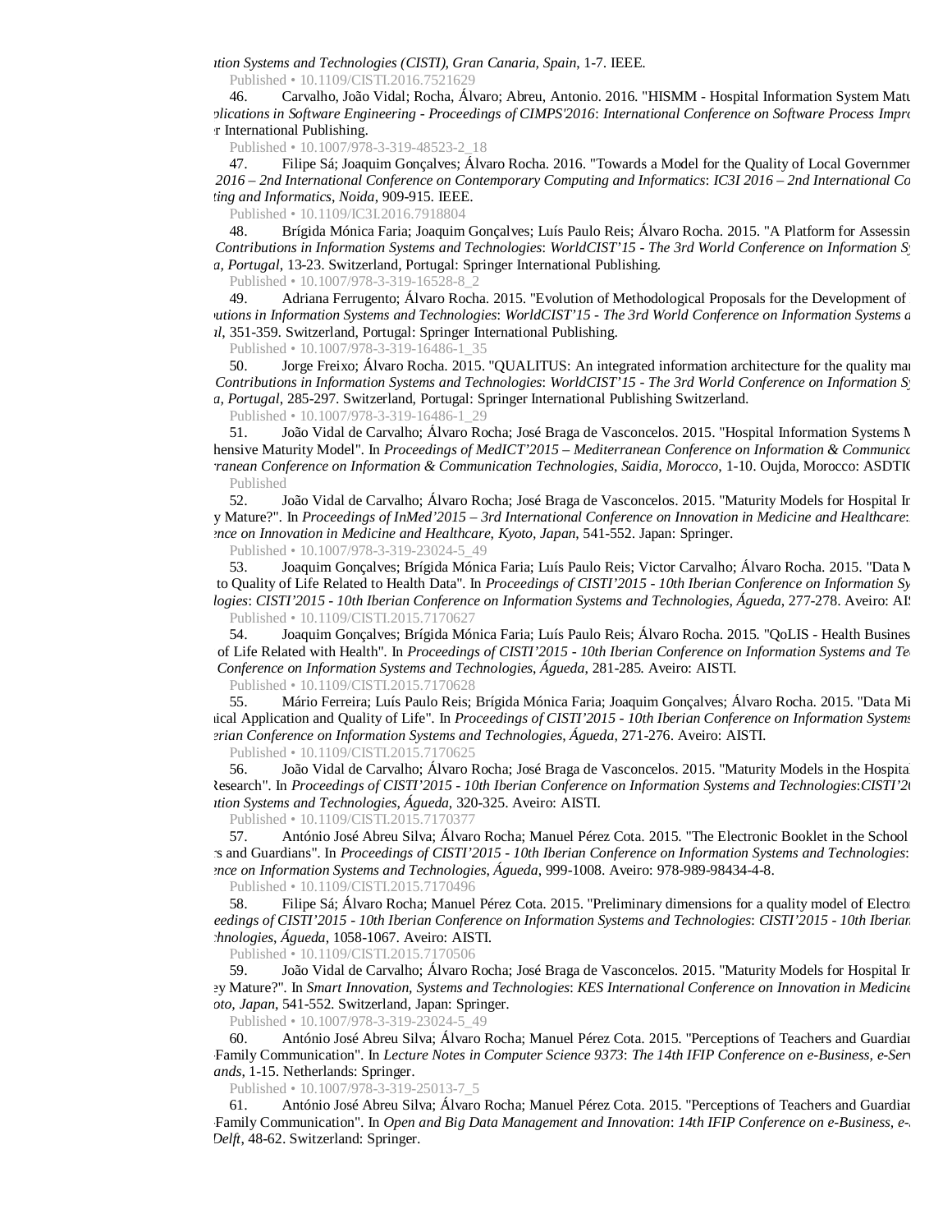*ation Systems and Technologies (CISTI), Gran Canaria, Spain*, 1-7. IEEE.

Published • 10.1109/CISTI.2016.7521629

46. Carvalho, João Vidal; Rocha, Álvaro; Abreu, Antonio. 2016. "HISMM - Hospital Information System Matu *plications in Software Engineering - Proceedings of CIMPS'2016*: *International Conference on Software Process Impro* r International Publishing.

Published • 10.1007/978-3-319-48523-2_18

47. Filipe Sá; Joaquim Gonçalves; Álvaro Rocha. 2016. "Towards a Model for the Quality of Local Governmer *2016 – 2nd International Conference on Contemporary Computing and Informatics*: *IC3I 2016 – 2nd International Co ting and Informatics, Noida*, 909-915. IEEE.

Published • 10.1109/IC3I.2016.7918804

48. Brígida Mónica Faria; Joaquim Gonçalves; Luís Paulo Reis; Álvaro Rocha. 2015. "A Platform for Assessin *Contributions in Information Systems and Technologies*: *WorldCIST'15 - The 3rd World Conference on Information Sy a, Portugal*, 13-23. Switzerland, Portugal: Springer International Publishing.

Published • 10.1007/978-3-319-16528-8_2

49. Adriana Ferrugento; Álvaro Rocha. 2015. "Evolution of Methodological Proposals for the Development of *utions in Information Systems and Technologies*: *WorldCIST'15 - The 3rd World Conference on Information Systems a il*, 351-359. Switzerland, Portugal: Springer International Publishing.

Published • 10.1007/978-3-319-16486-1_35

50. Jorge Freixo; Álvaro Rocha. 2015. "QUALITUS: An integrated information architecture for the quality mar *Contributions in Information Systems and Technologies*: *WorldCIST'15 - The 3rd World Conference on Information Sy a, Portugal*, 285-297. Switzerland, Portugal: Springer International Publishing Switzerland.

Published • 10.1007/978-3-319-16486-1_29

51. João Vidal de Carvalho; Álvaro Rocha; José Braga de Vasconcelos. 2015. "Hospital Information Systems M hensive Maturity Model". In *Proceedings of MedICT'2015 – Mediterranean Conference on Information & Communica ranean Conference on Information & Communication Technologies, Saidia, Morocco*, 1-10. Oujda, Morocco: ASDTIC

Published

52. João Vidal de Carvalho; Álvaro Rocha; José Braga de Vasconcelos. 2015. "Maturity Models for Hospital In y Mature?". In *Proceedings of InMed'2015 – 3rd International Conference on Innovation in Medicine and Healthcare*: *ence on Innovation in Medicine and Healthcare, Kyoto, Japan*, 541-552. Japan: Springer.

Published • 10.1007/978-3-319-23024-5_49

53. Joaquim Gonçalves; Brígida Mónica Faria; Luís Paulo Reis; Victor Carvalho; Álvaro Rocha. 2015. "Data M to Quality of Life Related to Health Data". In *Proceedings of CISTI'2015 - 10th Iberian Conference on Information Sy logies*: *CISTI'2015 - 10th Iberian Conference on Information Systems and Technologies, Águeda*, 277-278. Aveiro: AIS

Published • 10.1109/CISTI.2015.7170627

54. Joaquim Gonçalves; Brígida Mónica Faria; Luís Paulo Reis; Álvaro Rocha. 2015. "QoLIS - Health Busines of Life Related with Health". In *Proceedings of CISTI'2015 - 10th Iberian Conference on Information Systems and Te Conference on Information Systems and Technologies, Águeda*, 281-285. Aveiro: AISTI.

Published • 10.1109/CISTI.2015.7170628

55. Mário Ferreira; Luís Paulo Reis; Brígida Mónica Faria; Joaquim Gonçalves; Álvaro Rocha. 2015. "Data Mi ical Application and Quality of Life". In *Proceedings of CISTI'2015 - 10th Iberian Conference on Information Systems erian Conference on Information Systems and Technologies, Águeda*, 271-276. Aveiro: AISTI.

Published • 10.1109/CISTI.2015.7170625

56. João Vidal de Carvalho; Álvaro Rocha; José Braga de Vasconcelos. 2015. "Maturity Models in the Hospital Research". In *Proceedings of CISTI'2015 - 10th Iberian Conference on Information Systems and Technologies*:*CISTI'2 ation Systems and Technologies, Águeda*, 320-325. Aveiro: AISTI.

Published • 10.1109/CISTI.2015.7170377

57. António José Abreu Silva; Álvaro Rocha; Manuel Pérez Cota. 2015. "The Electronic Booklet in the School s and Guardians". In *Proceedings of CISTI'2015 - 10th Iberian Conference on Information Systems and Technologies*: *ence on Information Systems and Technologies, Águeda*, 999-1008. Aveiro: 978-989-98434-4-8.

Published • 10.1109/CISTI.2015.7170496

58. Filipe Sá; Álvaro Rocha; Manuel Pérez Cota. 2015. "Preliminary dimensions for a quality model of Electro *eedings of CISTI'2015 - 10th Iberian Conference on Information Systems and Technologies*: *CISTI'2015 - 10th Iberian chnologies, Águeda*, 1058-1067. Aveiro: AISTI.

Published • 10.1109/CISTI.2015.7170506

59. João Vidal de Carvalho; Álvaro Rocha; José Braga de Vasconcelos. 2015. "Maturity Models for Hospital In ey Mature?". In *Smart Innovation, Systems and Technologies*: *KES International Conference on Innovation in Medicine oto, Japan*, 541-552. Switzerland, Japan: Springer.

Published • 10.1007/978-3-319-23024-5_49

60. António José Abreu Silva; Álvaro Rocha; Manuel Pérez Cota. 2015. "Perceptions of Teachers and Guardian Family Communication". In *Lecture Notes in Computer Science 9373*: *The 14th IFIP Conference on e-Business, e-Serv ands*, 1-15. Netherlands: Springer.

Published • 10.1007/978-3-319-25013-7_5

61. António José Abreu Silva; Álvaro Rocha; Manuel Pérez Cota. 2015. "Perceptions of Teachers and Guardian Family Communication". In *Open and Big Data Management and Innovation*: *14th IFIP Conference on e-Business, e- Delft*, 48-62. Switzerland: Springer.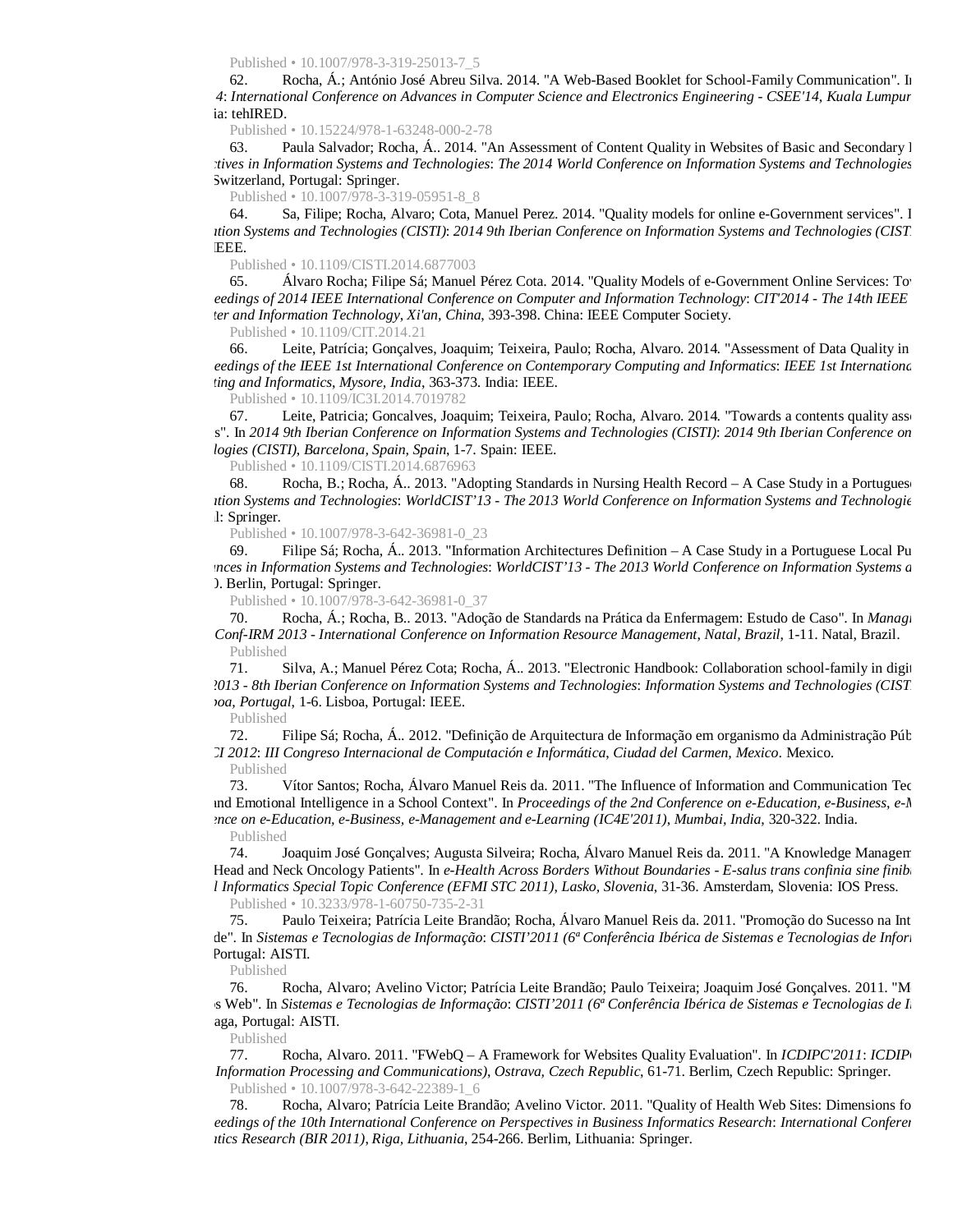Published • 10.1007/978-3-319-25013-7_5

62. Rocha, Á.; António José Abreu Silva. 2014. "A Web-Based Booklet for School-Family Communication". In *4*: *International Conference on Advances in Computer Science and Electronics Engineering - CSEE'14, Kuala Lumpur* ia: tehIRED.

Published • 10.15224/978-1-63248-000-2-78

63. Paula Salvador; Rocha, Á.. 2014. "An Assessment of Content Quality in Websites of Basic and Secondary I *ctives in Information Systems and Technologies*: *The 2014 World Conference on Information Systems and Technologies* Switzerland, Portugal: Springer.

Published • 10.1007/978-3-319-05951-8_8

64. Sa, Filipe; Rocha, Alvaro; Cota, Manuel Perez. 2014. "Quality models for online e-Government services". I *ation Systems and Technologies (CISTI)*: *2014 9th Iberian Conference on Information Systems and Technologies (CIST* IEEE.

Published • 10.1109/CISTI.2014.6877003

65. Álvaro Rocha; Filipe Sá; Manuel Pérez Cota. 2014. "Quality Models of e-Government Online Services: Tov *eedings of 2014 IEEE International Conference on Computer and Information Technology*: *CIT'2014 - The 14th IEEE ter and Information Technology, Xi'an, China*, 393-398. China: IEEE Computer Society.

Published • 10.1109/CIT.2014.21

66. Leite, Patrícia; Gonçalves, Joaquim; Teixeira, Paulo; Rocha, Alvaro. 2014. "Assessment of Data Quality in *eedings of the IEEE 1st International Conference on Contemporary Computing and Informatics*: *IEEE 1st Internationa ting and Informatics, Mysore, India*, 363-373. India: IEEE.

Published • 10.1109/IC3I.2014.7019782

67. Leite, Patricia; Goncalves, Joaquim; Teixeira, Paulo; Rocha, Alvaro. 2014. "Towards a contents quality ass s". In *2014 9th Iberian Conference on Information Systems and Technologies (CISTI)*: *2014 9th Iberian Conference on logies (CISTI), Barcelona, Spain, Spain*, 1-7. Spain: IEEE.

Published • 10.1109/CISTI.2014.6876963

68. Rocha, B.; Rocha, Á.. 2013. "Adopting Standards in Nursing Health Record – A Case Study in a Portugues *ation Systems and Technologies*: *WorldCIST'13 - The 2013 World Conference on Information Systems and Technologie* l: Springer.

Published • 10.1007/978-3-642-36981-0_23

69. Filipe Sá; Rocha, Á.. 2013. "Information Architectures Definition – A Case Study in a Portuguese Local Pu *nces in Information Systems and Technologies*: *WorldCIST'13 - The 2013 World Conference on Information Systems a* ). Berlin, Portugal: Springer.

Published • 10.1007/978-3-642-36981-0_37

70. Rocha, Á.; Rocha, B.. 2013. "Adoção de Standards na Prática da Enfermagem: Estudo de Caso". In *Manag Conf-IRM 2013 - International Conference on Information Resource Management, Natal, Brazil*, 1-11. Natal, Brazil.

Published

71. Silva, A.; Manuel Pérez Cota; Rocha, Á.. 2013. "Electronic Handbook: Collaboration school-family in digit *2013 - 8th Iberian Conference on Information Systems and Technologies*: *Information Systems and Technologies (CIST boa, Portugal*, 1-6. Lisboa, Portugal: IEEE.

Published

72. Filipe Sá; Rocha, Á.. 2012. "Definição de Arquitectura de Informação em organismo da Administração Púb *CI 2012*: *III Congreso Internacional de Computación e Informática, Ciudad del Carmen, Mexico*. Mexico.

Published

73. Vítor Santos; Rocha, Álvaro Manuel Reis da. 2011. "The Influence of Information and Communication Tec nd Emotional Intelligence in a School Context". In *Proceedings of the 2nd Conference on e-Education, e-Business, e-M ence on e-Education, e-Business, e-Management and e-Learning (IC4E'2011), Mumbai, India*, 320-322. India.

Published

74. Joaquim José Gonçalves; Augusta Silveira; Rocha, Álvaro Manuel Reis da. 2011. "A Knowledge Managem Head and Neck Oncology Patients". In *e-Health Across Borders Without Boundaries - E-salus trans confinia sine finib l Informatics Special Topic Conference (EFMI STC 2011), Lasko, Slovenia*, 31-36. Amsterdam, Slovenia: IOS Press.

Published • 10.3233/978-1-60750-735-2-31

75. Paulo Teixeira; Patrícia Leite Brandão; Rocha, Álvaro Manuel Reis da. 2011. "Promoção do Sucesso na Int de". In *Sistemas e Tecnologias de Informação*: *CISTI'2011 (6ª Conferência Ibérica de Sistemas e Tecnologias de Infor* Portugal: AISTI.

Published

76. Rocha, Alvaro; Avelino Victor; Patrícia Leite Brandão; Paulo Teixeira; Joaquim José Gonçalves. 2011. "M s Web". In *Sistemas e Tecnologias de Informação*: *CISTI'2011 (6ª Conferência Ibérica de Sistemas e Tecnologias de I* aga, Portugal: AISTI.

Published

77. Rocha, Alvaro. 2011. "FWebQ – A Framework for Websites Quality Evaluation". In *ICDIPC'2011*: *ICDIP Information Processing and Communications), Ostrava, Czech Republic*, 61-71. Berlim, Czech Republic: Springer.

Published • 10.1007/978-3-642-22389-1_6

78. Rocha, Alvaro; Patrícia Leite Brandão; Avelino Victor. 2011. "Quality of Health Web Sites: Dimensions fo *eedings of the 10th International Conference on Perspectives in Business Informatics Research*: *International Conferen tics Research (BIR 2011), Riga, Lithuania*, 254-266. Berlim, Lithuania: Springer.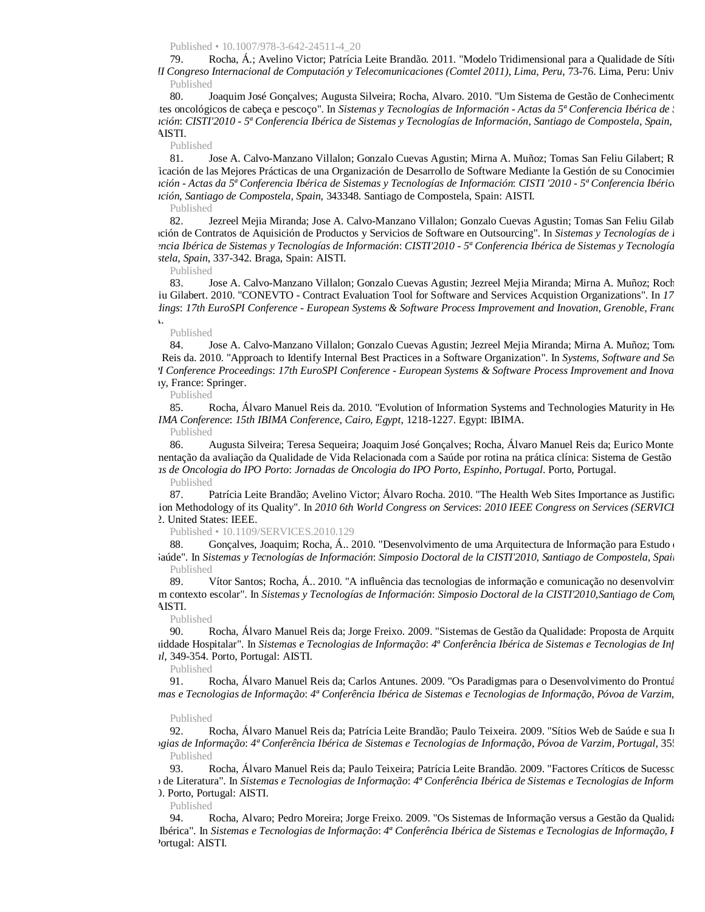Published • 10.1007/978-3-642-24511-4_20

79. Rocha, Á.; Avelino Victor; Patrícia Leite Brandão. 2011. "Modelo Tridimensional para a Qualidade de Sítio *II Congreso Internacional de Computación y Telecomunicaciones (Comtel 2011), Lima, Peru*, 73-76. Lima, Peru: Univ

Published

80. Joaquim José Gonçalves; Augusta Silveira; Rocha, Alvaro. 2010. "Um Sistema de Gestão de Conhecimento tes oncológicos de cabeça e pescoço". In *Sistemas y Tecnologías de Información - Actas da 5ª Conferencia Ibérica de S ción*: *CISTI'2010 - 5ª Conferencia Ibérica de Sistemas y Tecnologías de Información, Santiago de Compostela, Spain,* AISTI.

Published

81. Jose A. Calvo-Manzano Villalon; Gonzalo Cuevas Agustin; Mirna A. Muñoz; Tomas San Feliu Gilabert; R ficación de las Mejores Prácticas de una Organización de Desarrollo de Software Mediante la Gestión de su Conocimien *ación - Actas da 5ª Conferencia Ibérica de Sistemas y Tecnologías de Información*: *CISTI '2010 - 5ª Conferencia Ibérica ción, Santiago de Compostela, Spain*, 343348. Santiago de Compostela, Spain: AISTI.

Published

82. Jezreel Mejia Miranda; Jose A. Calvo-Manzano Villalon; Gonzalo Cuevas Agustin; Tomas San Feliu Gilab ción de Contratos de Aquisición de Productos y Servicios de Software en Outsourcing". In *Sistemas y Tecnologías de I encia Ibérica de Sistemas y Tecnologías de Información*: *CISTI'2010 - 5ª Conferencia Ibérica de Sistemas y Tecnología stela, Spain*, 337-342. Braga, Spain: AISTI.

Published

83. Jose A. Calvo-Manzano Villalon; Gonzalo Cuevas Agustin; Jezreel Mejia Miranda; Mirna A. Muñoz; Roch iu Gilabert. 2010. "CONEVTO - Contract Evaluation Tool for Software and Services Acquistion Organizations". In *17 dings*: *17th EuroSPI Conference - European Systems & Software Process Improvement and Inovation, Grenoble, Franc* 

Published

84. Jose A. Calvo-Manzano Villalon; Gonzalo Cuevas Agustin; Jezreel Mejia Miranda; Mirna A. Muñoz; Toma Reis da. 2010. "Approach to Identify Internal Best Practices in a Software Organization". In *Systems, Software and Ser I Conference Proceedings*: *17th EuroSPI Conference - European Systems & Software Process Improvement and Inova* ay, France: Springer.

Published

85. Rocha, Álvaro Manuel Reis da. 2010. "Evolution of Information Systems and Technologies Maturity in He *IMA Conference*: *15th IBIMA Conference, Cairo, Egypt*, 1218-1227. Egypt: IBIMA.

Published

86. Augusta Silveira; Teresa Sequeira; Joaquim José Gonçalves; Rocha, Álvaro Manuel Reis da; Eurico Monte nentação da avaliação da Qualidade de Vida Relacionada com a Saúde por rotina na prática clínica: Sistema de Gestão *s de Oncologia do IPO Porto*: *Jornadas de Oncologia do IPO Porto, Espinho, Portugal*. Porto, Portugal.

Published

87. Patrícia Leite Brandão; Avelino Victor; Álvaro Rocha. 2010. "The Health Web Sites Importance as Justifica ion Methodology of its Quality". In *2010 6th World Congress on Services*: *2010 IEEE Congress on Services (SERVICE* 2. United States: IEEE.

Published • 10.1109/SERVICES.2010.129

88. Gonçalves, Joaquim; Rocha, Á.. 2010. "Desenvolvimento de uma Arquitectura de Informação para Estudo Saúde". In *Sistemas y Tecnologías de Información*: *Simposio Doctoral de la CISTI'2010, Santiago de Compostela, Spai*

Published

89. Vítor Santos; Rocha, Á.. 2010. "A influência das tecnologias de informação e comunicação no desenvolvim m contexto escolar". In *Sistemas y Tecnologías de Información*: *Simposio Doctoral de la CISTI'2010,Santiago de Comp* AISTI.

Published

90. Rocha, Álvaro Manuel Reis da; Jorge Freixo. 2009. "Sistemas de Gestão da Qualidade: Proposta de Arquite nidade Hospitalar". In *Sistemas e Tecnologias de Informação*: *4ª Conferência Ibérica de Sistemas e Tecnologias de Inf l*, 349-354. Porto, Portugal: AISTI.

Published

91. Rocha, Álvaro Manuel Reis da; Carlos Antunes. 2009. "Os Paradigmas para o Desenvolvimento do Prontuá *mas e Tecnologias de Informação*: *4ª Conferência Ibérica de Sistemas e Tecnologias de Informação, Póvoa de Varzim,*

Published

92. Rocha, Álvaro Manuel Reis da; Patrícia Leite Brandão; Paulo Teixeira. 2009. "Sítios Web de Saúde e sua In *gias de Informação*: *4ª Conferência Ibérica de Sistemas e Tecnologias de Informação, Póvoa de Varzim, Portugal*, 35

Published

93. Rocha, Álvaro Manuel Reis da; Paulo Teixeira; Patrícia Leite Brandão. 2009. "Factores Críticos de Sucesso de Literatura". In *Sistemas e Tecnologias de Informação*: *4ª Conferência Ibérica de Sistemas e Tecnologias de Inform* ). Porto, Portugal: AISTI.

Published

94. Rocha, Alvaro; Pedro Moreira; Jorge Freixo. 2009. "Os Sistemas de Informação versus a Gestão da Qualida Ibérica". In *Sistemas e Tecnologias de Informação*: *4ª Conferência Ibérica de Sistemas e Tecnologias de Informação, P* Portugal: AISTI.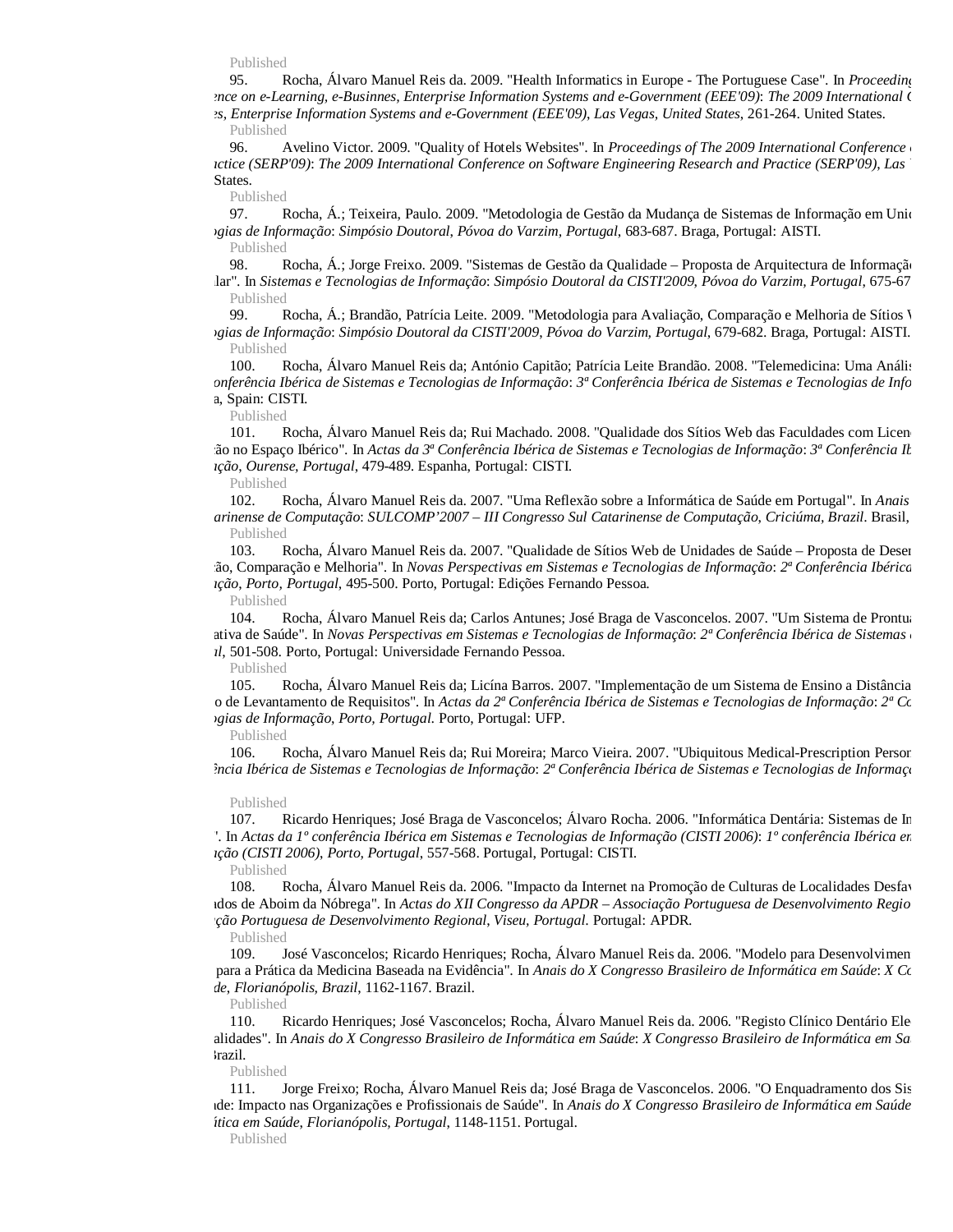Published

95. Rocha, Álvaro Manuel Reis da. 2009. "Health Informatics in Europe - The Portuguese Case". In *Proceeding ence on e-Learning, e-Businnes, Enterprise Information Systems and e-Government (EEE'09)*: *The 2009 International C s, Enterprise Information Systems and e-Government (EEE'09), Las Vegas, United States*, 261-264. United States.

Published

96. Avelino Victor. 2009. "Quality of Hotels Websites". In *Proceedings of The 2009 International Conference ractice (SERP'09)*: *The 2009 International Conference on Software Engineering Research and Practice (SERP'09), Las* States.

Published

97. Rocha, Á.; Teixeira, Paulo. 2009. "Metodologia de Gestão da Mudança de Sistemas de Informação em Unic ogias de Informação*: *Simpósio Doutoral, Póvoa do Varzim, Portugal*, 683-687. Braga, Portugal: AISTI.

Published

98. Rocha, Á.; Jorge Freixo. 2009. "Sistemas de Gestão da Qualidade – Proposta de Arquitectura de Informaçã ilar". In *Sistemas e Tecnologias de Informação*: *Simpósio Doutoral da CISTI'2009, Póvoa do Varzim, Portugal*, 675-67

Published

99. Rocha, Á.; Brandão, Patrícia Leite. 2009. "Metodologia para Avaliação, Comparação e Melhoria de Sítios V ogias de Informação*: *Simpósio Doutoral da CISTI'2009, Póvoa do Varzim, Portugal*, 679-682. Braga, Portugal: AISTI.

Published

100. Rocha, Álvaro Manuel Reis da; António Capitão; Patrícia Leite Brandão. 2008. "Telemedicina: Uma Anális onferência Ibérica de Sistemas e Tecnologias de Informação*: *3ª Conferência Ibérica de Sistemas e Tecnologias de Info* a, Spain: CISTI.

Published

101. Rocha, Álvaro Manuel Reis da; Rui Machado. 2008. "Qualidade dos Sítios Web das Faculdades com Licen ão no Espaço Ibérico". In *Actas da 3ª Conferência Ibérica de Sistemas e Tecnologias de Informação*: *3ª Conferência Ib ação, Ourense, Portugal*, 479-489. Espanha, Portugal: CISTI.

Published

102. Rocha, Álvaro Manuel Reis da. 2007. "Uma Reflexão sobre a Informática de Saúde em Portugal". In *Anais arinense de Computação*: *SULCOMP'2007 – III Congresso Sul Catarinense de Computação, Criciúma, Brazil*. Brasil,

Published

103. Rocha, Álvaro Manuel Reis da. 2007. "Qualidade de Sítios Web de Unidades de Saúde – Proposta de Deser ão, Comparação e Melhoria". In *Novas Perspectivas em Sistemas e Tecnologias de Informação*: *2ª Conferência Ibérica ação, Porto, Portugal*, 495-500. Porto, Portugal: Edições Fernando Pessoa.

Published

104. Rocha, Álvaro Manuel Reis da; Carlos Antunes; José Braga de Vasconcelos. 2007. "Um Sistema de Prontua ativa de Saúde". In *Novas Perspectivas em Sistemas e Tecnologias de Informação*: *2ª Conferência Ibérica de Sistemas al*, 501-508. Porto, Portugal: Universidade Fernando Pessoa.

Published

105. Rocha, Álvaro Manuel Reis da; Licína Barros. 2007. "Implementação de um Sistema de Ensino a Distância o de Levantamento de Requisitos". In *Actas da 2ª Conferência Ibérica de Sistemas e Tecnologias de Informação*: *2ª Co ogias de Informação, Porto, Portugal*. Porto, Portugal: UFP.

Published

106. Rocha, Álvaro Manuel Reis da; Rui Moreira; Marco Vieira. 2007. "Ubiquitous Medical-Prescription Persor ência Ibérica de Sistemas e Tecnologias de Informação*: *2ª Conferência Ibérica de Sistemas e Tecnologias de Informaçã*

Published

107. Ricardo Henriques; José Braga de Vasconcelos; Álvaro Rocha. 2006. "Informática Dentária: Sistemas de In ". In *Actas da 1º conferência Ibérica em Sistemas e Tecnologias de Informação (CISTI 2006)*: *1º conferência Ibérica en ação (CISTI 2006), Porto, Portugal*, 557-568. Portugal, Portugal: CISTI.

Published

108. Rocha, Álvaro Manuel Reis da. 2006. "Impacto da Internet na Promoção de Culturas de Localidades Desfav ados de Aboim da Nóbrega". In *Actas do XII Congresso da APDR – Associação Portuguesa de Desenvolvimento Regio ção Portuguesa de Desenvolvimento Regional, Viseu, Portugal*. Portugal: APDR.

Published

109. José Vasconcelos; Ricardo Henriques; Rocha, Álvaro Manuel Reis da. 2006. "Modelo para Desenvolvimen para a Prática da Medicina Baseada na Evidência". In *Anais do X Congresso Brasileiro de Informática em Saúde*: *X Co de, Florianópolis, Brazil*, 1162-1167. Brazil.

Published

110. Ricardo Henriques; José Vasconcelos; Rocha, Álvaro Manuel Reis da. 2006. "Registo Clínico Dentário Ele alidades". In *Anais do X Congresso Brasileiro de Informática em Saúde*: *X Congresso Brasileiro de Informática em Sa* Brazil.

Published

111. Jorge Freixo; Rocha, Álvaro Manuel Reis da; José Braga de Vasconcelos. 2006. "O Enquadramento dos Sis ıde: Impacto nas Organizações e Profissionais de Saúde". In *Anais do X Congresso Brasileiro de Informática em Saúde ática em Saúde, Florianópolis, Portugal*, 1148-1151. Portugal.

Published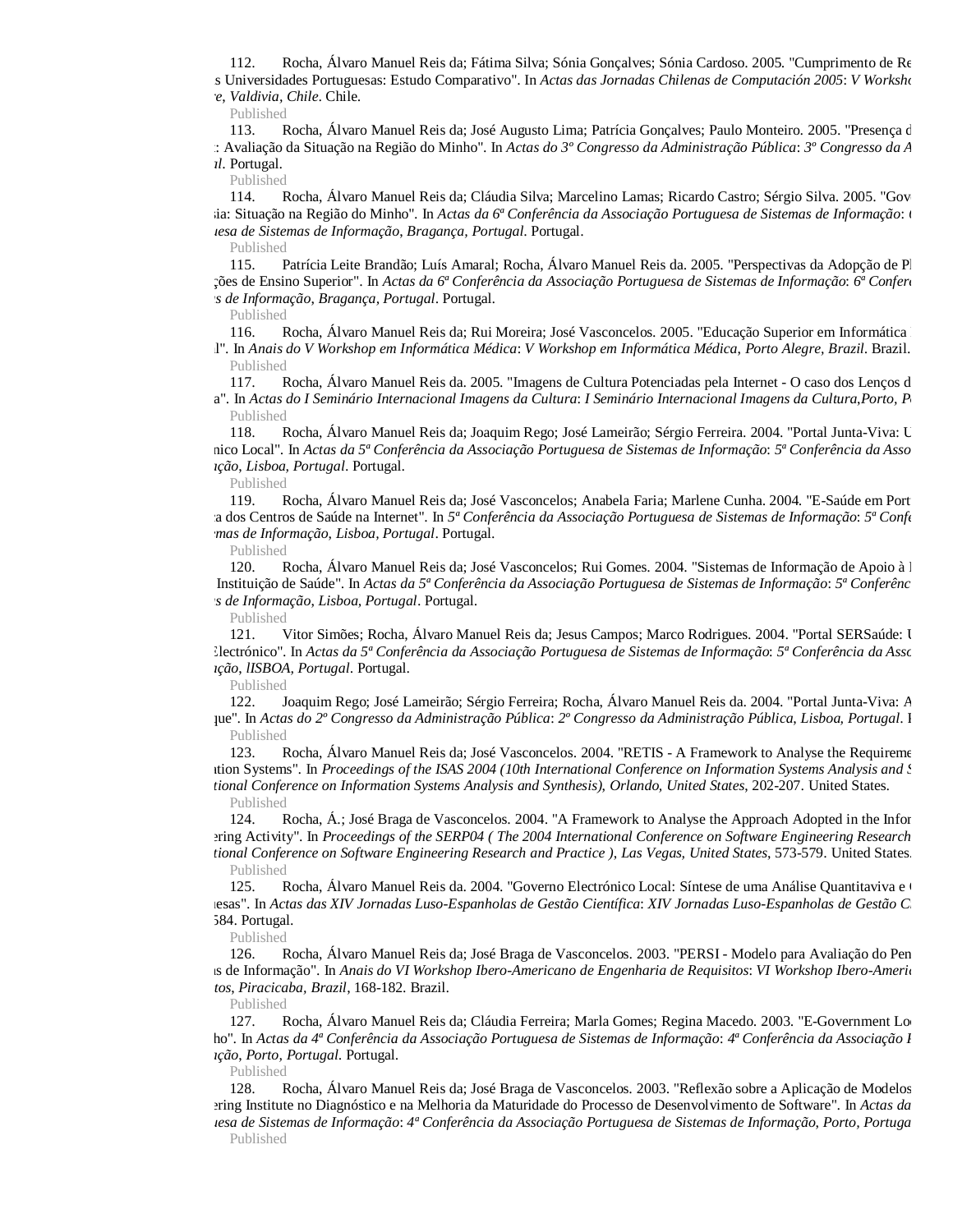112. Rocha, Álvaro Manuel Reis da; Fátima Silva; Sónia Gonçalves; Sónia Cardoso. 2005. "Cumprimento de Re s Universidades Portuguesas: Estudo Comparativo". In *Actas das Jornadas Chilenas de Computación 2005*: *V Worksho e, Valdivia, Chile*. Chile.

Published

113. Rocha, Álvaro Manuel Reis da; José Augusto Lima; Patrícia Gonçalves; Paulo Monteiro. 2005. "Presença d : Avaliação da Situação na Região do Minho". In *Actas do 3º Congresso da Administração Pública*: *3º Congresso da A l*. Portugal.

Published

114. Rocha, Álvaro Manuel Reis da; Cláudia Silva; Marcelino Lamas; Ricardo Castro; Sérgio Silva. 2005. "Gov ia: Situação na Região do Minho". In *Actas da 6ª Conferência da Associação Portuguesa de Sistemas de Informação*: *esa de Sistemas de Informação, Bragança, Portugal*. Portugal.

Published

115. Patrícia Leite Brandão; Luís Amaral; Rocha, Álvaro Manuel Reis da. 2005. "Perspectivas da Adopção de Pl ções de Ensino Superior". In *Actas da 6ª Conferência da Associação Portuguesa de Sistemas de Informação*: *6ª Confer s de Informação, Bragança, Portugal*. Portugal.

Published

116. Rocha, Álvaro Manuel Reis da; Rui Moreira; José Vasconcelos. 2005. "Educação Superior em Informática l". In *Anais do V Workshop em Informática Médica*: *V Workshop em Informática Médica, Porto Alegre, Brazil*. Brazil.

Published

117. Rocha, Álvaro Manuel Reis da. 2005. "Imagens de Cultura Potenciadas pela Internet - O caso dos Lenços d a". In *Actas do I Seminário Internacional Imagens da Cultura*: *I Seminário Internacional Imagens da Cultura,Porto, P*

Published

118. Rocha, Álvaro Manuel Reis da; Joaquim Rego; José Lameirão; Sérgio Ferreira. 2004. "Portal Junta-Viva: U nico Local". In *Actas da 5ª Conferência da Associação Portuguesa de Sistemas de Informação*: *5ª Conferência da Asso ção, Lisboa, Portugal*. Portugal.

Published

119. Rocha, Álvaro Manuel Reis da; José Vasconcelos; Anabela Faria; Marlene Cunha. 2004. "E-Saúde em Port a dos Centros de Saúde na Internet". In *5ª Conferência da Associação Portuguesa de Sistemas de Informação*: *5ª Confe mas de Informação, Lisboa, Portugal*. Portugal.

Published

120. Rocha, Álvaro Manuel Reis da; José Vasconcelos; Rui Gomes. 2004. "Sistemas de Informação de Apoio à Instituição de Saúde". In *Actas da 5ª Conferência da Associação Portuguesa de Sistemas de Informação*: *5ª Conferênc s de Informação, Lisboa, Portugal*. Portugal.

Published

121. Vitor Simões; Rocha, Álvaro Manuel Reis da; Jesus Campos; Marco Rodrigues. 2004. "Portal SERSaúde: U lectrónico". In *Actas da 5ª Conferência da Associação Portuguesa de Sistemas de Informação*: *5ª Conferência da Asso ção, lISBOA, Portugal*. Portugal.

Published

122. Joaquim Rego; José Lameirão; Sérgio Ferreira; Rocha, Álvaro Manuel Reis da. 2004. "Portal Junta-Viva: A que". In *Actas do 2º Congresso da Administração Pública*: *2º Congresso da Administração Pública, Lisboa, Portugal*. I

Published

123. Rocha, Álvaro Manuel Reis da; José Vasconcelos. 2004. "RETIS - A Framework to Analyse the Requireme ation Systems". In *Proceedings of the ISAS 2004 (10th International Conference on Information Systems Analysis and S tional Conference on Information Systems Analysis and Synthesis), Orlando, United States*, 202-207. United States.

Published

124. Rocha, Á.; José Braga de Vasconcelos. 2004. "A Framework to Analyse the Approach Adopted in the Infor ering Activity". In *Proceedings of the SERP04 ( The 2004 International Conference on Software Engineering Research tional Conference on Software Engineering Research and Practice ), Las Vegas, United States*, 573-579. United States.

Published

125. Rocha, Álvaro Manuel Reis da. 2004. "Governo Electrónico Local: Síntese de uma Análise Quantitaviva e esas". In *Actas das XIV Jornadas Luso-Espanholas de Gestão Científica*: *XIV Jornadas Luso-Espanholas de Gestão C* 584. Portugal.

Published

126. Rocha, Álvaro Manuel Reis da; José Braga de Vasconcelos. 2003. "PERSI - Modelo para Avaliação do Pen s de Informação". In *Anais do VI Workshop Ibero-Americano de Engenharia de Requisitos*: *VI Workshop Ibero-Americ tos, Piracicaba, Brazil*, 168-182. Brazil.

Published

127. Rocha, Álvaro Manuel Reis da; Cláudia Ferreira; Marla Gomes; Regina Macedo. 2003. "E-Government Lo ho". In *Actas da 4ª Conferência da Associação Portuguesa de Sistemas de Informação*: *4ª Conferência da Associação ção, Porto, Portugal*. Portugal.

Published

128. Rocha, Álvaro Manuel Reis da; José Braga de Vasconcelos. 2003. "Reflexão sobre a Aplicação de Modelos ering Institute no Diagnóstico e na Melhoria da Maturidade do Processo de Desenvolvimento de Software". In *Actas da esa de Sistemas de Informação*: *4ª Conferência da Associação Portuguesa de Sistemas de Informação, Porto, Portuga*

Published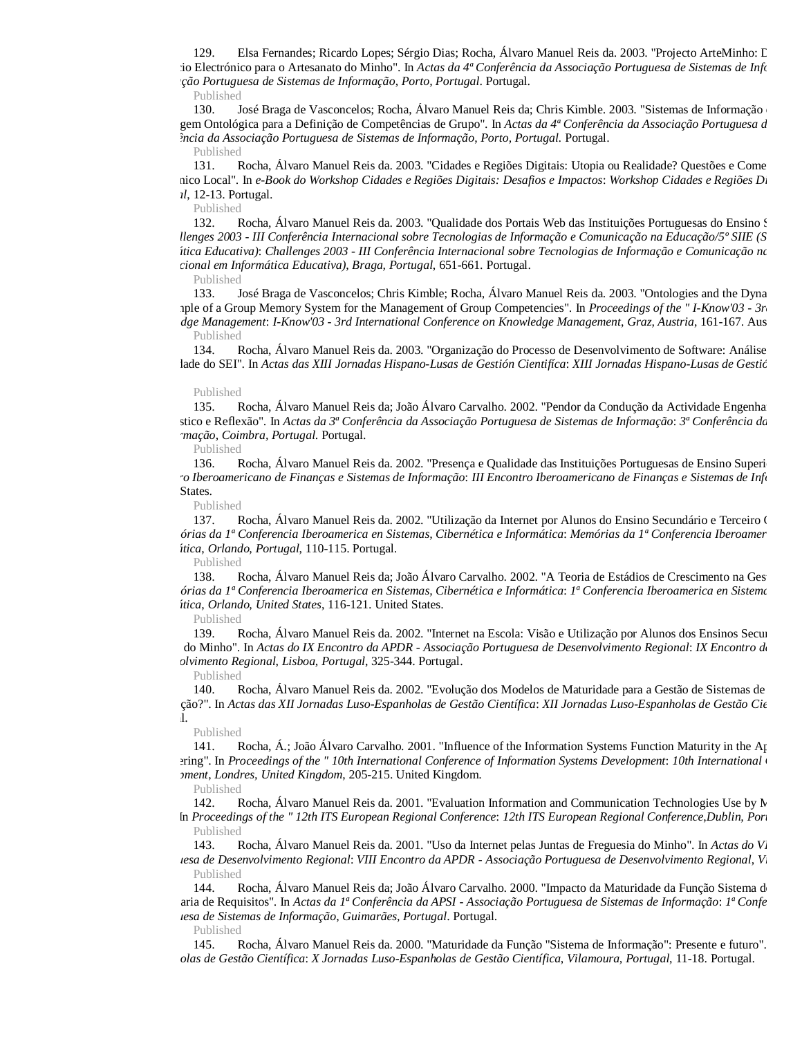129. Elsa Fernandes; Ricardo Lopes; Sérgio Dias; Rocha, Álvaro Manuel Reis da. 2003. "Projecto ArteMinho: D
io Electrónico para o Artesanato do Minho". In *Actas da 4ª Conferência da Associação Portuguesa de Sistemas de Info*
*ção Portuguesa de Sistemas de Informação, Porto, Portugal*. Portugal.

Published

130. José Braga de Vasconcelos; Rocha, Álvaro Manuel Reis da; Chris Kimble. 2003. "Sistemas de Informação
gem Ontológica para a Definição de Competências de Grupo". In *Actas da 4ª Conferência da Associação Portuguesa d*
*ência da Associação Portuguesa de Sistemas de Informação, Porto, Portugal*. Portugal.

Published

131. Rocha, Álvaro Manuel Reis da. 2003. "Cidades e Regiões Digitais: Utopia ou Realidade? Questões e Come
nico Local". In *e-Book do Workshop Cidades e Regiões Digitais: Desafios e Impactos*: *Workshop Cidades e Regiões Di*
*al*, 12-13. Portugal.

Published

132. Rocha, Álvaro Manuel Reis da. 2003. "Qualidade dos Portais Web das Instituições Portuguesas do Ensino S
*llenges 2003 - III Conferência Internacional sobre Tecnologias de Informação e Comunicação na Educação/5º SIIE (S*
*ática Educativa)*: *Challenges 2003 - III Conferência Internacional sobre Tecnologias de Informação e Comunicação na*
*cional em Informática Educativa), Braga, Portugal*, 651-661. Portugal.

Published

133. José Braga de Vasconcelos; Chris Kimble; Rocha, Álvaro Manuel Reis da. 2003. "Ontologies and the Dyna
nple of a Group Memory System for the Management of Group Competencies". In *Proceedings of the " I-Know'03 - 3r*
*dge Management*: *I-Know'03 - 3rd International Conference on Knowledge Management, Graz, Austria*, 161-167. Aus

Published

134. Rocha, Álvaro Manuel Reis da. 2003. "Organização do Processo de Desenvolvimento de Software: Análise
lade do SEI". In *Actas das XIII Jornadas Hispano-Lusas de Gestión Científica*: *XIII Jornadas Hispano-Lusas de Gestió*

Published

135. Rocha, Álvaro Manuel Reis da; João Álvaro Carvalho. 2002. "Pendor da Condução da Actividade Engenha
stico e Reflexão". In *Actas da 3ª Conferência da Associação Portuguesa de Sistemas de Informação*: *3ª Conferência da*
*rmação, Coimbra, Portugal*. Portugal.

Published

136. Rocha, Álvaro Manuel Reis da. 2002. "Presença e Qualidade das Instituições Portuguesas de Ensino Superi
*o Iberoamericano de Finanças e Sistemas de Informação*: *III Encontro Iberoamericano de Finanças e Sistemas de Info*
States.

Published

137. Rocha, Álvaro Manuel Reis da. 2002. "Utilização da Internet por Alunos do Ensino Secundário e Terceiro C
*órias da 1ª Conferencia Iberoamerica en Sistemas, Cibernética e Informática*: *Memórias da 1ª Conferencia Iberoamer*
*ática, Orlando, Portugal*, 110-115. Portugal.

Published

138. Rocha, Álvaro Manuel Reis da; João Álvaro Carvalho. 2002. "A Teoria de Estádios de Crescimento na Ges
*órias da 1ª Conferencia Iberoamerica en Sistemas, Cibernética e Informática*: *1ª Conferencia Iberoamerica en Sistema*
*ática, Orlando, United States*, 116-121. United States.

Published

139. Rocha, Álvaro Manuel Reis da. 2002. "Internet na Escola: Visão e Utilização por Alunos dos Ensinos Secur
do Minho". In *Actas do IX Encontro da APDR - Associação Portuguesa de Desenvolvimento Regional*: *IX Encontro d*
*olvimento Regional, Lisboa, Portugal*, 325-344. Portugal.

Published

140. Rocha, Álvaro Manuel Reis da. 2002. "Evolução dos Modelos de Maturidade para a Gestão de Sistemas de
ção?". In *Actas das XII Jornadas Luso-Espanholas de Gestão Científica*: *XII Jornadas Luso-Espanholas de Gestão Cie*
l.

Published

141. Rocha, Á.; João Álvaro Carvalho. 2001. "Influence of the Information Systems Function Maturity in the Ap
ering". In *Proceedings of the " 10th International Conference of Information Systems Development*: *10th International*
*pment, Londres, United Kingdom*, 205-215. United Kingdom.

Published

142. Rocha, Álvaro Manuel Reis da. 2001. "Evaluation Information and Communication Technologies Use by M
In *Proceedings of the " 12th ITS European Regional Conference*: *12th ITS European Regional Conference,Dublin, Por*

Published

143. Rocha, Álvaro Manuel Reis da. 2001. "Uso da Internet pelas Juntas de Freguesia do Minho". In *Actas do V*
*esa de Desenvolvimento Regional*: *VIII Encontro da APDR - Associação Portuguesa de Desenvolvimento Regional, V*

Published

144. Rocha, Álvaro Manuel Reis da; João Álvaro Carvalho. 2000. "Impacto da Maturidade da Função Sistema d
aria de Requisitos". In *Actas da 1ª Conferência da APSI - Associação Portuguesa de Sistemas de Informação*: *1ª Confe*
*esa de Sistemas de Informação, Guimarães, Portugal*. Portugal.

Published

145. Rocha, Álvaro Manuel Reis da. 2000. "Maturidade da Função "Sistema de Informação": Presente e futuro".
*olas de Gestão Científica*: *X Jornadas Luso-Espanholas de Gestão Científica, Vilamoura, Portugal*, 11-18. Portugal.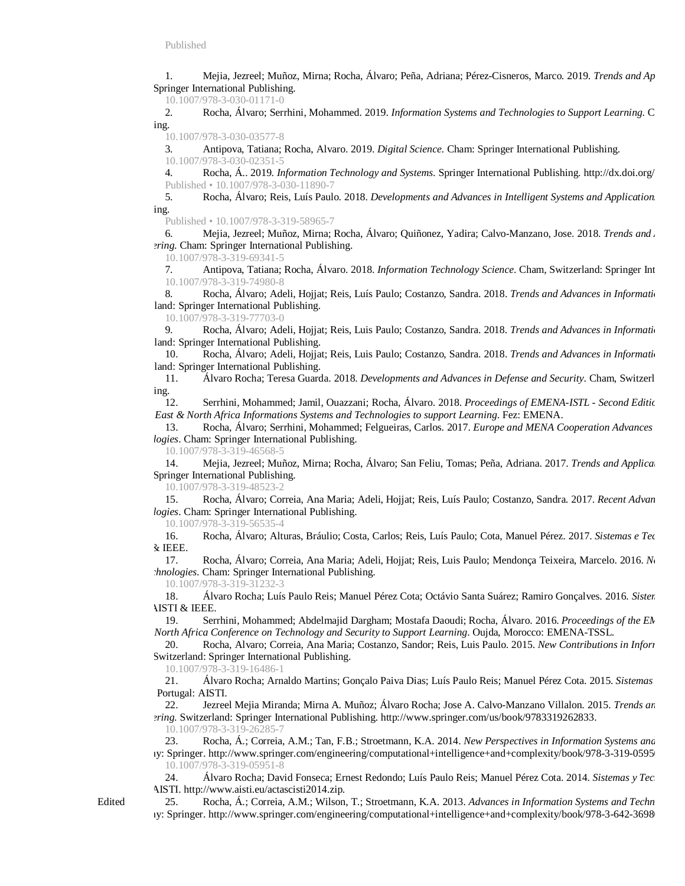Published

1. Mejia, Jezreel; Muñoz, Mirna; Rocha, Álvaro; Peña, Adriana; Pérez-Cisneros, Marco. 2019. *Trends and Ap* Springer International Publishing.
   10.1007/978-3-030-01171-0
2. Rocha, Álvaro; Serrhini, Mohammed. 2019. *Information Systems and Technologies to Support Learning*. C ing.
   10.1007/978-3-030-03577-8
3. Antipova, Tatiana; Rocha, Alvaro. 2019. *Digital Science*. Cham: Springer International Publishing.
   10.1007/978-3-030-02351-5
4. Rocha, Á.. 2019. *Information Technology and Systems*. Springer International Publishing. http://dx.doi.org/
   Published • 10.1007/978-3-030-11890-7
5. Rocha, Álvaro; Reis, Luís Paulo. 2018. *Developments and Advances in Intelligent Systems and Application* ing.
   Published • 10.1007/978-3-319-58965-7
6. Mejia, Jezreel; Muñoz, Mirna; Rocha, Álvaro; Quiñonez, Yadira; Calvo-Manzano, Jose. 2018. *Trends and ering*. Cham: Springer International Publishing.
   10.1007/978-3-319-69341-5
7. Antipova, Tatiana; Rocha, Álvaro. 2018. *Information Technology Science*. Cham, Switzerland: Springer Int
   10.1007/978-3-319-74980-8
8. Rocha, Álvaro; Adeli, Hojjat; Reis, Luís Paulo; Costanzo, Sandra. 2018. *Trends and Advances in Informati* land: Springer International Publishing.
   10.1007/978-3-319-77703-0
9. Rocha, Álvaro; Adeli, Hojjat; Reis, Luis Paulo; Costanzo, Sandra. 2018. *Trends and Advances in Informati* land: Springer International Publishing.
10. Rocha, Álvaro; Adeli, Hojjat; Reis, Luis Paulo; Costanzo, Sandra. 2018. *Trends and Advances in Informati* land: Springer International Publishing.
11. Álvaro Rocha; Teresa Guarda. 2018. *Developments and Advances in Defense and Security*. Cham, Switzerl ing.
12. Serrhini, Mohammed; Jamil, Ouazzani; Rocha, Álvaro. 2018. *Proceedings of EMENA-ISTL - Second Editic East & North Africa Informations Systems and Technologies to support Learning*. Fez: EMENA.
13. Rocha, Álvaro; Serrhini, Mohammed; Felgueiras, Carlos. 2017. *Europe and MENA Cooperation Advances logies*. Cham: Springer International Publishing.
   10.1007/978-3-319-46568-5
14. Mejia, Jezreel; Muñoz, Mirna; Rocha, Álvaro; San Feliu, Tomas; Peña, Adriana. 2017. *Trends and Applica* Springer International Publishing.
   10.1007/978-3-319-48523-2
15. Rocha, Álvaro; Correia, Ana Maria; Adeli, Hojjat; Reis, Luís Paulo; Costanzo, Sandra. 2017. *Recent Advan logies*. Cham: Springer International Publishing.
   10.1007/978-3-319-56535-4
16. Rocha, Álvaro; Alturas, Bráulio; Costa, Carlos; Reis, Luís Paulo; Cota, Manuel Pérez. 2017. *Sistemas e Tec* & IEEE.
17. Rocha, Álvaro; Correia, Ana Maria; Adeli, Hojjat; Reis, Luis Paulo; Mendonça Teixeira, Marcelo. 2016. *N chnologies*. Cham: Springer International Publishing.
   10.1007/978-3-319-31232-3
18. Álvaro Rocha; Luís Paulo Reis; Manuel Pérez Cota; Octávio Santa Suárez; Ramiro Gonçalves. 2016. *Sisten* AISTI & IEEE.
19. Serrhini, Mohammed; Abdelmajid Dargham; Mostafa Daoudi; Rocha, Álvaro. 2016. *Proceedings of the EN North Africa Conference on Technology and Security to Support Learning*. Oujda, Morocco: EMENA-TSSL.
20. Rocha, Alvaro; Correia, Ana Maria; Costanzo, Sandor; Reis, Luis Paulo. 2015. *New Contributions in Inforr* Switzerland: Springer International Publishing.
   10.1007/978-3-319-16486-1
21. Álvaro Rocha; Arnaldo Martins; Gonçalo Paiva Dias; Luís Paulo Reis; Manuel Pérez Cota. 2015. *Sistemas* Portugal: AISTI.
22. Jezreel Mejia Miranda; Mirna A. Muñoz; Álvaro Rocha; Jose A. Calvo-Manzano Villalon. 2015. *Trends an ering*. Switzerland: Springer International Publishing. http://www.springer.com/us/book/9783319262833.
   10.1007/978-3-319-26285-7
23. Rocha, Á.; Correia, A.M.; Tan, F.B.; Stroetmann, K.A. 2014. *New Perspectives in Information Systems and* ny: Springer. http://www.springer.com/engineering/computational+intelligence+and+complexity/book/978-3-319-0595
   10.1007/978-3-319-05951-8
24. Álvaro Rocha; David Fonseca; Ernest Redondo; Luís Paulo Reis; Manuel Pérez Cota. 2014. *Sistemas y Tec* AISTI. http://www.aisti.eu/actascisti2014.zip.

Edited

25. Rocha, Á.; Correia, A.M.; Wilson, T.; Stroetmann, K.A. 2013. *Advances in Information Systems and Techn* ny: Springer. http://www.springer.com/engineering/computational+intelligence+and+complexity/book/978-3-642-3698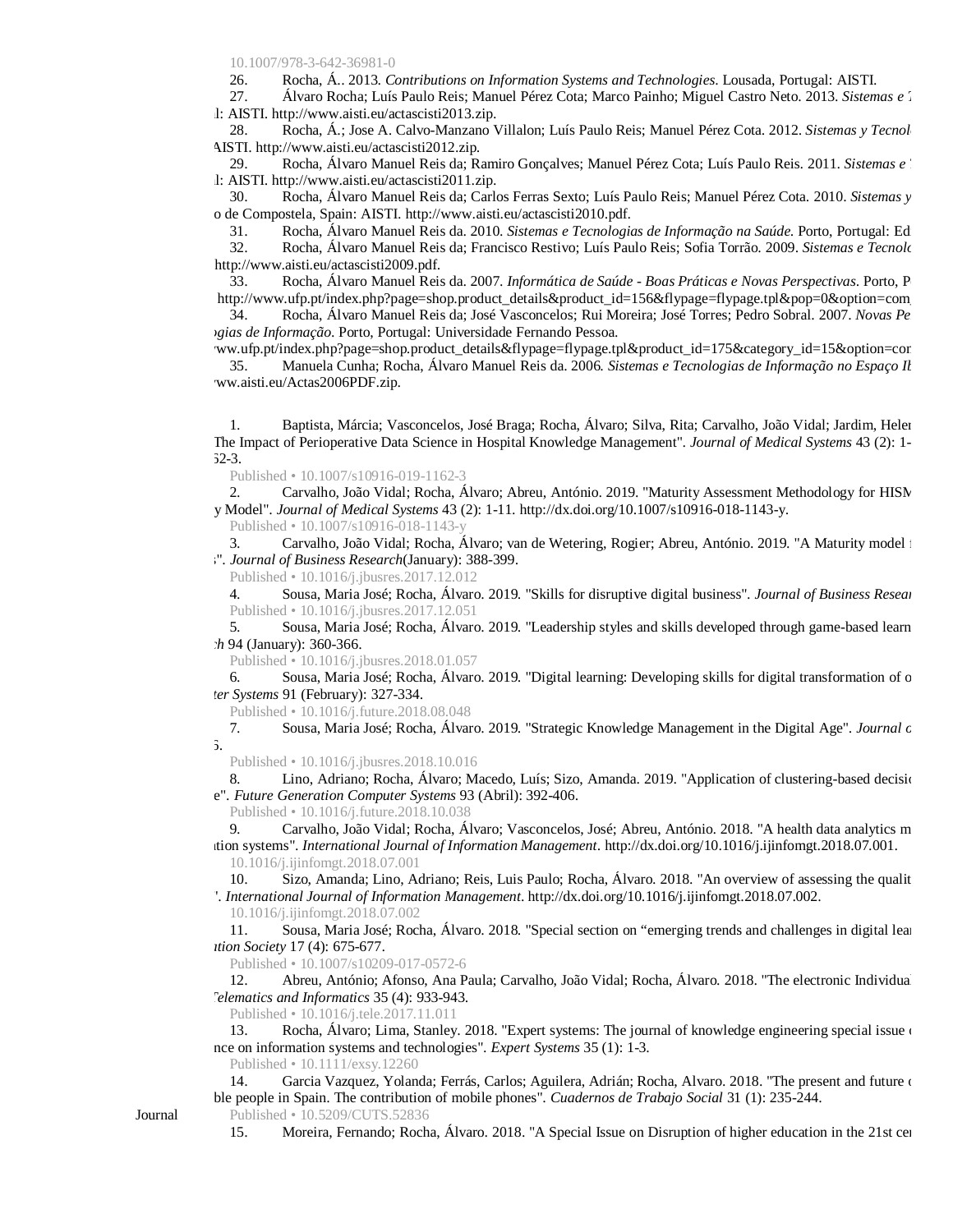10.1007/978-3-642-36981-0

26. Rocha, Á.. 2013. *Contributions on Information Systems and Technologies*. Lousada, Portugal: AISTI.

27. Álvaro Rocha; Luís Paulo Reis; Manuel Pérez Cota; Marco Painho; Miguel Castro Neto. 2013. *Sistemas e T*
l: AISTI. http://www.aisti.eu/actascisti2013.zip.

28. Rocha, Á.; Jose A. Calvo-Manzano Villalon; Luís Paulo Reis; Manuel Pérez Cota. 2012. *Sistemas y Tecnol*
AISTI. http://www.aisti.eu/actascisti2012.zip.

29. Rocha, Álvaro Manuel Reis da; Ramiro Gonçalves; Manuel Pérez Cota; Luís Paulo Reis. 2011. *Sistemas e*
l: AISTI. http://www.aisti.eu/actascisti2011.zip.

30. Rocha, Álvaro Manuel Reis da; Carlos Ferras Sexto; Luís Paulo Reis; Manuel Pérez Cota. 2010. *Sistemas y*
o de Compostela, Spain: AISTI. http://www.aisti.eu/actascisti2010.pdf.

31. Rocha, Álvaro Manuel Reis da. 2010. *Sistemas e Tecnologias de Informação na Saúde*. Porto, Portugal: Ed

32. Rocha, Álvaro Manuel Reis da; Francisco Restivo; Luís Paulo Reis; Sofia Torrão. 2009. *Sistemas e Tecnolo*
http://www.aisti.eu/actascisti2009.pdf.

33. Rocha, Álvaro Manuel Reis da. 2007. *Informática de Saúde - Boas Práticas e Novas Perspectivas*. Porto, P
http://www.ufp.pt/index.php?page=shop.product_details&product_id=156&flypage=flypage.tpl&pop=0&option=com

34. Rocha, Álvaro Manuel Reis da; José Vasconcelos; Rui Moreira; José Torres; Pedro Sobral. 2007. *Novas Pe*
*ogias de Informação*. Porto, Portugal: Universidade Fernando Pessoa.
ww.ufp.pt/index.php?page=shop.product_details&flypage=flypage.tpl&product_id=175&category_id=15&option=con

35. Manuela Cunha; Rocha, Álvaro Manuel Reis da. 2006. *Sistemas e Tecnologias de Informação no Espaço Ib*
ww.aisti.eu/Actas2006PDF.zip.

Journal

1. Baptista, Márcia; Vasconcelos, José Braga; Rocha, Álvaro; Silva, Rita; Carvalho, João Vidal; Jardim, Helen
The Impact of Perioperative Data Science in Hospital Knowledge Management". *Journal of Medical Systems* 43 (2): 1-
62-3.
Published • 10.1007/s10916-019-1162-3

2. Carvalho, João Vidal; Rocha, Álvaro; Abreu, António. 2019. "Maturity Assessment Methodology for HISM
y Model". *Journal of Medical Systems* 43 (2): 1-11. http://dx.doi.org/10.1007/s10916-018-1143-y.
Published • 10.1007/s10916-018-1143-y

3. Carvalho, João Vidal; Rocha, Álvaro; van de Wetering, Rogier; Abreu, António. 2019. "A Maturity model f
". *Journal of Business Research*(January): 388-399.
Published • 10.1016/j.jbusres.2017.12.012

4. Sousa, Maria José; Rocha, Álvaro. 2019. "Skills for disruptive digital business". *Journal of Business Resear*
Published • 10.1016/j.jbusres.2017.12.051

5. Sousa, Maria José; Rocha, Álvaro. 2019. "Leadership styles and skills developed through game-based learn
*ch* 94 (January): 360-366.
Published • 10.1016/j.jbusres.2018.01.057

6. Sousa, Maria José; Rocha, Álvaro. 2019. "Digital learning: Developing skills for digital transformation of o
*ter Systems* 91 (February): 327-334.
Published • 10.1016/j.future.2018.08.048

7. Sousa, Maria José; Rocha, Álvaro. 2019. "Strategic Knowledge Management in the Digital Age". *Journal o*
5.
Published • 10.1016/j.jbusres.2018.10.016

8. Lino, Adriano; Rocha, Álvaro; Macedo, Luís; Sizo, Amanda. 2019. "Application of clustering-based decisio
e". *Future Generation Computer Systems* 93 (Abril): 392-406.
Published • 10.1016/j.future.2018.10.038

9. Carvalho, João Vidal; Rocha, Álvaro; Vasconcelos, José; Abreu, António. 2018. "A health data analytics m
tion systems". *International Journal of Information Management*. http://dx.doi.org/10.1016/j.ijinfomgt.2018.07.001.
10.1016/j.ijinfomgt.2018.07.001

10. Sizo, Amanda; Lino, Adriano; Reis, Luis Paulo; Rocha, Álvaro. 2018. "An overview of assessing the qualit
". *International Journal of Information Management*. http://dx.doi.org/10.1016/j.ijinfomgt.2018.07.002.
10.1016/j.ijinfomgt.2018.07.002

11. Sousa, Maria José; Rocha, Álvaro. 2018. "Special section on "emerging trends and challenges in digital lea
*tion Society* 17 (4): 675-677.
Published • 10.1007/s10209-017-0572-6

12. Abreu, António; Afonso, Ana Paula; Carvalho, João Vidal; Rocha, Álvaro. 2018. "The electronic Individual
*Telematics and Informatics* 35 (4): 933-943.
Published • 10.1016/j.tele.2017.11.011

13. Rocha, Álvaro; Lima, Stanley. 2018. "Expert systems: The journal of knowledge engineering special issue o
nce on information systems and technologies". *Expert Systems* 35 (1): 1-3.
Published • 10.1111/exsy.12260

14. Garcia Vazquez, Yolanda; Ferrás, Carlos; Aguilera, Adrián; Rocha, Alvaro. 2018. "The present and future o
ble people in Spain. The contribution of mobile phones". *Cuadernos de Trabajo Social* 31 (1): 235-244.
Published • 10.5209/CUTS.52836

15. Moreira, Fernando; Rocha, Álvaro. 2018. "A Special Issue on Disruption of higher education in the 21st cen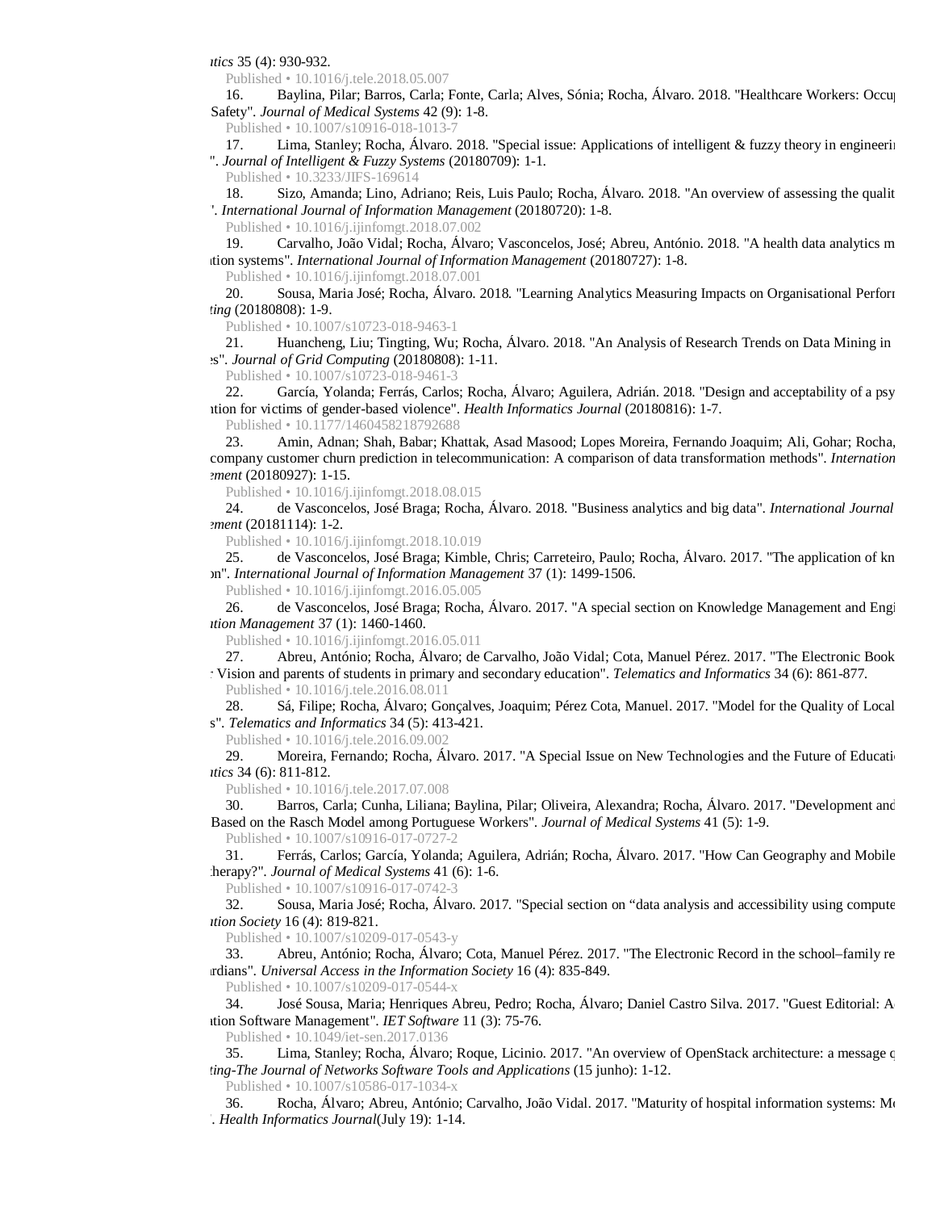*atics* 35 (4): 930-932.

Published • 10.1016/j.tele.2018.05.007

16. Baylina, Pilar; Barros, Carla; Fonte, Carla; Alves, Sónia; Rocha, Álvaro. 2018. "Healthcare Workers: Occu Safety". *Journal of Medical Systems* 42 (9): 1-8.

Published • 10.1007/s10916-018-1013-7

17. Lima, Stanley; Rocha, Álvaro. 2018. "Special issue: Applications of intelligent & fuzzy theory in engineerin ". *Journal of Intelligent & Fuzzy Systems* (20180709): 1-1.

Published • 10.3233/JIFS-169614

18. Sizo, Amanda; Lino, Adriano; Reis, Luis Paulo; Rocha, Álvaro. 2018. "An overview of assessing the qualit ". *International Journal of Information Management* (20180720): 1-8.

Published • 10.1016/j.ijinfomgt.2018.07.002

19. Carvalho, João Vidal; Rocha, Álvaro; Vasconcelos, José; Abreu, António. 2018. "A health data analytics m ition systems". *International Journal of Information Management* (20180727): 1-8.

Published • 10.1016/j.ijinfomgt.2018.07.001

20. Sousa, Maria José; Rocha, Álvaro. 2018. "Learning Analytics Measuring Impacts on Organisational Perforr *ting* (20180808): 1-9.

Published • 10.1007/s10723-018-9463-1

21. Huancheng, Liu; Tingting, Wu; Rocha, Álvaro. 2018. "An Analysis of Research Trends on Data Mining in s". *Journal of Grid Computing* (20180808): 1-11.

Published • 10.1007/s10723-018-9461-3

22. García, Yolanda; Ferrás, Carlos; Rocha, Álvaro; Aguilera, Adrián. 2018. "Design and acceptability of a psy ition for victims of gender-based violence". *Health Informatics Journal* (20180816): 1-7.

Published • 10.1177/1460458218792688

23. Amin, Adnan; Shah, Babar; Khattak, Asad Masood; Lopes Moreira, Fernando Joaquim; Ali, Gohar; Rocha, company customer churn prediction in telecommunication: A comparison of data transformation methods". *Internation ement* (20180927): 1-15.

Published • 10.1016/j.ijinfomgt.2018.08.015

24. de Vasconcelos, José Braga; Rocha, Álvaro. 2018. "Business analytics and big data". *International Journal ement* (20181114): 1-2.

Published • 10.1016/j.ijinfomgt.2018.10.019

25. de Vasconcelos, José Braga; Kimble, Chris; Carreteiro, Paulo; Rocha, Álvaro. 2017. "The application of kn on". *International Journal of Information Management* 37 (1): 1499-1506.

Published • 10.1016/j.ijinfomgt.2016.05.005

26. de Vasconcelos, José Braga; Rocha, Álvaro. 2017. "A special section on Knowledge Management and Engi *ition Management* 37 (1): 1460-1460.

Published • 10.1016/j.ijinfomgt.2016.05.011

27. Abreu, António; Rocha, Álvaro; de Carvalho, João Vidal; Cota, Manuel Pérez. 2017. "The Electronic Book Vision and parents of students in primary and secondary education". *Telematics and Informatics* 34 (6): 861-877.

Published • 10.1016/j.tele.2016.08.011

28. Sá, Filipe; Rocha, Álvaro; Gonçalves, Joaquim; Pérez Cota, Manuel. 2017. "Model for the Quality of Local s". *Telematics and Informatics* 34 (5): 413-421.

Published • 10.1016/j.tele.2016.09.002

29. Moreira, Fernando; Rocha, Álvaro. 2017. "A Special Issue on New Technologies and the Future of Educati *atics* 34 (6): 811-812.

Published • 10.1016/j.tele.2017.07.008

30. Barros, Carla; Cunha, Liliana; Baylina, Pilar; Oliveira, Alexandra; Rocha, Álvaro. 2017. "Development and Based on the Rasch Model among Portuguese Workers". *Journal of Medical Systems* 41 (5): 1-9.

Published • 10.1007/s10916-017-0727-2

31. Ferrás, Carlos; García, Yolanda; Aguilera, Adrián; Rocha, Álvaro. 2017. "How Can Geography and Mobile herapy?". *Journal of Medical Systems* 41 (6): 1-6.

Published • 10.1007/s10916-017-0742-3

32. Sousa, Maria José; Rocha, Álvaro. 2017. "Special section on "data analysis and accessibility using compute *ition Society* 16 (4): 819-821.

Published • 10.1007/s10209-017-0543-y

33. Abreu, António; Rocha, Álvaro; Cota, Manuel Pérez. 2017. "The Electronic Record in the school–family re rdians". *Universal Access in the Information Society* 16 (4): 835-849.

Published • 10.1007/s10209-017-0544-x

34. José Sousa, Maria; Henriques Abreu, Pedro; Rocha, Álvaro; Daniel Castro Silva. 2017. "Guest Editorial: A ition Software Management". *IET Software* 11 (3): 75-76.

Published • 10.1049/iet-sen.2017.0136

35. Lima, Stanley; Rocha, Álvaro; Roque, Licinio. 2017. "An overview of OpenStack architecture: a message q *ting-The Journal of Networks Software Tools and Applications* (15 junho): 1-12.

Published • 10.1007/s10586-017-1034-x

36. Rocha, Álvaro; Abreu, António; Carvalho, João Vidal. 2017. "Maturity of hospital information systems: M ". *Health Informatics Journal*(July 19): 1-14.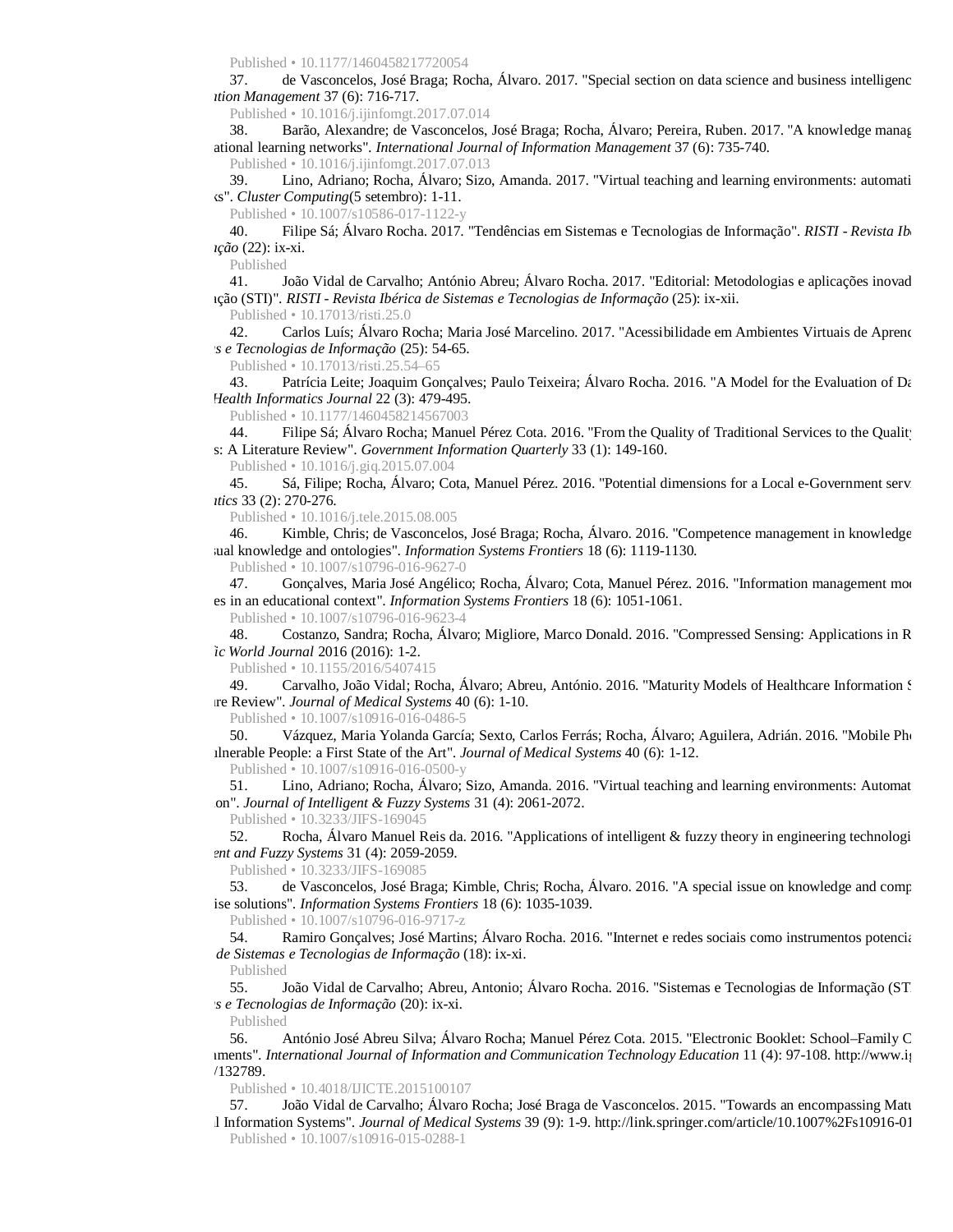Published • 10.1177/1460458217720054

37. de Vasconcelos, José Braga; Rocha, Álvaro. 2017. "Special section on data science and business intelligenc ation Management* 37 (6): 716-717.

Published • 10.1016/j.ijinfomgt.2017.07.014

38. Barão, Alexandre; de Vasconcelos, José Braga; Rocha, Álvaro; Pereira, Ruben. 2017. "A knowledge manag ational learning networks". *International Journal of Information Management* 37 (6): 735-740.

Published • 10.1016/j.ijinfomgt.2017.07.013

39. Lino, Adriano; Rocha, Álvaro; Sizo, Amanda. 2017. "Virtual teaching and learning environments: automati ks". *Cluster Computing*(5 setembro): 1-11.

Published • 10.1007/s10586-017-1122-y

40. Filipe Sá; Álvaro Rocha. 2017. "Tendências em Sistemas e Tecnologias de Informação". *RISTI - Revista Ib ção* (22): ix-xi.

Published

41. João Vidal de Carvalho; António Abreu; Álvaro Rocha. 2017. "Editorial: Metodologias e aplicações inovad ção (STI)". *RISTI - Revista Ibérica de Sistemas e Tecnologias de Informação* (25): ix-xii.

Published • 10.17013/risti.25.0

42. Carlos Luís; Álvaro Rocha; Maria José Marcelino. 2017. "Acessibilidade em Ambientes Virtuais de Aprend *s e Tecnologias de Informação* (25): 54-65.

Published • 10.17013/risti.25.54–65

43. Patrícia Leite; Joaquim Gonçalves; Paulo Teixeira; Álvaro Rocha. 2016. "A Model for the Evaluation of Da *Health Informatics Journal* 22 (3): 479-495.

Published • 10.1177/1460458214567003

44. Filipe Sá; Álvaro Rocha; Manuel Pérez Cota. 2016. "From the Quality of Traditional Services to the Quality s: A Literature Review". *Government Information Quarterly* 33 (1): 149-160.

Published • 10.1016/j.giq.2015.07.004

45. Sá, Filipe; Rocha, Álvaro; Cota, Manuel Pérez. 2016. "Potential dimensions for a Local e-Government serv *tics* 33 (2): 270-276.

Published • 10.1016/j.tele.2015.08.005

46. Kimble, Chris; de Vasconcelos, José Braga; Rocha, Álvaro. 2016. "Competence management in knowledge ual knowledge and ontologies". *Information Systems Frontiers* 18 (6): 1119-1130.

Published • 10.1007/s10796-016-9627-0

47. Gonçalves, Maria José Angélico; Rocha, Álvaro; Cota, Manuel Pérez. 2016. "Information management mod es in an educational context". *Information Systems Frontiers* 18 (6): 1051-1061.

Published • 10.1007/s10796-016-9623-4

48. Costanzo, Sandra; Rocha, Álvaro; Migliore, Marco Donald. 2016. "Compressed Sensing: Applications in R *ic World Journal* 2016 (2016): 1-2.

Published • 10.1155/2016/5407415

49. Carvalho, João Vidal; Rocha, Álvaro; Abreu, António. 2016. "Maturity Models of Healthcare Information S re Review". *Journal of Medical Systems* 40 (6): 1-10.

Published • 10.1007/s10916-016-0486-5

50. Vázquez, Maria Yolanda García; Sexto, Carlos Ferrás; Rocha, Álvaro; Aguilera, Adrián. 2016. "Mobile Ph lnerable People: a First State of the Art". *Journal of Medical Systems* 40 (6): 1-12.

Published • 10.1007/s10916-016-0500-y

51. Lino, Adriano; Rocha, Álvaro; Sizo, Amanda. 2016. "Virtual teaching and learning environments: Automat on". *Journal of Intelligent & Fuzzy Systems* 31 (4): 2061-2072.

Published • 10.3233/JIFS-169045

52. Rocha, Álvaro Manuel Reis da. 2016. "Applications of intelligent & fuzzy theory in engineering technologi *ent and Fuzzy Systems* 31 (4): 2059-2059.

Published • 10.3233/JIFS-169085

53. de Vasconcelos, José Braga; Kimble, Chris; Rocha, Álvaro. 2016. "A special issue on knowledge and comp ise solutions". *Information Systems Frontiers* 18 (6): 1035-1039.

Published • 10.1007/s10796-016-9717-z

54. Ramiro Gonçalves; José Martins; Álvaro Rocha. 2016. "Internet e redes sociais como instrumentos potencia *de Sistemas e Tecnologias de Informação* (18): ix-xi.

Published

55. João Vidal de Carvalho; Abreu, Antonio; Álvaro Rocha. 2016. "Sistemas e Tecnologias de Informação (ST *s e Tecnologias de Informação* (20): ix-xi.

Published

56. António José Abreu Silva; Álvaro Rocha; Manuel Pérez Cota. 2015. "Electronic Booklet: School–Family C ments". *International Journal of Information and Communication Technology Education* 11 (4): 97-108. http://www.ig /132789.

Published • 10.4018/IJICTE.2015100107

57. João Vidal de Carvalho; Álvaro Rocha; José Braga de Vasconcelos. 2015. "Towards an encompassing Matu l Information Systems". *Journal of Medical Systems* 39 (9): 1-9. http://link.springer.com/article/10.1007%2Fs10916-01

Published • 10.1007/s10916-015-0288-1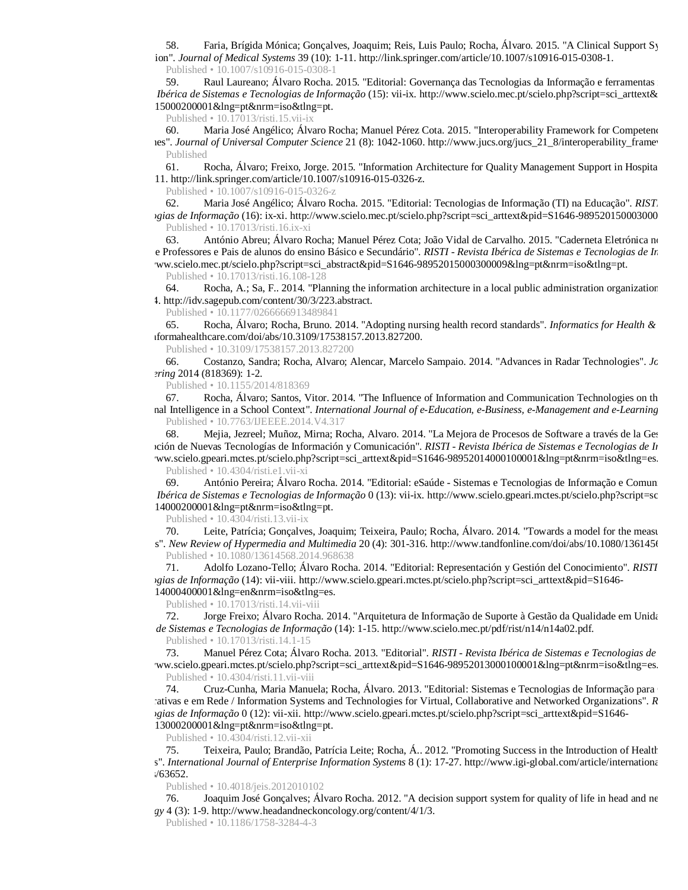58. Faria, Brígida Mónica; Gonçalves, Joaquim; Reis, Luis Paulo; Rocha, Álvaro. 2015. "A Clinical Support Sy
ion". *Journal of Medical Systems* 39 (10): 1-11. http://link.springer.com/article/10.1007/s10916-015-0308-1.
Published • 10.1007/s10916-015-0308-1

59. Raul Laureano; Álvaro Rocha. 2015. "Editorial: Governança das Tecnologias da Informação e ferramentas
*Ibérica de Sistemas e Tecnologias de Informação* (15): vii-ix. http://www.scielo.mec.pt/scielo.php?script=sci_arttext&
15000200001&lng=pt&nrm=iso&tlng=pt.
Published • 10.17013/risti.15.vii-ix

60. Maria José Angélico; Álvaro Rocha; Manuel Pérez Cota. 2015. "Interoperability Framework for Competenc
es". *Journal of Universal Computer Science* 21 (8): 1042-1060. http://www.jucs.org/jucs_21_8/interoperability_framew
Published

61. Rocha, Álvaro; Freixo, Jorge. 2015. "Information Architecture for Quality Management Support in Hospita
11. http://link.springer.com/article/10.1007/s10916-015-0326-z.
Published • 10.1007/s10916-015-0326-z

62. Maria José Angélico; Álvaro Rocha. 2015. "Editorial: Tecnologias de Informação (TI) na Educação". *RIST
ogias de Informação* (16): ix-xi. http://www.scielo.mec.pt/scielo.php?script=sci_arttext&pid=S1646-989520150003000
Published • 10.17013/risti.16.ix-xi

63. António Abreu; Álvaro Rocha; Manuel Pérez Cota; João Vidal de Carvalho. 2015. "Caderneta Eletrónica n
e Professores e Pais de alunos do ensino Básico e Secundário". *RISTI - Revista Ibérica de Sistemas e Tecnologias de In
ww.scielo.mec.pt/scielo.php?script=sci_abstract&pid=S1646-98952015000300009&lng=pt&nrm=iso&tlng=pt.
Published • 10.17013/risti.16.108-128

64. Rocha, A.; Sa, F.. 2014. "Planning the information architecture in a local public administration organization
4. http://idv.sagepub.com/content/30/3/223.abstract.
Published • 10.1177/0266666913489841

65. Rocha, Álvaro; Rocha, Bruno. 2014. "Adopting nursing health record standards". *Informatics for Health &
nformahealthcare.com/doi/abs/10.3109/17538157.2013.827200.
Published • 10.3109/17538157.2013.827200

66. Costanzo, Sandra; Rocha, Alvaro; Alencar, Marcelo Sampaio. 2014. "Advances in Radar Technologies". *Jo
ering* 2014 (818369): 1-2.
Published • 10.1155/2014/818369

67. Rocha, Álvaro; Santos, Vitor. 2014. "The Influence of Information and Communication Technologies on th
nal Intelligence in a School Context". *International Journal of e-Education, e-Business, e-Management and e-Learning*
Published • 10.7763/IJEEEE.2014.V4.317

68. Mejia, Jezreel; Muñoz, Mirna; Rocha, Alvaro. 2014. "La Mejora de Procesos de Software a través de la Ges
ción de Nuevas Tecnologías de Información y Comunicación". *RISTI - Revista Ibérica de Sistemas e Tecnologias de In
ww.scielo.gpeari.mctes.pt/scielo.php?script=sci_arttext&pid=S1646-98952014000100001&lng=pt&nrm=iso&tlng=es.
Published • 10.4304/risti.e1.vii-xi

69. António Pereira; Álvaro Rocha. 2014. "Editorial: eSaúde - Sistemas e Tecnologias de Informação e Comun
*Ibérica de Sistemas e Tecnologias de Informação* 0 (13): vii-ix. http://www.scielo.gpeari.mctes.pt/scielo.php?script=sc
14000200001&lng=pt&nrm=iso&tlng=pt.
Published • 10.4304/risti.13.vii-ix

70. Leite, Patrícia; Gonçalves, Joaquim; Teixeira, Paulo; Rocha, Álvaro. 2014. "Towards a model for the measu
s". *New Review of Hypermedia and Multimedia* 20 (4): 301-316. http://www.tandfonline.com/doi/abs/10.1080/1361456
Published • 10.1080/13614568.2014.968638

71. Adolfo Lozano-Tello; Álvaro Rocha. 2014. "Editorial: Representación y Gestión del Conocimiento". *RISTI
ogias de Informação* (14): vii-viii. http://www.scielo.gpeari.mctes.pt/scielo.php?script=sci_arttext&pid=S1646-
14000400001&lng=en&nrm=iso&tlng=es.
Published • 10.17013/risti.14.vii-viii

72. Jorge Freixo; Álvaro Rocha. 2014. "Arquitetura de Informação de Suporte à Gestão da Qualidade em Unida
*de Sistemas e Tecnologias de Informação* (14): 1-15. http://www.scielo.mec.pt/pdf/rist/n14/n14a02.pdf.
Published • 10.17013/risti.14.1-15

73. Manuel Pérez Cota; Álvaro Rocha. 2013. "Editorial". *RISTI - Revista Ibérica de Sistemas e Tecnologias de
ww.scielo.gpeari.mctes.pt/scielo.php?script=sci_arttext&pid=S1646-98952013000100001&lng=pt&nrm=iso&tlng=es.
Published • 10.4304/risti.11.vii-viii

74. Cruz-Cunha, Maria Manuela; Rocha, Álvaro. 2013. "Editorial: Sistemas e Tecnologias de Informação para
rativas e em Rede / Information Systems and Technologies for Virtual, Collaborative and Networked Organizations". *R
ogias de Informação* 0 (12): vii-xii. http://www.scielo.gpeari.mctes.pt/scielo.php?script=sci_arttext&pid=S1646-
13000200001&lng=pt&nrm=iso&tlng=pt.
Published • 10.4304/risti.12.vii-xii

75. Teixeira, Paulo; Brandão, Patrícia Leite; Rocha, Á.. 2012. "Promoting Success in the Introduction of Health
s". *International Journal of Enterprise Information Systems* 8 (1): 17-27. http://www.igi-global.com/article/internationa
/63652.
Published • 10.4018/jeis.2012010102

76. Joaquim José Gonçalves; Álvaro Rocha. 2012. "A decision support system for quality of life in head and ne
*gy* 4 (3): 1-9. http://www.headandneckoncology.org/content/4/1/3.
Published • 10.1186/1758-3284-4-3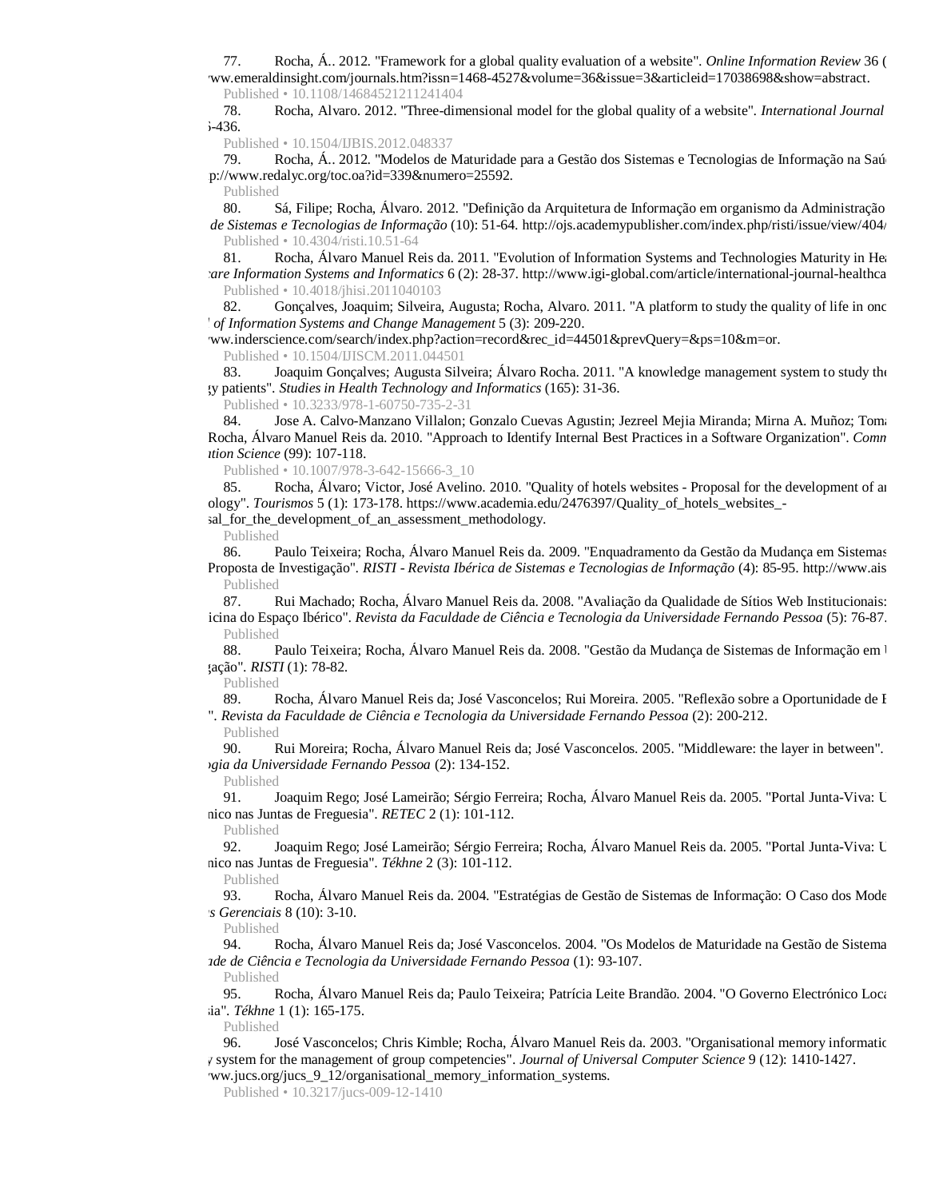77. Rocha, Á.. 2012. "Framework for a global quality evaluation of a website". *Online Information Review* 36 (
ww.emeraldinsight.com/journals.htm?issn=1468-4527&volume=36&issue=3&articleid=17038698&show=abstract.
Published • 10.1108/14684521211241404

78. Rocha, Alvaro. 2012. "Three-dimensional model for the global quality of a website". *International Journal*
-436.
Published • 10.1504/IJBIS.2012.048337

79. Rocha, Á.. 2012. "Modelos de Maturidade para a Gestão dos Sistemas e Tecnologias de Informação na Saú
p://www.redalyc.org/toc.oa?id=339&numero=25592.
Published

80. Sá, Filipe; Rocha, Álvaro. 2012. "Definição da Arquitetura de Informação em organismo da Administração
*de Sistemas e Tecnologias de Informação* (10): 51-64. http://ojs.academypublisher.com/index.php/risti/issue/view/404/
Published • 10.4304/risti.10.51-64

81. Rocha, Álvaro Manuel Reis da. 2011. "Evolution of Information Systems and Technologies Maturity in Hea
*are Information Systems and Informatics* 6 (2): 28-37. http://www.igi-global.com/article/international-journal-healthca
Published • 10.4018/jhisi.2011040103

82. Gonçalves, Joaquim; Silveira, Augusta; Rocha, Alvaro. 2011. "A platform to study the quality of life in onc
*of Information Systems and Change Management* 5 (3): 209-220.
ww.inderscience.com/search/index.php?action=record&rec_id=44501&prevQuery=&ps=10&m=or.
Published • 10.1504/IJISCM.2011.044501

83. Joaquim Gonçalves; Augusta Silveira; Álvaro Rocha. 2011. "A knowledge management system to study the
gy patients". *Studies in Health Technology and Informatics* (165): 31-36.
Published • 10.3233/978-1-60750-735-2-31

84. Jose A. Calvo-Manzano Villalon; Gonzalo Cuevas Agustin; Jezreel Mejia Miranda; Mirna A. Muñoz; Toma
Rocha, Álvaro Manuel Reis da. 2010. "Approach to Identify Internal Best Practices in a Software Organization". *Comm
ation Science* (99): 107-118.
Published • 10.1007/978-3-642-15666-3_10

85. Rocha, Álvaro; Victor, José Avelino. 2010. "Quality of hotels websites - Proposal for the development of an
ology". *Tourismos* 5 (1): 173-178. https://www.academia.edu/2476397/Quality_of_hotels_websites_-
sal_for_the_development_of_an_assessment_methodology.
Published

86. Paulo Teixeira; Rocha, Álvaro Manuel Reis da. 2009. "Enquadramento da Gestão da Mudança em Sistemas
Proposta de Investigação". *RISTI - Revista Ibérica de Sistemas e Tecnologias de Informação* (4): 85-95. http://www.ais
Published

87. Rui Machado; Rocha, Álvaro Manuel Reis da. 2008. "Avaliação da Qualidade de Sítios Web Institucionais:
icina do Espaço Ibérico". *Revista da Faculdade de Ciência e Tecnologia da Universidade Fernando Pessoa* (5): 76-87.
Published

88. Paulo Teixeira; Rocha, Álvaro Manuel Reis da. 2008. "Gestão da Mudança de Sistemas de Informação em
gação". *RISTI* (1): 78-82.
Published

89. Rocha, Álvaro Manuel Reis da; José Vasconcelos; Rui Moreira. 2005. "Reflexão sobre a Oportunidade de E
". *Revista da Faculdade de Ciência e Tecnologia da Universidade Fernando Pessoa* (2): 200-212.
Published

90. Rui Moreira; Rocha, Álvaro Manuel Reis da; José Vasconcelos. 2005. "Middleware: the layer in between".
*gia da Universidade Fernando Pessoa* (2): 134-152.
Published

91. Joaquim Rego; José Lameirão; Sérgio Ferreira; Rocha, Álvaro Manuel Reis da. 2005. "Portal Junta-Viva: U
nico nas Juntas de Freguesia". *RETEC* 2 (1): 101-112.
Published

92. Joaquim Rego; José Lameirão; Sérgio Ferreira; Rocha, Álvaro Manuel Reis da. 2005. "Portal Junta-Viva: U
nico nas Juntas de Freguesia". *Tékhne* 2 (3): 101-112.
Published

93. Rocha, Álvaro Manuel Reis da. 2004. "Estratégias de Gestão de Sistemas de Informação: O Caso dos Mode
*s Gerenciais* 8 (10): 3-10.
Published

94. Rocha, Álvaro Manuel Reis da; José Vasconcelos. 2004. "Os Modelos de Maturidade na Gestão de Sistema
*de de Ciência e Tecnologia da Universidade Fernando Pessoa* (1): 93-107.
Published

95. Rocha, Álvaro Manuel Reis da; Paulo Teixeira; Patrícia Leite Brandão. 2004. "O Governo Electrónico Loca
ia". *Tékhne* 1 (1): 165-175.
Published

96. José Vasconcelos; Chris Kimble; Rocha, Álvaro Manuel Reis da. 2003. "Organisational memory informatio
system for the management of group competencies". *Journal of Universal Computer Science* 9 (12): 1410-1427.
ww.jucs.org/jucs_9_12/organisational_memory_information_systems.
Published • 10.3217/jucs-009-12-1410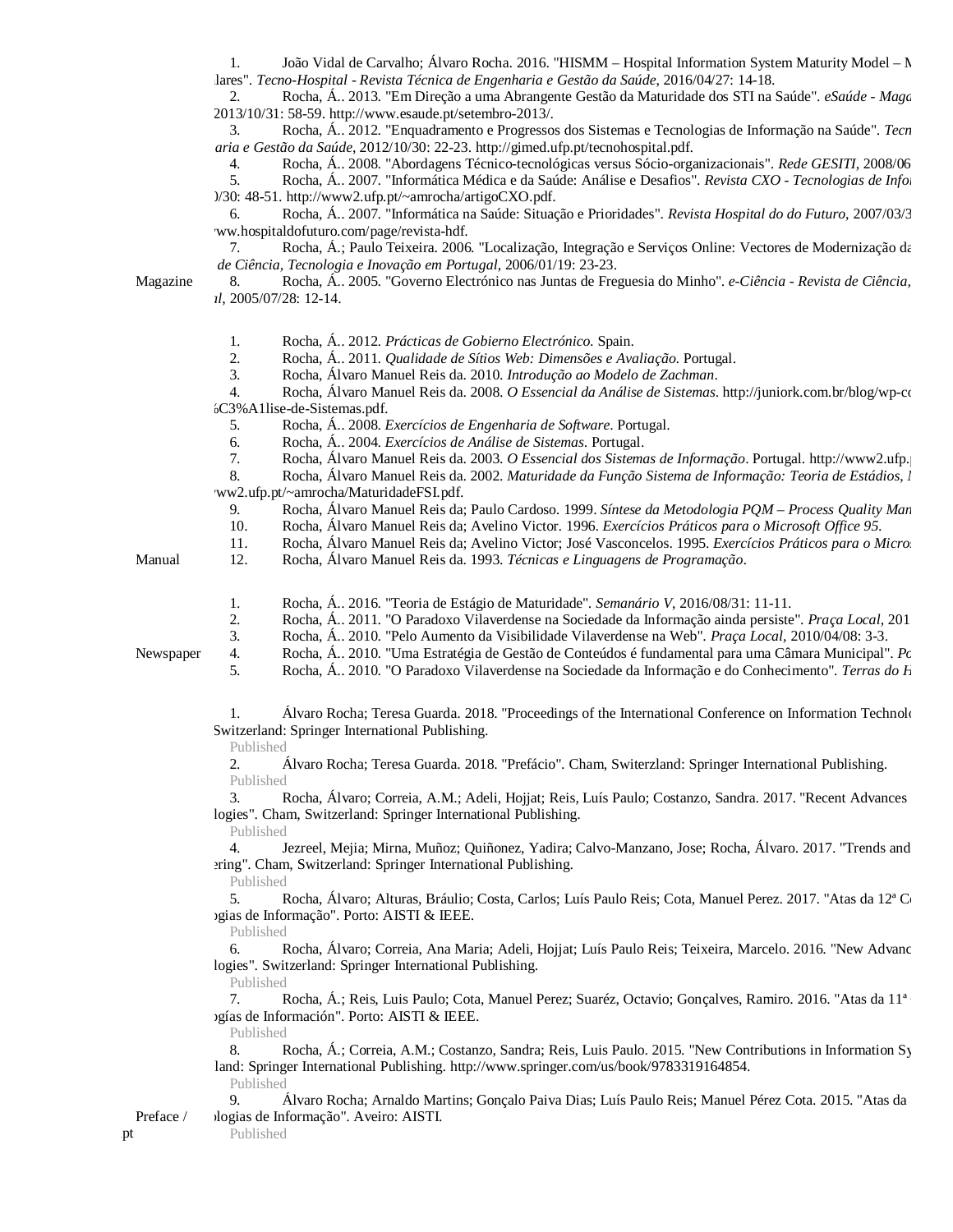| | |
|---|---|
| Magazine | 1. João Vidal de Carvalho; Álvaro Rocha. 2016. "HISMM – Hospital Information System Maturity Model – M<br>lares". *Tecno-Hospital - Revista Técnica de Engenharia e Gestão da Saúde*, 2016/04/27: 14-18.<br>2. Rocha, Á.. 2013. "Em Direção a uma Abrangente Gestão da Maturidade dos STI na Saúde". *eSaúde - Maga*<br>2013/10/31: 58-59. http://www.esaude.pt/setembro-2013/.<br>3. Rocha, Á.. 2012. "Enquadramento e Progressos dos Sistemas e Tecnologias de Informação na Saúde". *Tecn*<br>*aria e Gestão da Saúde*, 2012/10/30: 22-23. http://gimed.ufp.pt/tecnohospital.pdf.<br>4. Rocha, Á.. 2008. "Abordagens Técnico-tecnológicas versus Sócio-organizacionais". *Rede GESITI*, 2008/06<br>5. Rocha, Á.. 2007. "Informática Médica e da Saúde: Análise e Desafios". *Revista CXO - Tecnologias de Infor*<br>)/30: 48-51. http://www2.ufp.pt/~amrocha/artigoCXO.pdf.<br>6. Rocha, Á.. 2007. "Informática na Saúde: Situação e Prioridades". *Revista Hospital do do Futuro*, 2007/03/3<br>ww.hospitaldofuturo.com/page/revista-hdf.<br>7. Rocha, Á.; Paulo Teixeira. 2006. "Localização, Integração e Serviços Online: Vectores de Modernização da<br>*de Ciência, Tecnologia e Inovação em Portugal*, 2006/01/19: 23-23.<br>8. Rocha, Á.. 2005. "Governo Electrónico nas Juntas de Freguesia do Minho". *e-Ciência - Revista de Ciência,*<br>*ıl*, 2005/07/28: 12-14. |
| Manual | 1. Rocha, Á.. 2012. *Prácticas de Gobierno Electrónico*. Spain.<br>2. Rocha, Á.. 2011. *Qualidade de Sítios Web: Dimensões e Avaliação*. Portugal.<br>3. Rocha, Álvaro Manuel Reis da. 2010. *Introdução ao Modelo de Zachman*.<br>4. Rocha, Álvaro Manuel Reis da. 2008. *O Essencial da Análise de Sistemas*. http://juniork.com.br/blog/wp-co<br>%C3%A1lise-de-Sistemas.pdf.<br>5. Rocha, Á.. 2008. *Exercícios de Engenharia de Software*. Portugal.<br>6. Rocha, Á.. 2004. *Exercícios de Análise de Sistemas*. Portugal.<br>7. Rocha, Álvaro Manuel Reis da. 2003. *O Essencial dos Sistemas de Informação*. Portugal. http://www2.ufp.<br>8. Rocha, Álvaro Manuel Reis da. 2002. *Maturidade da Função Sistema de Informação: Teoria de Estádios, I*<br>ww2.ufp.pt/~amrocha/MaturidadeFSI.pdf.<br>9. Rocha, Álvaro Manuel Reis da; Paulo Cardoso. 1999. *Síntese da Metodologia PQM – Process Quality Man*<br>10. Rocha, Álvaro Manuel Reis da; Avelino Victor. 1996. *Exercícios Práticos para o Microsoft Office 95*.<br>11. Rocha, Álvaro Manuel Reis da; Avelino Victor; José Vasconcelos. 1995. *Exercícios Práticos para o Micro*<br>12. Rocha, Álvaro Manuel Reis da. 1993. *Técnicas e Linguagens de Programação*. |
| Newspaper | 1. Rocha, Á.. 2016. "Teoria de Estágio de Maturidade". *Semanário V*, 2016/08/31: 11-11.<br>2. Rocha, Á.. 2011. "O Paradoxo Vilaverdense na Sociedade da Informação ainda persiste". *Praça Local*, 201<br>3. Rocha, Á.. 2010. "Pelo Aumento da Visibilidade Vilaverdense na Web". *Praça Local*, 2010/04/08: 3-3.<br>4. Rocha, Á.. 2010. "Uma Estratégia de Gestão de Conteúdos é fundamental para uma Câmara Municipal". *Pc*<br>5. Rocha, Á.. 2010. "O Paradoxo Vilaverdense na Sociedade da Informação e do Conhecimento". *Terras do F* |
| Preface / <br>pt | 1. Álvaro Rocha; Teresa Guarda. 2018. "Proceedings of the International Conference on Information Technolo<br>Switzerland: Springer International Publishing.<br>Published<br>2. Álvaro Rocha; Teresa Guarda. 2018. "Prefácio". Cham, Switerzland: Springer International Publishing.<br>Published<br>3. Rocha, Álvaro; Correia, A.M.; Adeli, Hojjat; Reis, Luís Paulo; Costanzo, Sandra. 2017. "Recent Advances<br>logies". Cham, Switzerland: Springer International Publishing.<br>Published<br>4. Jezreel, Mejia; Mirna, Muñoz; Quiñonez, Yadira; Calvo-Manzano, Jose; Rocha, Álvaro. 2017. "Trends and<br>ering". Cham, Switzerland: Springer International Publishing.<br>Published<br>5. Rocha, Álvaro; Alturas, Bráulio; Costa, Carlos; Luís Paulo Reis; Cota, Manuel Perez. 2017. "Atas da 12ª C<br>ogias de Informação". Porto: AISTI & IEEE.<br>Published<br>6. Rocha, Álvaro; Correia, Ana Maria; Adeli, Hojjat; Luís Paulo Reis; Teixeira, Marcelo. 2016. "New Advanc<br>logies". Switzerland: Springer International Publishing.<br>Published<br>7. Rocha, Á.; Reis, Luis Paulo; Cota, Manuel Perez; Suaréz, Octavio; Gonçalves, Ramiro. 2016. "Atas da 11ª<br>ogías de Información". Porto: AISTI & IEEE.<br>Published<br>8. Rocha, Á.; Correia, A.M.; Costanzo, Sandra; Reis, Luis Paulo. 2015. "New Contributions in Information Sy<br>land: Springer International Publishing. http://www.springer.com/us/book/9783319164854.<br>Published<br>9. Álvaro Rocha; Arnaldo Martins; Gonçalo Paiva Dias; Luís Paulo Reis; Manuel Pérez Cota. 2015. "Atas da<br>logias de Informação". Aveiro: AISTI.<br>Published |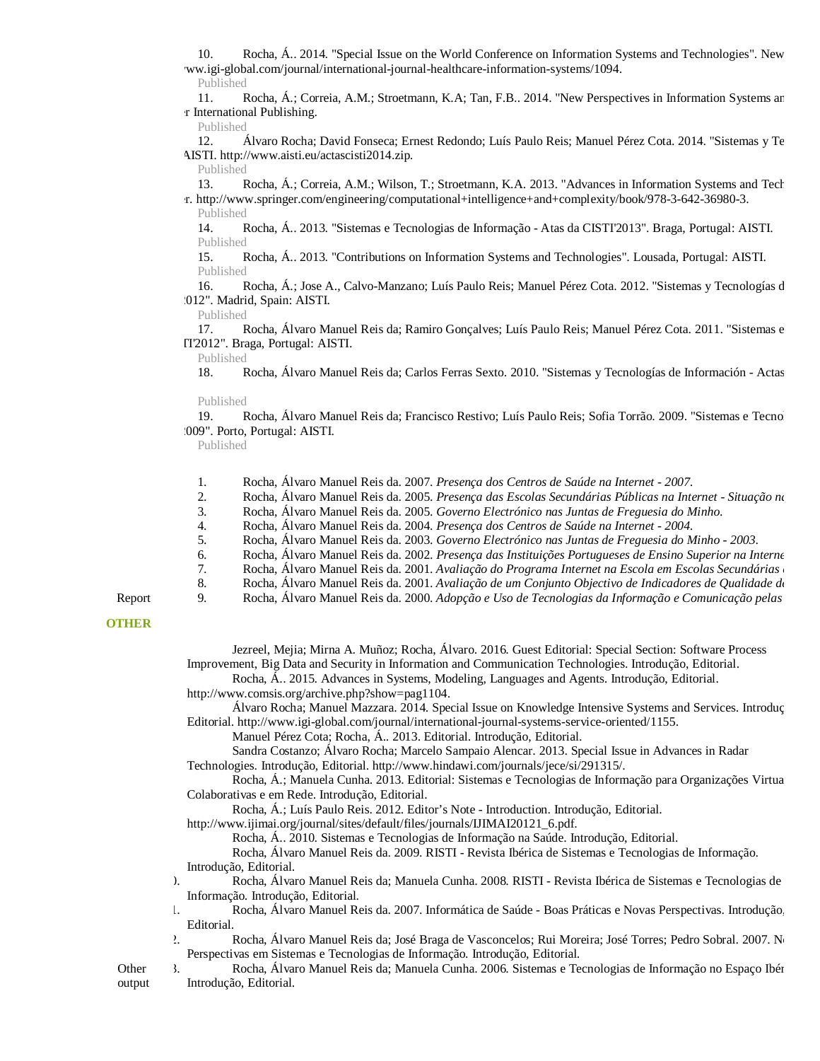10. Rocha, Á.. 2014. "Special Issue on the World Conference on Information Systems and Technologies". New
ww.igi-global.com/journal/international-journal-healthcare-information-systems/1094.
Published

11. Rocha, Á.; Correia, A.M.; Stroetmann, K.A; Tan, F.B.. 2014. "New Perspectives in Information Systems an
r International Publishing.
Published

12. Álvaro Rocha; David Fonseca; Ernest Redondo; Luís Paulo Reis; Manuel Pérez Cota. 2014. "Sistemas y Te
AISTI. http://www.aisti.eu/actascisti2014.zip.
Published

13. Rocha, Á.; Correia, A.M.; Wilson, T.; Stroetmann, K.A. 2013. "Advances in Information Systems and Tech
r. http://www.springer.com/engineering/computational+intelligence+and+complexity/book/978-3-642-36980-3.
Published

14. Rocha, Á.. 2013. "Sistemas e Tecnologias de Informação - Atas da CISTI'2013". Braga, Portugal: AISTI.
Published

15. Rocha, Á.. 2013. "Contributions on Information Systems and Technologies". Lousada, Portugal: AISTI.
Published

16. Rocha, Á.; Jose A., Calvo-Manzano; Luís Paulo Reis; Manuel Pérez Cota. 2012. "Sistemas y Tecnologías d
012". Madrid, Spain: AISTI.
Published

17. Rocha, Álvaro Manuel Reis da; Ramiro Gonçalves; Luís Paulo Reis; Manuel Pérez Cota. 2011. "Sistemas e
TI'2012". Braga, Portugal: AISTI.
Published

18. Rocha, Álvaro Manuel Reis da; Carlos Ferras Sexto. 2010. "Sistemas y Tecnologías de Información - Actas

Published

19. Rocha, Álvaro Manuel Reis da; Francisco Restivo; Luís Paulo Reis; Sofia Torrão. 2009. "Sistemas e Tecno
009". Porto, Portugal: AISTI.
Published

Report

1. Rocha, Álvaro Manuel Reis da. 2007. *Presença dos Centros de Saúde na Internet - 2007.*
2. Rocha, Álvaro Manuel Reis da. 2005. *Presença das Escolas Secundárias Públicas na Internet - Situação n*
3. Rocha, Álvaro Manuel Reis da. 2005. *Governo Electrónico nas Juntas de Freguesia do Minho.*
4. Rocha, Álvaro Manuel Reis da. 2004. *Presença dos Centros de Saúde na Internet - 2004.*
5. Rocha, Álvaro Manuel Reis da. 2003. *Governo Electrónico nas Juntas de Freguesia do Minho - 2003.*
6. Rocha, Álvaro Manuel Reis da. 2002. *Presença das Instituições Portugueses de Ensino Superior na Intern*
7. Rocha, Álvaro Manuel Reis da. 2001. *Avaliação do Programa Internet na Escola em Escolas Secundárias*
8. Rocha, Álvaro Manuel Reis da. 2001. *Avaliação de um Conjunto Objectivo de Indicadores de Qualidade d*
9. Rocha, Álvaro Manuel Reis da. 2000. *Adopção e Uso de Tecnologias da Informação e Comunicação pelas*

## OTHER

Other output

Jezreel, Mejia; Mirna A. Muñoz; Rocha, Álvaro. 2016. Guest Editorial: Special Section: Software Process Improvement, Big Data and Security in Information and Communication Technologies. Introdução, Editorial.

Rocha, Á.. 2015. Advances in Systems, Modeling, Languages and Agents. Introdução, Editorial. http://www.comsis.org/archive.php?show=pag1104.

Álvaro Rocha; Manuel Mazzara. 2014. Special Issue on Knowledge Intensive Systems and Services. Introduç Editorial. http://www.igi-global.com/journal/international-journal-systems-service-oriented/1155.

Manuel Pérez Cota; Rocha, Á.. 2013. Editorial. Introdução, Editorial.

Sandra Costanzo; Álvaro Rocha; Marcelo Sampaio Alencar. 2013. Special Issue in Advances in Radar Technologies. Introdução, Editorial. http://www.hindawi.com/journals/jece/si/291315/.

Rocha, Á.; Manuela Cunha. 2013. Editorial: Sistemas e Tecnologias de Informação para Organizações Virtua Colaborativas e em Rede. Introdução, Editorial.

Rocha, Á.; Luís Paulo Reis. 2012. Editor's Note - Introduction. Introdução, Editorial. http://www.ijimai.org/journal/sites/default/files/journals/IJIMAI20121_6.pdf.

Rocha, Á.. 2010. Sistemas e Tecnologias de Informação na Saúde. Introdução, Editorial.

Rocha, Álvaro Manuel Reis da. 2009. RISTI - Revista Ibérica de Sistemas e Tecnologias de Informação. Introdução, Editorial.

). Rocha, Álvaro Manuel Reis da; Manuela Cunha. 2008. RISTI - Revista Ibérica de Sistemas e Tecnologias de Informação. Introdução, Editorial.

l. Rocha, Álvaro Manuel Reis da. 2007. Informática de Saúde - Boas Práticas e Novas Perspectivas. Introdução, Editorial.

2. Rocha, Álvaro Manuel Reis da; José Braga de Vasconcelos; Rui Moreira; José Torres; Pedro Sobral. 2007. N Perspectivas em Sistemas e Tecnologias de Informação. Introdução, Editorial.

3. Rocha, Álvaro Manuel Reis da; Manuela Cunha. 2006. Sistemas e Tecnologias de Informação no Espaço Ibér Introdução, Editorial.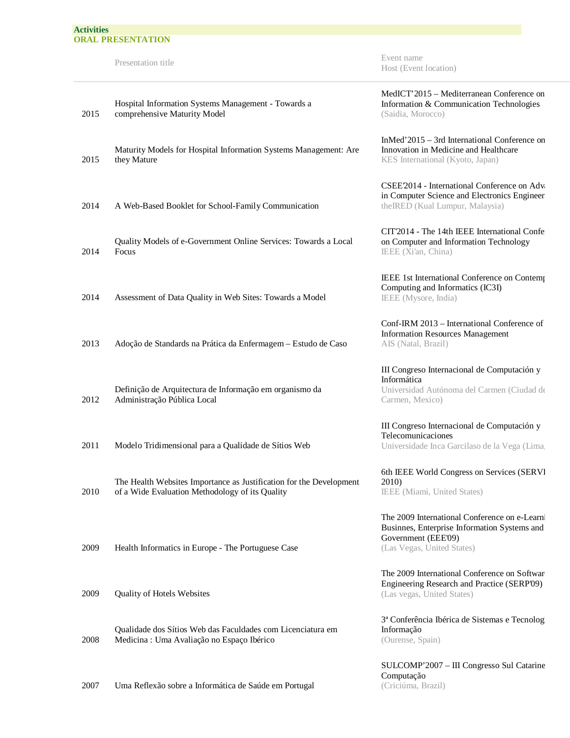## Activities

### ORAL PRESENTATION

| | Presentation title | Event name<br>Host (Event location) |
|---|---|---|
| 2015 | Hospital Information Systems Management - Towards a comprehensive Maturity Model | MedICT'2015 – Mediterranean Conference on Information & Communication Technologies<br>(Saidia, Morocco) |
| 2015 | Maturity Models for Hospital Information Systems Management: Are they Mature | InMed'2015 – 3rd International Conference on Innovation in Medicine and Healthcare<br>KES International (Kyoto, Japan) |
| 2014 | A Web-Based Booklet for School-Family Communication | CSEE'2014 - International Conference on Adva in Computer Science and Electronics Engineer<br>theIRED (Kual Lumpur, Malaysia) |
| 2014 | Quality Models of e-Government Online Services: Towards a Local Focus | CIT'2014 - The 14th IEEE International Confe on Computer and Information Technology<br>IEEE (Xi'an, China) |
| 2014 | Assessment of Data Quality in Web Sites: Towards a Model | IEEE 1st International Conference on Contemp Computing and Informatics (IC3I)<br>IEEE (Mysore, India) |
| 2013 | Adoção de Standards na Prática da Enfermagem – Estudo de Caso | Conf-IRM 2013 – International Conference of Information Resources Management<br>AIS (Natal, Brazil) |
| 2012 | Definição de Arquitectura de Informação em organismo da Administração Pública Local | III Congreso Internacional de Computación y Informática<br>Universidad Autónoma del Carmen (Ciudad de Carmen, Mexico) |
| 2011 | Modelo Tridimensional para a Qualidade de Sítios Web | III Congreso Internacional de Computación y Telecomunicaciones<br>Universidade Inca Garcilaso de la Vega (Lima, |
| 2010 | The Health Websites Importance as Justification for the Development of a Wide Evaluation Methodology of its Quality | 6th IEEE World Congress on Services (SERVI 2010)<br>IEEE (Miami, United States) |
| 2009 | Health Informatics in Europe - The Portuguese Case | The 2009 International Conference on e-Learni Businnes, Enterprise Information Systems and Government (EEE'09)<br>(Las Vegas, United States) |
| 2009 | Quality of Hotels Websites | The 2009 International Conference on Softwar Engineering Research and Practice (SERP'09)<br>(Las vegas, United States) |
| 2008 | Qualidade dos Sítios Web das Faculdades com Licenciatura em Medicina : Uma Avaliação no Espaço Ibérico | 3ª Conferência Ibérica de Sistemas e Tecnolog Informação<br>(Ourense, Spain) |
| 2007 | Uma Reflexão sobre a Informática de Saúde em Portugal | SULCOMP'2007 – III Congresso Sul Catarine Computação<br>(Criciúma, Brazil) |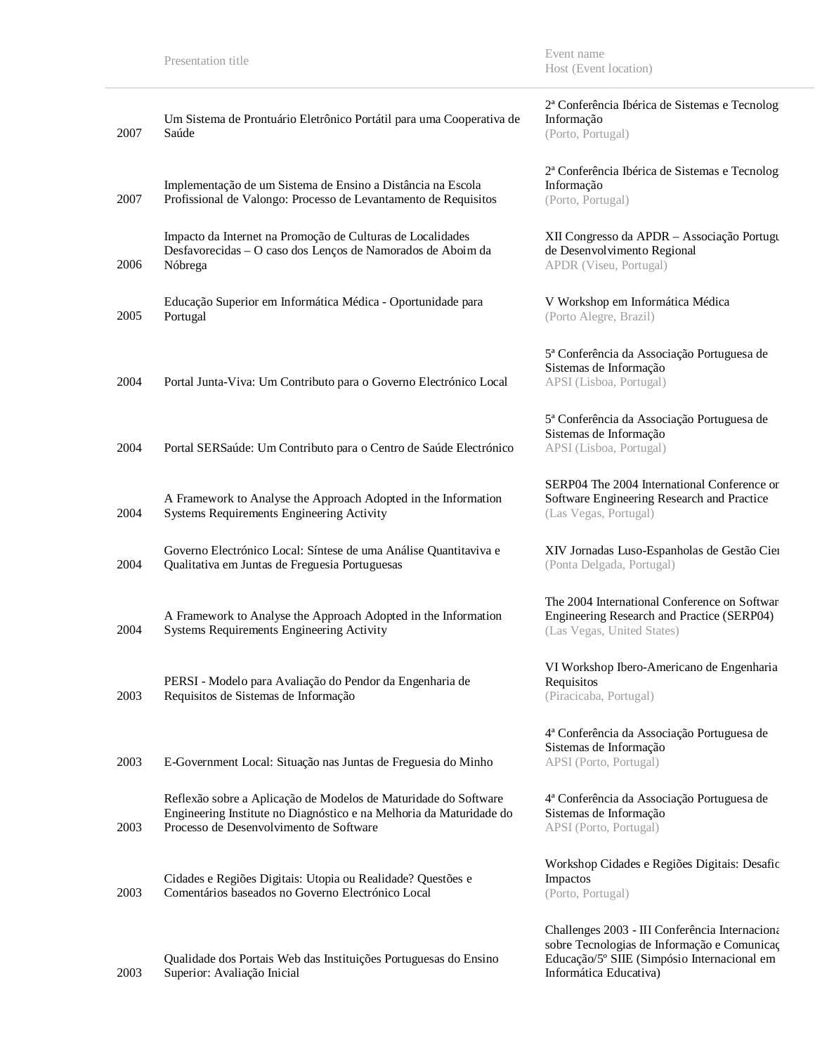| | Presentation title | Event name<br>Host (Event location) |
|---|---|---|
| 2007 | Um Sistema de Prontuário Eletrônico Portátil para uma Cooperativa de Saúde | 2ª Conferência Ibérica de Sistemas e Tecnolog Informação<br>(Porto, Portugal) |
| 2007 | Implementação de um Sistema de Ensino a Distância na Escola Profissional de Valongo: Processo de Levantamento de Requisitos | 2ª Conferência Ibérica de Sistemas e Tecnolog Informação<br>(Porto, Portugal) |
| 2006 | Impacto da Internet na Promoção de Culturas de Localidades Desfavorecidas – O caso dos Lenços de Namorados de Aboim da Nóbrega | XII Congresso da APDR – Associação Portugu de Desenvolvimento Regional<br>APDR (Viseu, Portugal) |
| 2005 | Educação Superior em Informática Médica - Oportunidade para Portugal | V Workshop em Informática Médica<br>(Porto Alegre, Brazil) |
| 2004 | Portal Junta-Viva: Um Contributo para o Governo Electrónico Local | 5ª Conferência da Associação Portuguesa de Sistemas de Informação<br>APSI (Lisboa, Portugal) |
| 2004 | Portal SERSaúde: Um Contributo para o Centro de Saúde Electrónico | 5ª Conferência da Associação Portuguesa de Sistemas de Informação<br>APSI (Lisboa, Portugal) |
| 2004 | A Framework to Analyse the Approach Adopted in the Information Systems Requirements Engineering Activity | SERP04 The 2004 International Conference or Software Engineering Research and Practice<br>(Las Vegas, Portugal) |
| 2004 | Governo Electrónico Local: Síntese de uma Análise Quantitaviva e Qualitativa em Juntas de Freguesia Portuguesas | XIV Jornadas Luso-Espanholas de Gestão Cien<br>(Ponta Delgada, Portugal) |
| 2004 | A Framework to Analyse the Approach Adopted in the Information Systems Requirements Engineering Activity | The 2004 International Conference on Softwar Engineering Research and Practice (SERP04)<br>(Las Vegas, United States) |
| 2003 | PERSI - Modelo para Avaliação do Pendor da Engenharia de Requisitos de Sistemas de Informação | VI Workshop Ibero-Americano de Engenharia Requisitos<br>(Piracicaba, Portugal) |
| 2003 | E-Government Local: Situação nas Juntas de Freguesia do Minho | 4ª Conferência da Associação Portuguesa de Sistemas de Informação<br>APSI (Porto, Portugal) |
| 2003 | Reflexão sobre a Aplicação de Modelos de Maturidade do Software Engineering Institute no Diagnóstico e na Melhoria da Maturidade do Processo de Desenvolvimento de Software | 4ª Conferência da Associação Portuguesa de Sistemas de Informação<br>APSI (Porto, Portugal) |
| 2003 | Cidades e Regiões Digitais: Utopia ou Realidade? Questões e Comentários baseados no Governo Electrónico Local | Workshop Cidades e Regiões Digitais: Desafic Impactos<br>(Porto, Portugal) |
| 2003 | Qualidade dos Portais Web das Instituições Portuguesas do Ensino Superior: Avaliação Inicial | Challenges 2003 - III Conferência Internaciona sobre Tecnologias de Informação e Comunicaç Educação/5º SIIE (Simpósio Internacional em Informática Educativa) |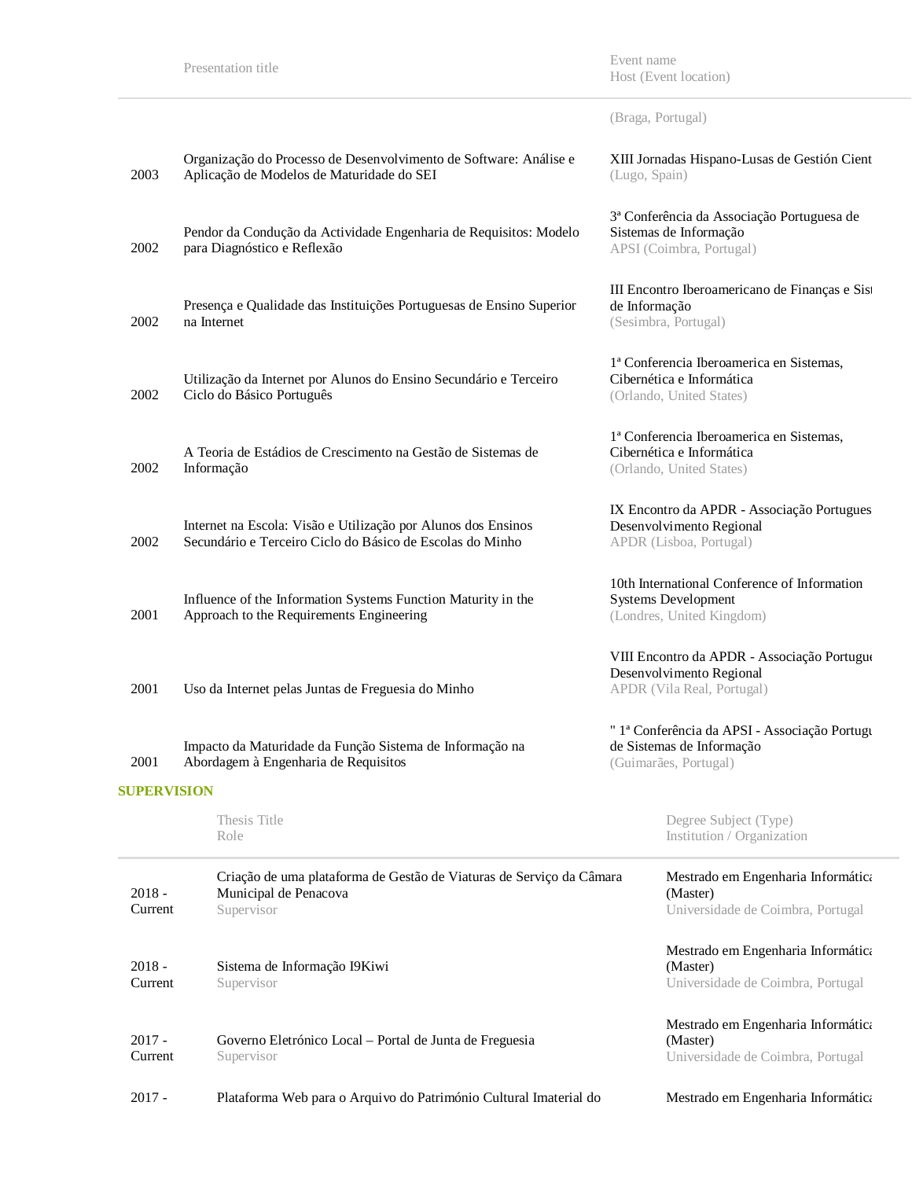| | Presentation title | Event name<br>Host (Event location) |
|---|---|---|
| | | (Braga, Portugal) |
| 2003 | Organização do Processo de Desenvolvimento de Software: Análise e Aplicação de Modelos de Maturidade do SEI | XIII Jornadas Hispano-Lusas de Gestión Cient<br>(Lugo, Spain) |
| 2002 | Pendor da Condução da Actividade Engenharia de Requisitos: Modelo para Diagnóstico e Reflexão | 3ª Conferência da Associação Portuguesa de Sistemas de Informação<br>APSI (Coimbra, Portugal) |
| 2002 | Presença e Qualidade das Instituições Portuguesas de Ensino Superior na Internet | III Encontro Iberoamericano de Finanças e Sist de Informação<br>(Sesimbra, Portugal) |
| 2002 | Utilização da Internet por Alunos do Ensino Secundário e Terceiro Ciclo do Básico Português | 1ª Conferencia Iberoamerica en Sistemas, Cibernética e Informática<br>(Orlando, United States) |
| 2002 | A Teoria de Estádios de Crescimento na Gestão de Sistemas de Informação | 1ª Conferencia Iberoamerica en Sistemas, Cibernética e Informática<br>(Orlando, United States) |
| 2002 | Internet na Escola: Visão e Utilização por Alunos dos Ensinos Secundário e Terceiro Ciclo do Básico de Escolas do Minho | IX Encontro da APDR - Associação Portugues Desenvolvimento Regional<br>APDR (Lisboa, Portugal) |
| 2001 | Influence of the Information Systems Function Maturity in the Approach to the Requirements Engineering | 10th International Conference of Information Systems Development<br>(Londres, United Kingdom) |
| 2001 | Uso da Internet pelas Juntas de Freguesia do Minho | VIII Encontro da APDR - Associação Portugue Desenvolvimento Regional<br>APDR (Vila Real, Portugal) |
| 2001 | Impacto da Maturidade da Função Sistema de Informação na Abordagem à Engenharia de Requisitos | " 1ª Conferência da APSI - Associação Portugu de Sistemas de Informação<br>(Guimarães, Portugal) |

## SUPERVISION

| | Thesis Title<br>Role | Degree Subject (Type)<br>Institution / Organization |
|---|---|---|
| 2018 - Current | Criação de uma plataforma de Gestão de Viaturas de Serviço da Câmara Municipal de Penacova<br>Supervisor | Mestrado em Engenharia Informática (Master)<br>Universidade de Coimbra, Portugal |
| 2018 - Current | Sistema de Informação I9Kiwi<br>Supervisor | Mestrado em Engenharia Informática (Master)<br>Universidade de Coimbra, Portugal |
| 2017 - Current | Governo Eletrónico Local – Portal de Junta de Freguesia<br>Supervisor | Mestrado em Engenharia Informática (Master)<br>Universidade de Coimbra, Portugal |
| 2017 - | Plataforma Web para o Arquivo do Património Cultural Imaterial do | Mestrado em Engenharia Informática |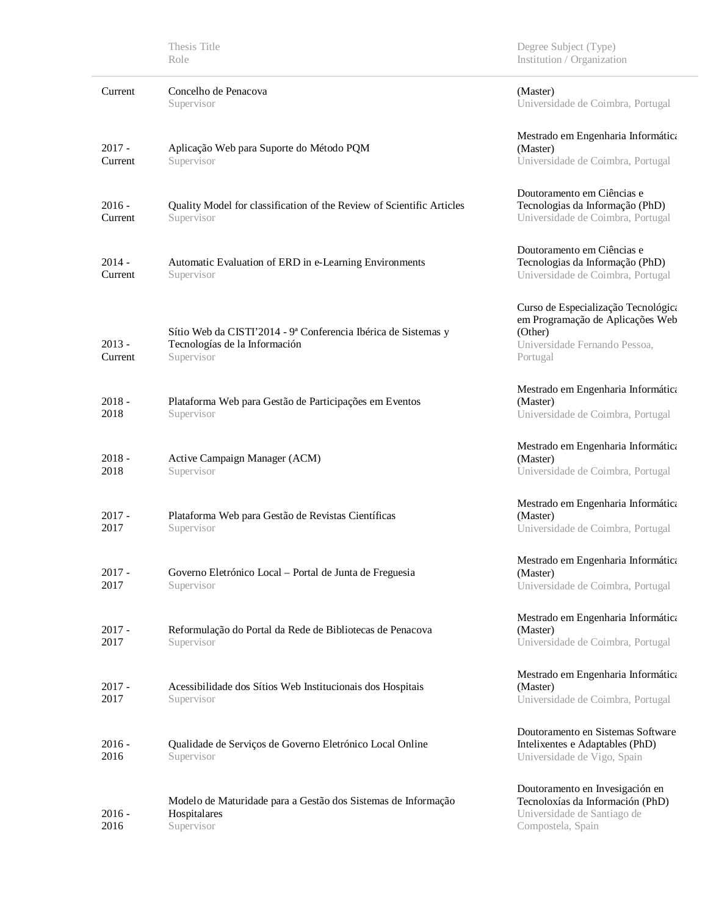| | Thesis Title<br>Role | Degree Subject (Type)<br>Institution / Organization |
|---|---|---|
| Current | Concelho de Penacova<br>Supervisor | (Master)<br>Universidade de Coimbra, Portugal |
| 2017 - Current | Aplicação Web para Suporte do Método PQM<br>Supervisor | Mestrado em Engenharia Informática (Master)<br>Universidade de Coimbra, Portugal |
| 2016 - Current | Quality Model for classification of the Review of Scientific Articles<br>Supervisor | Doutoramento em Ciências e Tecnologias da Informação (PhD)<br>Universidade de Coimbra, Portugal |
| 2014 - Current | Automatic Evaluation of ERD in e-Learning Environments<br>Supervisor | Doutoramento em Ciências e Tecnologias da Informação (PhD)<br>Universidade de Coimbra, Portugal |
| 2013 - Current | Sítio Web da CISTI'2014 - 9ª Conferencia Ibérica de Sistemas y Tecnologías de la Información<br>Supervisor | Curso de Especialização Tecnológica em Programação de Aplicações Web (Other)<br>Universidade Fernando Pessoa, Portugal |
| 2018 - 2018 | Plataforma Web para Gestão de Participações em Eventos<br>Supervisor | Mestrado em Engenharia Informática (Master)<br>Universidade de Coimbra, Portugal |
| 2018 - 2018 | Active Campaign Manager (ACM)<br>Supervisor | Mestrado em Engenharia Informática (Master)<br>Universidade de Coimbra, Portugal |
| 2017 - 2017 | Plataforma Web para Gestão de Revistas Científicas<br>Supervisor | Mestrado em Engenharia Informática (Master)<br>Universidade de Coimbra, Portugal |
| 2017 - 2017 | Governo Eletrónico Local – Portal de Junta de Freguesia<br>Supervisor | Mestrado em Engenharia Informática (Master)<br>Universidade de Coimbra, Portugal |
| 2017 - 2017 | Reformulação do Portal da Rede de Bibliotecas de Penacova<br>Supervisor | Mestrado em Engenharia Informática (Master)<br>Universidade de Coimbra, Portugal |
| 2017 - 2017 | Acessibilidade dos Sítios Web Institucionais dos Hospitais<br>Supervisor | Mestrado em Engenharia Informática (Master)<br>Universidade de Coimbra, Portugal |
| 2016 - 2016 | Qualidade de Serviços de Governo Eletrónico Local Online<br>Supervisor | Doutoramento en Sistemas Software Intelixentes e Adaptables (PhD)<br>Universidade de Vigo, Spain |
| 2016 - 2016 | Modelo de Maturidade para a Gestão dos Sistemas de Informação Hospitalares<br>Supervisor | Doutoramento en Invesigación en Tecnoloxías da Información (PhD)<br>Universidade de Santiago de Compostela, Spain |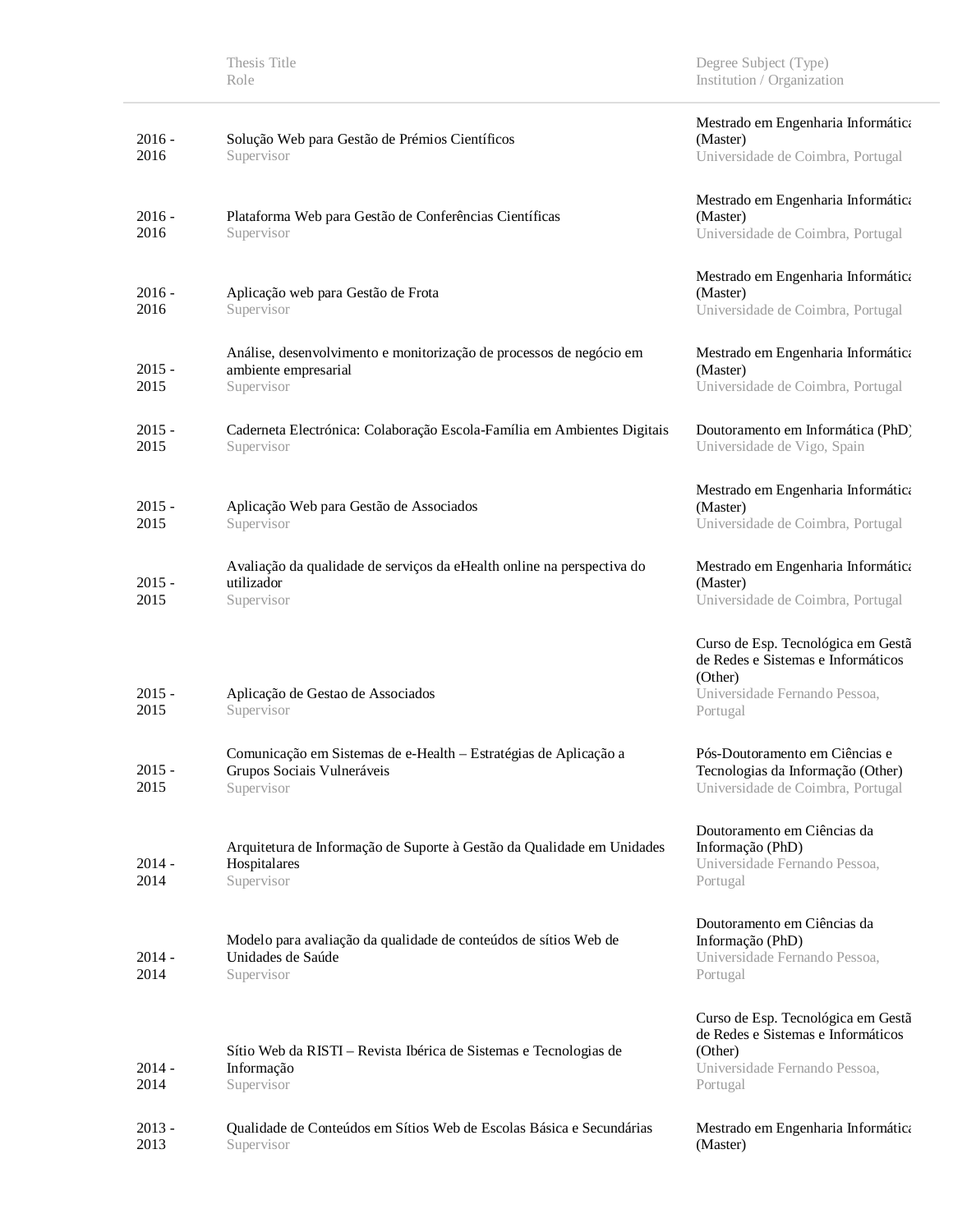| | Thesis Title<br>Role | Degree Subject (Type)<br>Institution / Organization |
|---|---|---|
| 2016 - 2016 | Solução Web para Gestão de Prémios Científicos<br>Supervisor | Mestrado em Engenharia Informática (Master)<br>Universidade de Coimbra, Portugal |
| 2016 - 2016 | Plataforma Web para Gestão de Conferências Científicas<br>Supervisor | Mestrado em Engenharia Informática (Master)<br>Universidade de Coimbra, Portugal |
| 2016 - 2016 | Aplicação web para Gestão de Frota<br>Supervisor | Mestrado em Engenharia Informática (Master)<br>Universidade de Coimbra, Portugal |
| 2015 - 2015 | Análise, desenvolvimento e monitorização de processos de negócio em ambiente empresarial<br>Supervisor | Mestrado em Engenharia Informática (Master)<br>Universidade de Coimbra, Portugal |
| 2015 - 2015 | Caderneta Electrónica: Colaboração Escola-Família em Ambientes Digitais<br>Supervisor | Doutoramento em Informática (PhD)<br>Universidade de Vigo, Spain |
| 2015 - 2015 | Aplicação Web para Gestão de Associados<br>Supervisor | Mestrado em Engenharia Informática (Master)<br>Universidade de Coimbra, Portugal |
| 2015 - 2015 | Avaliação da qualidade de serviços da eHealth online na perspectiva do utilizador<br>Supervisor | Mestrado em Engenharia Informática (Master)<br>Universidade de Coimbra, Portugal |
| 2015 - 2015 | Aplicação de Gestao de Associados<br>Supervisor | Curso de Esp. Tecnológica em Gestão de Redes e Sistemas e Informáticos (Other)<br>Universidade Fernando Pessoa, Portugal |
| 2015 - 2015 | Comunicação em Sistemas de e-Health – Estratégias de Aplicação a Grupos Sociais Vulneráveis<br>Supervisor | Pós-Doutoramento em Ciências e Tecnologias da Informação (Other)<br>Universidade de Coimbra, Portugal |
| 2014 - 2014 | Arquitetura de Informação de Suporte à Gestão da Qualidade em Unidades Hospitalares<br>Supervisor | Doutoramento em Ciências da Informação (PhD)<br>Universidade Fernando Pessoa, Portugal |
| 2014 - 2014 | Modelo para avaliação da qualidade de conteúdos de sítios Web de Unidades de Saúde<br>Supervisor | Doutoramento em Ciências da Informação (PhD)<br>Universidade Fernando Pessoa, Portugal |
| 2014 - 2014 | Sítio Web da RISTI – Revista Ibérica de Sistemas e Tecnologias de Informação<br>Supervisor | Curso de Esp. Tecnológica em Gestão de Redes e Sistemas e Informáticos (Other)<br>Universidade Fernando Pessoa, Portugal |
| 2013 - 2013 | Qualidade de Conteúdos em Sítios Web de Escolas Básica e Secundárias<br>Supervisor | Mestrado em Engenharia Informática (Master) |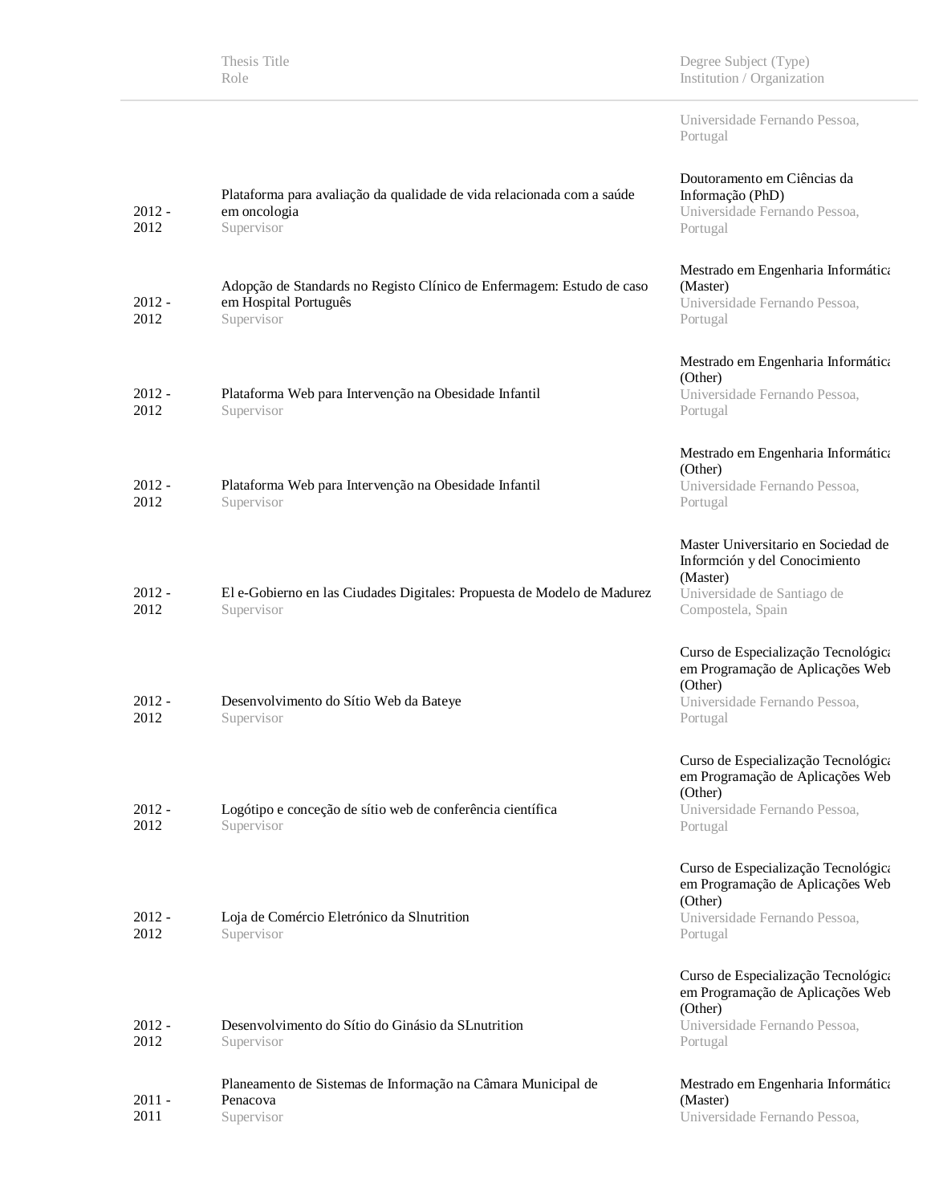| | Thesis Title<br>Role | Degree Subject (Type)<br>Institution / Organization |
|---|---|---|
| | | Universidade Fernando Pessoa, Portugal |
| 2012 - 2012 | Plataforma para avaliação da qualidade de vida relacionada com a saúde em oncologia<br>Supervisor | Doutoramento em Ciências da Informação (PhD)<br>Universidade Fernando Pessoa, Portugal |
| 2012 - 2012 | Adopção de Standards no Registo Clínico de Enfermagem: Estudo de caso em Hospital Português<br>Supervisor | Mestrado em Engenharia Informática (Master)<br>Universidade Fernando Pessoa, Portugal |
| 2012 - 2012 | Plataforma Web para Intervenção na Obesidade Infantil<br>Supervisor | Mestrado em Engenharia Informática (Other)<br>Universidade Fernando Pessoa, Portugal |
| 2012 - 2012 | Plataforma Web para Intervenção na Obesidade Infantil<br>Supervisor | Mestrado em Engenharia Informática (Other)<br>Universidade Fernando Pessoa, Portugal |
| 2012 - 2012 | El e-Gobierno en las Ciudades Digitales: Propuesta de Modelo de Madurez<br>Supervisor | Master Universitario en Sociedad de Informción y del Conocimiento (Master)<br>Universidade de Santiago de Compostela, Spain |
| 2012 - 2012 | Desenvolvimento do Sítio Web da Bateye<br>Supervisor | Curso de Especialização Tecnológica em Programação de Aplicações Web (Other)<br>Universidade Fernando Pessoa, Portugal |
| 2012 - 2012 | Logótipo e conceção de sítio web de conferência científica<br>Supervisor | Curso de Especialização Tecnológica em Programação de Aplicações Web (Other)<br>Universidade Fernando Pessoa, Portugal |
| 2012 - 2012 | Loja de Comércio Eletrónico da Slnutrition<br>Supervisor | Curso de Especialização Tecnológica em Programação de Aplicações Web (Other)<br>Universidade Fernando Pessoa, Portugal |
| 2012 - 2012 | Desenvolvimento do Sítio do Ginásio da SLnutrition<br>Supervisor | Curso de Especialização Tecnológica em Programação de Aplicações Web (Other)<br>Universidade Fernando Pessoa, Portugal |
| 2011 - 2011 | Planeamento de Sistemas de Informação na Câmara Municipal de Penacova<br>Supervisor | Mestrado em Engenharia Informática (Master)<br>Universidade Fernando Pessoa, |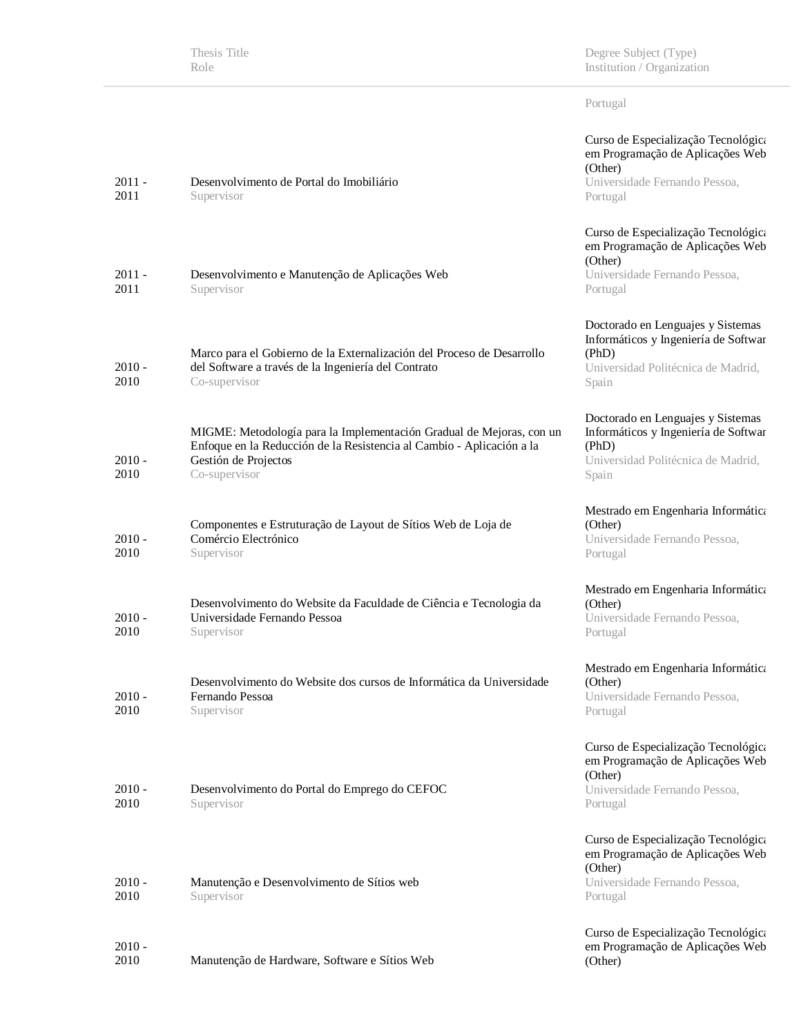| | Thesis Title<br>Role | Degree Subject (Type)<br>Institution / Organization |
|---|---|---|
| | | Portugal |
| 2011 - 2011 | Desenvolvimento de Portal do Imobiliário<br>Supervisor | Curso de Especialização Tecnológica em Programação de Aplicações Web (Other)<br>Universidade Fernando Pessoa, Portugal |
| 2011 - 2011 | Desenvolvimento e Manutenção de Aplicações Web<br>Supervisor | Curso de Especialização Tecnológica em Programação de Aplicações Web (Other)<br>Universidade Fernando Pessoa, Portugal |
| 2010 - 2010 | Marco para el Gobierno de la Externalización del Proceso de Desarrollo del Software a través de la Ingeniería del Contrato<br>Co-supervisor | Doctorado en Lenguajes y Sistemas Informáticos y Ingeniería de Software (PhD)<br>Universidad Politécnica de Madrid, Spain |
| 2010 - 2010 | MIGME: Metodología para la Implementación Gradual de Mejoras, con un Enfoque en la Reducción de la Resistencia al Cambio - Aplicación a la Gestión de Projectos<br>Co-supervisor | Doctorado en Lenguajes y Sistemas Informáticos y Ingeniería de Software (PhD)<br>Universidad Politécnica de Madrid, Spain |
| 2010 - 2010 | Componentes e Estruturação de Layout de Sítios Web de Loja de Comércio Electrónico<br>Supervisor | Mestrado em Engenharia Informática (Other)<br>Universidade Fernando Pessoa, Portugal |
| 2010 - 2010 | Desenvolvimento do Website da Faculdade de Ciência e Tecnologia da Universidade Fernando Pessoa<br>Supervisor | Mestrado em Engenharia Informática (Other)<br>Universidade Fernando Pessoa, Portugal |
| 2010 - 2010 | Desenvolvimento do Website dos cursos de Informática da Universidade Fernando Pessoa<br>Supervisor | Mestrado em Engenharia Informática (Other)<br>Universidade Fernando Pessoa, Portugal |
| 2010 - 2010 | Desenvolvimento do Portal do Emprego do CEFOC<br>Supervisor | Curso de Especialização Tecnológica em Programação de Aplicações Web (Other)<br>Universidade Fernando Pessoa, Portugal |
| 2010 - 2010 | Manutenção e Desenvolvimento de Sítios web<br>Supervisor | Curso de Especialização Tecnológica em Programação de Aplicações Web (Other)<br>Universidade Fernando Pessoa, Portugal |
| 2010 - 2010 | Manutenção de Hardware, Software e Sítios Web | Curso de Especialização Tecnológica em Programação de Aplicações Web (Other) |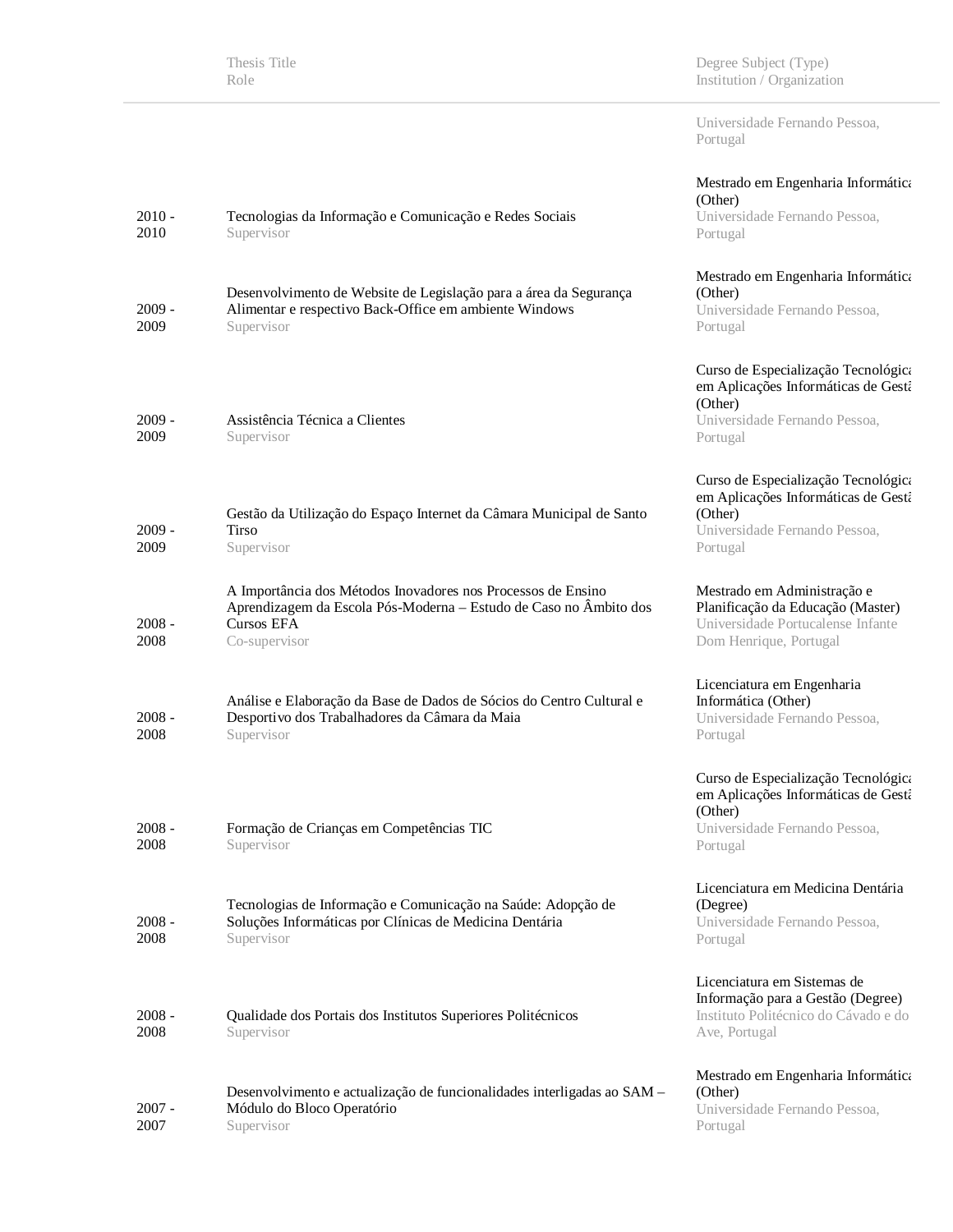| | Thesis Title<br>Role | Degree Subject (Type)<br>Institution / Organization |
|---|---|---|
| | | Universidade Fernando Pessoa, Portugal |
| 2010 - 2010 | Tecnologias da Informação e Comunicação e Redes Sociais<br>Supervisor | Mestrado em Engenharia Informática (Other)<br>Universidade Fernando Pessoa, Portugal |
| 2009 - 2009 | Desenvolvimento de Website de Legislação para a área da Segurança Alimentar e respectivo Back-Office em ambiente Windows<br>Supervisor | Mestrado em Engenharia Informática (Other)<br>Universidade Fernando Pessoa, Portugal |
| 2009 - 2009 | Assistência Técnica a Clientes<br>Supervisor | Curso de Especialização Tecnológica em Aplicações Informáticas de Gestã (Other)<br>Universidade Fernando Pessoa, Portugal |
| 2009 - 2009 | Gestão da Utilização do Espaço Internet da Câmara Municipal de Santo Tirso<br>Supervisor | Curso de Especialização Tecnológica em Aplicações Informáticas de Gestã (Other)<br>Universidade Fernando Pessoa, Portugal |
| 2008 - 2008 | A Importância dos Métodos Inovadores nos Processos de Ensino Aprendizagem da Escola Pós-Moderna – Estudo de Caso no Âmbito dos Cursos EFA<br>Co-supervisor | Mestrado em Administração e Planificação da Educação (Master)<br>Universidade Portucalense Infante Dom Henrique, Portugal |
| 2008 - 2008 | Análise e Elaboração da Base de Dados de Sócios do Centro Cultural e Desportivo dos Trabalhadores da Câmara da Maia<br>Supervisor | Licenciatura em Engenharia Informática (Other)<br>Universidade Fernando Pessoa, Portugal |
| 2008 - 2008 | Formação de Crianças em Competências TIC<br>Supervisor | Curso de Especialização Tecnológica em Aplicações Informáticas de Gestã (Other)<br>Universidade Fernando Pessoa, Portugal |
| 2008 - 2008 | Tecnologias de Informação e Comunicação na Saúde: Adopção de Soluções Informáticas por Clínicas de Medicina Dentária<br>Supervisor | Licenciatura em Medicina Dentária (Degree)<br>Universidade Fernando Pessoa, Portugal |
| 2008 - 2008 | Qualidade dos Portais dos Institutos Superiores Politécnicos<br>Supervisor | Licenciatura em Sistemas de Informação para a Gestão (Degree)<br>Instituto Politécnico do Cávado e do Ave, Portugal |
| 2007 - 2007 | Desenvolvimento e actualização de funcionalidades interligadas ao SAM – Módulo do Bloco Operatório<br>Supervisor | Mestrado em Engenharia Informática (Other)<br>Universidade Fernando Pessoa, Portugal |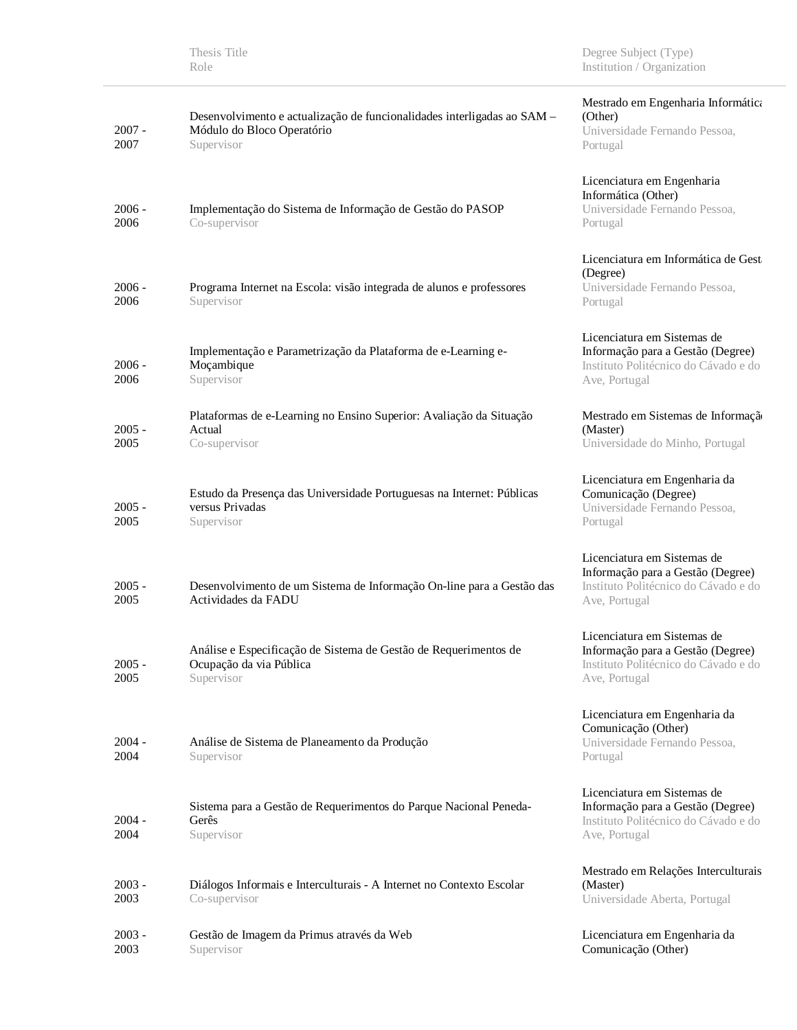| | Thesis Title<br>Role | Degree Subject (Type)<br>Institution / Organization |
|---|---|---|
| 2007 - 2007 | Desenvolvimento e actualização de funcionalidades interligadas ao SAM – Módulo do Bloco Operatório<br>Supervisor | Mestrado em Engenharia Informática (Other)<br>Universidade Fernando Pessoa, Portugal |
| 2006 - 2006 | Implementação do Sistema de Informação de Gestão do PASOP<br>Co-supervisor | Licenciatura em Engenharia Informática (Other)<br>Universidade Fernando Pessoa, Portugal |
| 2006 - 2006 | Programa Internet na Escola: visão integrada de alunos e professores<br>Supervisor | Licenciatura em Informática de Gest (Degree)<br>Universidade Fernando Pessoa, Portugal |
| 2006 - 2006 | Implementação e Parametrização da Plataforma de e-Learning e-Moçambique<br>Supervisor | Licenciatura em Sistemas de Informação para a Gestão (Degree)<br>Instituto Politécnico do Cávado e do Ave, Portugal |
| 2005 - 2005 | Plataformas de e-Learning no Ensino Superior: Avaliação da Situação Actual<br>Co-supervisor | Mestrado em Sistemas de Informaçã (Master)<br>Universidade do Minho, Portugal |
| 2005 - 2005 | Estudo da Presença das Universidade Portuguesas na Internet: Públicas versus Privadas<br>Supervisor | Licenciatura em Engenharia da Comunicação (Degree)<br>Universidade Fernando Pessoa, Portugal |
| 2005 - 2005 | Desenvolvimento de um Sistema de Informação On-line para a Gestão das Actividades da FADU | Licenciatura em Sistemas de Informação para a Gestão (Degree)<br>Instituto Politécnico do Cávado e do Ave, Portugal |
| 2005 - 2005 | Análise e Especificação de Sistema de Gestão de Requerimentos de Ocupação da via Pública<br>Supervisor | Licenciatura em Sistemas de Informação para a Gestão (Degree)<br>Instituto Politécnico do Cávado e do Ave, Portugal |
| 2004 - 2004 | Análise de Sistema de Planeamento da Produção<br>Supervisor | Licenciatura em Engenharia da Comunicação (Other)<br>Universidade Fernando Pessoa, Portugal |
| 2004 - 2004 | Sistema para a Gestão de Requerimentos do Parque Nacional Peneda-Gerês<br>Supervisor | Licenciatura em Sistemas de Informação para a Gestão (Degree)<br>Instituto Politécnico do Cávado e do Ave, Portugal |
| 2003 - 2003 | Diálogos Informais e Interculturais - A Internet no Contexto Escolar<br>Co-supervisor | Mestrado em Relações Interculturais (Master)<br>Universidade Aberta, Portugal |
| 2003 - 2003 | Gestão de Imagem da Primus através da Web<br>Supervisor | Licenciatura em Engenharia da Comunicação (Other) |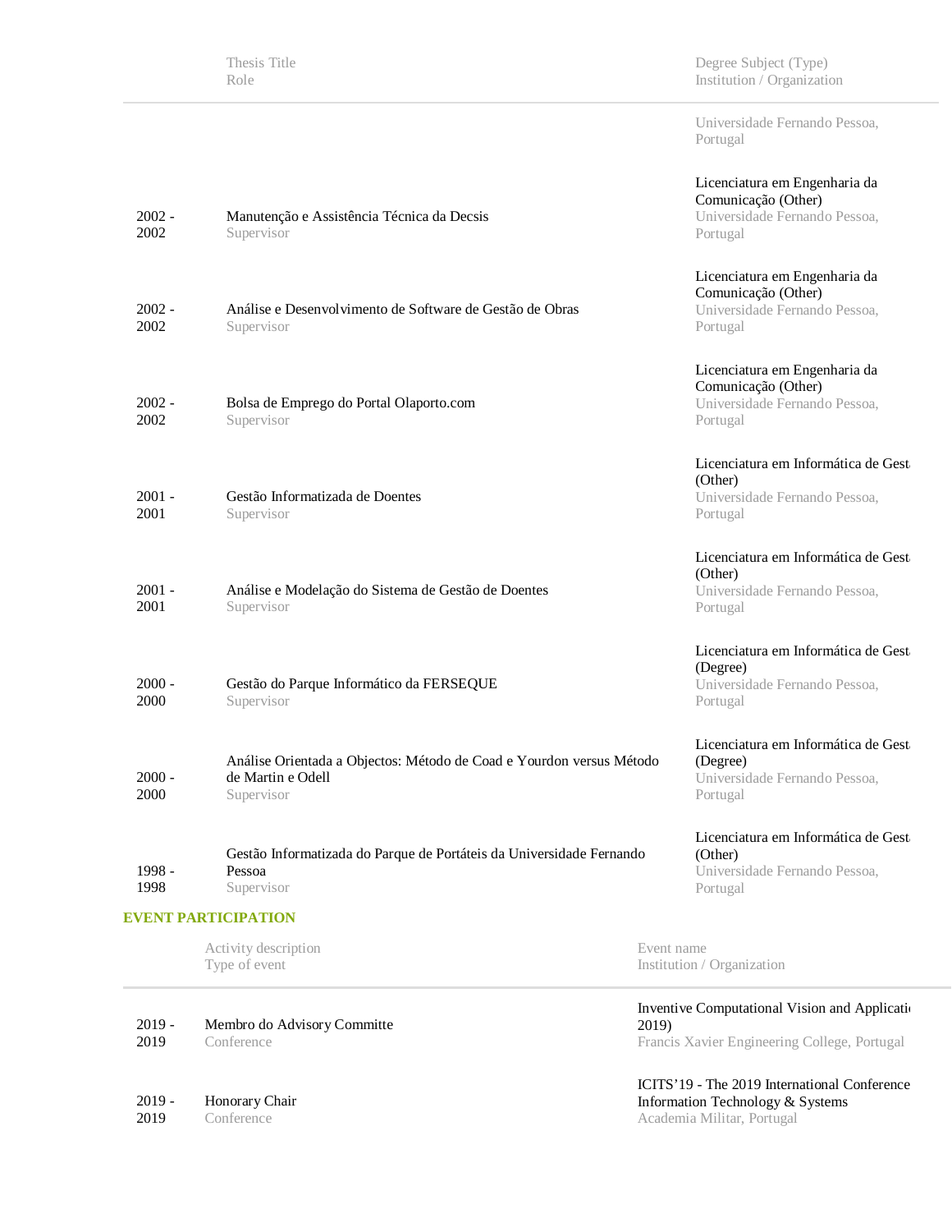| | Thesis Title<br>Role | Degree Subject (Type)<br>Institution / Organization |
|---|---|---|
| | | Universidade Fernando Pessoa, Portugal |
| 2002 - 2002 | Manutenção e Assistência Técnica da Decsis<br>Supervisor | Licenciatura em Engenharia da Comunicação (Other)<br>Universidade Fernando Pessoa, Portugal |
| 2002 - 2002 | Análise e Desenvolvimento de Software de Gestão de Obras<br>Supervisor | Licenciatura em Engenharia da Comunicação (Other)<br>Universidade Fernando Pessoa, Portugal |
| 2002 - 2002 | Bolsa de Emprego do Portal Olaporto.com<br>Supervisor | Licenciatura em Engenharia da Comunicação (Other)<br>Universidade Fernando Pessoa, Portugal |
| 2001 - 2001 | Gestão Informatizada de Doentes<br>Supervisor | Licenciatura em Informática de Gest (Other)<br>Universidade Fernando Pessoa, Portugal |
| 2001 - 2001 | Análise e Modelação do Sistema de Gestão de Doentes<br>Supervisor | Licenciatura em Informática de Gest (Other)<br>Universidade Fernando Pessoa, Portugal |
| 2000 - 2000 | Gestão do Parque Informático da FERSEQUE<br>Supervisor | Licenciatura em Informática de Gest (Degree)<br>Universidade Fernando Pessoa, Portugal |
| 2000 - 2000 | Análise Orientada a Objectos: Método de Coad e Yourdon versus Método de Martin e Odell<br>Supervisor | Licenciatura em Informática de Gest (Degree)<br>Universidade Fernando Pessoa, Portugal |
| 1998 - 1998 | Gestão Informatizada do Parque de Portáteis da Universidade Fernando Pessoa<br>Supervisor | Licenciatura em Informática de Gest (Other)<br>Universidade Fernando Pessoa, Portugal |

## EVENT PARTICIPATION

| | Activity description<br>Type of event | Event name<br>Institution / Organization |
|---|---|---|
| 2019 - 2019 | Membro do Advisory Committe<br>Conference | Inventive Computational Vision and Applicati 2019)<br>Francis Xavier Engineering College, Portugal |
| 2019 - 2019 | Honorary Chair<br>Conference | ICITS'19 - The 2019 International Conference Information Technology & Systems<br>Academia Militar, Portugal |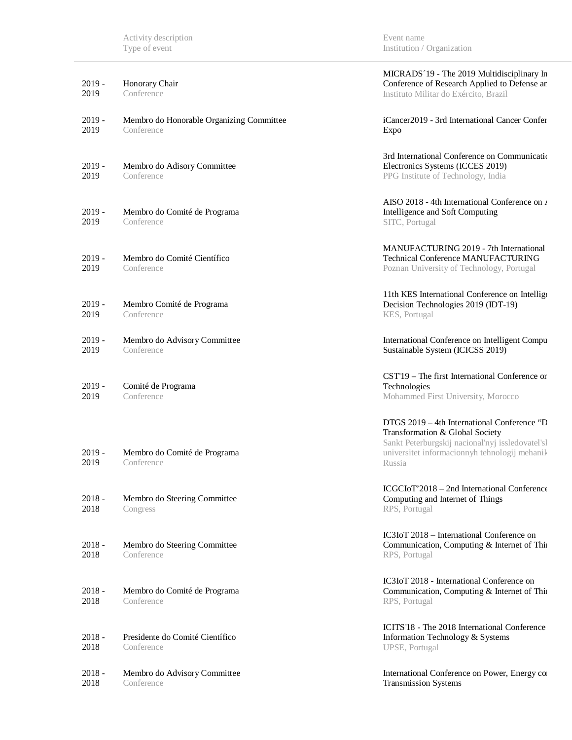| | Activity description<br>Type of event | Event name<br>Institution / Organization |
|---|---|---|
| 2019 - 2019 | Honorary Chair<br>Conference | MICRADS´19 - The 2019 Multidisciplinary In Conference of Research Applied to Defense ar<br>Instituto Militar do Exército, Brazil |
| 2019 - 2019 | Membro do Honorable Organizing Committee<br>Conference | iCancer2019 - 3rd International Cancer Confer Expo |
| 2019 - 2019 | Membro do Adisory Committee<br>Conference | 3rd International Conference on Communicatio Electronics Systems (ICCES 2019)<br>PPG Institute of Technology, India |
| 2019 - 2019 | Membro do Comité de Programa<br>Conference | AISO 2018 - 4th International Conference on A Intelligence and Soft Computing<br>SITC, Portugal |
| 2019 - 2019 | Membro do Comité Científico<br>Conference | MANUFACTURING 2019 - 7th International Technical Conference MANUFACTURING<br>Poznan University of Technology, Portugal |
| 2019 - 2019 | Membro Comité de Programa<br>Conference | 11th KES International Conference on Intellig Decision Technologies 2019 (IDT-19)<br>KES, Portugal |
| 2019 - 2019 | Membro do Advisory Committee<br>Conference | International Conference on Intelligent Compu Sustainable System (ICICSS 2019) |
| 2019 - 2019 | Comité de Programa<br>Conference | CST'19 – The first International Conference or Technologies<br>Mohammed First University, Morocco |
| 2019 - 2019 | Membro do Comité de Programa<br>Conference | DTGS 2019 – 4th International Conference "D Transformation & Global Society<br>Sankt Peterburgskij nacional'nyj issledovatel'sk universitet informacionnyh tehnologij mehanik Russia |
| 2018 - 2018 | Membro do Steering Committee<br>Congress | ICGCIoT'2018 – 2nd International Conference Computing and Internet of Things<br>RPS, Portugal |
| 2018 - 2018 | Membro do Steering Committee<br>Conference | IC3IoT 2018 – International Conference on Communication, Computing & Internet of Thi<br>RPS, Portugal |
| 2018 - 2018 | Membro do Comité de Programa<br>Conference | IC3IoT 2018 - International Conference on Communication, Computing & Internet of Thi<br>RPS, Portugal |
| 2018 - 2018 | Presidente do Comité Científico<br>Conference | ICITS'18 - The 2018 International Conference Information Technology & Systems<br>UPSE, Portugal |
| 2018 - 2018 | Membro do Advisory Committee<br>Conference | International Conference on Power, Energy co Transmission Systems |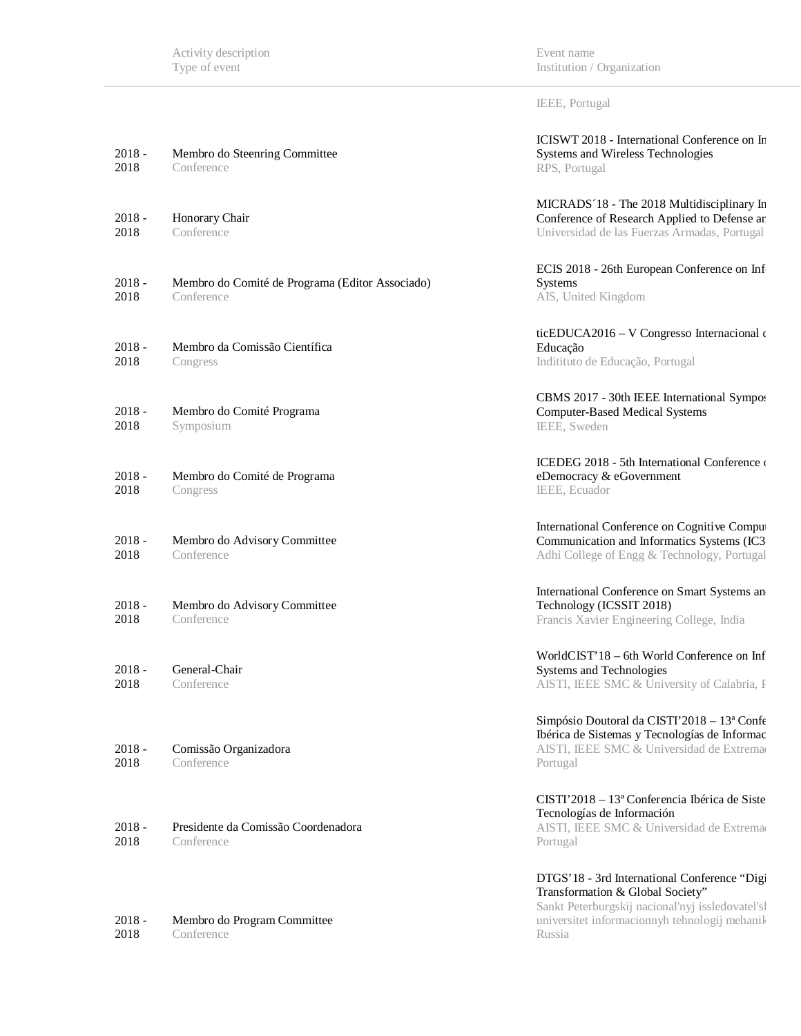| | Activity description<br>Type of event | Event name<br>Institution / Organization |
|---|---|---|
| | | IEEE, Portugal |
| 2018 - 2018 | Membro do Steenring Committee<br>Conference | ICISWT 2018 - International Conference on In Systems and Wireless Technologies<br>RPS, Portugal |
| 2018 - 2018 | Honorary Chair<br>Conference | MICRADS´18 - The 2018 Multidisciplinary In Conference of Research Applied to Defense ar<br>Universidad de las Fuerzas Armadas, Portugal |
| 2018 - 2018 | Membro do Comité de Programa (Editor Associado)<br>Conference | ECIS 2018 - 26th European Conference on Inf Systems<br>AIS, United Kingdom |
| 2018 - 2018 | Membro da Comissão Científica<br>Congress | ticEDUCA2016 – V Congresso Internacional c Educação<br>Indititu­to de Educação, Portugal |
| 2018 - 2018 | Membro do Comité Programa<br>Symposium | CBMS 2017 - 30th IEEE International Sympos Computer-Based Medical Systems<br>IEEE, Sweden |
| 2018 - 2018 | Membro do Comité de Programa<br>Congress | ICEDEG 2018 - 5th International Conference c eDemocracy & eGovernment<br>IEEE, Ecuador |
| 2018 - 2018 | Membro do Advisory Committee<br>Conference | International Conference on Cognitive Comput Communication and Informatics Systems (IC3<br>Adhi College of Engg & Technology, Portugal |
| 2018 - 2018 | Membro do Advisory Committee<br>Conference | International Conference on Smart Systems an Technology (ICSSIT 2018)<br>Francis Xavier Engineering College, India |
| 2018 - 2018 | General-Chair<br>Conference | WorldCIST'18 – 6th World Conference on Inf Systems and Technologies<br>AISTI, IEEE SMC & University of Calabria, I |
| 2018 - 2018 | Comissão Organizadora<br>Conference | Simpósio Doutoral da CISTI'2018 – 13ª Confe Ibérica de Sistemas y Tecnologías de Informac<br>AISTI, IEEE SMC & Universidad de Extrema Portugal |
| 2018 - 2018 | Presidente da Comissão Coordenadora<br>Conference | CISTI'2018 – 13ª Conferencia Ibérica de Siste Tecnologías de Información<br>AISTI, IEEE SMC & Universidad de Extrema Portugal |
| 2018 - 2018 | Membro do Program Committee<br>Conference | DTGS'18 - 3rd International Conference "Digi Transformation & Global Society"<br>Sankt Peterburgskij nacional'nyj issledovatel'sl universitet informacionnyh tehnologij mehanik Russia |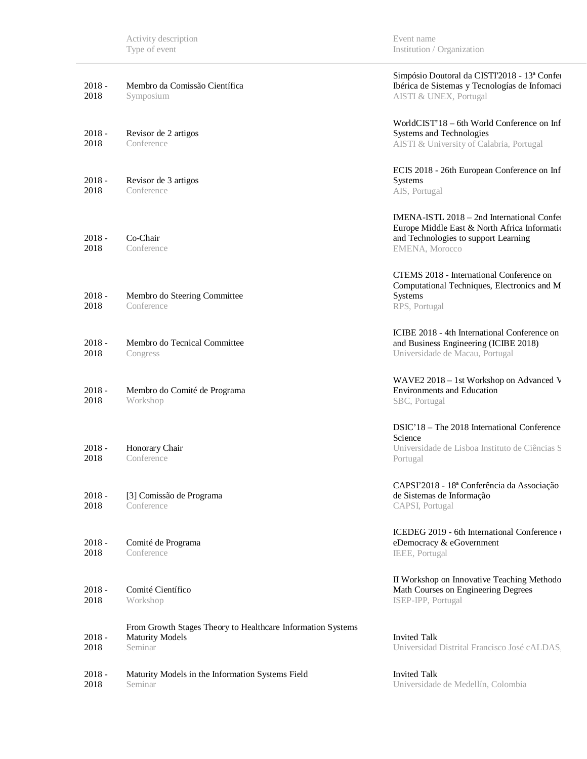| | Activity description<br>Type of event | Event name<br>Institution / Organization |
|---|---|---|
| 2018 - 2018 | Membro da Comissão Científica<br>Symposium | Simpósio Doutoral da CISTI'2018 - 13ª Confer Ibérica de Sistemas y Tecnologías de Infomaci<br>AISTI & UNEX, Portugal |
| 2018 - 2018 | Revisor de 2 artigos<br>Conference | WorldCIST'18 – 6th World Conference on Inf Systems and Technologies<br>AISTI & University of Calabria, Portugal |
| 2018 - 2018 | Revisor de 3 artigos<br>Conference | ECIS 2018 - 26th European Conference on Inf Systems<br>AIS, Portugal |
| 2018 - 2018 | Co-Chair<br>Conference | IMENA-ISTL 2018 – 2nd International Confer Europe Middle East & North Africa Informatio and Technologies to support Learning<br>EMENA, Morocco |
| 2018 - 2018 | Membro do Steering Committee<br>Conference | CTEMS 2018 - International Conference on Computational Techniques, Electronics and M Systems<br>RPS, Portugal |
| 2018 - 2018 | Membro do Tecnical Committee<br>Congress | ICIBE 2018 - 4th International Conference on and Business Engineering (ICIBE 2018)<br>Universidade de Macau, Portugal |
| 2018 - 2018 | Membro do Comité de Programa<br>Workshop | WAVE2 2018 – 1st Workshop on Advanced V Environments and Education<br>SBC, Portugal |
| 2018 - 2018 | Honorary Chair<br>Conference | DSIC'18 – The 2018 International Conference Science<br>Universidade de Lisboa Instituto de Ciências S Portugal |
| 2018 - 2018 | [3] Comissão de Programa<br>Conference | CAPSI'2018 - 18ª Conferência da Associação de Sistemas de Informação<br>CAPSI, Portugal |
| 2018 - 2018 | Comité de Programa<br>Conference | ICEDEG 2019 - 6th International Conference o eDemocracy & eGovernment<br>IEEE, Portugal |
| 2018 - 2018 | Comité Científico<br>Workshop | II Workshop on Innovative Teaching Methodo Math Courses on Engineering Degrees<br>ISEP-IPP, Portugal |
| 2018 - 2018 | From Growth Stages Theory to Healthcare Information Systems Maturity Models<br>Seminar | Invited Talk<br>Universidad Distrital Francisco José cALDAS, |
| 2018 - 2018 | Maturity Models in the Information Systems Field<br>Seminar | Invited Talk<br>Universidade de Medellín, Colombia |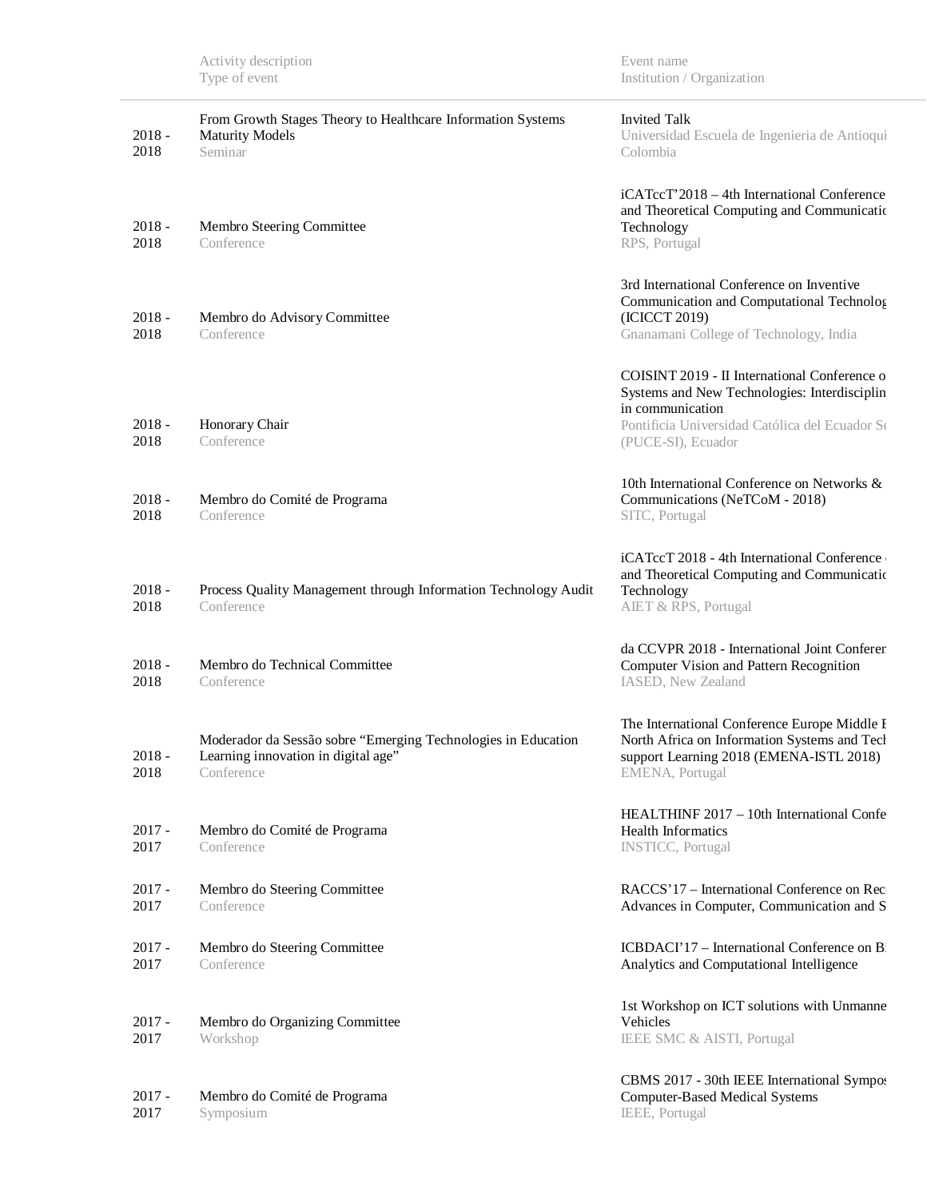| | Activity description<br>Type of event | Event name<br>Institution / Organization |
|---|---|---|
| 2018 - 2018 | From Growth Stages Theory to Healthcare Information Systems Maturity Models<br>Seminar | Invited Talk<br>Universidad Escuela de Ingenieria de Antioqui<br>Colombia |
| 2018 - 2018 | Membro Steering Committee<br>Conference | iCATccT'2018 – 4th International Conference and Theoretical Computing and Communicatic Technology<br>RPS, Portugal |
| 2018 - 2018 | Membro do Advisory Committee<br>Conference | 3rd International Conference on Inventive Communication and Computational Technolog (ICICCT 2019)<br>Gnanamani College of Technology, India |
| 2018 - 2018 | Honorary Chair<br>Conference | COISINT 2019 - II International Conference o Systems and New Technologies: Interdisciplin in communication<br>Pontificia Universidad Católica del Ecuador Se (PUCE-SI), Ecuador |
| 2018 - 2018 | Membro do Comité de Programa<br>Conference | 10th International Conference on Networks & Communications (NeTCoM - 2018)<br>SITC, Portugal |
| 2018 - 2018 | Process Quality Management through Information Technology Audit<br>Conference | iCATccT 2018 - 4th International Conference and Theoretical Computing and Communicatic Technology<br>AIET & RPS, Portugal |
| 2018 - 2018 | Membro do Technical Committee<br>Conference | da CCVPR 2018 - International Joint Conferen Computer Vision and Pattern Recognition<br>IASED, New Zealand |
| 2018 - 2018 | Moderador da Sessão sobre “Emerging Technologies in Education Learning innovation in digital age”<br>Conference | The International Conference Europe Middle E North Africa on Information Systems and Tech support Learning 2018 (EMENA-ISTL 2018)<br>EMENA, Portugal |
| 2017 - 2017 | Membro do Comité de Programa<br>Conference | HEALTHINF 2017 – 10th International Confe Health Informatics<br>INSTICC, Portugal |
| 2017 - 2017 | Membro do Steering Committee<br>Conference | RACCS'17 – International Conference on Rec Advances in Computer, Communication and S |
| 2017 - 2017 | Membro do Steering Committee<br>Conference | ICBDACI'17 – International Conference on B Analytics and Computational Intelligence |
| 2017 - 2017 | Membro do Organizing Committee<br>Workshop | 1st Workshop on ICT solutions with Unmanne Vehicles<br>IEEE SMC & AISTI, Portugal |
| 2017 - 2017 | Membro do Comité de Programa<br>Symposium | CBMS 2017 - 30th IEEE International Sympos Computer-Based Medical Systems<br>IEEE, Portugal |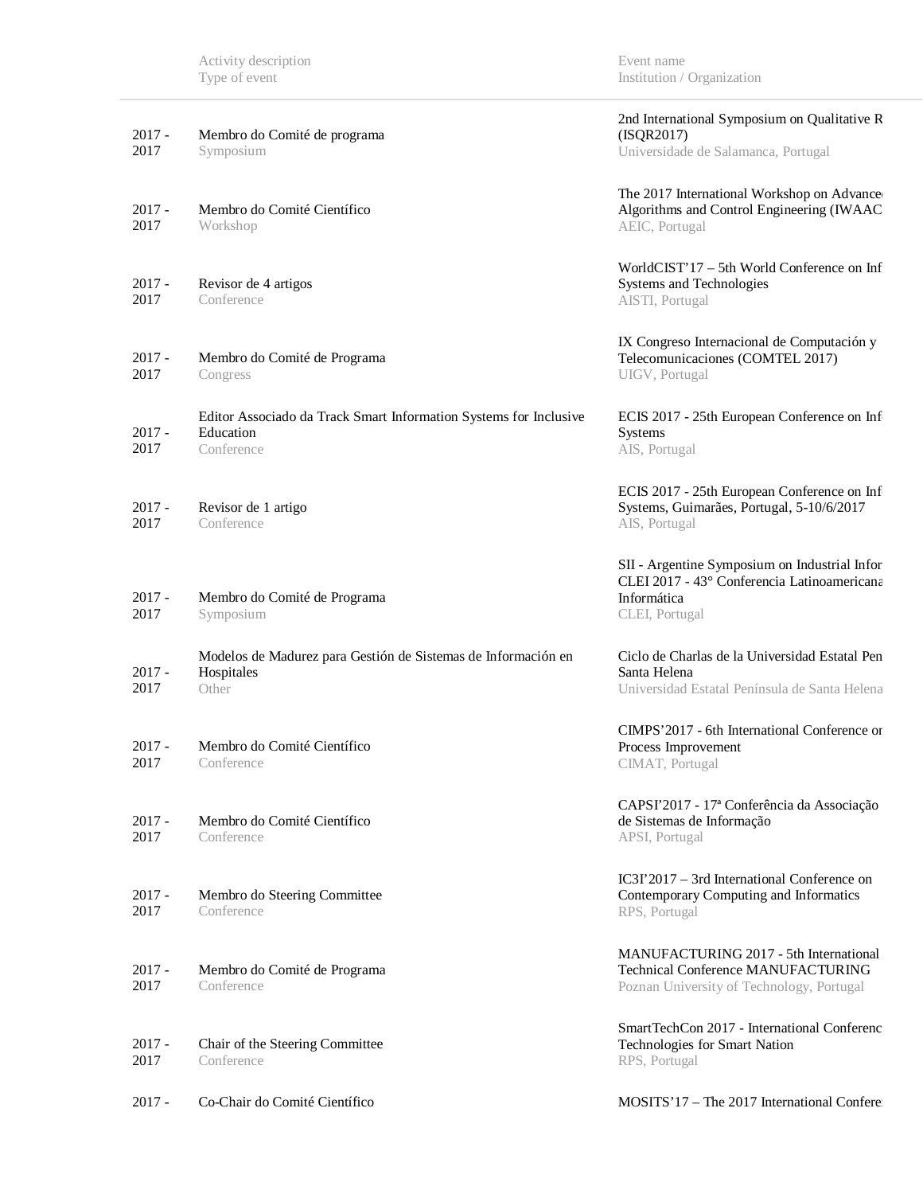| | Activity description<br>Type of event | Event name<br>Institution / Organization |
|---|---|---|
| 2017 - 2017 | Membro do Comité de programa<br>Symposium | 2nd International Symposium on Qualitative R (ISQR2017)<br>Universidade de Salamanca, Portugal |
| 2017 - 2017 | Membro do Comité Científico<br>Workshop | The 2017 International Workshop on Advance Algorithms and Control Engineering (IWAAC<br>AEIC, Portugal |
| 2017 - 2017 | Revisor de 4 artigos<br>Conference | WorldCIST'17 – 5th World Conference on Inf Systems and Technologies<br>AISTI, Portugal |
| 2017 - 2017 | Membro do Comité de Programa<br>Congress | IX Congreso Internacional de Computación y Telecomunicaciones (COMTEL 2017)<br>UIGV, Portugal |
| 2017 - 2017 | Editor Associado da Track Smart Information Systems for Inclusive Education<br>Conference | ECIS 2017 - 25th European Conference on Inf Systems<br>AIS, Portugal |
| 2017 - 2017 | Revisor de 1 artigo<br>Conference | ECIS 2017 - 25th European Conference on Inf Systems, Guimarães, Portugal, 5-10/6/2017<br>AIS, Portugal |
| 2017 - 2017 | Membro do Comité de Programa<br>Symposium | SII - Argentine Symposium on Industrial Infor CLEI 2017 - 43° Conferencia Latinoamericana Informática<br>CLEI, Portugal |
| 2017 - 2017 | Modelos de Madurez para Gestión de Sistemas de Información en Hospitales<br>Other | Ciclo de Charlas de la Universidad Estatal Pen Santa Helena<br>Universidad Estatal Península de Santa Helena |
| 2017 - 2017 | Membro do Comité Científico<br>Conference | CIMPS'2017 - 6th International Conference or Process Improvement<br>CIMAT, Portugal |
| 2017 - 2017 | Membro do Comité Científico<br>Conference | CAPSI'2017 - 17ª Conferência da Associação de Sistemas de Informação<br>APSI, Portugal |
| 2017 - 2017 | Membro do Steering Committee<br>Conference | IC3I'2017 – 3rd International Conference on Contemporary Computing and Informatics<br>RPS, Portugal |
| 2017 - 2017 | Membro do Comité de Programa<br>Conference | MANUFACTURING 2017 - 5th International Technical Conference MANUFACTURING<br>Poznan University of Technology, Portugal |
| 2017 - 2017 | Chair of the Steering Committee<br>Conference | SmartTechCon 2017 - International Conferenc Technologies for Smart Nation<br>RPS, Portugal |
| 2017 - | Co-Chair do Comité Científico | MOSITS'17 – The 2017 International Confere |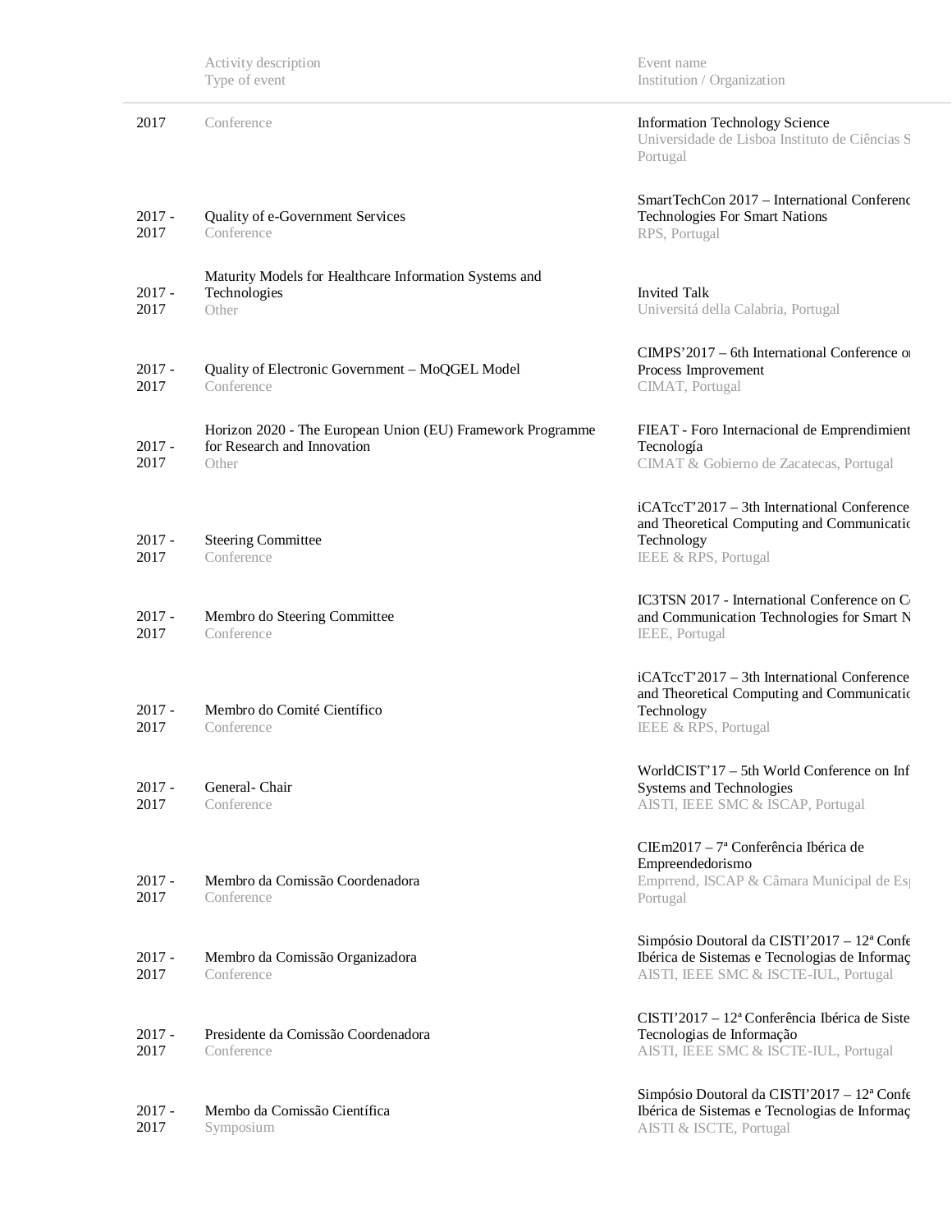| | Activity description<br>Type of event | Event name<br>Institution / Organization |
|---|---|---|
| 2017 | Conference | Information Technology Science<br>Universidade de Lisboa Instituto de Ciências S<br>Portugal |
| 2017 - 2017 | Quality of e-Government Services<br>Conference | SmartTechCon 2017 – International Conferenc<br>Technologies For Smart Nations<br>RPS, Portugal |
| 2017 - 2017 | Maturity Models for Healthcare Information Systems and Technologies<br>Other | Invited Talk<br>Universitá della Calabria, Portugal |
| 2017 - 2017 | Quality of Electronic Government – MoQGEL Model<br>Conference | CIMPS'2017 – 6th International Conference o<br>Process Improvement<br>CIMAT, Portugal |
| 2017 - 2017 | Horizon 2020 - The European Union (EU) Framework Programme for Research and Innovation<br>Other | FIEAT - Foro Internacional de Emprendimient<br>Tecnología<br>CIMAT & Gobierno de Zacatecas, Portugal |
| 2017 - 2017 | Steering Committee<br>Conference | iCATccT'2017 – 3th International Conference<br>and Theoretical Computing and Communicatio<br>Technology<br>IEEE & RPS, Portugal |
| 2017 - 2017 | Membro do Steering Committee<br>Conference | IC3TSN 2017 - International Conference on C<br>and Communication Technologies for Smart N<br>IEEE, Portugal |
| 2017 - 2017 | Membro do Comité Científico<br>Conference | iCATccT'2017 – 3th International Conference<br>and Theoretical Computing and Communicatio<br>Technology<br>IEEE & RPS, Portugal |
| 2017 - 2017 | General- Chair<br>Conference | WorldCIST'17 – 5th World Conference on Inf<br>Systems and Technologies<br>AISTI, IEEE SMC & ISCAP, Portugal |
| 2017 - 2017 | Membro da Comissão Coordenadora<br>Conference | CIEm2017 – 7ª Conferência Ibérica de Empreendedorismo<br>Emprrend, ISCAP & Câmara Municipal de Es<br>Portugal |
| 2017 - 2017 | Membro da Comissão Organizadora<br>Conference | Simpósio Doutoral da CISTI'2017 – 12ª Confe<br>Ibérica de Sistemas e Tecnologias de Informaç<br>AISTI, IEEE SMC & ISCTE-IUL, Portugal |
| 2017 - 2017 | Presidente da Comissão Coordenadora<br>Conference | CISTI'2017 – 12ª Conferência Ibérica de Siste<br>Tecnologias de Informação<br>AISTI, IEEE SMC & ISCTE-IUL, Portugal |
| 2017 - 2017 | Membo da Comissão Científica<br>Symposium | Simpósio Doutoral da CISTI'2017 – 12ª Confe<br>Ibérica de Sistemas e Tecnologias de Informaç<br>AISTI & ISCTE, Portugal |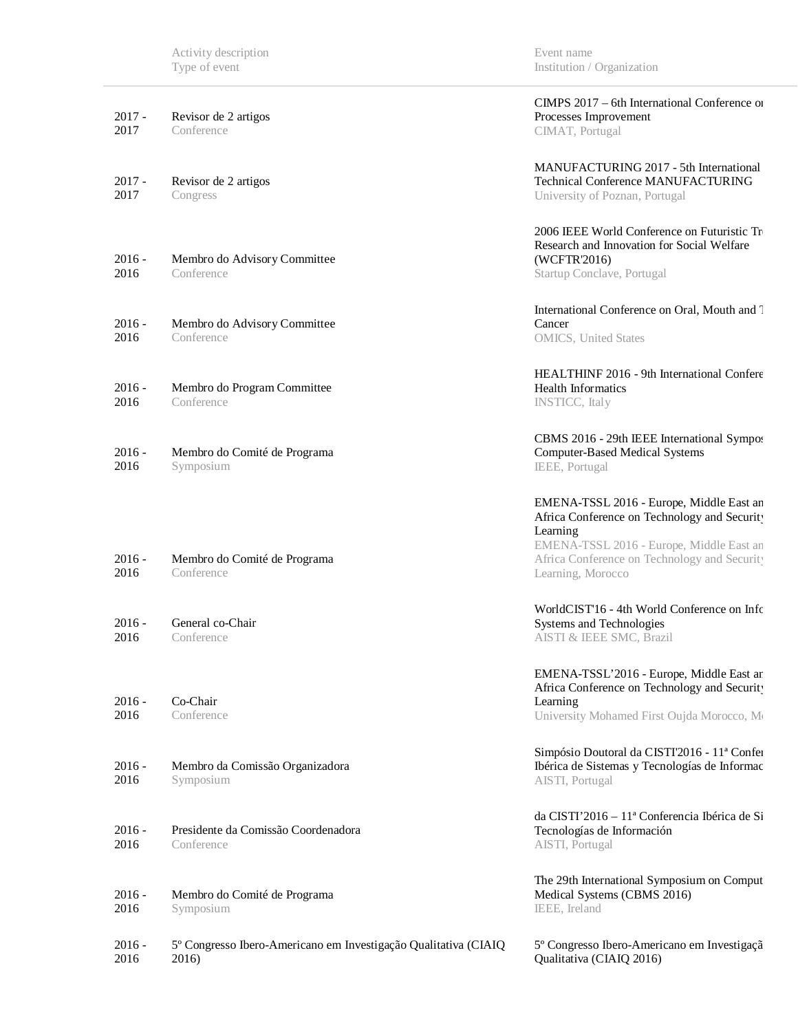| | Activity description<br>Type of event | Event name<br>Institution / Organization |
|---|---|---|
| 2017 - 2017 | Revisor de 2 artigos<br>Conference | CIMPS 2017 – 6th International Conference on Processes Improvement<br>CIMAT, Portugal |
| 2017 - 2017 | Revisor de 2 artigos<br>Congress | MANUFACTURING 2017 - 5th International Technical Conference MANUFACTURING<br>University of Poznan, Portugal |
| 2016 - 2016 | Membro do Advisory Committee<br>Conference | 2006 IEEE World Conference on Futuristic Tr Research and Innovation for Social Welfare (WCFTR'2016)<br>Startup Conclave, Portugal |
| 2016 - 2016 | Membro do Advisory Committee<br>Conference | International Conference on Oral, Mouth and T Cancer<br>OMICS, United States |
| 2016 - 2016 | Membro do Program Committee<br>Conference | HEALTHINF 2016 - 9th International Confere Health Informatics<br>INSTICC, Italy |
| 2016 - 2016 | Membro do Comité de Programa<br>Symposium | CBMS 2016 - 29th IEEE International Sympos Computer-Based Medical Systems<br>IEEE, Portugal |
| 2016 - 2016 | Membro do Comité de Programa<br>Conference | EMENA-TSSL 2016 - Europe, Middle East an Africa Conference on Technology and Security Learning<br>EMENA-TSSL 2016 - Europe, Middle East an Africa Conference on Technology and Security Learning, Morocco |
| 2016 - 2016 | General co-Chair<br>Conference | WorldCIST'16 - 4th World Conference on Info Systems and Technologies<br>AISTI & IEEE SMC, Brazil |
| 2016 - 2016 | Co-Chair<br>Conference | EMENA-TSSL'2016 - Europe, Middle East an Africa Conference on Technology and Security Learning<br>University Mohamed First Oujda Morocco, Mo |
| 2016 - 2016 | Membro da Comissão Organizadora<br>Symposium | Simpósio Doutoral da CISTI'2016 - 11ª Confer Ibérica de Sistemas y Tecnologías de Informac<br>AISTI, Portugal |
| 2016 - 2016 | Presidente da Comissão Coordenadora<br>Conference | da CISTI'2016 – 11ª Conferencia Ibérica de Si Tecnologías de Información<br>AISTI, Portugal |
| 2016 - 2016 | Membro do Comité de Programa<br>Symposium | The 29th International Symposium on Comput Medical Systems (CBMS 2016)<br>IEEE, Ireland |
| 2016 - 2016 | 5º Congresso Ibero-Americano em Investigação Qualitativa (CIAIQ 2016) | 5º Congresso Ibero-Americano em Investigaçã Qualitativa (CIAIQ 2016) |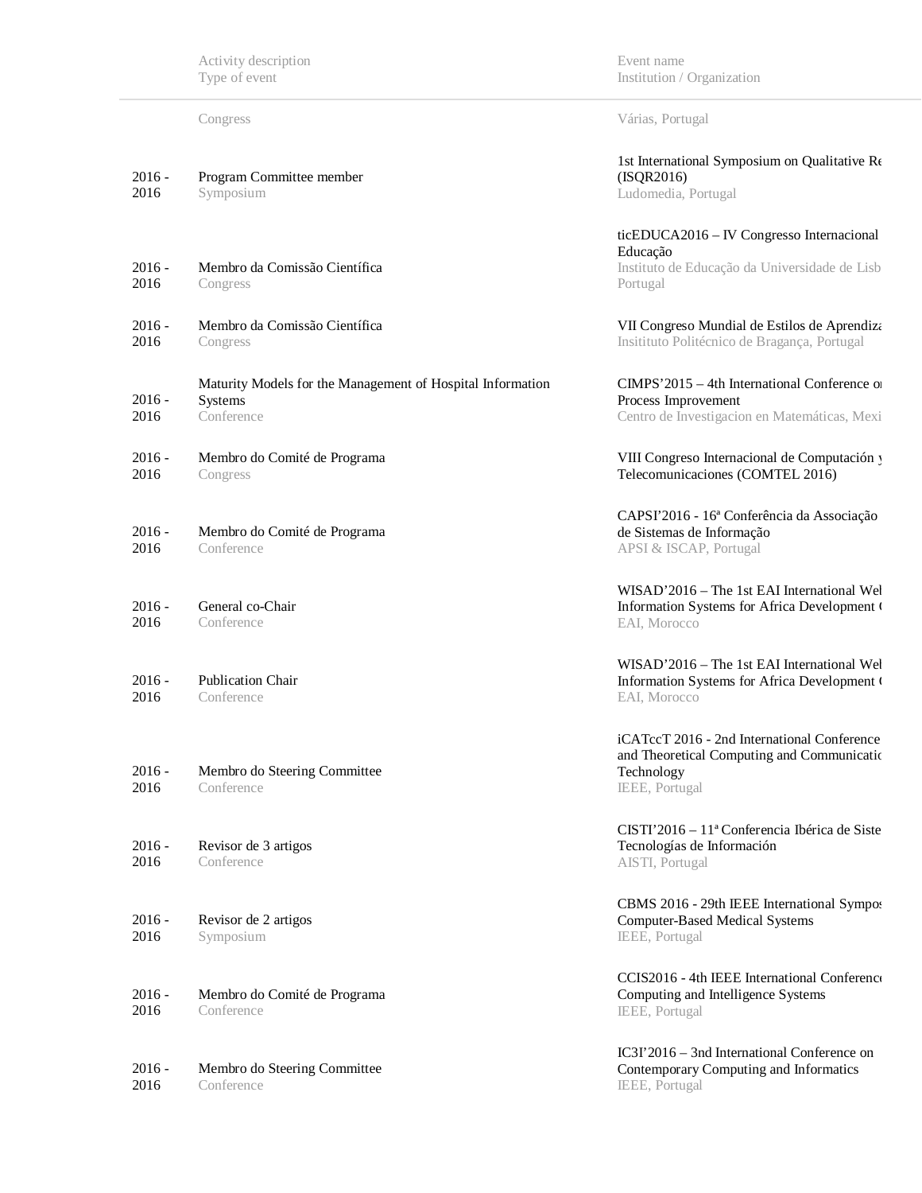| | Activity description<br>Type of event | Event name<br>Institution / Organization |
|---|---|---|
| | Congress | Várias, Portugal |
| 2016 - 2016 | Program Committee member<br>Symposium | 1st International Symposium on Qualitative Re (ISQR2016)<br>Ludomedia, Portugal |
| 2016 - 2016 | Membro da Comissão Científica<br>Congress | ticEDUCA2016 – IV Congresso Internacional Educação<br>Instituto de Educação da Universidade de Lisb Portugal |
| 2016 - 2016 | Membro da Comissão Científica<br>Congress | VII Congreso Mundial de Estilos de Aprendiza<br>Insitituto Politécnico de Bragança, Portugal |
| 2016 - 2016 | Maturity Models for the Management of Hospital Information Systems<br>Conference | CIMPS'2015 – 4th International Conference o Process Improvement<br>Centro de Investigacion en Matemáticas, Mexi |
| 2016 - 2016 | Membro do Comité de Programa<br>Congress | VIII Congreso Internacional de Computación y Telecomunicaciones (COMTEL 2016) |
| 2016 - 2016 | Membro do Comité de Programa<br>Conference | CAPSI'2016 - 16ª Conferência da Associação de Sistemas de Informação<br>APSI & ISCAP, Portugal |
| 2016 - 2016 | General co-Chair<br>Conference | WISAD'2016 – The 1st EAI International Wel Information Systems for Africa Development (<br>EAI, Morocco |
| 2016 - 2016 | Publication Chair<br>Conference | WISAD'2016 – The 1st EAI International Wel Information Systems for Africa Development (<br>EAI, Morocco |
| 2016 - 2016 | Membro do Steering Committee<br>Conference | iCATccT 2016 - 2nd International Conference and Theoretical Computing and Communicatio Technology<br>IEEE, Portugal |
| 2016 - 2016 | Revisor de 3 artigos<br>Conference | CISTI'2016 – 11ª Conferencia Ibérica de Siste Tecnologías de Información<br>AISTI, Portugal |
| 2016 - 2016 | Revisor de 2 artigos<br>Symposium | CBMS 2016 - 29th IEEE International Sympos Computer-Based Medical Systems<br>IEEE, Portugal |
| 2016 - 2016 | Membro do Comité de Programa<br>Conference | CCIS2016 - 4th IEEE International Conference Computing and Intelligence Systems<br>IEEE, Portugal |
| 2016 - 2016 | Membro do Steering Committee<br>Conference | IC3I'2016 – 3nd International Conference on Contemporary Computing and Informatics<br>IEEE, Portugal |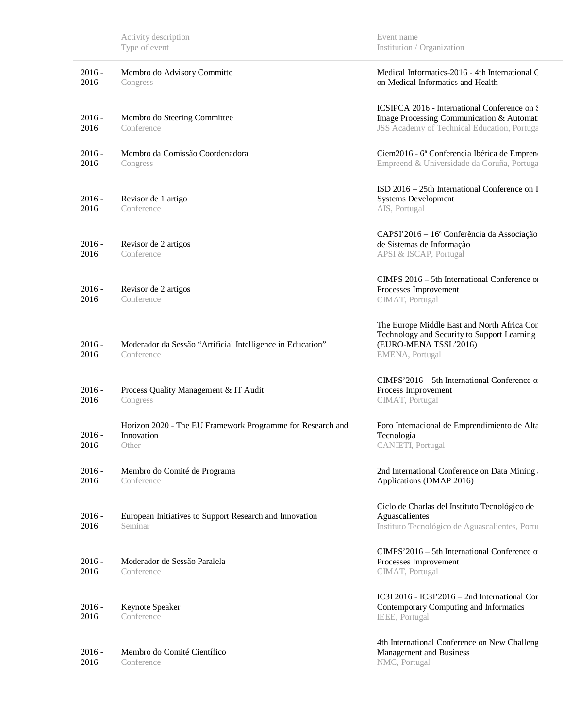| | Activity description<br>Type of event | Event name<br>Institution / Organization |
|---|---|---|
| 2016 - 2016 | Membro do Advisory Committe<br>Congress | Medical Informatics-2016 - 4th International C<br>on Medical Informatics and Health |
| 2016 - 2016 | Membro do Steering Committee<br>Conference | ICSIPCA 2016 - International Conference on S<br>Image Processing Communication & Automati<br>JSS Academy of Technical Education, Portuga |
| 2016 - 2016 | Membro da Comissão Coordenadora<br>Congress | Ciem2016 - 6ª Conferencia Ibérica de Empren<br>Empreend & Universidade da Coruña, Portuga |
| 2016 - 2016 | Revisor de 1 artigo<br>Conference | ISD 2016 – 25th International Conference on I<br>Systems Development<br>AIS, Portugal |
| 2016 - 2016 | Revisor de 2 artigos<br>Conference | CAPSI'2016 – 16ª Conferência da Associação<br>de Sistemas de Informação<br>APSI & ISCAP, Portugal |
| 2016 - 2016 | Revisor de 2 artigos<br>Conference | CIMPS 2016 – 5th International Conference o<br>Processes Improvement<br>CIMAT, Portugal |
| 2016 - 2016 | Moderador da Sessão "Artificial Intelligence in Education"<br>Conference | The Europe Middle East and North Africa Con<br>Technology and Security to Support Learning<br>(EURO-MENA TSSL'2016)<br>EMENA, Portugal |
| 2016 - 2016 | Process Quality Management & IT Audit<br>Congress | CIMPS'2016 – 5th International Conference o<br>Process Improvement<br>CIMAT, Portugal |
| 2016 - 2016 | Horizon 2020 - The EU Framework Programme for Research and Innovation<br>Other | Foro Internacional de Emprendimiento de Alta<br>Tecnología<br>CANIETI, Portugal |
| 2016 - 2016 | Membro do Comité de Programa<br>Conference | 2nd International Conference on Data Mining<br>Applications (DMAP 2016) |
| 2016 - 2016 | European Initiatives to Support Research and Innovation<br>Seminar | Ciclo de Charlas del Instituto Tecnológico de<br>Aguascalientes<br>Instituto Tecnológico de Aguascalientes, Portu |
| 2016 - 2016 | Moderador de Sessão Paralela<br>Conference | CIMPS'2016 – 5th International Conference o<br>Processes Improvement<br>CIMAT, Portugal |
| 2016 - 2016 | Keynote Speaker<br>Conference | IC3I 2016 - IC3I'2016 – 2nd International Co<br>Contemporary Computing and Informatics<br>IEEE, Portugal |
| 2016 - 2016 | Membro do Comité Científico<br>Conference | 4th International Conference on New Challeng<br>Management and Business<br>NMC, Portugal |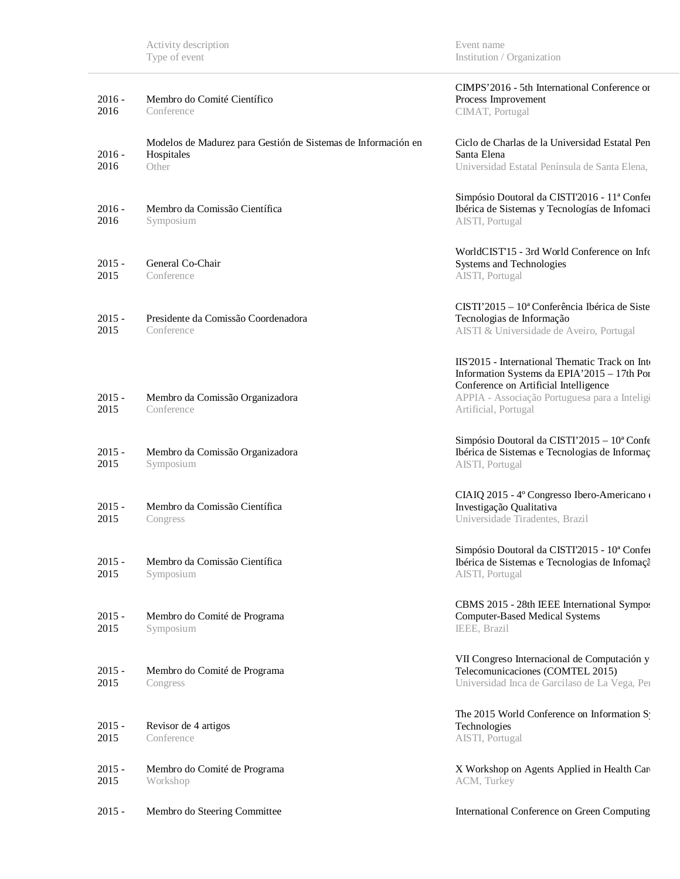| | Activity description<br>Type of event | Event name<br>Institution / Organization |
|---|---|---|
| 2016 - 2016 | Membro do Comité Científico<br>Conference | CIMPS’2016 - 5th International Conference or Process Improvement<br>CIMAT, Portugal |
| 2016 - 2016 | Modelos de Madurez para Gestión de Sistemas de Información en Hospitales<br>Other | Ciclo de Charlas de la Universidad Estatal Pen Santa Elena<br>Universidad Estatal Península de Santa Elena, |
| 2016 - 2016 | Membro da Comissão Científica<br>Symposium | Simpósio Doutoral da CISTI'2016 - 11ª Confe Ibérica de Sistemas y Tecnologías de Infomaci<br>AISTI, Portugal |
| 2015 - 2015 | General Co-Chair<br>Conference | WorldCIST'15 - 3rd World Conference on Info Systems and Technologies<br>AISTI, Portugal |
| 2015 - 2015 | Presidente da Comissão Coordenadora<br>Conference | CISTI’2015 – 10ª Conferência Ibérica de Siste Tecnologias de Informação<br>AISTI & Universidade de Aveiro, Portugal |
| 2015 - 2015 | Membro da Comissão Organizadora<br>Conference | IIS'2015 - International Thematic Track on Int Information Systems da EPIA’2015 – 17th Por Conference on Artificial Intelligence<br>APPIA - Associação Portuguesa para a Intelig Artificial, Portugal |
| 2015 - 2015 | Membro da Comissão Organizadora<br>Symposium | Simpósio Doutoral da CISTI’2015 – 10ª Confe Ibérica de Sistemas e Tecnologias de Informaç<br>AISTI, Portugal |
| 2015 - 2015 | Membro da Comissão Científica<br>Congress | CIAIQ 2015 - 4º Congresso Ibero-Americano Investigação Qualitativa<br>Universidade Tiradentes, Brazil |
| 2015 - 2015 | Membro da Comissão Científica<br>Symposium | Simpósio Doutoral da CISTI'2015 - 10ª Confe Ibérica de Sistemas e Tecnologias de Infomaçã<br>AISTI, Portugal |
| 2015 - 2015 | Membro do Comité de Programa<br>Symposium | CBMS 2015 - 28th IEEE International Sympos Computer-Based Medical Systems<br>IEEE, Brazil |
| 2015 - 2015 | Membro do Comité de Programa<br>Congress | VII Congreso Internacional de Computación y Telecomunicaciones (COMTEL 2015)<br>Universidad Inca de Garcilaso de La Vega, Per |
| 2015 - 2015 | Revisor de 4 artigos<br>Conference | The 2015 World Conference on Information Sy Technologies<br>AISTI, Portugal |
| 2015 - 2015 | Membro do Comité de Programa<br>Workshop | X Workshop on Agents Applied in Health Car<br>ACM, Turkey |
| 2015 - | Membro do Steering Committee | International Conference on Green Computing |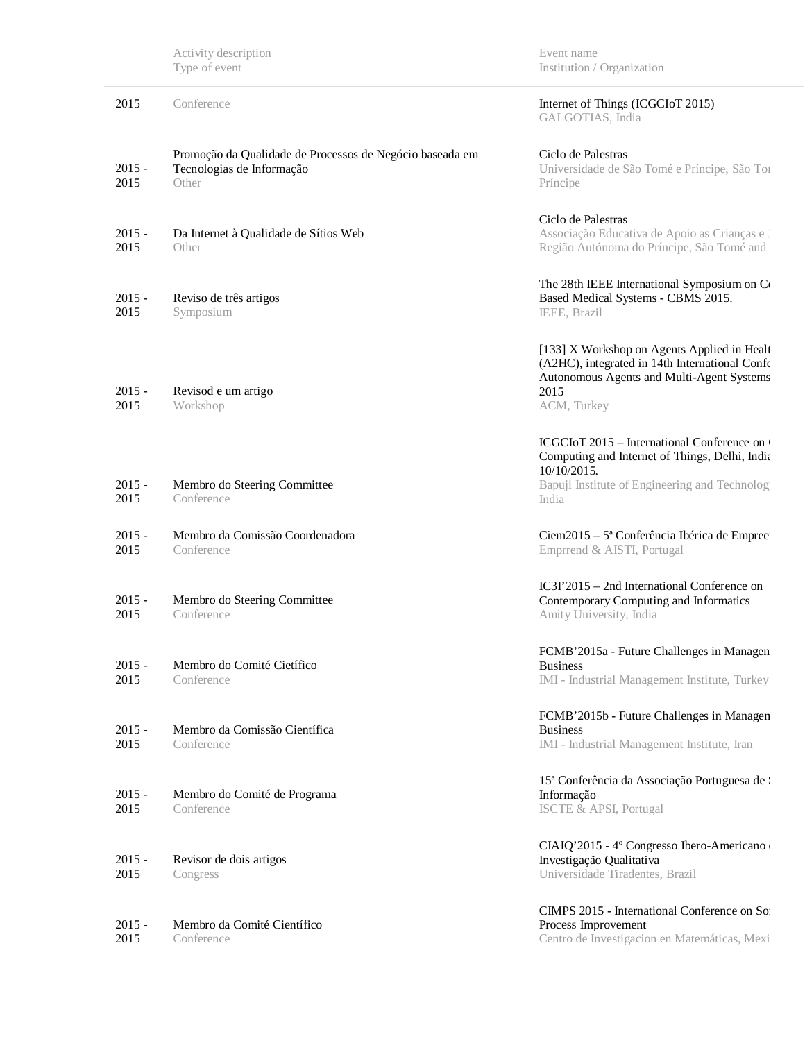| | Activity description<br>Type of event | Event name<br>Institution / Organization |
|---|---|---|
| 2015 | Conference | Internet of Things (ICGCIoT 2015)<br>GALGOTIAS, India |
| 2015 - 2015 | Promoção da Qualidade de Processos de Negócio baseada em Tecnologias de Informação<br>Other | Ciclo de Palestras<br>Universidade de São Tomé e Príncipe, São To Príncipe |
| 2015 - 2015 | Da Internet à Qualidade de Sítios Web<br>Other | Ciclo de Palestras<br>Associação Educativa de Apoio as Crianças e Região Autónoma do Príncipe, São Tomé and |
| 2015 - 2015 | Reviso de três artigos<br>Symposium | The 28th IEEE International Symposium on C Based Medical Systems - CBMS 2015.<br>IEEE, Brazil |
| 2015 - 2015 | Revisod e um artigo<br>Workshop | [133] X Workshop on Agents Applied in Healt (A2HC), integrated in 14th International Confe Autonomous Agents and Multi-Agent Systems 2015<br>ACM, Turkey |
| 2015 - 2015 | Membro do Steering Committee<br>Conference | ICGCIoT 2015 – International Conference on Computing and Internet of Things, Delhi, India 10/10/2015.<br>Bapuji Institute of Engineering and Technolog India |
| 2015 - 2015 | Membro da Comissão Coordenadora<br>Conference | Ciem2015 – 5ª Conferência Ibérica de Empree<br>Emprrend & AISTI, Portugal |
| 2015 - 2015 | Membro do Steering Committee<br>Conference | IC3I'2015 – 2nd International Conference on Contemporary Computing and Informatics<br>Amity University, India |
| 2015 - 2015 | Membro do Comité Cietífico<br>Conference | FCMB'2015a - Future Challenges in Managem Business<br>IMI - Industrial Management Institute, Turkey |
| 2015 - 2015 | Membro da Comissão Científica<br>Conference | FCMB'2015b - Future Challenges in Managem Business<br>IMI - Industrial Management Institute, Iran |
| 2015 - 2015 | Membro do Comité de Programa<br>Conference | 15ª Conferência da Associação Portuguesa de Informação<br>ISCTE & APSI, Portugal |
| 2015 - 2015 | Revisor de dois artigos<br>Congress | CIAIQ'2015 - 4º Congresso Ibero-Americano Investigação Qualitativa<br>Universidade Tiradentes, Brazil |
| 2015 - 2015 | Membro da Comité Científico<br>Conference | CIMPS 2015 - International Conference on So Process Improvement<br>Centro de Investigacion en Matemáticas, Mexi |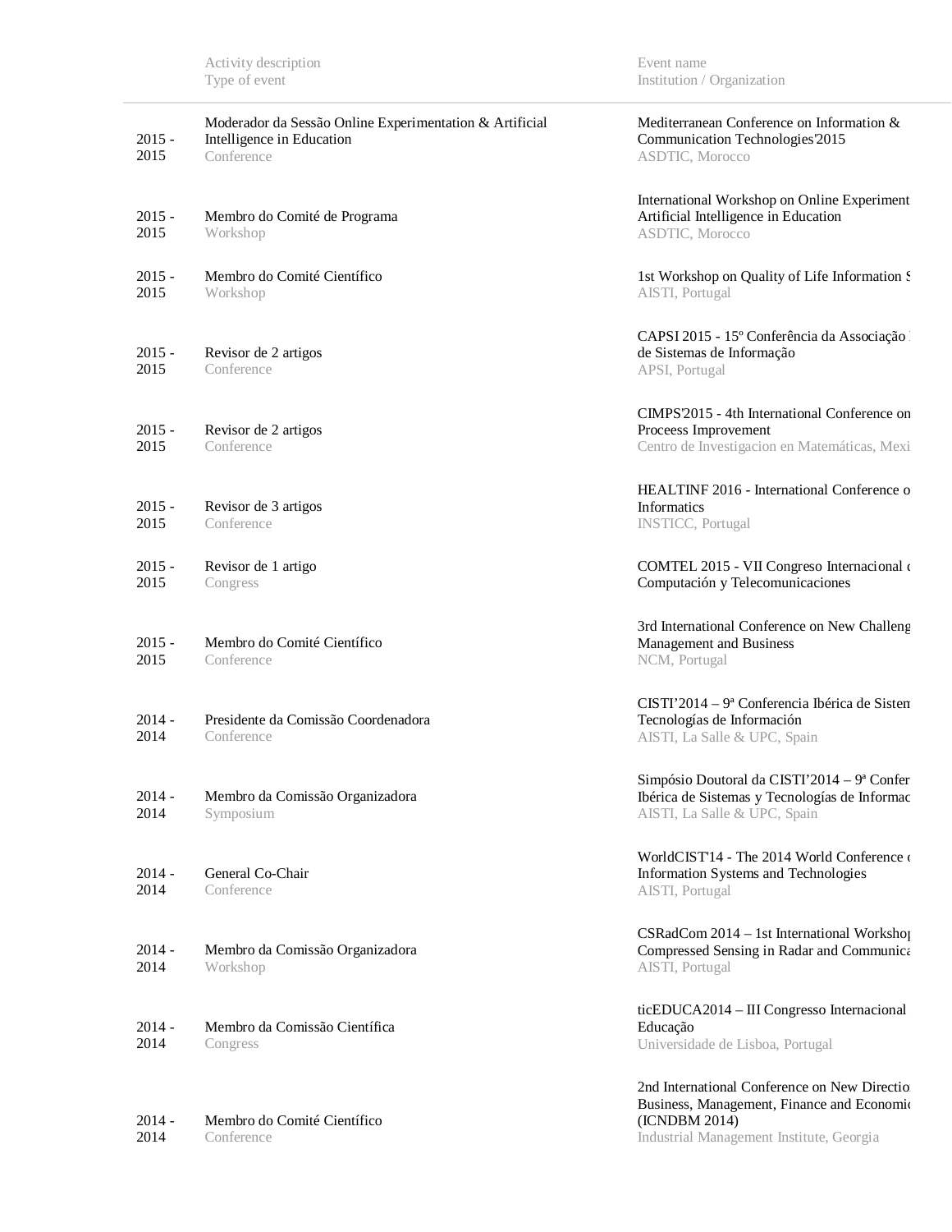| | Activity description<br>Type of event | Event name<br>Institution / Organization |
|---|---|---|
| 2015 - 2015 | Moderador da Sessão Online Experimentation & Artificial Intelligence in Education<br>Conference | Mediterranean Conference on Information & Communication Technologies'2015<br>ASDTIC, Morocco |
| 2015 - 2015 | Membro do Comité de Programa<br>Workshop | International Workshop on Online Experiment Artificial Intelligence in Education<br>ASDTIC, Morocco |
| 2015 - 2015 | Membro do Comité Científico<br>Workshop | 1st Workshop on Quality of Life Information S<br>AISTI, Portugal |
| 2015 - 2015 | Revisor de 2 artigos<br>Conference | CAPSI 2015 - 15º Conferência da Associação de Sistemas de Informação<br>APSI, Portugal |
| 2015 - 2015 | Revisor de 2 artigos<br>Conference | CIMPS'2015 - 4th International Conference on Proceess Improvement<br>Centro de Investigacion en Matemáticas, Mexi |
| 2015 - 2015 | Revisor de 3 artigos<br>Conference | HEALTINF 2016 - International Conference o Informatics<br>INSTICC, Portugal |
| 2015 - 2015 | Revisor de 1 artigo<br>Congress | COMTEL 2015 - VII Congreso Internacional Computación y Telecomunicaciones |
| 2015 - 2015 | Membro do Comité Científico<br>Conference | 3rd International Conference on New Challeng Management and Business<br>NCM, Portugal |
| 2014 - 2014 | Presidente da Comissão Coordenadora<br>Conference | CISTI'2014 – 9ª Conferencia Ibérica de Sistem Tecnologías de Información<br>AISTI, La Salle & UPC, Spain |
| 2014 - 2014 | Membro da Comissão Organizadora<br>Symposium | Simpósio Doutoral da CISTI'2014 – 9ª Confer Ibérica de Sistemas y Tecnologías de Informac<br>AISTI, La Salle & UPC, Spain |
| 2014 - 2014 | General Co-Chair<br>Conference | WorldCIST'14 - The 2014 World Conference Information Systems and Technologies<br>AISTI, Portugal |
| 2014 - 2014 | Membro da Comissão Organizadora<br>Workshop | CSRadCom 2014 – 1st International Worksho Compressed Sensing in Radar and Communica<br>AISTI, Portugal |
| 2014 - 2014 | Membro da Comissão Científica<br>Congress | ticEDUCA2014 – III Congresso Internacional Educação<br>Universidade de Lisboa, Portugal |
| 2014 - 2014 | Membro do Comité Científico<br>Conference | 2nd International Conference on New Directio Business, Management, Finance and Economi (ICNDBM 2014)<br>Industrial Management Institute, Georgia |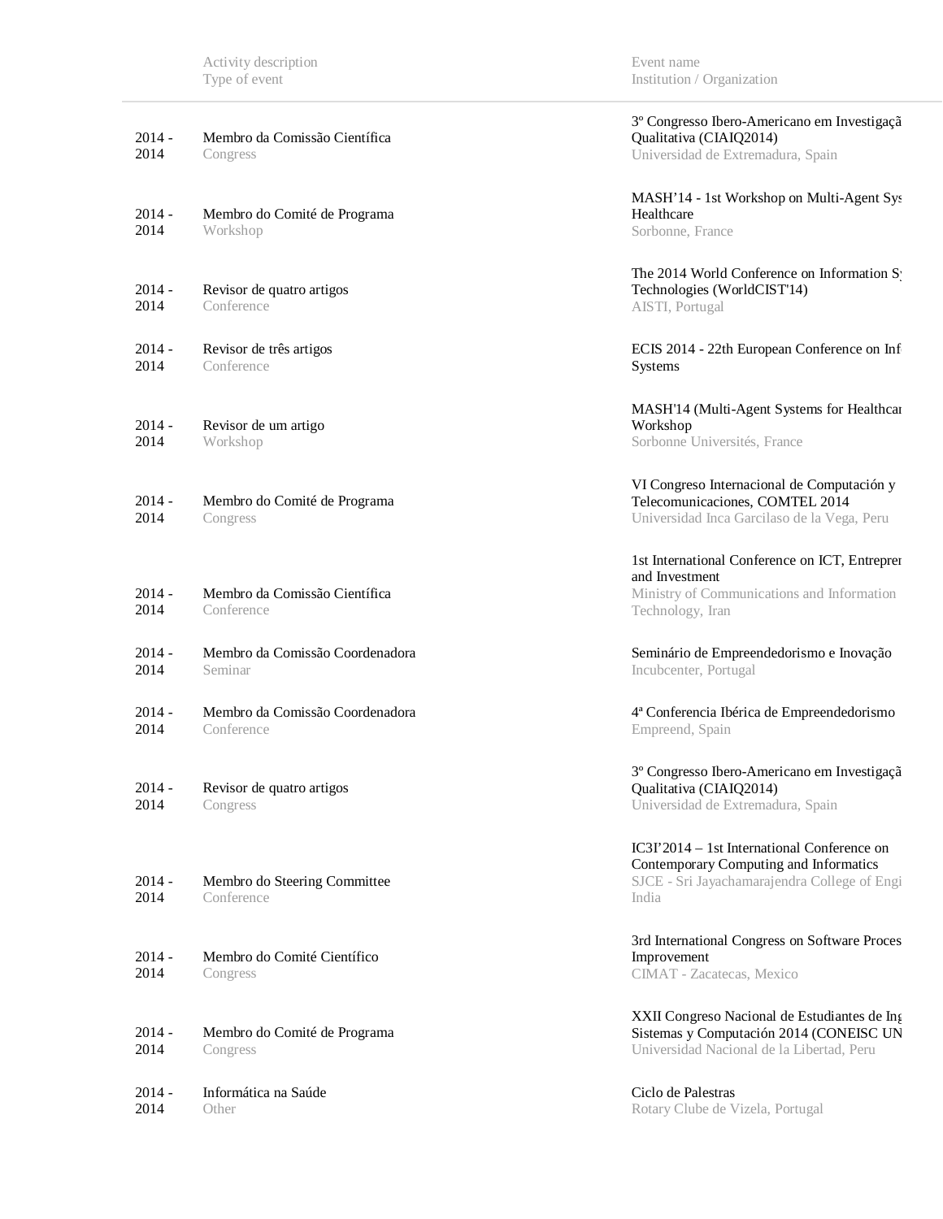| | Activity description<br>Type of event | Event name<br>Institution / Organization |
|---|---|---|
| 2014 - 2014 | Membro da Comissão Científica<br>Congress | 3º Congresso Ibero-Americano em Investigaçã Qualitativa (CIAIQ2014)<br>Universidad de Extremadura, Spain |
| 2014 - 2014 | Membro do Comité de Programa<br>Workshop | MASH'14 - 1st Workshop on Multi-Agent Sys Healthcare<br>Sorbonne, France |
| 2014 - 2014 | Revisor de quatro artigos<br>Conference | The 2014 World Conference on Information Sy Technologies (WorldCIST'14)<br>AISTI, Portugal |
| 2014 - 2014 | Revisor de três artigos<br>Conference | ECIS 2014 - 22th European Conference on Inf Systems |
| 2014 - 2014 | Revisor de um artigo<br>Workshop | MASH'14 (Multi-Agent Systems for Healthcar Workshop<br>Sorbonne Universités, France |
| 2014 - 2014 | Membro do Comité de Programa<br>Congress | VI Congreso Internacional de Computación y Telecomunicaciones, COMTEL 2014<br>Universidad Inca Garcilaso de la Vega, Peru |
| 2014 - 2014 | Membro da Comissão Científica<br>Conference | 1st International Conference on ICT, Entreprer and Investment<br>Ministry of Communications and Information Technology, Iran |
| 2014 - 2014 | Membro da Comissão Coordenadora<br>Seminar | Seminário de Empreendedorismo e Inovação<br>Incubcenter, Portugal |
| 2014 - 2014 | Membro da Comissão Coordenadora<br>Conference | 4ª Conferencia Ibérica de Empreendedorismo<br>Empreend, Spain |
| 2014 - 2014 | Revisor de quatro artigos<br>Congress | 3º Congresso Ibero-Americano em Investigaçã Qualitativa (CIAIQ2014)<br>Universidad de Extremadura, Spain |
| 2014 - 2014 | Membro do Steering Committee<br>Conference | IC3I'2014 – 1st International Conference on Contemporary Computing and Informatics<br>SJCE - Sri Jayachamarajendra College of Engi India |
| 2014 - 2014 | Membro do Comité Científico<br>Congress | 3rd International Congress on Software Proces Improvement<br>CIMAT - Zacatecas, Mexico |
| 2014 - 2014 | Membro do Comité de Programa<br>Congress | XXII Congreso Nacional de Estudiantes de Ing Sistemas y Computación 2014 (CONEISC UN<br>Universidad Nacional de la Libertad, Peru |
| 2014 - 2014 | Informática na Saúde<br>Other | Ciclo de Palestras<br>Rotary Clube de Vizela, Portugal |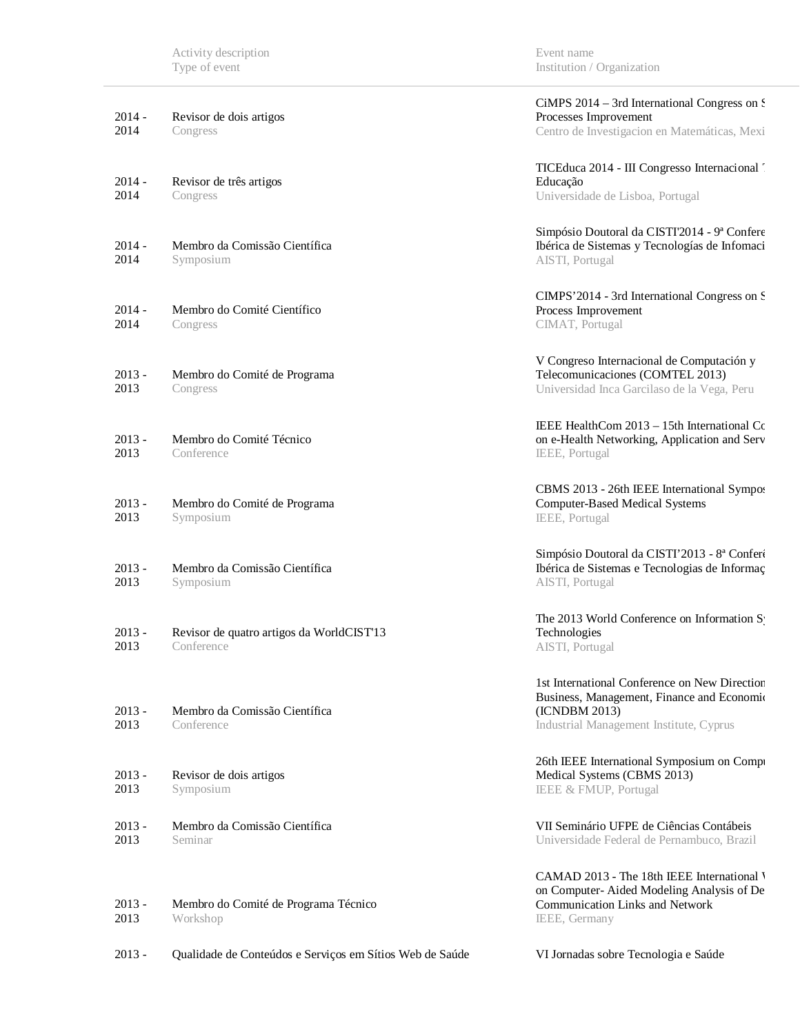| | Activity description<br>Type of event | Event name<br>Institution / Organization |
|---|---|---|
| 2014 - 2014 | Revisor de dois artigos<br>Congress | CiMPS 2014 – 3rd International Congress on S Processes Improvement<br>Centro de Investigacion en Matemáticas, Mexi |
| 2014 - 2014 | Revisor de três artigos<br>Congress | TICEduca 2014 - III Congresso Internacional T Educação<br>Universidade de Lisboa, Portugal |
| 2014 - 2014 | Membro da Comissão Científica<br>Symposium | Simpósio Doutoral da CISTI'2014 - 9ª Confere Ibérica de Sistemas y Tecnologías de Infomaci<br>AISTI, Portugal |
| 2014 - 2014 | Membro do Comité Científico<br>Congress | CIMPS'2014 - 3rd International Congress on S Process Improvement<br>CIMAT, Portugal |
| 2013 - 2013 | Membro do Comité de Programa<br>Congress | V Congreso Internacional de Computación y Telecomunicaciones (COMTEL 2013)<br>Universidad Inca Garcilaso de la Vega, Peru |
| 2013 - 2013 | Membro do Comité Técnico<br>Conference | IEEE HealthCom 2013 – 15th International Co on e-Health Networking, Application and Serv<br>IEEE, Portugal |
| 2013 - 2013 | Membro do Comité de Programa<br>Symposium | CBMS 2013 - 26th IEEE International Sympos Computer-Based Medical Systems<br>IEEE, Portugal |
| 2013 - 2013 | Membro da Comissão Científica<br>Symposium | Simpósio Doutoral da CISTI'2013 - 8ª Conferé Ibérica de Sistemas e Tecnologias de Informaç<br>AISTI, Portugal |
| 2013 - 2013 | Revisor de quatro artigos da WorldCIST'13<br>Conference | The 2013 World Conference on Information Sy Technologies<br>AISTI, Portugal |
| 2013 - 2013 | Membro da Comissão Científica<br>Conference | 1st International Conference on New Direction Business, Management, Finance and Economic (ICNDBM 2013)<br>Industrial Management Institute, Cyprus |
| 2013 - 2013 | Revisor de dois artigos<br>Symposium | 26th IEEE International Symposium on Compu Medical Systems (CBMS 2013)<br>IEEE & FMUP, Portugal |
| 2013 - 2013 | Membro da Comissão Científica<br>Seminar | VII Seminário UFPE de Ciências Contábeis<br>Universidade Federal de Pernambuco, Brazil |
| 2013 - 2013 | Membro do Comité de Programa Técnico<br>Workshop | CAMAD 2013 - The 18th IEEE International W on Computer- Aided Modeling Analysis of De Communication Links and Network<br>IEEE, Germany |
| 2013 - | Qualidade de Conteúdos e Serviços em Sítios Web de Saúde | VI Jornadas sobre Tecnologia e Saúde |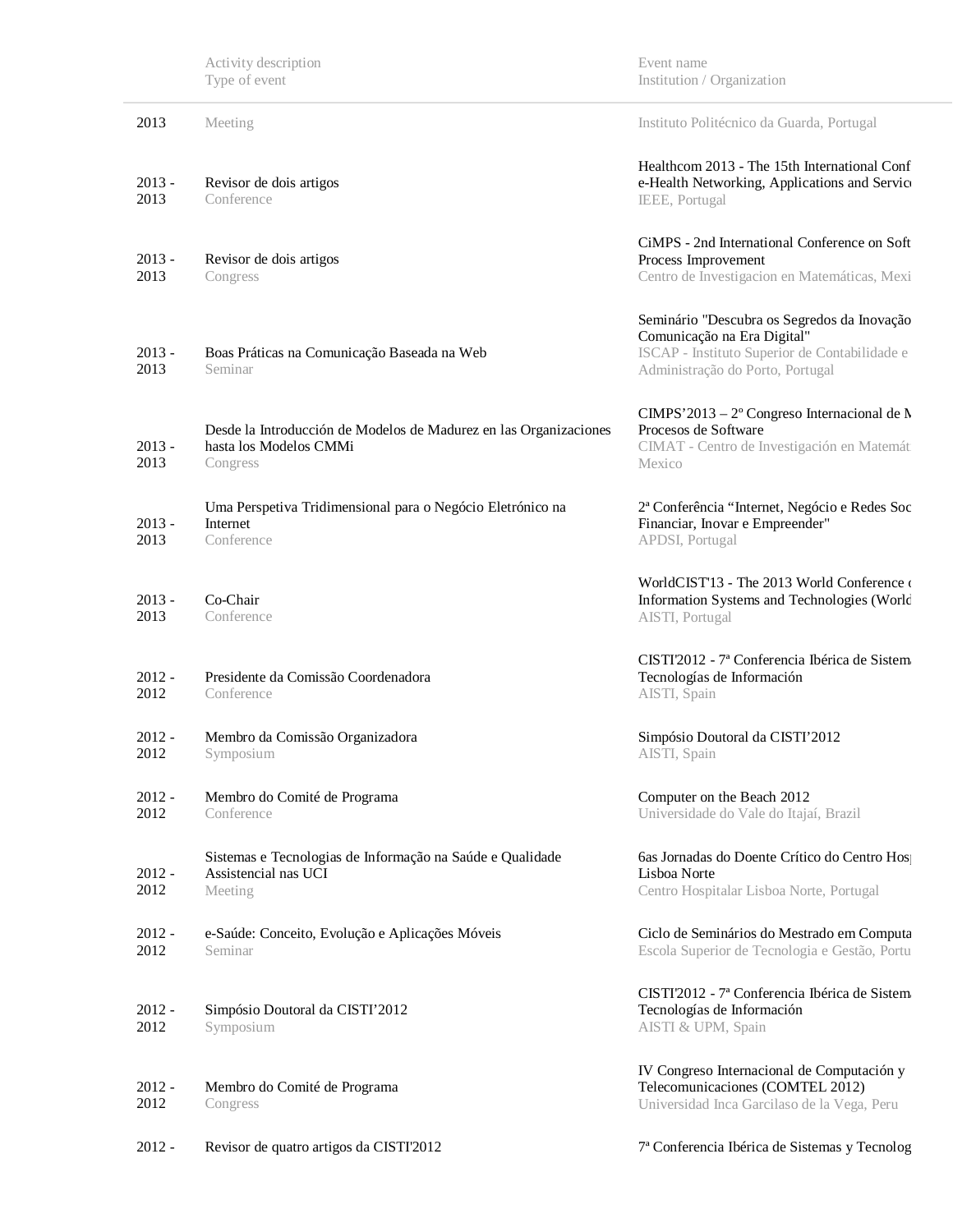| | Activity description<br>Type of event | Event name<br>Institution / Organization |
|---|---|---|
| 2013 | Meeting | Instituto Politécnico da Guarda, Portugal |
| 2013 - 2013 | Revisor de dois artigos<br>Conference | Healthcom 2013 - The 15th International Conf e-Health Networking, Applications and Servic<br>IEEE, Portugal |
| 2013 - 2013 | Revisor de dois artigos<br>Congress | CiMPS - 2nd International Conference on Soft Process Improvement<br>Centro de Investigacion en Matemáticas, Mexi |
| 2013 - 2013 | Boas Práticas na Comunicação Baseada na Web<br>Seminar | Seminário "Descubra os Segredos da Inovação Comunicação na Era Digital"<br>ISCAP - Instituto Superior de Contabilidade e Administração do Porto, Portugal |
| 2013 - 2013 | Desde la Introducción de Modelos de Madurez en las Organizaciones hasta los Modelos CMMi<br>Congress | CIMPS'2013 – 2º Congreso Internacional de M Procesos de Software<br>CIMAT - Centro de Investigación en Matemát Mexico |
| 2013 - 2013 | Uma Perspetiva Tridimensional para o Negócio Eletrónico na Internet<br>Conference | 2ª Conferência "Internet, Negócio e Redes Soc Financiar, Inovar e Empreender"<br>APDSI, Portugal |
| 2013 - 2013 | Co-Chair<br>Conference | WorldCIST'13 - The 2013 World Conference o Information Systems and Technologies (World<br>AISTI, Portugal |
| 2012 - 2012 | Presidente da Comissão Coordenadora<br>Conference | CISTI'2012 - 7ª Conferencia Ibérica de Sistema Tecnologías de Información<br>AISTI, Spain |
| 2012 - 2012 | Membro da Comissão Organizadora<br>Symposium | Simpósio Doutoral da CISTI'2012<br>AISTI, Spain |
| 2012 - 2012 | Membro do Comité de Programa<br>Conference | Computer on the Beach 2012<br>Universidade do Vale do Itajaí, Brazil |
| 2012 - 2012 | Sistemas e Tecnologias de Informação na Saúde e Qualidade Assistencial nas UCI<br>Meeting | 6as Jornadas do Doente Crítico do Centro Hosp Lisboa Norte<br>Centro Hospitalar Lisboa Norte, Portugal |
| 2012 - 2012 | e-Saúde: Conceito, Evolução e Aplicações Móveis<br>Seminar | Ciclo de Seminários do Mestrado em Computa<br>Escola Superior de Tecnologia e Gestão, Portu |
| 2012 - 2012 | Simpósio Doutoral da CISTI'2012<br>Symposium | CISTI'2012 - 7ª Conferencia Ibérica de Sistema Tecnologías de Información<br>AISTI & UPM, Spain |
| 2012 - 2012 | Membro do Comité de Programa<br>Congress | IV Congreso Internacional de Computación y Telecomunicaciones (COMTEL 2012)<br>Universidad Inca Garcilaso de la Vega, Peru |
| 2012 - | Revisor de quatro artigos da CISTI'2012 | 7ª Conferencia Ibérica de Sistemas y Tecnolog |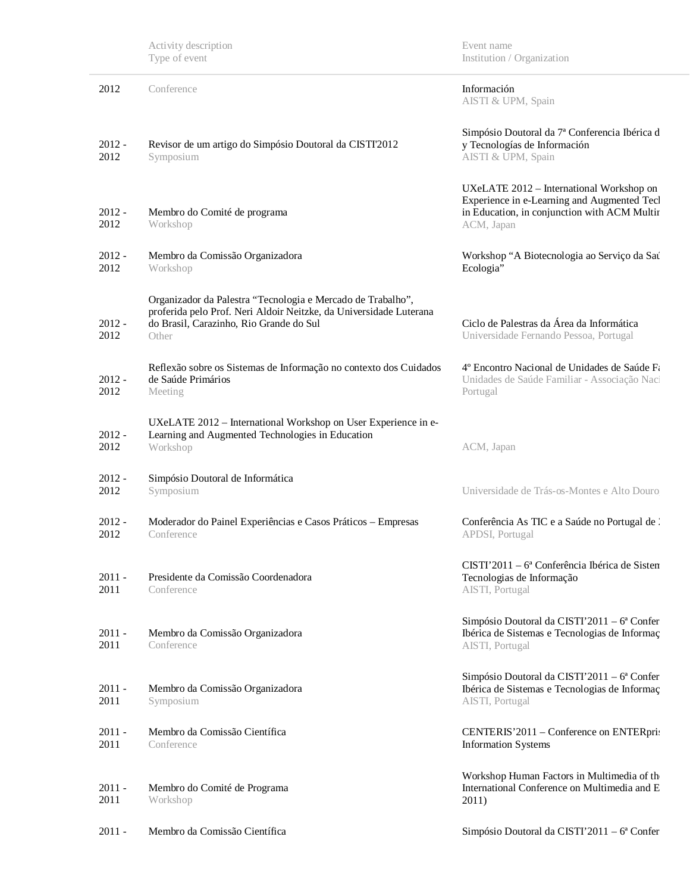| | Activity description<br>Type of event | Event name<br>Institution / Organization |
|---|---|---|
| 2012 | Conference | Información<br>AISTI & UPM, Spain |
| 2012 -<br>2012 | Revisor de um artigo do Simpósio Doutoral da CISTI'2012<br>Symposium | Simpósio Doutoral da 7ª Conferencia Ibérica d y Tecnologías de Información<br>AISTI & UPM, Spain |
| 2012 -<br>2012 | Membro do Comité de programa<br>Workshop | UXeLATE 2012 – International Workshop on Experience in e-Learning and Augmented Tecl in Education, in conjunction with ACM Multir<br>ACM, Japan |
| 2012 -<br>2012 | Membro da Comissão Organizadora<br>Workshop | Workshop "A Biotecnologia ao Serviço da Saú Ecologia" |
| 2012 -<br>2012 | Organizador da Palestra "Tecnologia e Mercado de Trabalho", proferida pelo Prof. Neri Aldoir Neitzke, da Universidade Luterana do Brasil, Carazinho, Rio Grande do Sul<br>Other | Ciclo de Palestras da Área da Informática<br>Universidade Fernando Pessoa, Portugal |
| 2012 -<br>2012 | Reflexão sobre os Sistemas de Informação no contexto dos Cuidados de Saúde Primários<br>Meeting | 4º Encontro Nacional de Unidades de Saúde Fa<br>Unidades de Saúde Familiar - Associação Naci Portugal |
| 2012 -<br>2012 | UXeLATE 2012 – International Workshop on User Experience in e-Learning and Augmented Technologies in Education<br>Workshop | ACM, Japan |
| 2012 -<br>2012 | Simpósio Doutoral de Informática<br>Symposium | Universidade de Trás-os-Montes e Alto Douro |
| 2012 -<br>2012 | Moderador do Painel Experiências e Casos Práticos – Empresas<br>Conference | Conferência As TIC e a Saúde no Portugal de 2<br>APDSI, Portugal |
| 2011 -<br>2011 | Presidente da Comissão Coordenadora<br>Conference | CISTI'2011 – 6ª Conferência Ibérica de Sistem Tecnologias de Informação<br>AISTI, Portugal |
| 2011 -<br>2011 | Membro da Comissão Organizadora<br>Conference | Simpósio Doutoral da CISTI'2011 – 6ª Confer Ibérica de Sistemas e Tecnologias de Informaç<br>AISTI, Portugal |
| 2011 -<br>2011 | Membro da Comissão Organizadora<br>Symposium | Simpósio Doutoral da CISTI'2011 – 6ª Confer Ibérica de Sistemas e Tecnologias de Informaç<br>AISTI, Portugal |
| 2011 -<br>2011 | Membro da Comissão Científica<br>Conference | CENTERIS'2011 – Conference on ENTERpris Information Systems |
| 2011 -<br>2011 | Membro do Comité de Programa<br>Workshop | Workshop Human Factors in Multimedia of the International Conference on Multimedia and E 2011) |
| 2011 - | Membro da Comissão Científica | Simpósio Doutoral da CISTI'2011 – 6ª Confer |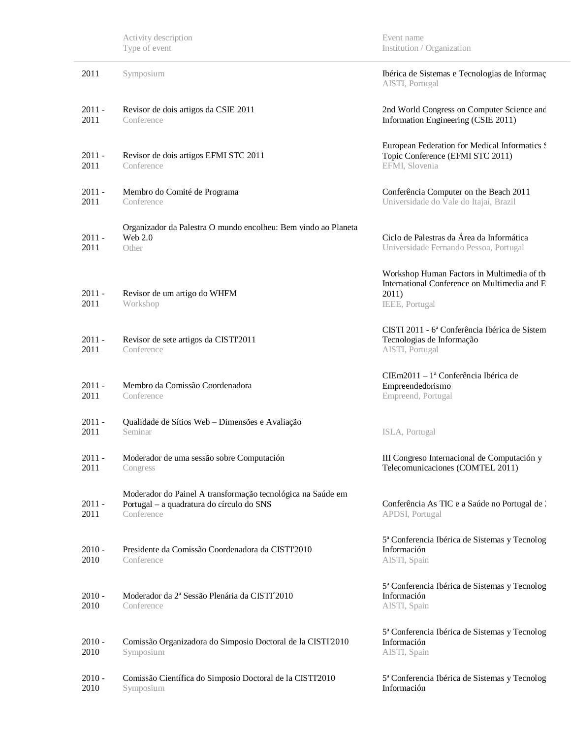| | Activity description<br>Type of event | Event name<br>Institution / Organization |
|---|---|---|
| 2011 | Symposium | Ibérica de Sistemas e Tecnologias de Informaç<br>AISTI, Portugal |
| 2011 - 2011 | Revisor de dois artigos da CSIE 2011<br>Conference | 2nd World Congress on Computer Science and<br>Information Engineering (CSIE 2011) |
| 2011 - 2011 | Revisor de dois artigos EFMI STC 2011<br>Conference | European Federation for Medical Informatics S<br>Topic Conference (EFMI STC 2011)<br>EFMI, Slovenia |
| 2011 - 2011 | Membro do Comité de Programa<br>Conference | Conferência Computer on the Beach 2011<br>Universidade do Vale do Itajaí, Brazil |
| 2011 - 2011 | Organizador da Palestra O mundo encolheu: Bem vindo ao Planeta Web 2.0<br>Other | Ciclo de Palestras da Área da Informática<br>Universidade Fernando Pessoa, Portugal |
| 2011 - 2011 | Revisor de um artigo do WHFM<br>Workshop | Workshop Human Factors in Multimedia of the<br>International Conference on Multimedia and E<br>2011)<br>IEEE, Portugal |
| 2011 - 2011 | Revisor de sete artigos da CISTI'2011<br>Conference | CISTI 2011 - 6ª Conferência Ibérica de Sistem<br>Tecnologias de Informação<br>AISTI, Portugal |
| 2011 - 2011 | Membro da Comissão Coordenadora<br>Conference | CIEm2011 – 1ª Conferência Ibérica de<br>Empreendedorismo<br>Empreend, Portugal |
| 2011 - 2011 | Qualidade de Sítios Web – Dimensões e Avaliação<br>Seminar | ISLA, Portugal |
| 2011 - 2011 | Moderador de uma sessão sobre Computación<br>Congress | III Congreso Internacional de Computación y<br>Telecomunicaciones (COMTEL 2011) |
| 2011 - 2011 | Moderador do Painel A transformação tecnológica na Saúde em Portugal – a quadratura do círculo do SNS<br>Conference | Conferência As TIC e a Saúde no Portugal de 2<br>APDSI, Portugal |
| 2010 - 2010 | Presidente da Comissão Coordenadora da CISTI'2010<br>Conference | 5ª Conferencia Ibérica de Sistemas y Tecnolog<br>Información<br>AISTI, Spain |
| 2010 - 2010 | Moderador da 2ª Sessão Plenária da CISTI´2010<br>Conference | 5ª Conferencia Ibérica de Sistemas y Tecnolog<br>Información<br>AISTI, Spain |
| 2010 - 2010 | Comissão Organizadora do Simposio Doctoral de la CISTI'2010<br>Symposium | 5ª Conferencia Ibérica de Sistemas y Tecnolog<br>Información<br>AISTI, Spain |
| 2010 - 2010 | Comissão Científica do Simposio Doctoral de la CISTI'2010<br>Symposium | 5ª Conferencia Ibérica de Sistemas y Tecnolog<br>Información |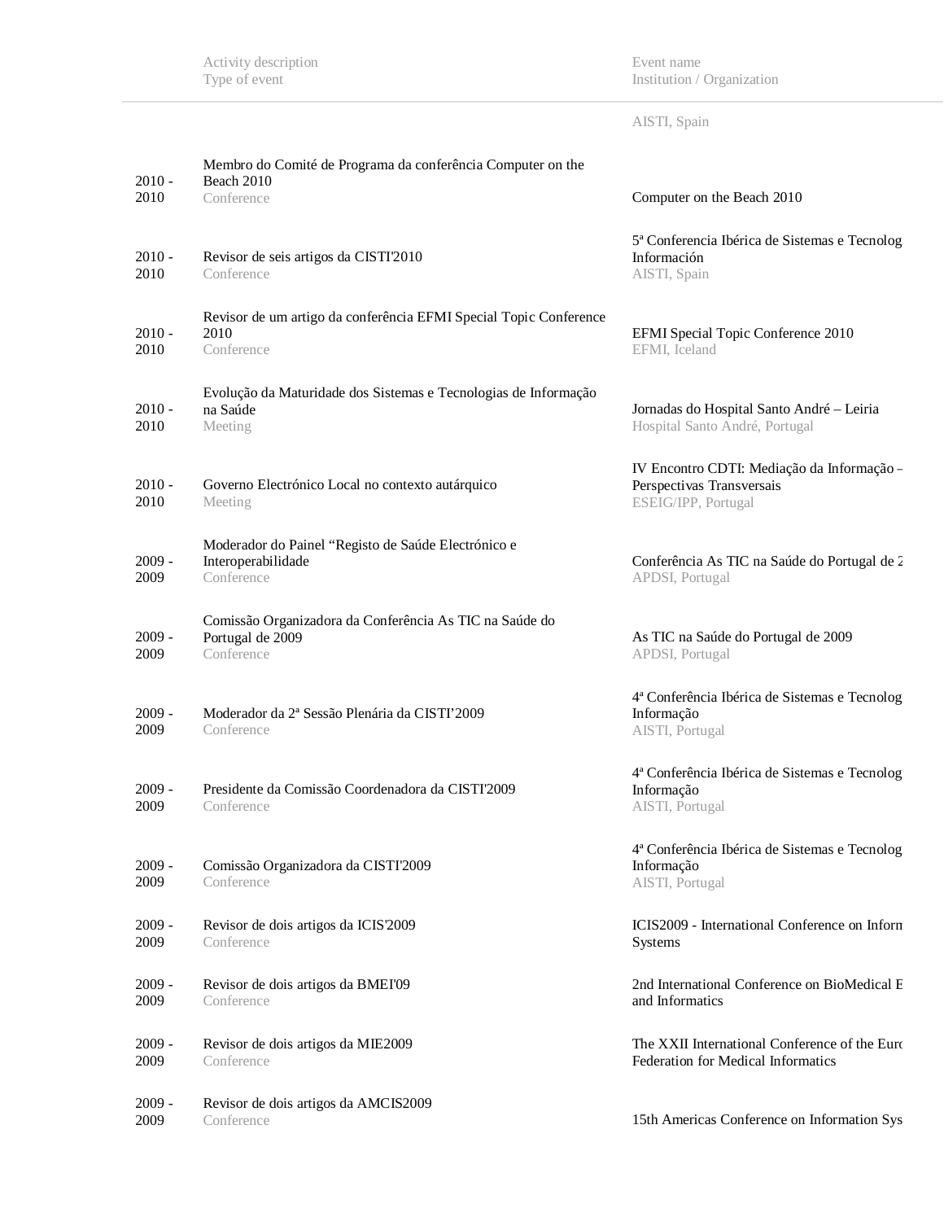| | Activity description<br>Type of event | Event name<br>Institution / Organization |
|---|---|---|
| | | AISTI, Spain |
| 2010 - 2010 | Membro do Comité de Programa da conferência Computer on the Beach 2010<br>Conference | Computer on the Beach 2010 |
| 2010 - 2010 | Revisor de seis artigos da CISTI'2010<br>Conference | 5ª Conferencia Ibérica de Sistemas e Tecnolog Información<br>AISTI, Spain |
| 2010 - 2010 | Revisor de um artigo da conferência EFMI Special Topic Conference 2010<br>Conference | EFMI Special Topic Conference 2010<br>EFMI, Iceland |
| 2010 - 2010 | Evolução da Maturidade dos Sistemas e Tecnologias de Informação na Saúde<br>Meeting | Jornadas do Hospital Santo André – Leiria<br>Hospital Santo André, Portugal |
| 2010 - 2010 | Governo Electrónico Local no contexto autárquico<br>Meeting | IV Encontro CDTI: Mediação da Informação – Perspectivas Transversais<br>ESEIG/IPP, Portugal |
| 2009 - 2009 | Moderador do Painel "Registo de Saúde Electrónico e Interoperabilidade<br>Conference | Conferência As TIC na Saúde do Portugal de 2<br>APDSI, Portugal |
| 2009 - 2009 | Comissão Organizadora da Conferência As TIC na Saúde do Portugal de 2009<br>Conference | As TIC na Saúde do Portugal de 2009<br>APDSI, Portugal |
| 2009 - 2009 | Moderador da 2ª Sessão Plenária da CISTI'2009<br>Conference | 4ª Conferência Ibérica de Sistemas e Tecnolog Informação<br>AISTI, Portugal |
| 2009 - 2009 | Presidente da Comissão Coordenadora da CISTI'2009<br>Conference | 4ª Conferência Ibérica de Sistemas e Tecnolog Informação<br>AISTI, Portugal |
| 2009 - 2009 | Comissão Organizadora da CISTI'2009<br>Conference | 4ª Conferência Ibérica de Sistemas e Tecnolog Informação<br>AISTI, Portugal |
| 2009 - 2009 | Revisor de dois artigos da ICIS'2009<br>Conference | ICIS2009 - International Conference on Inform Systems |
| 2009 - 2009 | Revisor de dois artigos da BMEI'09<br>Conference | 2nd International Conference on BioMedical E and Informatics |
| 2009 - 2009 | Revisor de dois artigos da MIE2009<br>Conference | The XXII International Conference of the Euro Federation for Medical Informatics |
| 2009 - 2009 | Revisor de dois artigos da AMCIS2009<br>Conference | 15th Americas Conference on Information Sys |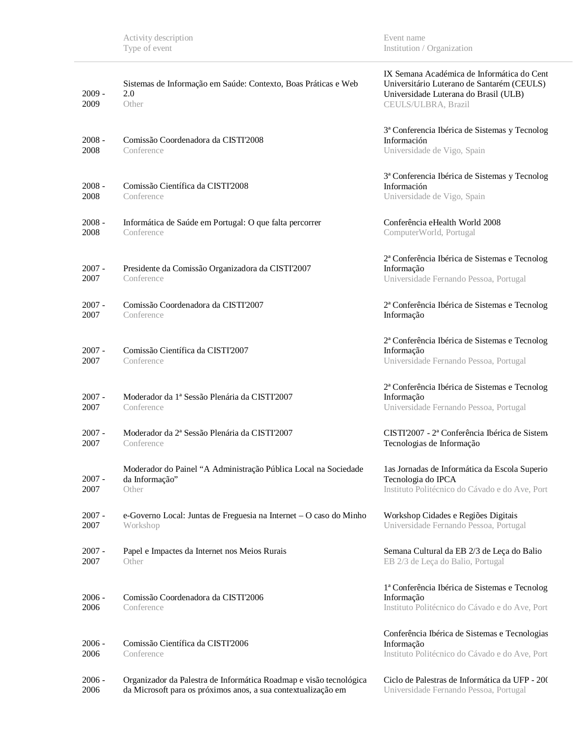| | Activity description<br>Type of event | Event name<br>Institution / Organization |
|---|---|---|
| 2009 - 2009 | Sistemas de Informação em Saúde: Contexto, Boas Práticas e Web 2.0<br>Other | IX Semana Académica de Informática do Cent Universitário Luterano de Santarém (CEULS) Universidade Luterana do Brasil (ULB)<br>CEULS/ULBRA, Brazil |
| 2008 - 2008 | Comissão Coordenadora da CISTI'2008<br>Conference | 3ª Conferencia Ibérica de Sistemas y Tecnolog Información<br>Universidade de Vigo, Spain |
| 2008 - 2008 | Comissão Científica da CISTI'2008<br>Conference | 3ª Conferencia Ibérica de Sistemas y Tecnolog Información<br>Universidade de Vigo, Spain |
| 2008 - 2008 | Informática de Saúde em Portugal: O que falta percorrer<br>Conference | Conferência eHealth World 2008<br>ComputerWorld, Portugal |
| 2007 - 2007 | Presidente da Comissão Organizadora da CISTI'2007<br>Conference | 2ª Conferência Ibérica de Sistemas e Tecnolog Informação<br>Universidade Fernando Pessoa, Portugal |
| 2007 - 2007 | Comissão Coordenadora da CISTI'2007<br>Conference | 2ª Conferência Ibérica de Sistemas e Tecnolog Informação |
| 2007 - 2007 | Comissão Científica da CISTI'2007<br>Conference | 2ª Conferência Ibérica de Sistemas e Tecnolog Informação<br>Universidade Fernando Pessoa, Portugal |
| 2007 - 2007 | Moderador da 1ª Sessão Plenária da CISTI'2007<br>Conference | 2ª Conferência Ibérica de Sistemas e Tecnolog Informação<br>Universidade Fernando Pessoa, Portugal |
| 2007 - 2007 | Moderador da 2ª Sessão Plenária da CISTI'2007<br>Conference | CISTI'2007 - 2ª Conferência Ibérica de Sistema Tecnologias de Informação |
| 2007 - 2007 | Moderador do Painel "A Administração Pública Local na Sociedade da Informação"<br>Other | 1as Jornadas de Informática da Escola Superio Tecnologia do IPCA<br>Instituto Politécnico do Cávado e do Ave, Port |
| 2007 - 2007 | e-Governo Local: Juntas de Freguesia na Internet – O caso do Minho<br>Workshop | Workshop Cidades e Regiões Digitais<br>Universidade Fernando Pessoa, Portugal |
| 2007 - 2007 | Papel e Impactes da Internet nos Meios Rurais<br>Other | Semana Cultural da EB 2/3 de Leça do Balio<br>EB 2/3 de Leça do Balio, Portugal |
| 2006 - 2006 | Comissão Coordenadora da CISTI'2006<br>Conference | 1ª Conferência Ibérica de Sistemas e Tecnolog Informação<br>Instituto Politécnico do Cávado e do Ave, Port |
| 2006 - 2006 | Comissão Científica da CISTI'2006<br>Conference | Conferência Ibérica de Sistemas e Tecnologias Informação<br>Instituto Politécnico do Cávado e do Ave, Port |
| 2006 - 2006 | Organizador da Palestra de Informática Roadmap e visão tecnológica da Microsoft para os próximos anos, a sua contextualização em | Ciclo de Palestras de Informática da UFP - 200<br>Universidade Fernando Pessoa, Portugal |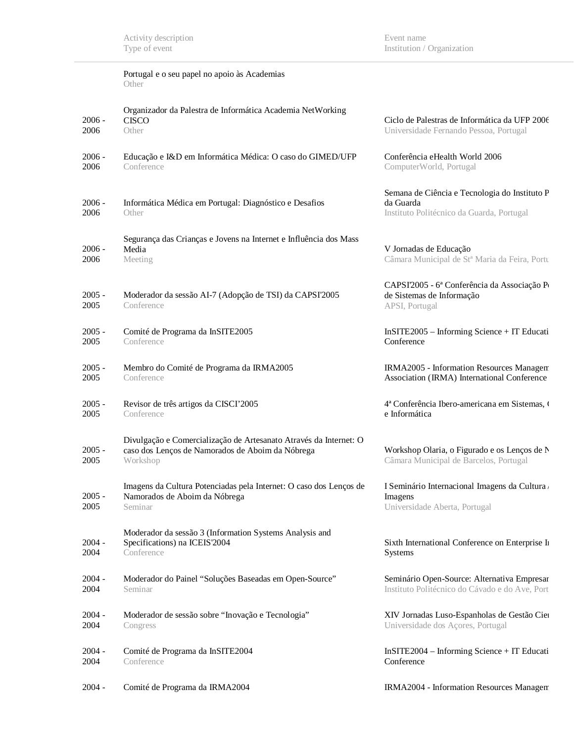| | Activity description<br>Type of event | Event name<br>Institution / Organization |
|---|---|---|
| | Portugal e o seu papel no apoio às Academias<br>Other | |
| 2006 - 2006 | Organizador da Palestra de Informática Academia NetWorking CISCO<br>Other | Ciclo de Palestras de Informática da UFP 2006<br>Universidade Fernando Pessoa, Portugal |
| 2006 - 2006 | Educação e I&D em Informática Médica: O caso do GIMED/UFP<br>Conference | Conferência eHealth World 2006<br>ComputerWorld, Portugal |
| 2006 - 2006 | Informática Médica em Portugal: Diagnóstico e Desafios<br>Other | Semana de Ciência e Tecnologia do Instituto P da Guarda<br>Instituto Politécnico da Guarda, Portugal |
| 2006 - 2006 | Segurança das Crianças e Jovens na Internet e Influência dos Mass Media<br>Meeting | V Jornadas de Educação<br>Câmara Municipal de Stª Maria da Feira, Portu |
| 2005 - 2005 | Moderador da sessão AI-7 (Adopção de TSI) da CAPSI'2005<br>Conference | CAPSI'2005 - 6ª Conferência da Associação Po de Sistemas de Informação<br>APSI, Portugal |
| 2005 - 2005 | Comité de Programa da InSITE2005<br>Conference | InSITE2005 – Informing Science + IT Educati Conference |
| 2005 - 2005 | Membro do Comité de Programa da IRMA2005<br>Conference | IRMA2005 - Information Resources Managem Association (IRMA) International Conference |
| 2005 - 2005 | Revisor de três artigos da CISCI'2005<br>Conference | 4ª Conferência Ibero-americana em Sistemas, ( e Informática |
| 2005 - 2005 | Divulgação e Comercialização de Artesanato Através da Internet: O caso dos Lenços de Namorados de Aboim da Nóbrega<br>Workshop | Workshop Olaria, o Figurado e os Lenços de N<br>Câmara Municipal de Barcelos, Portugal |
| 2005 - 2005 | Imagens da Cultura Potenciadas pela Internet: O caso dos Lenços de Namorados de Aboim da Nóbrega<br>Seminar | I Seminário Internacional Imagens da Cultura / Imagens<br>Universidade Aberta, Portugal |
| 2004 - 2004 | Moderador da sessão 3 (Information Systems Analysis and Specifications) na ICEIS'2004<br>Conference | Sixth International Conference on Enterprise Ir Systems |
| 2004 - 2004 | Moderador do Painel "Soluções Baseadas em Open-Source"<br>Seminar | Seminário Open-Source: Alternativa Empresar<br>Instituto Politécnico do Cávado e do Ave, Port |
| 2004 - 2004 | Moderador de sessão sobre "Inovação e Tecnologia"<br>Congress | XIV Jornadas Luso-Espanholas de Gestão Cien<br>Universidade dos Açores, Portugal |
| 2004 - 2004 | Comité de Programa da InSITE2004<br>Conference | InSITE2004 – Informing Science + IT Educati Conference |
| 2004 - | Comité de Programa da IRMA2004 | IRMA2004 - Information Resources Managem |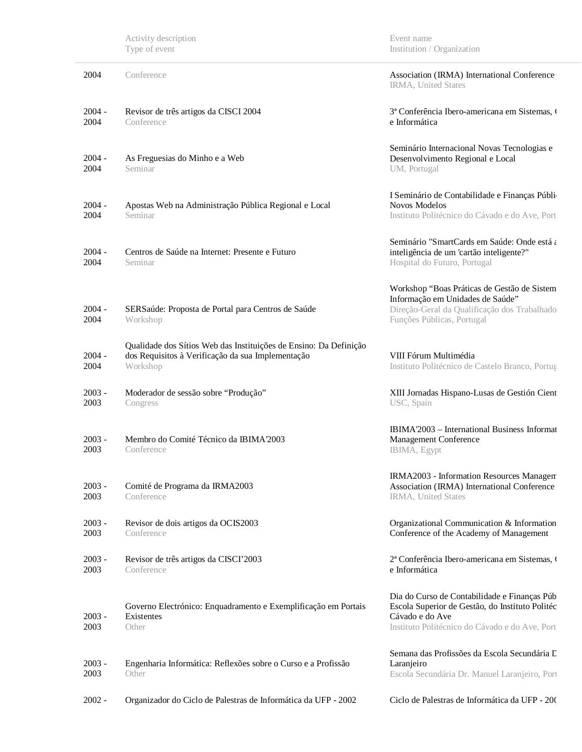| | Activity description<br>Type of event | Event name<br>Institution / Organization |
|---|---|---|
| 2004 | Conference | Association (IRMA) International Conference<br>IRMA, United States |
| 2004 - 2004 | Revisor de três artigos da CISCI 2004<br>Conference | 3ª Conferência Ibero-americana em Sistemas, C<br>e Informática |
| 2004 - 2004 | As Freguesias do Minho e a Web<br>Seminar | Seminário Internacional Novas Tecnologias e<br>Desenvolvimento Regional e Local<br>UM, Portugal |
| 2004 - 2004 | Apostas Web na Administração Pública Regional e Local<br>Seminar | I Seminário de Contabilidade e Finanças Públic<br>Novos Modelos<br>Instituto Politécnico do Cávado e do Ave, Port |
| 2004 - 2004 | Centros de Saúde na Internet: Presente e Futuro<br>Seminar | Seminário "SmartCards em Saúde: Onde está a<br>inteligência de um 'cartão inteligente?"<br>Hospital do Futuro, Portugal |
| 2004 - 2004 | SERSaúde: Proposta de Portal para Centros de Saúde<br>Workshop | Workshop "Boas Práticas de Gestão de Sistem<br>Informação em Unidades de Saúde"<br>Direção-Geral da Qualificação dos Trabalhado<br>Funções Públicas, Portugal |
| 2004 - 2004 | Qualidade dos Sítios Web das Instituições de Ensino: Da Definição dos Requisitos à Verificação da sua Implementação<br>Workshop | VIII Fórum Multimédia<br>Instituto Politécnico de Castelo Branco, Portug |
| 2003 - 2003 | Moderador de sessão sobre "Produção"<br>Congress | XIII Jornadas Hispano-Lusas de Gestión Cient<br>USC, Spain |
| 2003 - 2003 | Membro do Comité Técnico da IBIMA'2003<br>Conference | IBIMA'2003 – International Business Informat<br>Management Conference<br>IBIMA, Egypt |
| 2003 - 2003 | Comité de Programa da IRMA2003<br>Conference | IRMA2003 - Information Resources Managem<br>Association (IRMA) International Conference<br>IRMA, United States |
| 2003 - 2003 | Revisor de dois artigos da OCIS2003<br>Conference | Organizational Communication & Information<br>Conference of the Academy of Management |
| 2003 - 2003 | Revisor de três artigos da CISCI'2003<br>Conference | 2ª Conferência Ibero-americana em Sistemas, C<br>e Informática |
| 2003 - 2003 | Governo Electrónico: Enquadramento e Exemplificação em Portais Existentes<br>Other | Dia do Curso de Contabilidade e Finanças Púb<br>Escola Superior de Gestão, do Instituto Polité<br>Cávado e do Ave<br>Instituto Politécnico do Cávado e do Ave, Port |
| 2003 - 2003 | Engenharia Informática: Reflexões sobre o Curso e a Profissão<br>Other | Semana das Profissões da Escola Secundária D<br>Laranjeiro<br>Escola Secundária Dr. Manuel Laranjeiro, Port |
| 2002 - | Organizador do Ciclo de Palestras de Informática da UFP - 2002 | Ciclo de Palestras de Informática da UFP - 200 |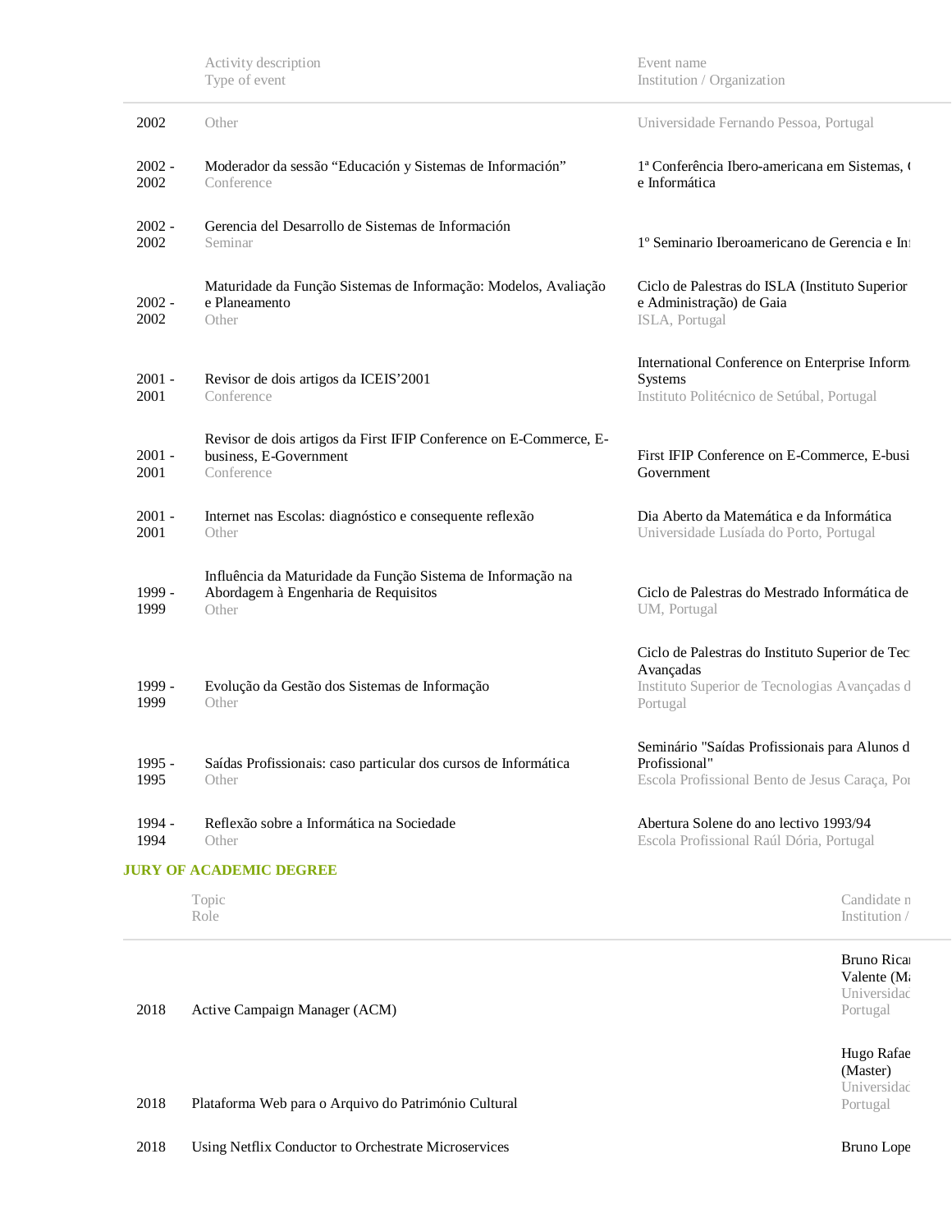| | Activity description<br>Type of event | Event name<br>Institution / Organization |
|---|---|---|
| 2002 | Other | Universidade Fernando Pessoa, Portugal |
| 2002 - 2002 | Moderador da sessão “Educación y Sistemas de Información”<br>Conference | 1ª Conferência Ibero-americana em Sistemas, ( e Informática |
| 2002 - 2002 | Gerencia del Desarrollo de Sistemas de Información<br>Seminar | 1º Seminario Iberoamericano de Gerencia e In |
| 2002 - 2002 | Maturidade da Função Sistemas de Informação: Modelos, Avaliação e Planeamento<br>Other | Ciclo de Palestras do ISLA (Instituto Superior e Administração) de Gaia<br>ISLA, Portugal |
| 2001 - 2001 | Revisor de dois artigos da ICEIS’2001<br>Conference | International Conference on Enterprise Inform Systems<br>Instituto Politécnico de Setúbal, Portugal |
| 2001 - 2001 | Revisor de dois artigos da First IFIP Conference on E-Commerce, E-business, E-Government<br>Conference | First IFIP Conference on E-Commerce, E-busi Government |
| 2001 - 2001 | Internet nas Escolas: diagnóstico e consequente reflexão<br>Other | Dia Aberto da Matemática e da Informática<br>Universidade Lusíada do Porto, Portugal |
| 1999 - 1999 | Influência da Maturidade da Função Sistema de Informação na Abordagem à Engenharia de Requisitos<br>Other | Ciclo de Palestras do Mestrado Informática de<br>UM, Portugal |
| 1999 - 1999 | Evolução da Gestão dos Sistemas de Informação<br>Other | Ciclo de Palestras do Instituto Superior de Tec Avançadas<br>Instituto Superior de Tecnologias Avançadas d Portugal |
| 1995 - 1995 | Saídas Profissionais: caso particular dos cursos de Informática<br>Other | Seminário "Saídas Profissionais para Alunos d Profissional"<br>Escola Profissional Bento de Jesus Caraça, Por |
| 1994 - 1994 | Reflexão sobre a Informática na Sociedade<br>Other | Abertura Solene do ano lectivo 1993/94<br>Escola Profissional Raúl Dória, Portugal |

## JURY OF ACADEMIC DEGREE

| | Topic<br>Role | Candidate n<br>Institution / |
|---|---|---|
| 2018 | Active Campaign Manager (ACM) | Bruno Ricar Valente (Ma<br>Universidac Portugal |
| 2018 | Plataforma Web para o Arquivo do Património Cultural | Hugo Rafae (Master)<br>Universidac Portugal |
| 2018 | Using Netflix Conductor to Orchestrate Microservices | Bruno Lope |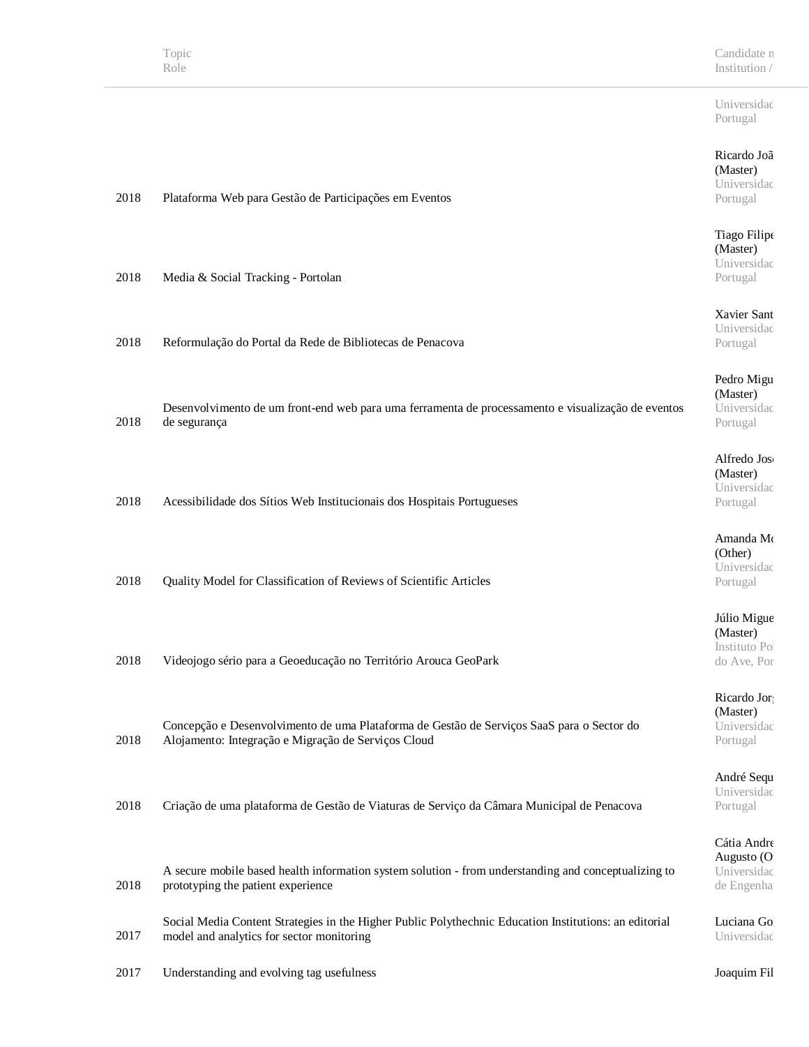| | Topic<br>Role | Candidate n<br>Institution / |
|---|---|---|
| | | Universidad<br>Portugal |
| 2018 | Plataforma Web para Gestão de Participações em Eventos | Ricardo Joã<br>(Master)<br>Universidad<br>Portugal |
| 2018 | Media & Social Tracking - Portolan | Tiago Filipe<br>(Master)<br>Universidad<br>Portugal |
| 2018 | Reformulação do Portal da Rede de Bibliotecas de Penacova | Xavier Sant<br>Universidad<br>Portugal |
| 2018 | Desenvolvimento de um front-end web para uma ferramenta de processamento e visualização de eventos de segurança | Pedro Migu<br>(Master)<br>Universidad<br>Portugal |
| 2018 | Acessibilidade dos Sítios Web Institucionais dos Hospitais Portugueses | Alfredo José<br>(Master)<br>Universidad<br>Portugal |
| 2018 | Quality Model for Classification of Reviews of Scientific Articles | Amanda Mo<br>(Other)<br>Universidad<br>Portugal |
| 2018 | Videojogo sério para a Geoeducação no Território Arouca GeoPark | Júlio Migue<br>(Master)<br>Instituto Pol<br>do Ave, Por |
| 2018 | Concepção e Desenvolvimento de uma Plataforma de Gestão de Serviços SaaS para o Sector do Alojamento: Integração e Migração de Serviços Cloud | Ricardo Jorg<br>(Master)<br>Universidad<br>Portugal |
| 2018 | Criação de uma plataforma de Gestão de Viaturas de Serviço da Câmara Municipal de Penacova | André Sequ<br>Universidad<br>Portugal |
| 2018 | A secure mobile based health information system solution - from understanding and conceptualizing to prototyping the patient experience | Cátia Andre<br>Augusto (O<br>Universidad<br>de Engenha |
| 2017 | Social Media Content Strategies in the Higher Public Polythechnic Education Institutions: an editorial model and analytics for sector monitoring | Luciana Go<br>Universidad |
| 2017 | Understanding and evolving tag usefulness | Joaquim Fil |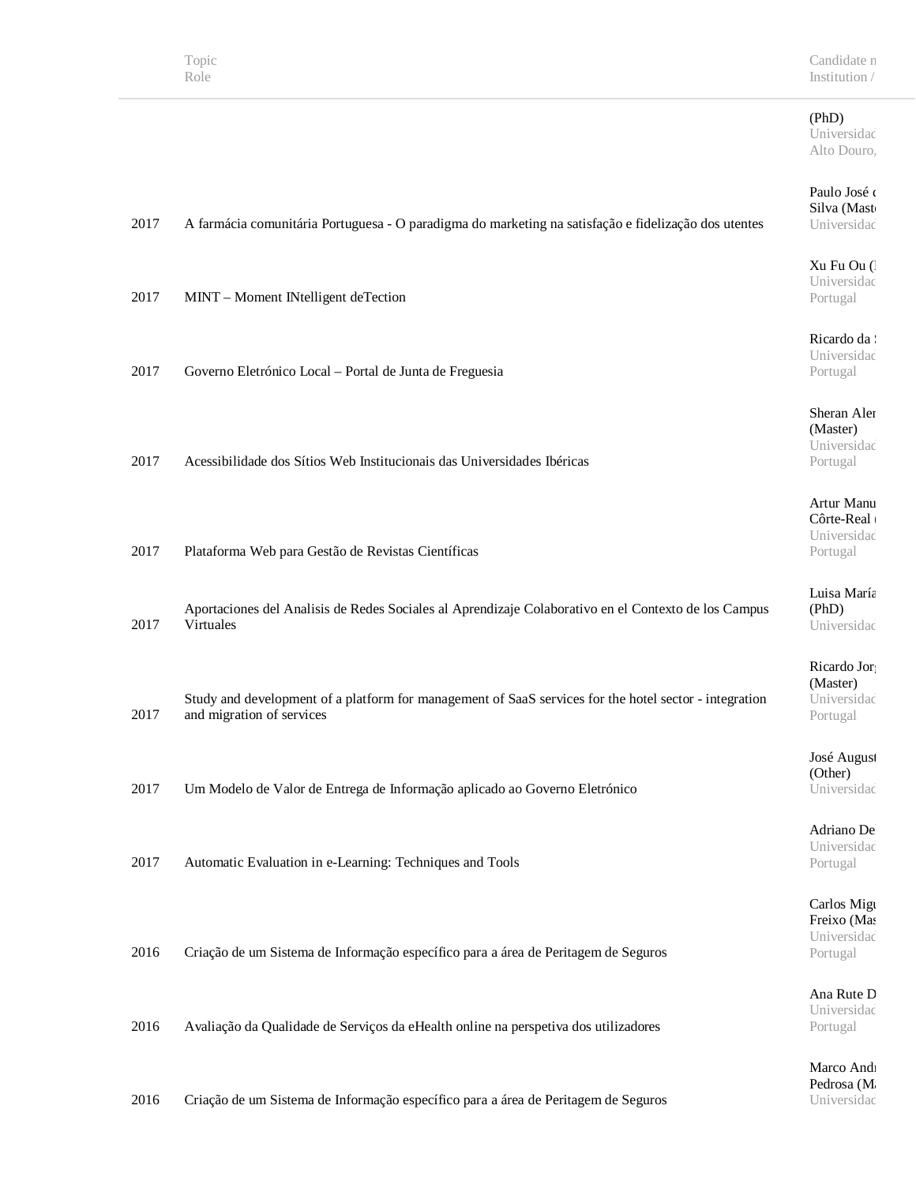| | Topic<br>Role | Candidate n<br>Institution / |
|---|---|---|
| | | (PhD)<br>Universidad<br>Alto Douro, |
| 2017 | A farmácia comunitária Portuguesa - O paradigma do marketing na satisfação e fidelização dos utentes | Paulo José d<br>Silva (Maste<br>Universidad |
| 2017 | MINT – Moment INtelligent deTection | Xu Fu Ou (<br>Universidad<br>Portugal |
| 2017 | Governo Eletrónico Local – Portal de Junta de Freguesia | Ricardo da S<br>Universidad<br>Portugal |
| 2017 | Acessibilidade dos Sítios Web Institucionais das Universidades Ibéricas | Sheran Aler<br>(Master)<br>Universidad<br>Portugal |
| 2017 | Plataforma Web para Gestão de Revistas Científicas | Artur Manu<br>Côrte-Real (<br>Universidad<br>Portugal |
| 2017 | Aportaciones del Analisis de Redes Sociales al Aprendizaje Colaborativo en el Contexto de los Campus Virtuales | Luisa María<br>(PhD)<br>Universidad |
| 2017 | Study and development of a platform for management of SaaS services for the hotel sector - integration and migration of services | Ricardo Jorg<br>(Master)<br>Universidad<br>Portugal |
| 2017 | Um Modelo de Valor de Entrega de Informação aplicado ao Governo Eletrónico | José August<br>(Other)<br>Universidad |
| 2017 | Automatic Evaluation in e-Learning: Techniques and Tools | Adriano De<br>Universidad<br>Portugal |
| 2016 | Criação de um Sistema de Informação específico para a área de Peritagem de Seguros | Carlos Migu<br>Freixo (Mas<br>Universidad<br>Portugal |
| 2016 | Avaliação da Qualidade de Serviços da eHealth online na perspetiva dos utilizadores | Ana Rute D<br>Universidad<br>Portugal |
| 2016 | Criação de um Sistema de Informação específico para a área de Peritagem de Seguros | Marco Andr<br>Pedrosa (Ma<br>Universidad |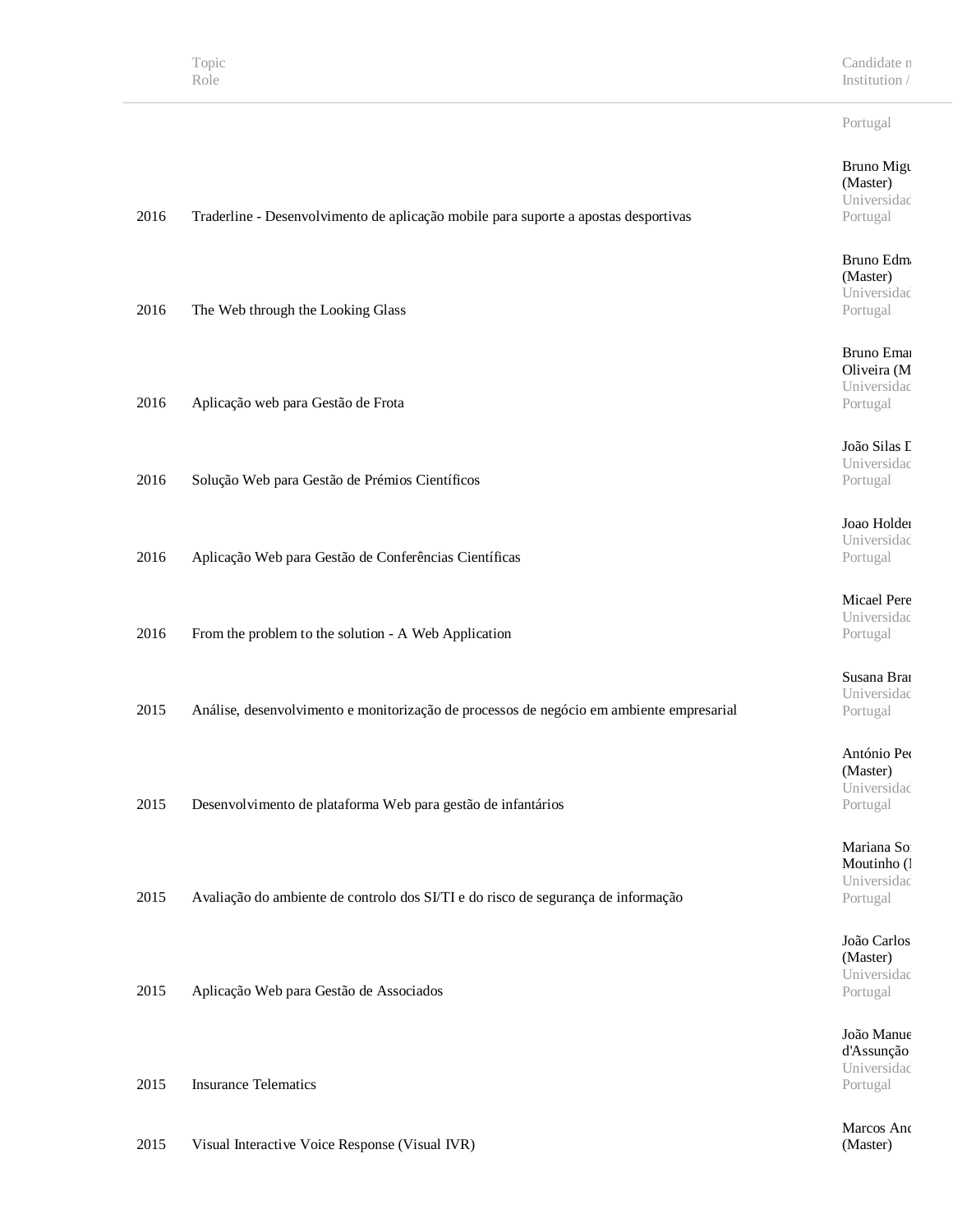| | Topic<br>Role | Candidate n<br>Institution / |
|---|---|---|
| | | Portugal |
| 2016 | Traderline - Desenvolvimento de aplicação mobile para suporte a apostas desportivas | Bruno Migu<br>(Master)<br>Universidad<br>Portugal |
| 2016 | The Web through the Looking Glass | Bruno Edm<br>(Master)<br>Universidad<br>Portugal |
| 2016 | Aplicação web para Gestão de Frota | Bruno Ema<br>Oliveira (M<br>Universidad<br>Portugal |
| 2016 | Solução Web para Gestão de Prémios Científicos | João Silas D<br>Universidad<br>Portugal |
| 2016 | Aplicação Web para Gestão de Conferências Científicas | Joao Holder<br>Universidad<br>Portugal |
| 2016 | From the problem to the solution - A Web Application | Micael Pere<br>Universidad<br>Portugal |
| 2015 | Análise, desenvolvimento e monitorização de processos de negócio em ambiente empresarial | Susana Bra<br>Universidad<br>Portugal |
| 2015 | Desenvolvimento de plataforma Web para gestão de infantários | António Pe<br>(Master)<br>Universidad<br>Portugal |
| 2015 | Avaliação do ambiente de controlo dos SI/TI e do risco de segurança de informação | Mariana So<br>Moutinho (<br>Universidad<br>Portugal |
| 2015 | Aplicação Web para Gestão de Associados | João Carlos<br>(Master)<br>Universidad<br>Portugal |
| 2015 | Insurance Telematics | João Manue<br>d'Assunção<br>Universidad<br>Portugal |
| 2015 | Visual Interactive Voice Response (Visual IVR) | Marcos And<br>(Master) |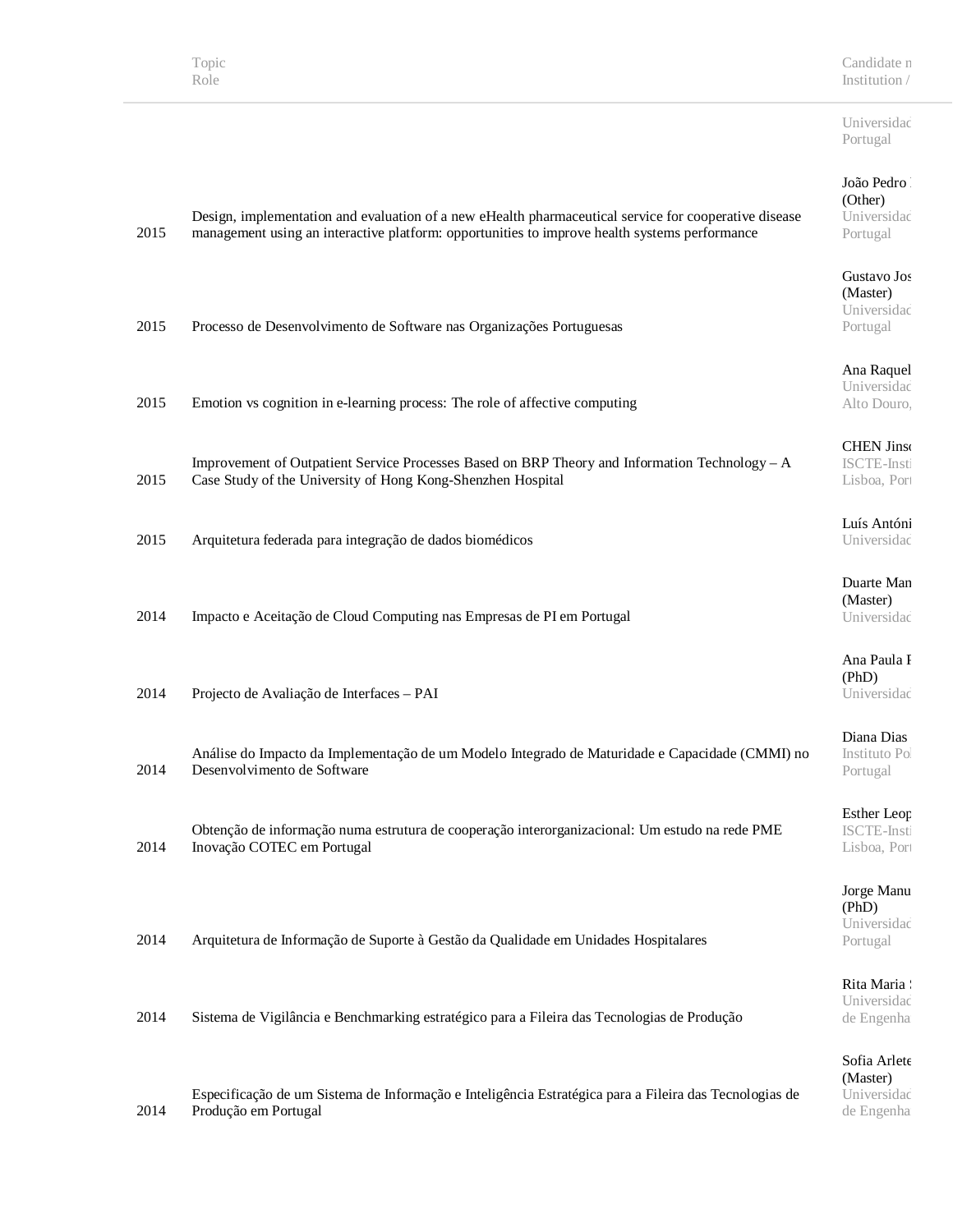| | Topic<br>Role | Candidate n<br>Institution / |
|---|---|---|
| | | Universidad<br>Portugal |
| 2015 | Design, implementation and evaluation of a new eHealth pharmaceutical service for cooperative disease management using an interactive platform: opportunities to improve health systems performance | João Pedro<br>(Other)<br>Universidad<br>Portugal |
| 2015 | Processo de Desenvolvimento de Software nas Organizações Portuguesas | Gustavo Jos<br>(Master)<br>Universidad<br>Portugal |
| 2015 | Emotion vs cognition in e-learning process: The role of affective computing | Ana Raquel<br>Universidad<br>Alto Douro, |
| 2015 | Improvement of Outpatient Service Processes Based on BRP Theory and Information Technology – A Case Study of the University of Hong Kong-Shenzhen Hospital | CHEN Jinso<br>ISCTE-Insti<br>Lisboa, Port |
| 2015 | Arquitetura federada para integração de dados biomédicos | Luís Antóni<br>Universidad |
| 2014 | Impacto e Aceitação de Cloud Computing nas Empresas de PI em Portugal | Duarte Man<br>(Master)<br>Universidad |
| 2014 | Projecto de Avaliação de Interfaces – PAI | Ana Paula F<br>(PhD)<br>Universidad |
| 2014 | Análise do Impacto da Implementação de um Modelo Integrado de Maturidade e Capacidade (CMMI) no Desenvolvimento de Software | Diana Dias<br>Instituto Pol<br>Portugal |
| 2014 | Obtenção de informação numa estrutura de cooperação interorganizacional: Um estudo na rede PME Inovação COTEC em Portugal | Esther Leop<br>ISCTE-Insti<br>Lisboa, Port |
| 2014 | Arquitetura de Informação de Suporte à Gestão da Qualidade em Unidades Hospitalares | Jorge Manu<br>(PhD)<br>Universidad<br>Portugal |
| 2014 | Sistema de Vigilância e Benchmarking estratégico para a Fileira das Tecnologias de Produção | Rita Maria<br>Universidad<br>de Engenha |
| 2014 | Especificação de um Sistema de Informação e Inteligência Estratégica para a Fileira das Tecnologias de Produção em Portugal | Sofia Arlete<br>(Master)<br>Universidad<br>de Engenha |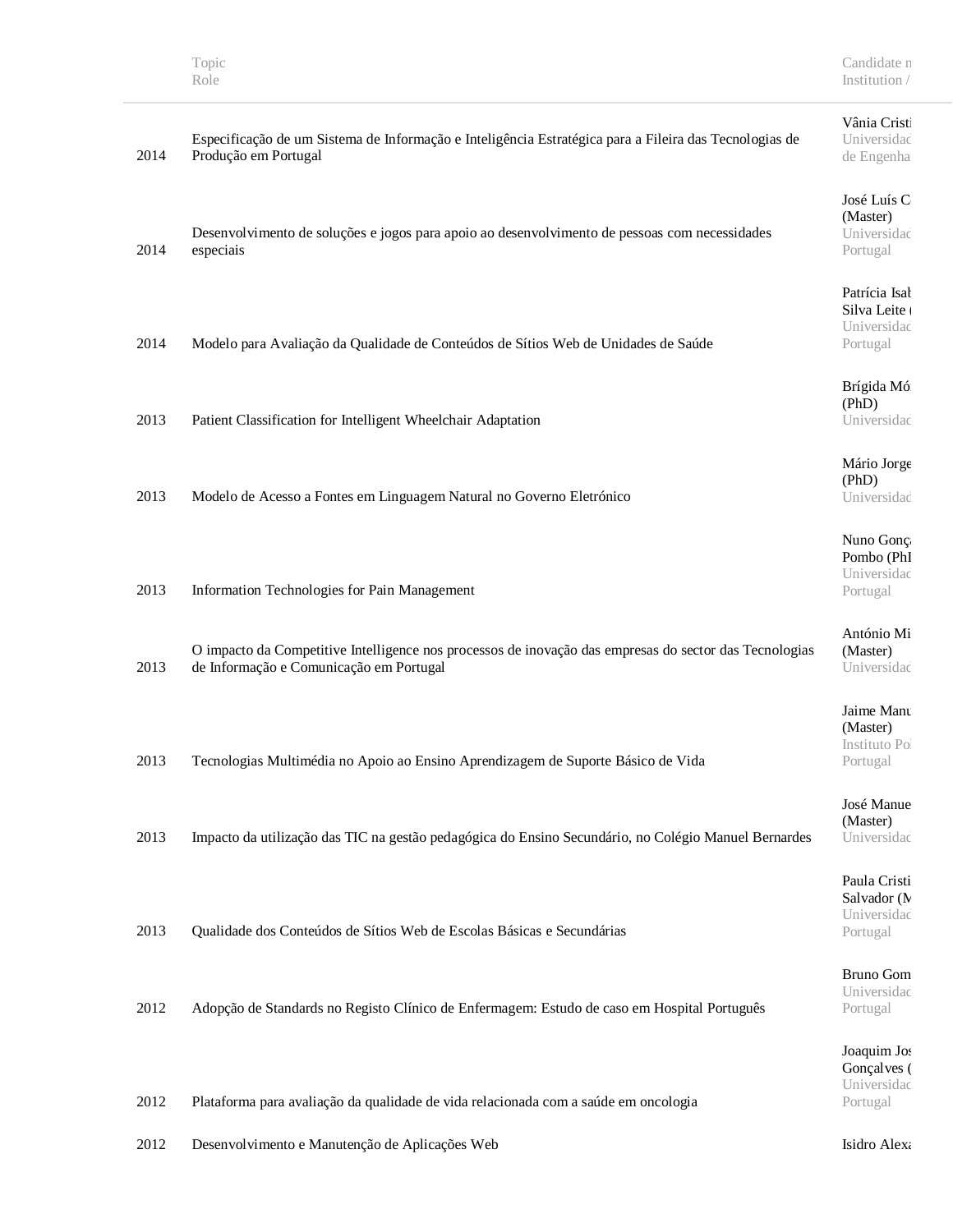| | Topic<br>Role | Candidate n<br>Institution / |
|---|---|---|
| 2014 | Especificação de um Sistema de Informação e Inteligência Estratégica para a Fileira das Tecnologias de Produção em Portugal | Vânia Cristi<br>Universidad<br>de Engenha |
| 2014 | Desenvolvimento de soluções e jogos para apoio ao desenvolvimento de pessoas com necessidades especiais | José Luís C<br>(Master)<br>Universidad<br>Portugal |
| 2014 | Modelo para Avaliação da Qualidade de Conteúdos de Sítios Web de Unidades de Saúde | Patrícia Isab<br>Silva Leite (<br>Universidad<br>Portugal |
| 2013 | Patient Classification for Intelligent Wheelchair Adaptation | Brígida Mó<br>(PhD)<br>Universidad |
| 2013 | Modelo de Acesso a Fontes em Linguagem Natural no Governo Eletrónico | Mário Jorge<br>(PhD)<br>Universidad |
| 2013 | Information Technologies for Pain Management | Nuno Gonça<br>Pombo (PhI<br>Universidad<br>Portugal |
| 2013 | O impacto da Competitive Intelligence nos processos de inovação das empresas do sector das Tecnologias de Informação e Comunicação em Portugal | António Mi<br>(Master)<br>Universidad |
| 2013 | Tecnologias Multimédia no Apoio ao Ensino Aprendizagem de Suporte Básico de Vida | Jaime Manu<br>(Master)<br>Instituto Pol<br>Portugal |
| 2013 | Impacto da utilização das TIC na gestão pedagógica do Ensino Secundário, no Colégio Manuel Bernardes | José Manue<br>(Master)<br>Universidad |
| 2013 | Qualidade dos Conteúdos de Sítios Web de Escolas Básicas e Secundárias | Paula Cristi<br>Salvador (M<br>Universidad<br>Portugal |
| 2012 | Adopção de Standards no Registo Clínico de Enfermagem: Estudo de caso em Hospital Português | Bruno Gom<br>Universidad<br>Portugal |
| 2012 | Plataforma para avaliação da qualidade de vida relacionada com a saúde em oncologia | Joaquim Jos<br>Gonçalves (<br>Universidad<br>Portugal |
| 2012 | Desenvolvimento e Manutenção de Aplicações Web | Isidro Alexa |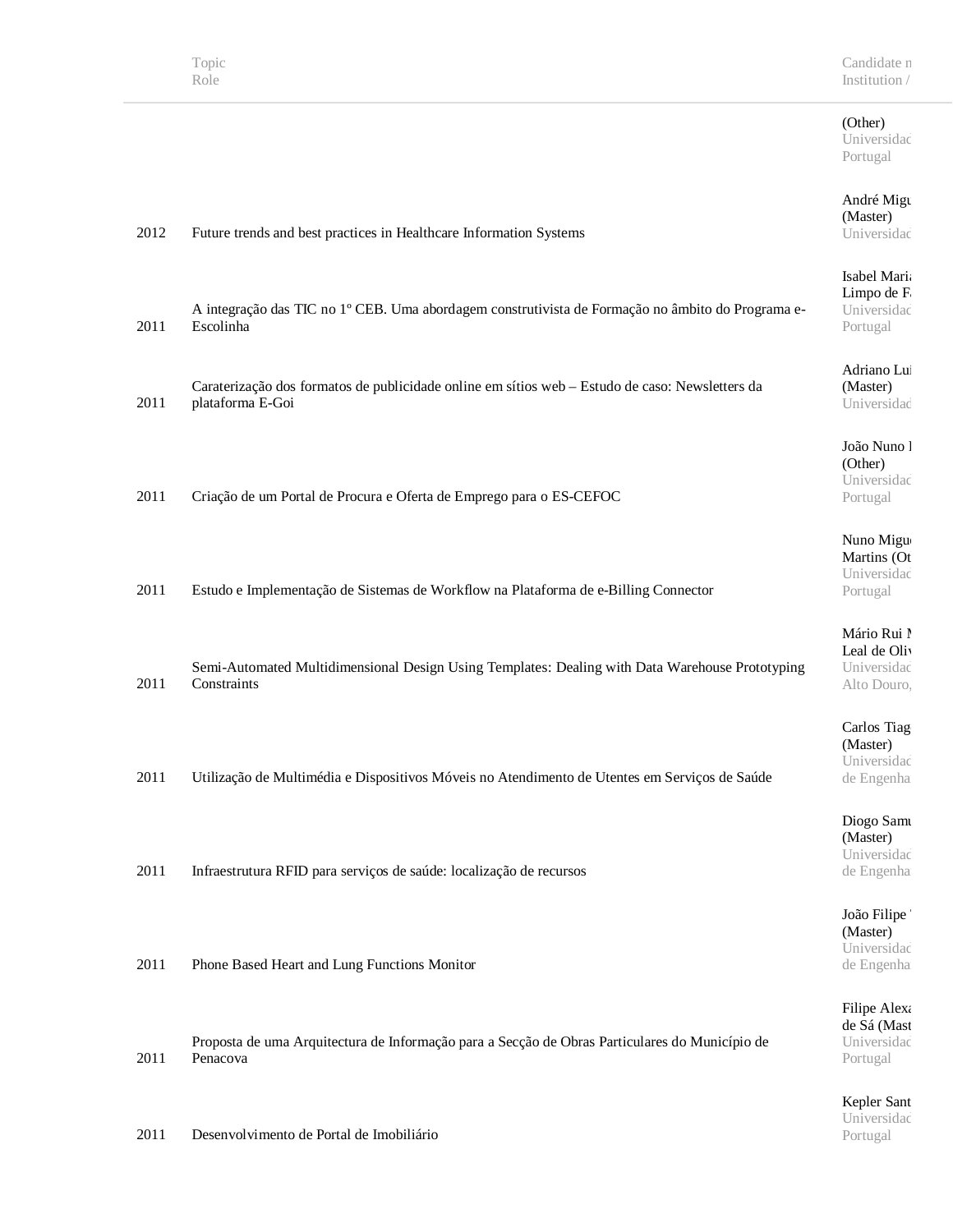| | Topic<br>Role | Candidate n<br>Institution / |
|---|---|---|
| | | (Other)<br>Universidad<br>Portugal |
| 2012 | Future trends and best practices in Healthcare Information Systems | André Migu<br>(Master)<br>Universidad |
| 2011 | A integração das TIC no 1º CEB. Uma abordagem construtivista de Formação no âmbito do Programa e-Escolinha | Isabel Maria<br>Limpo de F<br>Universidad<br>Portugal |
| 2011 | Caraterização dos formatos de publicidade online em sítios web – Estudo de caso: Newsletters da plataforma E-Goi | Adriano Lui<br>(Master)<br>Universidad |
| 2011 | Criação de um Portal de Procura e Oferta de Emprego para o ES-CEFOC | João Nuno l<br>(Other)<br>Universidad<br>Portugal |
| 2011 | Estudo e Implementação de Sistemas de Workflow na Plataforma de e-Billing Connector | Nuno Migu<br>Martins (Ot<br>Universidad<br>Portugal |
| 2011 | Semi-Automated Multidimensional Design Using Templates: Dealing with Data Warehouse Prototyping Constraints | Mário Rui M<br>Leal de Oliv<br>Universidad<br>Alto Douro, |
| 2011 | Utilização de Multimédia e Dispositivos Móveis no Atendimento de Utentes em Serviços de Saúde | Carlos Tiag<br>(Master)<br>Universidad<br>de Engenha |
| 2011 | Infraestrutura RFID para serviços de saúde: localização de recursos | Diogo Samu<br>(Master)<br>Universidad<br>de Engenha |
| 2011 | Phone Based Heart and Lung Functions Monitor | João Filipe<br>(Master)<br>Universidad<br>de Engenha |
| 2011 | Proposta de uma Arquitectura de Informação para a Secção de Obras Particulares do Município de Penacova | Filipe Alexa<br>de Sá (Mast<br>Universidad<br>Portugal |
| 2011 | Desenvolvimento de Portal de Imobiliário | Kepler Sant<br>Universidad<br>Portugal |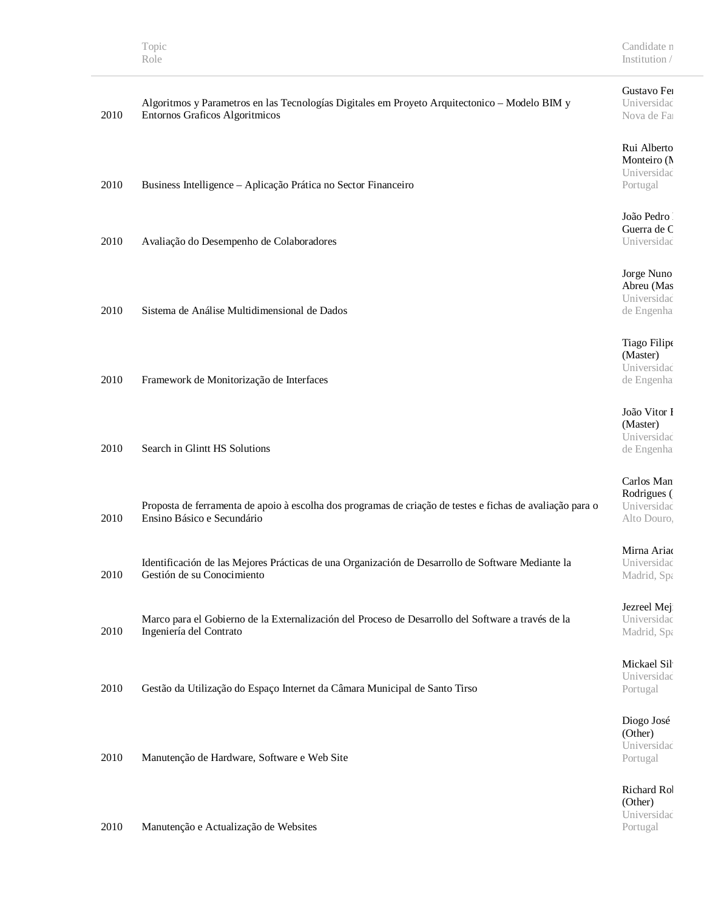| | Topic<br>Role | Candidate n<br>Institution / |
|---|---|---|
| 2010 | Algoritmos y Parametros en las Tecnologías Digitales em Proyeto Arquitectonico – Modelo BIM y Entornos Graficos Algoritmicos | Gustavo Fer<br>Universidad<br>Nova de Fa |
| 2010 | Business Intelligence – Aplicação Prática no Sector Financeiro | Rui Alberto<br>Monteiro (M<br>Universidad<br>Portugal |
| 2010 | Avaliação do Desempenho de Colaboradores | João Pedro<br>Guerra de C<br>Universidad |
| 2010 | Sistema de Análise Multidimensional de Dados | Jorge Nuno<br>Abreu (Mas<br>Universidad<br>de Engenha |
| 2010 | Framework de Monitorização de Interfaces | Tiago Filipe<br>(Master)<br>Universidad<br>de Engenha |
| 2010 | Search in Glintt HS Solutions | João Vitor I<br>(Master)<br>Universidad<br>de Engenha |
| 2010 | Proposta de ferramenta de apoio à escolha dos programas de criação de testes e fichas de avaliação para o Ensino Básico e Secundário | Carlos Man<br>Rodrigues (<br>Universidad<br>Alto Douro, |
| 2010 | Identificación de las Mejores Prácticas de una Organización de Desarrollo de Software Mediante la Gestión de su Conocimiento | Mirna Ariad<br>Universidad<br>Madrid, Spa |
| 2010 | Marco para el Gobierno de la Externalización del Proceso de Desarrollo del Software a través de la Ingeniería del Contrato | Jezreel Mej<br>Universidad<br>Madrid, Spa |
| 2010 | Gestão da Utilização do Espaço Internet da Câmara Municipal de Santo Tirso | Mickael Sil<br>Universidad<br>Portugal |
| 2010 | Manutenção de Hardware, Software e Web Site | Diogo José<br>(Other)<br>Universidad<br>Portugal |
| 2010 | Manutenção e Actualização de Websites | Richard Rol<br>(Other)<br>Universidad<br>Portugal |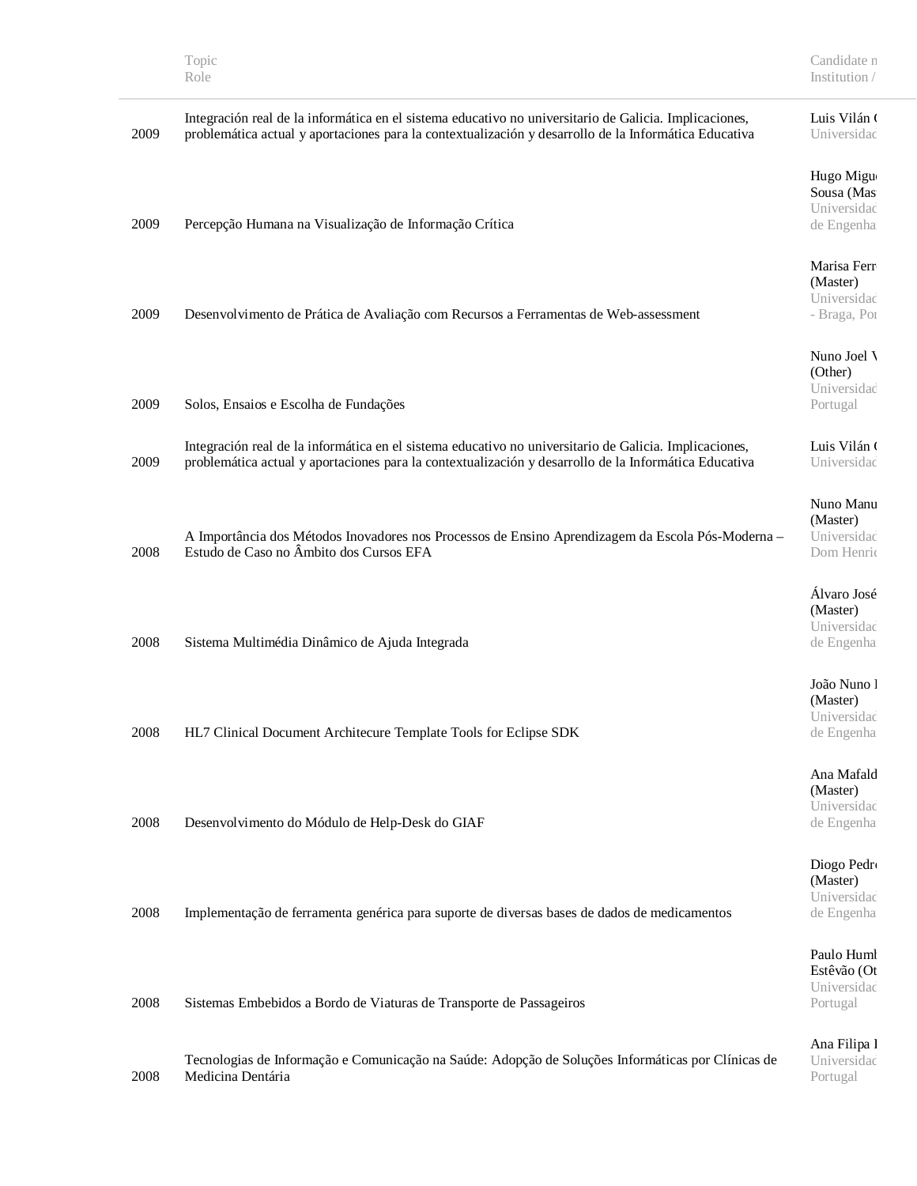| | Topic<br>Role | Candidate n<br>Institution / |
|---|---|---|
| 2009 | Integración real de la informática en el sistema educativo no universitario de Galicia. Implicaciones, problemática actual y aportaciones para la contextualización y desarrollo de la Informática Educativa | Luis Vilán (<br>Universidad |
| 2009 | Percepção Humana na Visualização de Informação Crítica | Hugo Migu<br>Sousa (Mas<br>Universidad<br>de Engenha |
| 2009 | Desenvolvimento de Prática de Avaliação com Recursos a Ferramentas de Web-assessment | Marisa Ferr<br>(Master)<br>Universidad<br>- Braga, Por |
| 2009 | Solos, Ensaios e Escolha de Fundações | Nuno Joel V<br>(Other)<br>Universidad<br>Portugal |
| 2009 | Integración real de la informática en el sistema educativo no universitario de Galicia. Implicaciones, problemática actual y aportaciones para la contextualización y desarrollo de la Informática Educativa | Luis Vilán (<br>Universidad |
| 2008 | A Importância dos Métodos Inovadores nos Processos de Ensino Aprendizagem da Escola Pós-Moderna – Estudo de Caso no Âmbito dos Cursos EFA | Nuno Manu<br>(Master)<br>Universidad<br>Dom Henric |
| 2008 | Sistema Multimédia Dinâmico de Ajuda Integrada | Álvaro José<br>(Master)<br>Universidad<br>de Engenha |
| 2008 | HL7 Clinical Document Architecure Template Tools for Eclipse SDK | João Nuno I<br>(Master)<br>Universidad<br>de Engenha |
| 2008 | Desenvolvimento do Módulo de Help-Desk do GIAF | Ana Mafald<br>(Master)<br>Universidad<br>de Engenha |
| 2008 | Implementação de ferramenta genérica para suporte de diversas bases de dados de medicamentos | Diogo Pedr<br>(Master)<br>Universidad<br>de Engenha |
| 2008 | Sistemas Embebidos a Bordo de Viaturas de Transporte de Passageiros | Paulo Humb<br>Estêvão (Ot<br>Universidad<br>Portugal |
| 2008 | Tecnologias de Informação e Comunicação na Saúde: Adopção de Soluções Informáticas por Clínicas de Medicina Dentária | Ana Filipa I<br>Universidad<br>Portugal |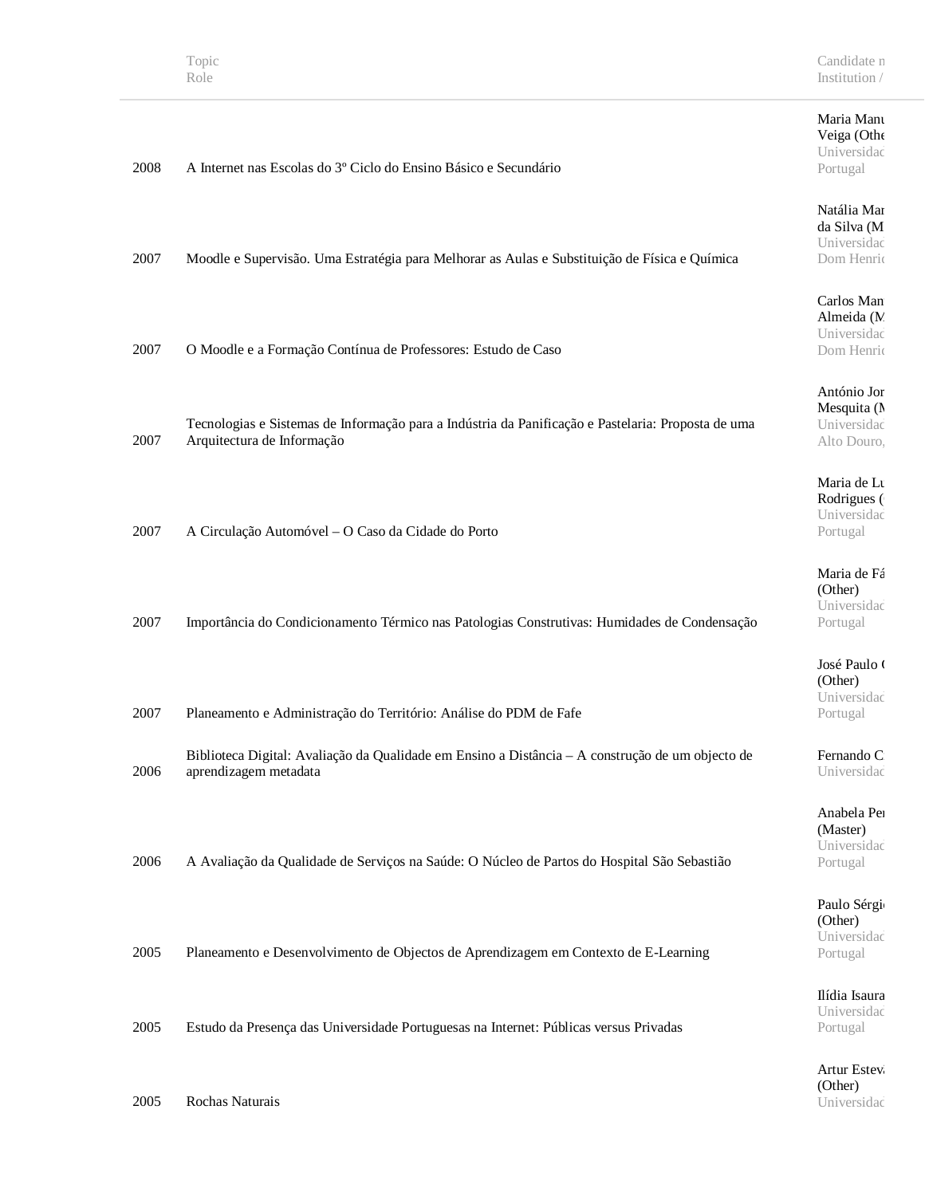|  | Topic<br>Role | Candidate n<br>Institution / |
|---|---|---|
| 2008 | A Internet nas Escolas do 3º Ciclo do Ensino Básico e Secundário | Maria Manu<br>Veiga (Othe<br>Universidad<br>Portugal |
| 2007 | Moodle e Supervisão. Uma Estratégia para Melhorar as Aulas e Substituição de Física e Química | Natália Mar<br>da Silva (M<br>Universidad<br>Dom Henri |
| 2007 | O Moodle e a Formação Contínua de Professores: Estudo de Caso | Carlos Man<br>Almeida (M<br>Universidad<br>Dom Henri |
| 2007 | Tecnologias e Sistemas de Informação para a Indústria da Panificação e Pastelaria: Proposta de uma Arquitectura de Informação | António Jor<br>Mesquita (M<br>Universidad<br>Alto Douro, |
| 2007 | A Circulação Automóvel – O Caso da Cidade do Porto | Maria de Lu<br>Rodrigues (<br>Universidad<br>Portugal |
| 2007 | Importância do Condicionamento Térmico nas Patologias Construtivas: Humidades de Condensação | Maria de Fá<br>(Other)<br>Universidad<br>Portugal |
| 2007 | Planeamento e Administração do Território: Análise do PDM de Fafe | José Paulo (<br>(Other)<br>Universidad<br>Portugal |
| 2006 | Biblioteca Digital: Avaliação da Qualidade em Ensino a Distância – A construção de um objecto de aprendizagem metadata | Fernando C.<br>Universidad |
| 2006 | A Avaliação da Qualidade de Serviços na Saúde: O Núcleo de Partos do Hospital São Sebastião | Anabela Per<br>(Master)<br>Universidad<br>Portugal |
| 2005 | Planeamento e Desenvolvimento de Objectos de Aprendizagem em Contexto de E-Learning | Paulo Sérgi<br>(Other)<br>Universidad<br>Portugal |
| 2005 | Estudo da Presença das Universidade Portuguesas na Internet: Públicas versus Privadas | Ilídia Isaura<br>Universidad<br>Portugal |
| 2005 | Rochas Naturais | Artur Esteva<br>(Other)<br>Universidad |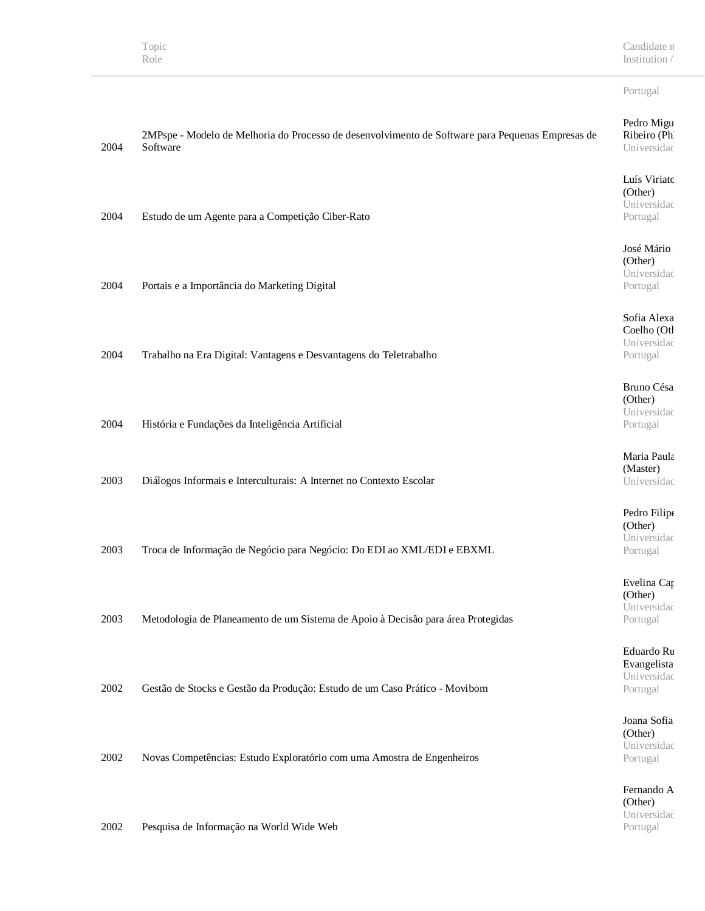| | Topic<br>Role | Candidate n<br>Institution / |
|---|---|---|
| | | Portugal |
| 2004 | 2MPspe - Modelo de Melhoria do Processo de desenvolvimento de Software para Pequenas Empresas de Software | Pedro Migu<br>Ribeiro (Ph<br>Universidad |
| 2004 | Estudo de um Agente para a Competição Ciber-Rato | Luís Viriato<br>(Other)<br>Universidad<br>Portugal |
| 2004 | Portais e a Importância do Marketing Digital | José Mário<br>(Other)<br>Universidad<br>Portugal |
| 2004 | Trabalho na Era Digital: Vantagens e Desvantagens do Teletrabalho | Sofia Alexa<br>Coelho (Oth<br>Universidad<br>Portugal |
| 2004 | História e Fundações da Inteligência Artificial | Bruno Césa<br>(Other)<br>Universidad<br>Portugal |
| 2003 | Diálogos Informais e Interculturais: A Internet no Contexto Escolar | Maria Paula<br>(Master)<br>Universidad |
| 2003 | Troca de Informação de Negócio para Negócio: Do EDI ao XML/EDI e EBXML | Pedro Filipe<br>(Other)<br>Universidad<br>Portugal |
| 2003 | Metodologia de Planeamento de um Sistema de Apoio à Decisão para área Protegidas | Evelina Cap<br>(Other)<br>Universidad<br>Portugal |
| 2002 | Gestão de Stocks e Gestão da Produção: Estudo de um Caso Prático - Movibom | Eduardo Ru<br>Evangelista<br>Universidad<br>Portugal |
| 2002 | Novas Competências: Estudo Exploratório com uma Amostra de Engenheiros | Joana Sofia<br>(Other)<br>Universidad<br>Portugal |
| 2002 | Pesquisa de Informação na World Wide Web | Fernando A<br>(Other)<br>Universidad<br>Portugal |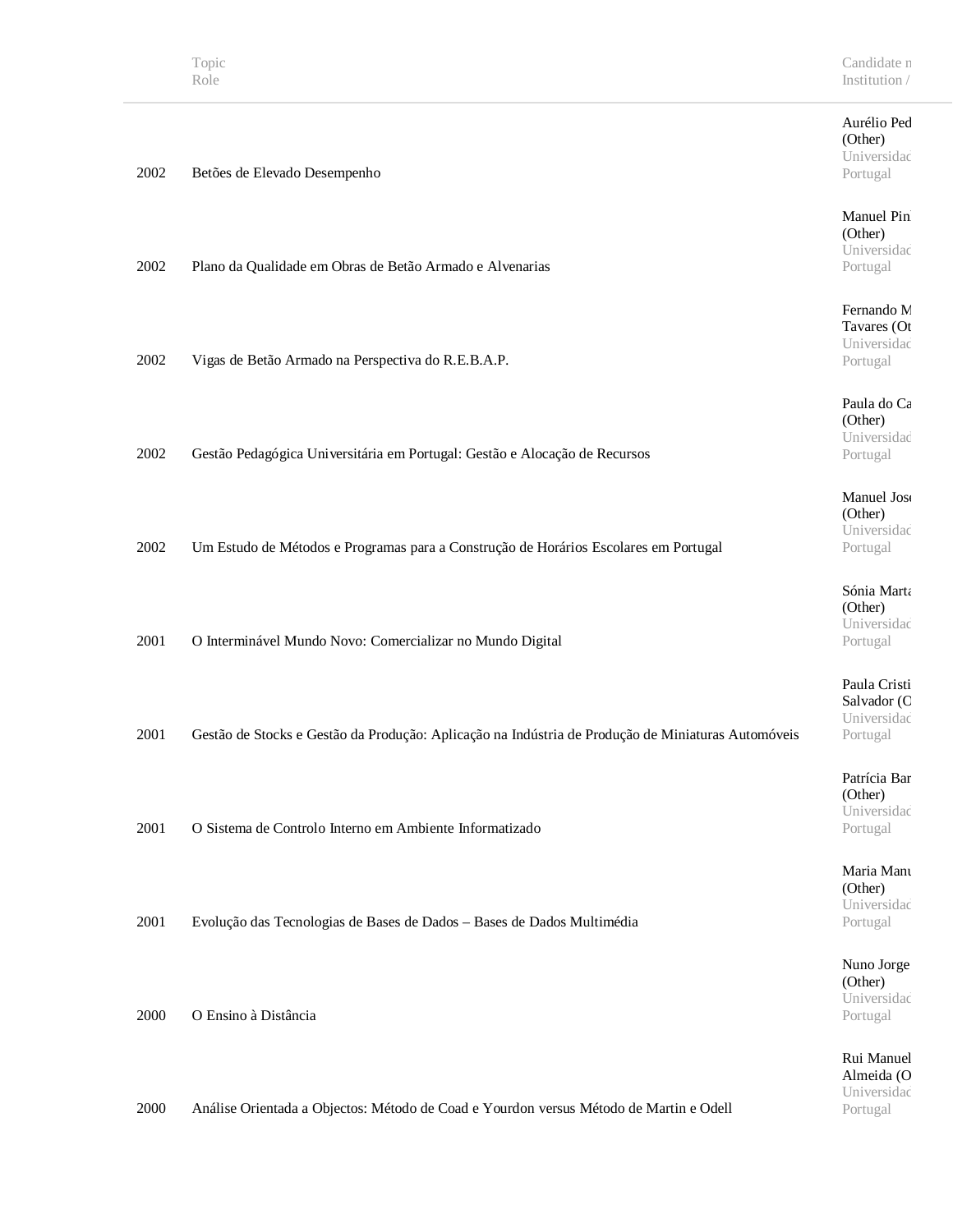| | Topic<br>Role | Candidate n<br>Institution / |
|---|---|---|
| 2002 | Betões de Elevado Desempenho | Aurélio Ped<br>(Other)<br>Universidad<br>Portugal |
| 2002 | Plano da Qualidade em Obras de Betão Armado e Alvenarias | Manuel Pin<br>(Other)<br>Universidad<br>Portugal |
| 2002 | Vigas de Betão Armado na Perspectiva do R.E.B.A.P. | Fernando M<br>Tavares (Ot<br>Universidad<br>Portugal |
| 2002 | Gestão Pedagógica Universitária em Portugal: Gestão e Alocação de Recursos | Paula do Ca<br>(Other)<br>Universidad<br>Portugal |
| 2002 | Um Estudo de Métodos e Programas para a Construção de Horários Escolares em Portugal | Manuel Jos<br>(Other)<br>Universidad<br>Portugal |
| 2001 | O Interminável Mundo Novo: Comercializar no Mundo Digital | Sónia Marta<br>(Other)<br>Universidad<br>Portugal |
| 2001 | Gestão de Stocks e Gestão da Produção: Aplicação na Indústria de Produção de Miniaturas Automóveis | Paula Cristi<br>Salvador (O<br>Universidad<br>Portugal |
| 2001 | O Sistema de Controlo Interno em Ambiente Informatizado | Patrícia Bar<br>(Other)<br>Universidad<br>Portugal |
| 2001 | Evolução das Tecnologias de Bases de Dados – Bases de Dados Multimédia | Maria Manu<br>(Other)<br>Universidad<br>Portugal |
| 2000 | O Ensino à Distância | Nuno Jorge<br>(Other)<br>Universidad<br>Portugal |
| 2000 | Análise Orientada a Objectos: Método de Coad e Yourdon versus Método de Martin e Odell | Rui Manuel<br>Almeida (O<br>Universidad<br>Portugal |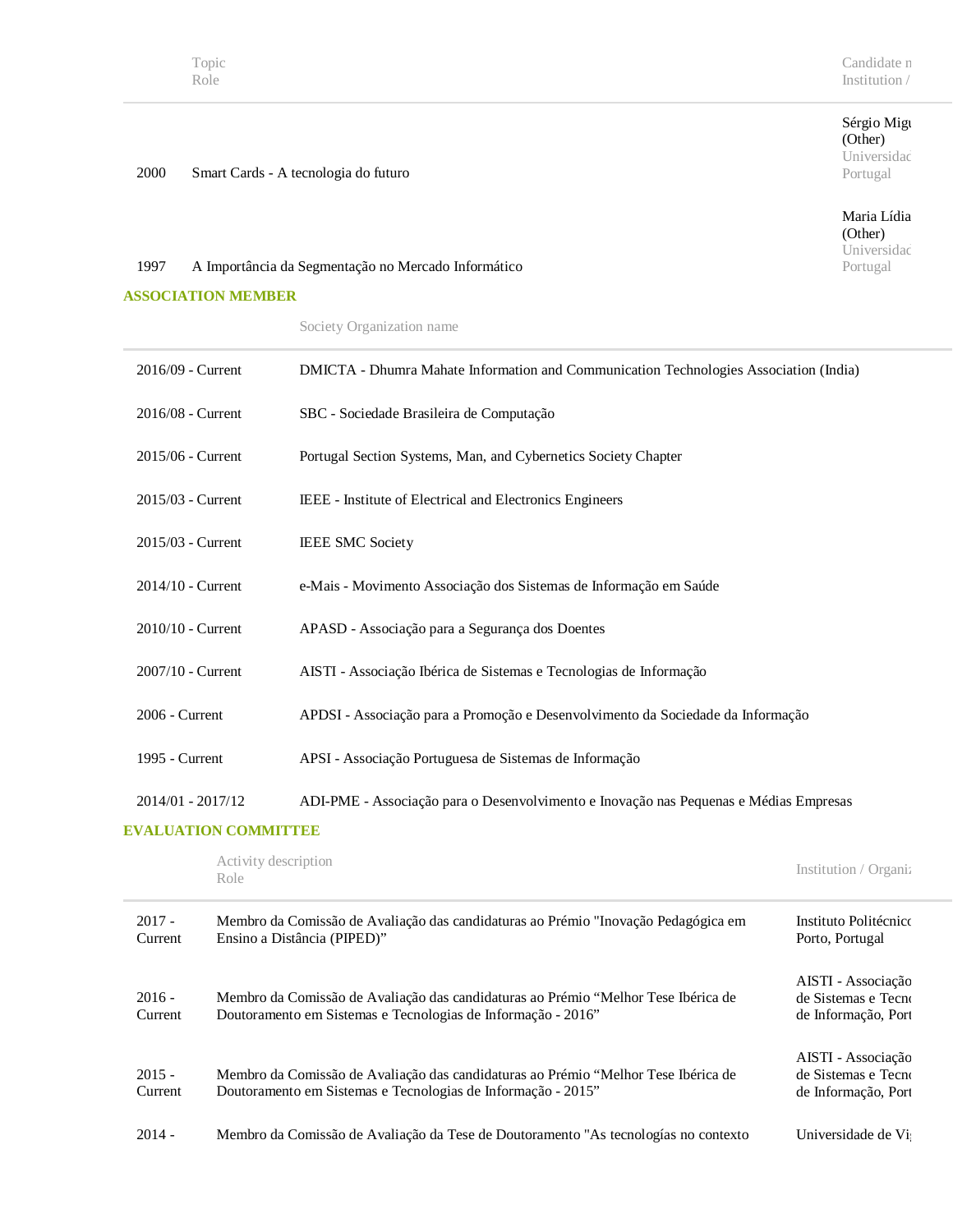| | Topic<br>Role | Candidate n<br>Institution / |
|---|---|---|
| 2000 | Smart Cards - A tecnologia do futuro | Sérgio Migu<br>(Other)<br>Universidac<br>Portugal |
| 1997 | A Importância da Segmentação no Mercado Informático | Maria Lídia<br>(Other)<br>Universidac<br>Portugal |

## ASSOCIATION MEMBER

| | Society Organization name |
|---|---|
| 2016/09 - Current | DMICTA - Dhumra Mahate Information and Communication Technologies Association (India) |
| 2016/08 - Current | SBC - Sociedade Brasileira de Computação |
| 2015/06 - Current | Portugal Section Systems, Man, and Cybernetics Society Chapter |
| 2015/03 - Current | IEEE - Institute of Electrical and Electronics Engineers |
| 2015/03 - Current | IEEE SMC Society |
| 2014/10 - Current | e-Mais - Movimento Associação dos Sistemas de Informação em Saúde |
| 2010/10 - Current | APASD - Associação para a Segurança dos Doentes |
| 2007/10 - Current | AISTI - Associação Ibérica de Sistemas e Tecnologias de Informação |
| 2006 - Current | APDSI - Associação para a Promoção e Desenvolvimento da Sociedade da Informação |
| 1995 - Current | APSI - Associação Portuguesa de Sistemas de Informação |
| 2014/01 - 2017/12 | ADI-PME - Associação para o Desenvolvimento e Inovação nas Pequenas e Médias Empresas |

## EVALUATION COMMITTEE

| | Activity description<br>Role | Institution / Organiz |
|---|---|---|
| 2017 - Current | Membro da Comissão de Avaliação das candidaturas ao Prémio "Inovação Pedagógica em Ensino a Distância (PIPED)" | Instituto Politécnico Porto, Portugal |
| 2016 - Current | Membro da Comissão de Avaliação das candidaturas ao Prémio "Melhor Tese Ibérica de Doutoramento em Sistemas e Tecnologias de Informação - 2016" | AISTI - Associação de Sistemas e Tecno de Informação, Port |
| 2015 - Current | Membro da Comissão de Avaliação das candidaturas ao Prémio "Melhor Tese Ibérica de Doutoramento em Sistemas e Tecnologias de Informação - 2015" | AISTI - Associação de Sistemas e Tecno de Informação, Port |
| 2014 - | Membro da Comissão de Avaliação da Tese de Doutoramento "As tecnologías no contexto | Universidade de Vi |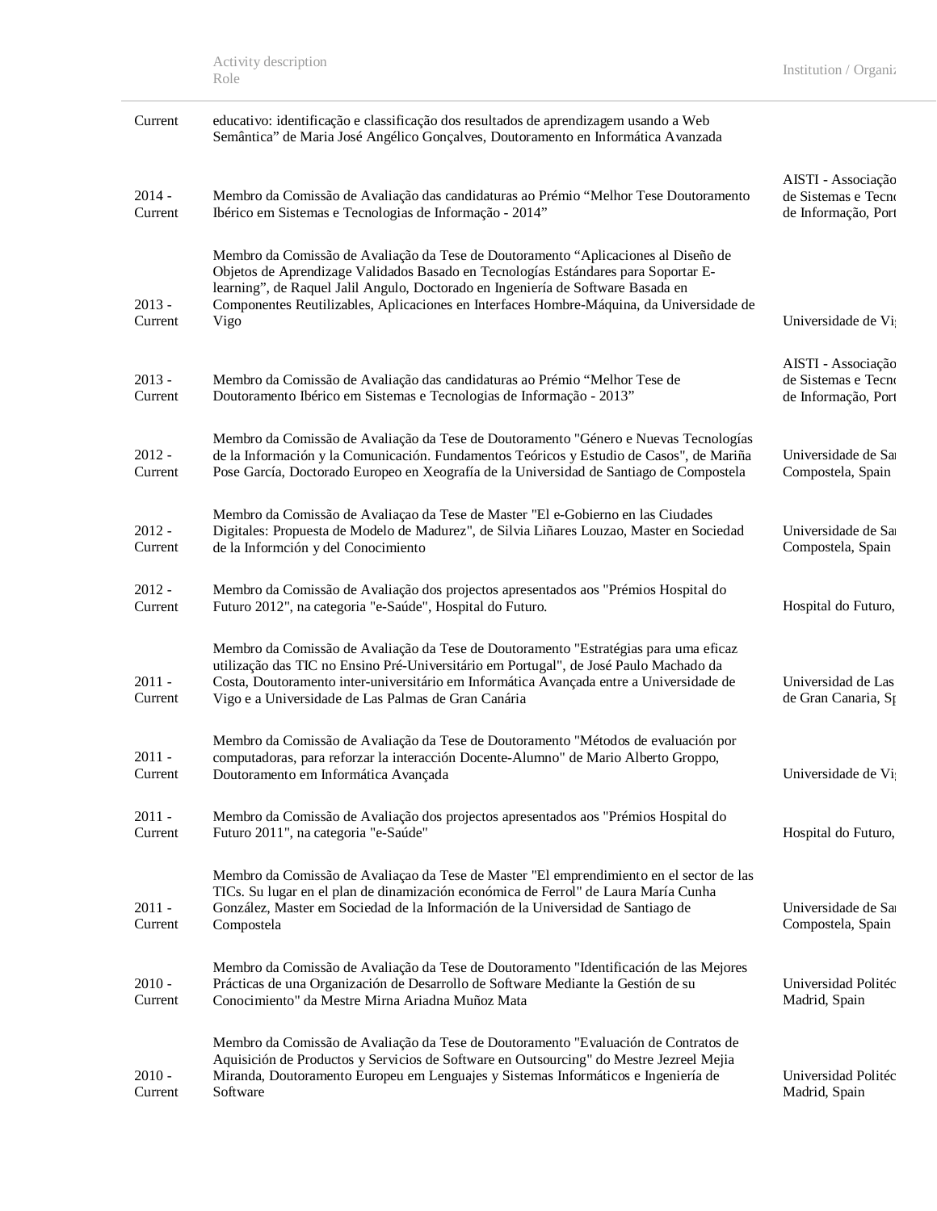| | Activity description<br>Role | Institution / Organi |
|---|---|---|
| Current | educativo: identificação e classificação dos resultados de aprendizagem usando a Web Semântica” de Maria José Angélico Gonçalves, Doutoramento en Informática Avanzada | |
| 2014 - Current | Membro da Comissão de Avaliação das candidaturas ao Prémio “Melhor Tese Doutoramento Ibérico em Sistemas e Tecnologias de Informação - 2014” | AISTI - Associação de Sistemas e Tecno de Informação, Port |
| 2013 - Current | Membro da Comissão de Avaliação da Tese de Doutoramento “Aplicaciones al Diseño de Objetos de Aprendizage Validados Basado en Tecnologías Estándares para Soportar E-learning”, de Raquel Jalil Angulo, Doctorado en Ingeniería de Software Basada en Componentes Reutilizables, Aplicaciones en Interfaces Hombre-Máquina, da Universidade de Vigo | Universidade de Vi |
| 2013 - Current | Membro da Comissão de Avaliação das candidaturas ao Prémio “Melhor Tese de Doutoramento Ibérico em Sistemas e Tecnologias de Informação - 2013” | AISTI - Associação de Sistemas e Tecno de Informação, Port |
| 2012 - Current | Membro da Comissão de Avaliação da Tese de Doutoramento "Género e Nuevas Tecnologías de la Información y la Comunicación. Fundamentos Teóricos y Estudio de Casos", de Mariña Pose García, Doctorado Europeo en Xeografía de la Universidad de Santiago de Compostela | Universidade de Sa Compostela, Spain |
| 2012 - Current | Membro da Comissão de Avaliaçao da Tese de Master "El e-Gobierno en las Ciudades Digitales: Propuesta de Modelo de Madurez", de Silvia Liñares Louzao, Master en Sociedad de la Informción y del Conocimiento | Universidade de Sa Compostela, Spain |
| 2012 - Current | Membro da Comissão de Avaliação dos projectos apresentados aos "Prémios Hospital do Futuro 2012", na categoria "e-Saúde", Hospital do Futuro. | Hospital do Futuro, |
| 2011 - Current | Membro da Comissão de Avaliação da Tese de Doutoramento "Estratégias para uma eficaz utilização das TIC no Ensino Pré-Universitário em Portugal", de José Paulo Machado da Costa, Doutoramento inter-universitário em Informática Avançada entre a Universidade de Vigo e a Universidade de Las Palmas de Gran Canária | Universidad de Las de Gran Canaria, S |
| 2011 - Current | Membro da Comissão de Avaliação da Tese de Doutoramento "Métodos de evaluación por computadoras, para reforzar la interacción Docente-Alumno" de Mario Alberto Groppo, Doutoramento em Informática Avançada | Universidade de Vi |
| 2011 - Current | Membro da Comissão de Avaliação dos projectos apresentados aos "Prémios Hospital do Futuro 2011", na categoria "e-Saúde" | Hospital do Futuro, |
| 2011 - Current | Membro da Comissão de Avaliaçao da Tese de Master "El emprendimiento en el sector de las TICs. Su lugar en el plan de dinamización económica de Ferrol" de Laura María Cunha González, Master em Sociedad de la Información de la Universidad de Santiago de Compostela | Universidade de Sa Compostela, Spain |
| 2010 - Current | Membro da Comissão de Avaliação da Tese de Doutoramento "Identificación de las Mejores Prácticas de una Organización de Desarrollo de Software Mediante la Gestión de su Conocimiento" da Mestre Mirna Ariadna Muñoz Mata | Universidad Polité Madrid, Spain |
| 2010 - Current | Membro da Comissão de Avaliação da Tese de Doutoramento "Evaluación de Contratos de Aquisición de Productos y Servicios de Software en Outsourcing" do Mestre Jezreel Mejia Miranda, Doutoramento Europeu em Lenguajes y Sistemas Informáticos e Ingeniería de Software | Universidad Polité Madrid, Spain |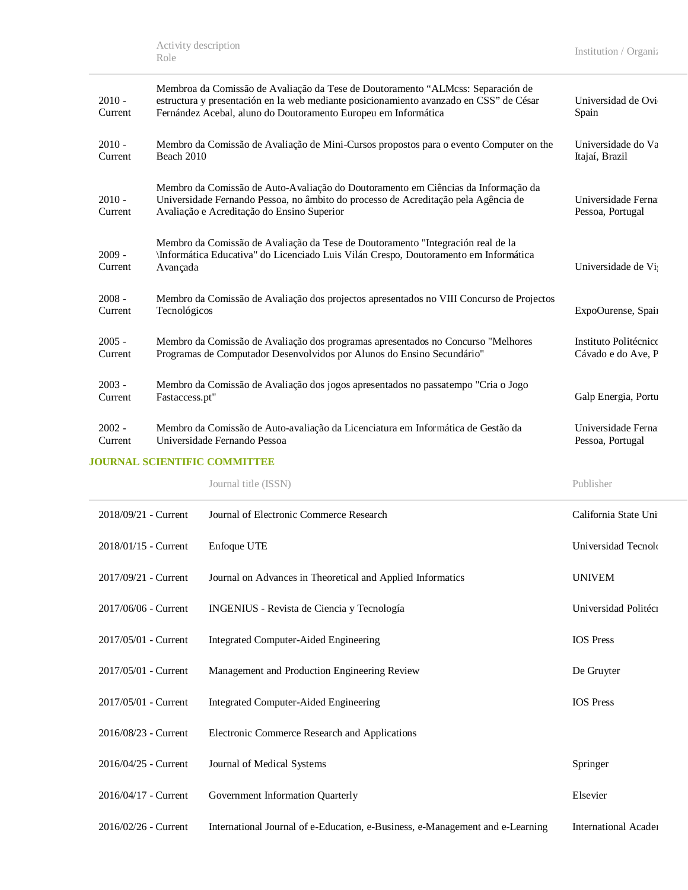| | Activity description<br>Role | Institution / Organiz |
|---|---|---|
| 2010 - Current | Membroa da Comissão de Avaliação da Tese de Doutoramento “ALMcss: Separación de estructura y presentación en la web mediante posicionamiento avanzado en CSS” de César Fernández Acebal, aluno do Doutoramento Europeu em Informática | Universidad de Ovi Spain |
| 2010 - Current | Membro da Comissão de Avaliação de Mini-Cursos propostos para o evento Computer on the Beach 2010 | Universidade do Va Itajaí, Brazil |
| 2010 - Current | Membro da Comissão de Auto-Avaliação do Doutoramento em Ciências da Informação da Universidade Fernando Pessoa, no âmbito do processo de Acreditação pela Agência de Avaliação e Acreditação do Ensino Superior | Universidade Ferna Pessoa, Portugal |
| 2009 - Current | Membro da Comissão de Avaliação da Tese de Doutoramento "Integración real de la \Informática Educativa" do Licenciado Luis Vilán Crespo, Doutoramento em Informática Avançada | Universidade de Vi |
| 2008 - Current | Membro da Comissão de Avaliação dos projectos apresentados no VIII Concurso de Projectos Tecnológicos | ExpoOurense, Spai |
| 2005 - Current | Membro da Comissão de Avaliação dos programas apresentados no Concurso "Melhores Programas de Computador Desenvolvidos por Alunos do Ensino Secundário" | Instituto Politécnico Cávado e do Ave, P |
| 2003 - Current | Membro da Comissão de Avaliação dos jogos apresentados no passatempo "Cria o Jogo Fastaccess.pt" | Galp Energia, Portu |
| 2002 - Current | Membro da Comissão de Auto-avaliação da Licenciatura em Informática de Gestão da Universidade Fernando Pessoa | Universidade Ferna Pessoa, Portugal |

## JOURNAL SCIENTIFIC COMMITTEE

| | Journal title (ISSN) | Publisher |
|---|---|---|
| 2018/09/21 - Current | Journal of Electronic Commerce Research | California State Uni |
| 2018/01/15 - Current | Enfoque UTE | Universidad Tecnol |
| 2017/09/21 - Current | Journal on Advances in Theoretical and Applied Informatics | UNIVEM |
| 2017/06/06 - Current | INGENIUS - Revista de Ciencia y Tecnología | Universidad Politécn |
| 2017/05/01 - Current | Integrated Computer-Aided Engineering | IOS Press |
| 2017/05/01 - Current | Management and Production Engineering Review | De Gruyter |
| 2017/05/01 - Current | Integrated Computer-Aided Engineering | IOS Press |
| 2016/08/23 - Current | Electronic Commerce Research and Applications | |
| 2016/04/25 - Current | Journal of Medical Systems | Springer |
| 2016/04/17 - Current | Government Information Quarterly | Elsevier |
| 2016/02/26 - Current | International Journal of e-Education, e-Business, e-Management and e-Learning | International Acade |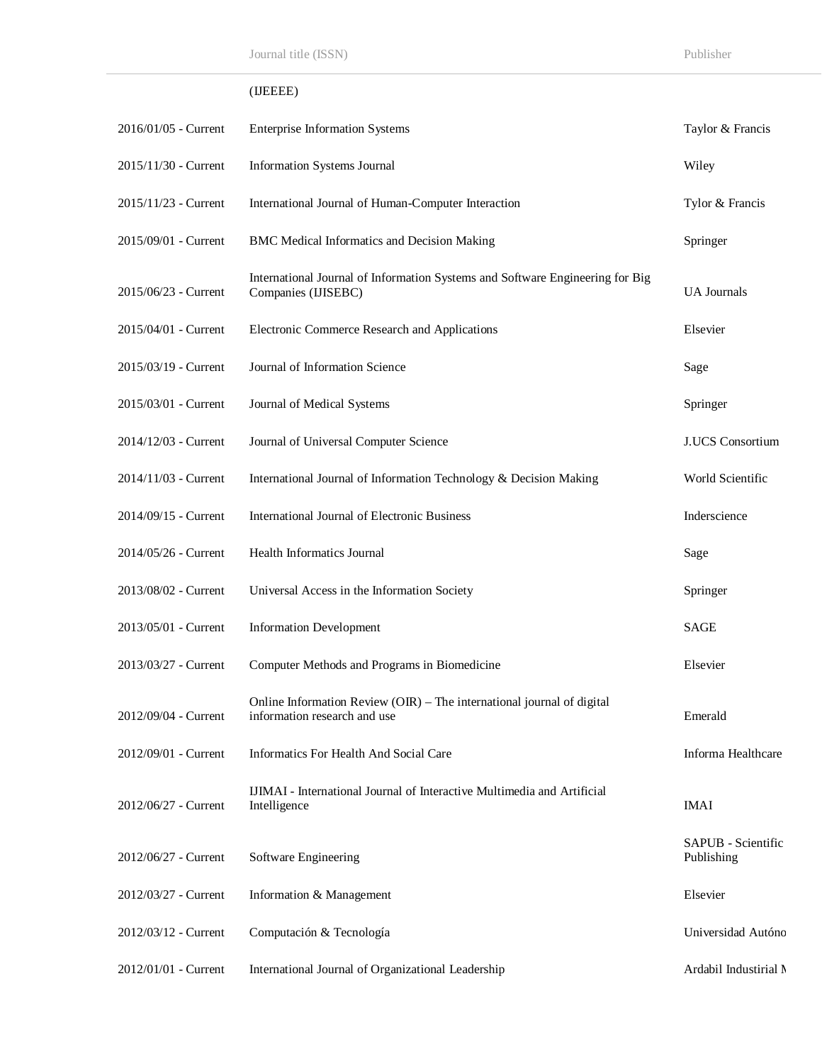| | Journal title (ISSN) | Publisher |
|---|---|---|
| | (IJEEEE) | |
| 2016/01/05 - Current | Enterprise Information Systems | Taylor & Francis |
| 2015/11/30 - Current | Information Systems Journal | Wiley |
| 2015/11/23 - Current | International Journal of Human-Computer Interaction | Tylor & Francis |
| 2015/09/01 - Current | BMC Medical Informatics and Decision Making | Springer |
| 2015/06/23 - Current | International Journal of Information Systems and Software Engineering for Big Companies (IJISEBC) | UA Journals |
| 2015/04/01 - Current | Electronic Commerce Research and Applications | Elsevier |
| 2015/03/19 - Current | Journal of Information Science | Sage |
| 2015/03/01 - Current | Journal of Medical Systems | Springer |
| 2014/12/03 - Current | Journal of Universal Computer Science | J.UCS Consortium |
| 2014/11/03 - Current | International Journal of Information Technology & Decision Making | World Scientific |
| 2014/09/15 - Current | International Journal of Electronic Business | Inderscience |
| 2014/05/26 - Current | Health Informatics Journal | Sage |
| 2013/08/02 - Current | Universal Access in the Information Society | Springer |
| 2013/05/01 - Current | Information Development | SAGE |
| 2013/03/27 - Current | Computer Methods and Programs in Biomedicine | Elsevier |
| 2012/09/04 - Current | Online Information Review (OIR) – The international journal of digital information research and use | Emerald |
| 2012/09/01 - Current | Informatics For Health And Social Care | Informa Healthcare |
| 2012/06/27 - Current | IJIMAI - International Journal of Interactive Multimedia and Artificial Intelligence | IMAI |
| 2012/06/27 - Current | Software Engineering | SAPUB - Scientific Publishing |
| 2012/03/27 - Current | Information & Management | Elsevier |
| 2012/03/12 - Current | Computación & Tecnología | Universidad Autóno |
| 2012/01/01 - Current | International Journal of Organizational Leadership | Ardabil Industirial M |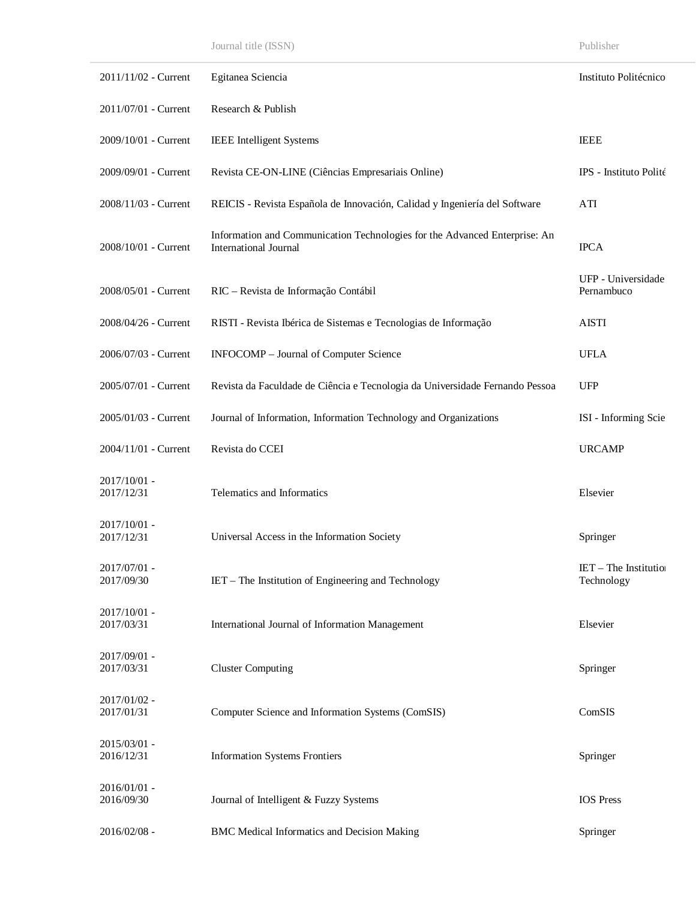| | Journal title (ISSN) | Publisher |
|---|---|---|
| 2011/11/02 - Current | Egitanea Sciencia | Instituto Politécnico |
| 2011/07/01 - Current | Research & Publish | |
| 2009/10/01 - Current | IEEE Intelligent Systems | IEEE |
| 2009/09/01 - Current | Revista CE-ON-LINE (Ciências Empresariais Online) | IPS - Instituto Polité |
| 2008/11/03 - Current | REICIS - Revista Española de Innovación, Calidad y Ingeniería del Software | ATI |
| 2008/10/01 - Current | Information and Communication Technologies for the Advanced Enterprise: An International Journal | IPCA |
| 2008/05/01 - Current | RIC – Revista de Informação Contábil | UFP - Universidade Pernambuco |
| 2008/04/26 - Current | RISTI - Revista Ibérica de Sistemas e Tecnologias de Informação | AISTI |
| 2006/07/03 - Current | INFOCOMP – Journal of Computer Science | UFLA |
| 2005/07/01 - Current | Revista da Faculdade de Ciência e Tecnologia da Universidade Fernando Pessoa | UFP |
| 2005/01/03 - Current | Journal of Information, Information Technology and Organizations | ISI - Informing Scie |
| 2004/11/01 - Current | Revista do CCEI | URCAMP |
| 2017/10/01 - 2017/12/31 | Telematics and Informatics | Elsevier |
| 2017/10/01 - 2017/12/31 | Universal Access in the Information Society | Springer |
| 2017/07/01 - 2017/09/30 | IET – The Institution of Engineering and Technology | IET – The Institution Technology |
| 2017/10/01 - 2017/03/31 | International Journal of Information Management | Elsevier |
| 2017/09/01 - 2017/03/31 | Cluster Computing | Springer |
| 2017/01/02 - 2017/01/31 | Computer Science and Information Systems (ComSIS) | ComSIS |
| 2015/03/01 - 2016/12/31 | Information Systems Frontiers | Springer |
| 2016/01/01 - 2016/09/30 | Journal of Intelligent & Fuzzy Systems | IOS Press |
| 2016/02/08 - | BMC Medical Informatics and Decision Making | Springer |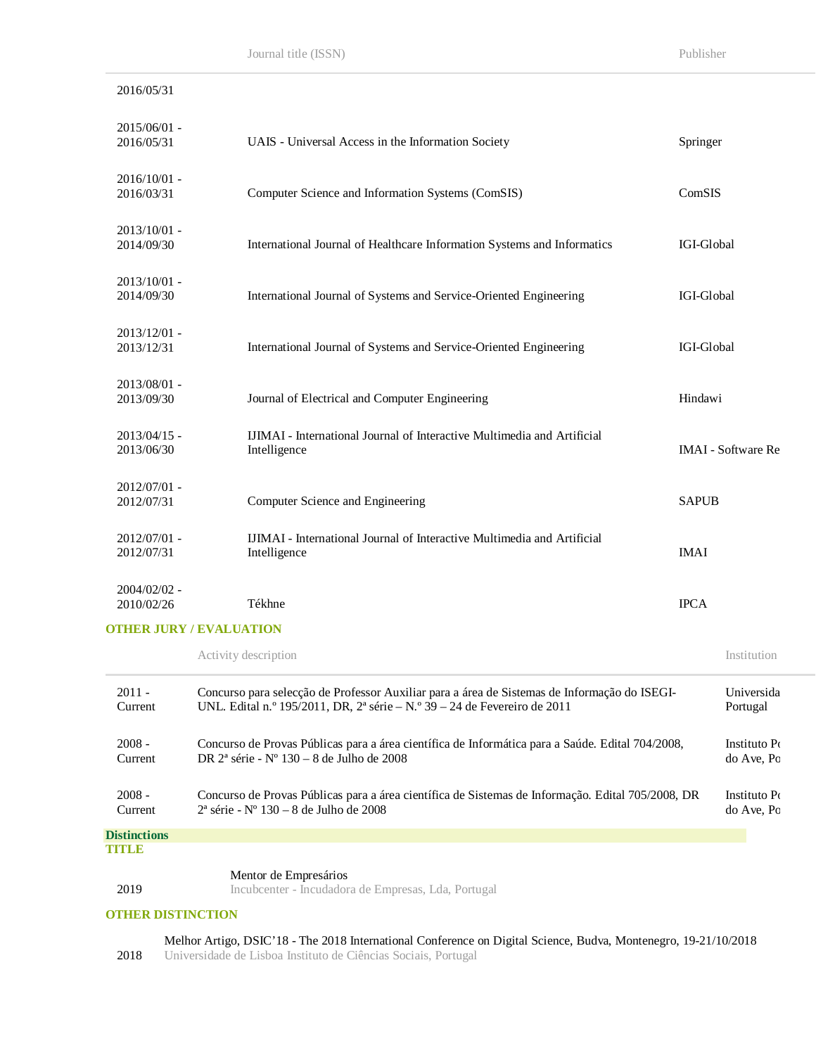| | Journal title (ISSN) | Publisher |
|---|---|---|
| 2016/05/31 | | |
| 2015/06/01 - 2016/05/31 | UAIS - Universal Access in the Information Society | Springer |
| 2016/10/01 - 2016/03/31 | Computer Science and Information Systems (ComSIS) | ComSIS |
| 2013/10/01 - 2014/09/30 | International Journal of Healthcare Information Systems and Informatics | IGI-Global |
| 2013/10/01 - 2014/09/30 | International Journal of Systems and Service-Oriented Engineering | IGI-Global |
| 2013/12/01 - 2013/12/31 | International Journal of Systems and Service-Oriented Engineering | IGI-Global |
| 2013/08/01 - 2013/09/30 | Journal of Electrical and Computer Engineering | Hindawi |
| 2013/04/15 - 2013/06/30 | IJIMAI - International Journal of Interactive Multimedia and Artificial Intelligence | IMAI - Software Re |
| 2012/07/01 - 2012/07/31 | Computer Science and Engineering | SAPUB |
| 2012/07/01 - 2012/07/31 | IJIMAI - International Journal of Interactive Multimedia and Artificial Intelligence | IMAI |
| 2004/02/02 - 2010/02/26 | Tékhne | IPCA |

**OTHER JURY / EVALUATION**

| | Activity description | Institution |
|---|---|---|
| 2011 - Current | Concurso para selecção de Professor Auxiliar para a área de Sistemas de Informação do ISEGI-UNL. Edital n.º 195/2011, DR, 2ª série – N.º 39 – 24 de Fevereiro de 2011 | Universida Portugal |
| 2008 - Current | Concurso de Provas Públicas para a área científica de Informática para a Saúde. Edital 704/2008, DR 2ª série - Nº 130 – 8 de Julho de 2008 | Instituto Po do Ave, Po |
| 2008 - Current | Concurso de Provas Públicas para a área científica de Sistemas de Informação. Edital 705/2008, DR 2ª série - Nº 130 – 8 de Julho de 2008 | Instituto Po do Ave, Po |

## Distinctions

**TITLE**

2019 — Mentor de Empresários
Incubcenter - Incudadora de Empresas, Lda, Portugal

**OTHER DISTINCTION**

2018 — Melhor Artigo, DSIC'18 - The 2018 International Conference on Digital Science, Budva, Montenegro, 19-21/10/2018
Universidade de Lisboa Instituto de Ciências Sociais, Portugal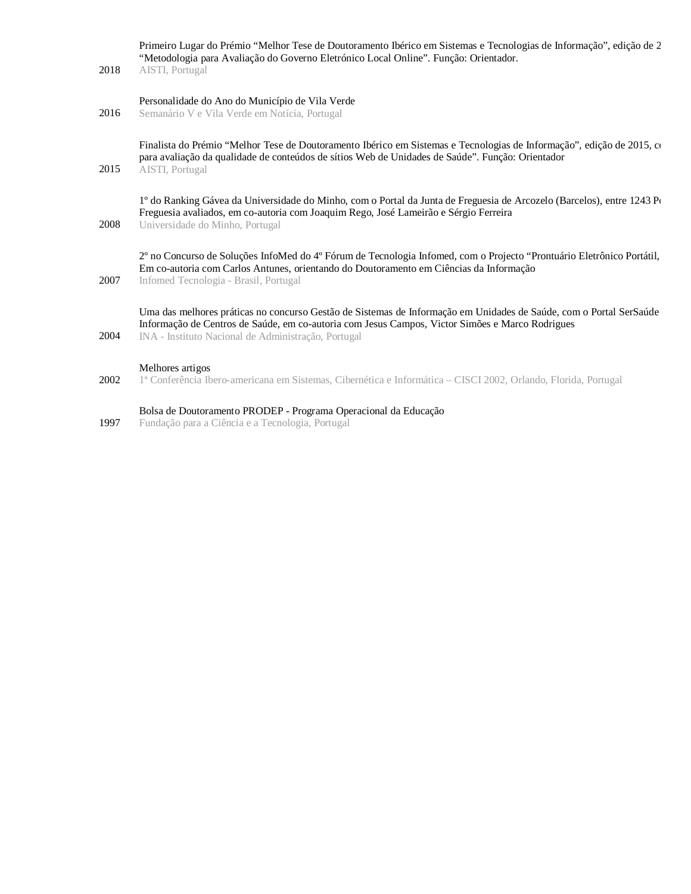2018
Primeiro Lugar do Prémio “Melhor Tese de Doutoramento Ibérico em Sistemas e Tecnologias de Informação”, edição de 2
“Metodologia para Avaliação do Governo Eletrónico Local Online”. Função: Orientador.
AISTI, Portugal

2016
Personalidade do Ano do Município de Vila Verde
Semanário V e Vila Verde em Notícia, Portugal

2015
Finalista do Prémio “Melhor Tese de Doutoramento Ibérico em Sistemas e Tecnologias de Informação”, edição de 2015, co
para avaliação da qualidade de conteúdos de sítios Web de Unidades de Saúde”. Função: Orientador
AISTI, Portugal

2008
1º do Ranking Gávea da Universidade do Minho, com o Portal da Junta de Freguesia de Arcozelo (Barcelos), entre 1243 Po
Freguesia avaliados, em co-autoria com Joaquim Rego, José Lameirão e Sérgio Ferreira
Universidade do Minho, Portugal

2007
2º no Concurso de Soluções InfoMed do 4º Fórum de Tecnologia Infomed, com o Projecto “Prontuário Eletrônico Portátil,
Em co-autoria com Carlos Antunes, orientando do Doutoramento em Ciências da Informação
Infomed Tecnologia - Brasil, Portugal

2004
Uma das melhores práticas no concurso Gestão de Sistemas de Informação em Unidades de Saúde, com o Portal SerSaúde
Informação de Centros de Saúde, em co-autoria com Jesus Campos, Victor Simões e Marco Rodrigues
INA - Instituto Nacional de Administração, Portugal

2002
Melhores artigos
1ª Conferência Ibero-americana em Sistemas, Cibernética e Informática – CISCI 2002, Orlando, Florida, Portugal

1997
Bolsa de Doutoramento PRODEP - Programa Operacional da Educação
Fundação para a Ciência e a Tecnologia, Portugal